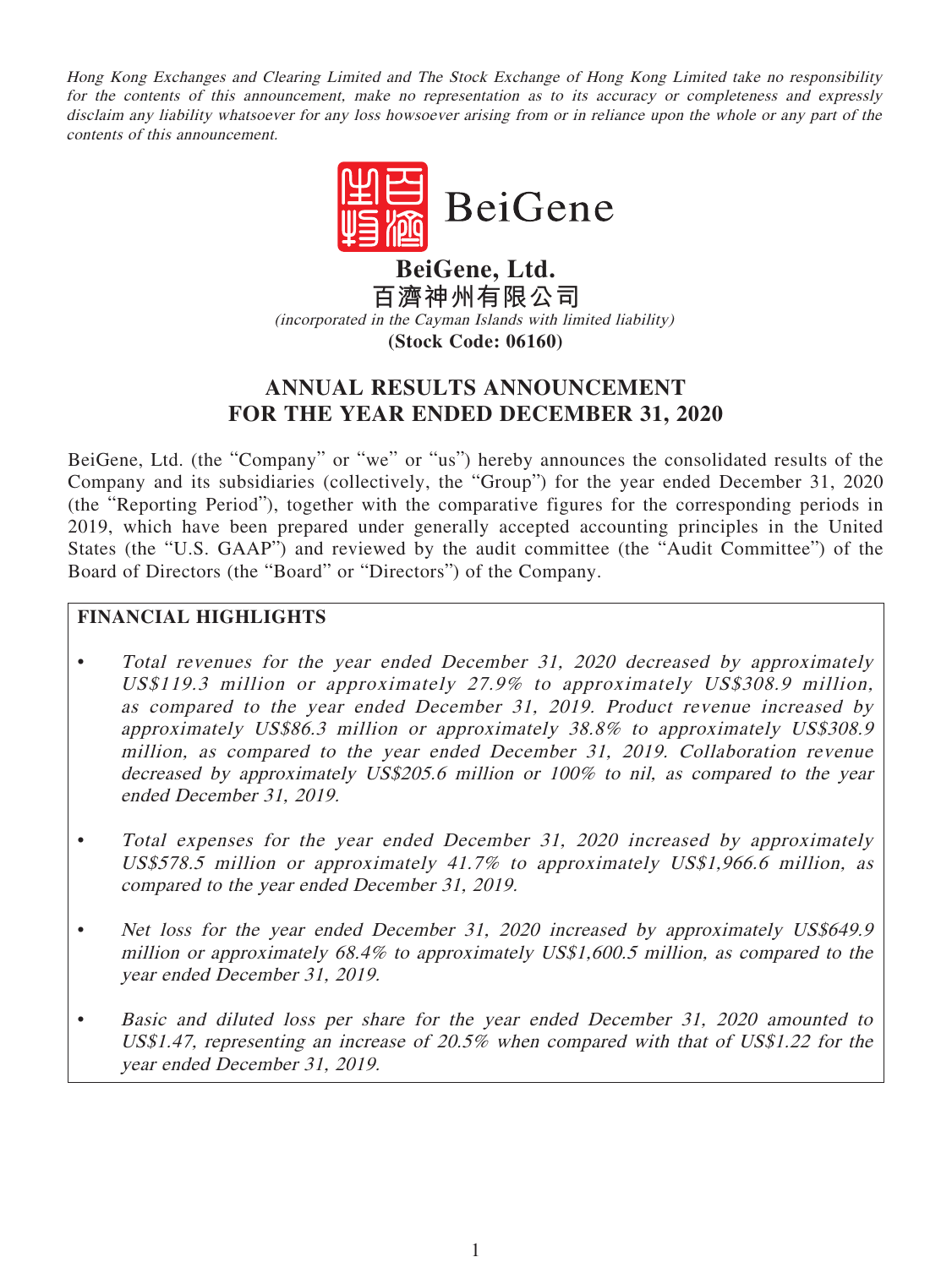*Hong Kong Exchanges and Clearing Limited and The Stock Exchange of Hong Kong Limited take no responsibility for the contents of this announcement, make no representation as to its accuracy or completeness and expressly disclaim any liability whatsoever for any loss howsoever arising from or in reliance upon the whole or any part of the contents of this announcement.*

BeiGene

**BeiGene, Ltd.**
**百濟神州有限公司**
*(incorporated in the Cayman Islands with limited liability)*
**(Stock Code: 06160)**

# ANNUAL RESULTS ANNOUNCEMENT FOR THE YEAR ENDED DECEMBER 31, 2020

BeiGene, Ltd. (the "Company" or "we" or "us") hereby announces the consolidated results of the Company and its subsidiaries (collectively, the "Group") for the year ended December 31, 2020 (the "Reporting Period"), together with the comparative figures for the corresponding periods in 2019, which have been prepared under generally accepted accounting principles in the United States (the "U.S. GAAP") and reviewed by the audit committee (the "Audit Committee") of the Board of Directors (the "Board" or "Directors") of the Company.

## FINANCIAL HIGHLIGHTS

- *Total revenues for the year ended December 31, 2020 decreased by approximately US$119.3 million or approximately 27.9% to approximately US$308.9 million, as compared to the year ended December 31, 2019. Product revenue increased by approximately US$86.3 million or approximately 38.8% to approximately US$308.9 million, as compared to the year ended December 31, 2019. Collaboration revenue decreased by approximately US$205.6 million or 100% to nil, as compared to the year ended December 31, 2019.*

- *Total expenses for the year ended December 31, 2020 increased by approximately US$578.5 million or approximately 41.7% to approximately US$1,966.6 million, as compared to the year ended December 31, 2019.*

- *Net loss for the year ended December 31, 2020 increased by approximately US$649.9 million or approximately 68.4% to approximately US$1,600.5 million, as compared to the year ended December 31, 2019.*

- *Basic and diluted loss per share for the year ended December 31, 2020 amounted to US$1.47, representing an increase of 20.5% when compared with that of US$1.22 for the year ended December 31, 2019.*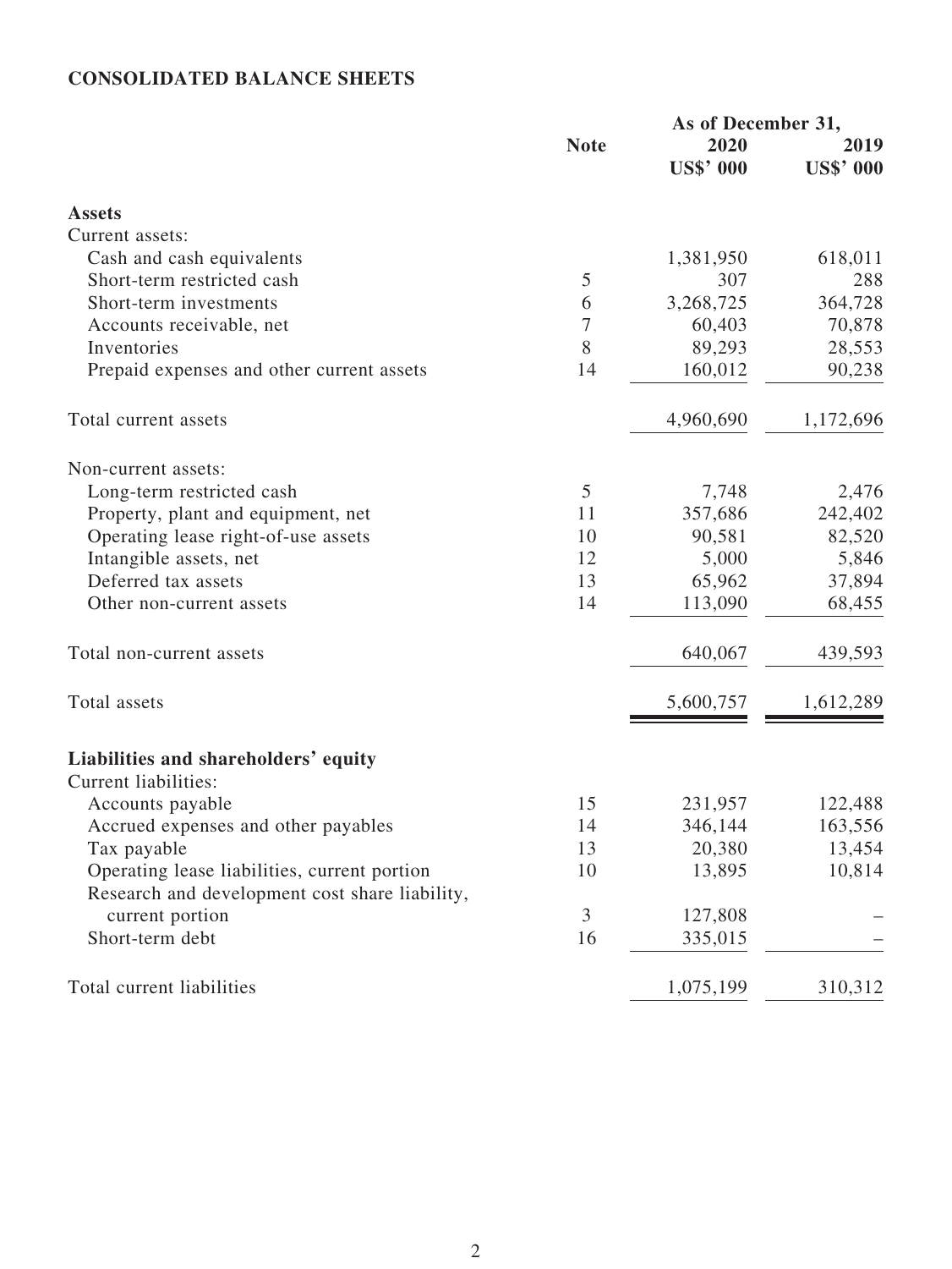**CONSOLIDATED BALANCE SHEETS**

| | Note | As of December 31, 2020 US$' 000 | 2019 US$' 000 |
|---|---|---|---|
| **Assets** | | | |
| Current assets: | | | |
| Cash and cash equivalents | | 1,381,950 | 618,011 |
| Short-term restricted cash | 5 | 307 | 288 |
| Short-term investments | 6 | 3,268,725 | 364,728 |
| Accounts receivable, net | 7 | 60,403 | 70,878 |
| Inventories | 8 | 89,293 | 28,553 |
| Prepaid expenses and other current assets | 14 | 160,012 | 90,238 |
| Total current assets | | 4,960,690 | 1,172,696 |
| Non-current assets: | | | |
| Long-term restricted cash | 5 | 7,748 | 2,476 |
| Property, plant and equipment, net | 11 | 357,686 | 242,402 |
| Operating lease right-of-use assets | 10 | 90,581 | 82,520 |
| Intangible assets, net | 12 | 5,000 | 5,846 |
| Deferred tax assets | 13 | 65,962 | 37,894 |
| Other non-current assets | 14 | 113,090 | 68,455 |
| Total non-current assets | | 640,067 | 439,593 |
| Total assets | | 5,600,757 | 1,612,289 |
| **Liabilities and shareholders' equity** | | | |
| Current liabilities: | | | |
| Accounts payable | 15 | 231,957 | 122,488 |
| Accrued expenses and other payables | 14 | 346,144 | 163,556 |
| Tax payable | 13 | 20,380 | 13,454 |
| Operating lease liabilities, current portion | 10 | 13,895 | 10,814 |
| Research and development cost share liability, current portion | 3 | 127,808 | – |
| Short-term debt | 16 | 335,015 | – |
| Total current liabilities | | 1,075,199 | 310,312 |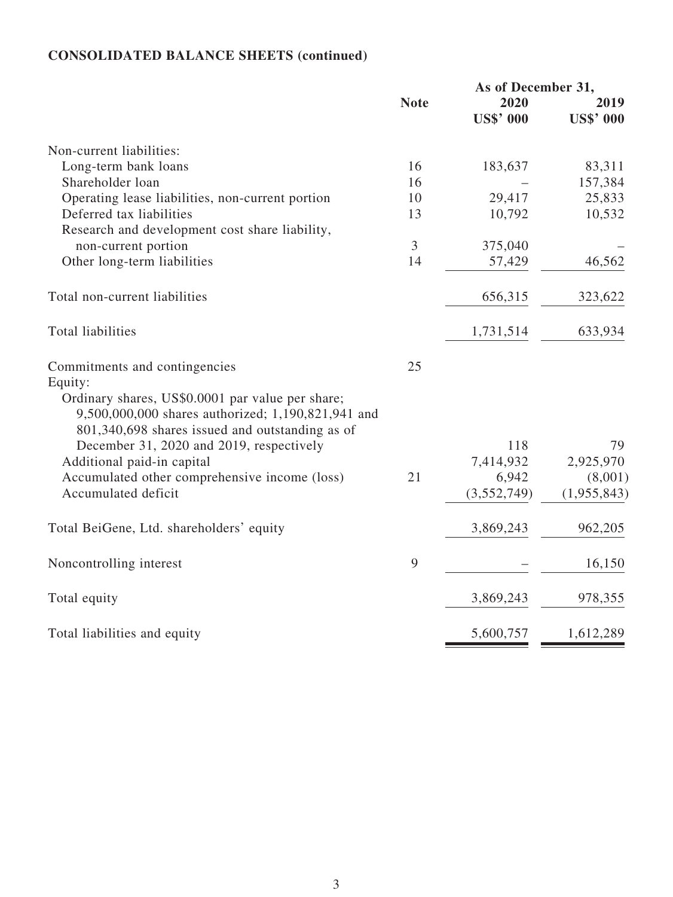**CONSOLIDATED BALANCE SHEETS (continued)**

| | Note | As of December 31, 2020 US$' 000 | 2019 US$' 000 |
|---|---|---|---|
| Non-current liabilities: | | | |
| Long-term bank loans | 16 | 183,637 | 83,311 |
| Shareholder loan | 16 | – | 157,384 |
| Operating lease liabilities, non-current portion | 10 | 29,417 | 25,833 |
| Deferred tax liabilities | 13 | 10,792 | 10,532 |
| Research and development cost share liability, non-current portion | 3 | 375,040 | – |
| Other long-term liabilities | 14 | 57,429 | 46,562 |
| Total non-current liabilities | | 656,315 | 323,622 |
| Total liabilities | | 1,731,514 | 633,934 |
| Commitments and contingencies | 25 | | |
| Equity: | | | |
| Ordinary shares, US$0.0001 par value per share; 9,500,000,000 shares authorized; 1,190,821,941 and 801,340,698 shares issued and outstanding as of December 31, 2020 and 2019, respectively | | 118 | 79 |
| Additional paid-in capital | | 7,414,932 | 2,925,970 |
| Accumulated other comprehensive income (loss) | 21 | 6,942 | (8,001) |
| Accumulated deficit | | (3,552,749) | (1,955,843) |
| Total BeiGene, Ltd. shareholders' equity | | 3,869,243 | 962,205 |
| Noncontrolling interest | 9 | – | 16,150 |
| Total equity | | 3,869,243 | 978,355 |
| Total liabilities and equity | | 5,600,757 | 1,612,289 |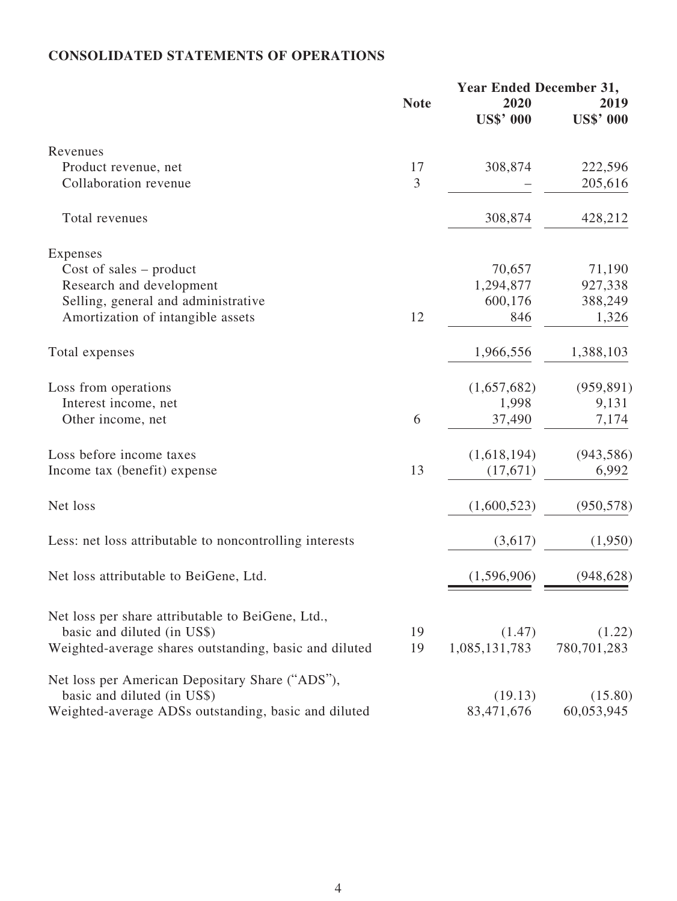**CONSOLIDATED STATEMENTS OF OPERATIONS**

| | Note | Year Ended December 31, 2020 US$' 000 | 2019 US$' 000 |
|---|---|---|---|
| Revenues | | | |
| Product revenue, net | 17 | 308,874 | 222,596 |
| Collaboration revenue | 3 | – | 205,616 |
| Total revenues | | 308,874 | 428,212 |
| Expenses | | | |
| Cost of sales – product | | 70,657 | 71,190 |
| Research and development | | 1,294,877 | 927,338 |
| Selling, general and administrative | | 600,176 | 388,249 |
| Amortization of intangible assets | 12 | 846 | 1,326 |
| Total expenses | | 1,966,556 | 1,388,103 |
| Loss from operations | | (1,657,682) | (959,891) |
| Interest income, net | | 1,998 | 9,131 |
| Other income, net | 6 | 37,490 | 7,174 |
| Loss before income taxes | | (1,618,194) | (943,586) |
| Income tax (benefit) expense | 13 | (17,671) | 6,992 |
| Net loss | | (1,600,523) | (950,578) |
| Less: net loss attributable to noncontrolling interests | | (3,617) | (1,950) |
| Net loss attributable to BeiGene, Ltd. | | (1,596,906) | (948,628) |
| Net loss per share attributable to BeiGene, Ltd., basic and diluted (in US$) | 19 | (1.47) | (1.22) |
| Weighted-average shares outstanding, basic and diluted | 19 | 1,085,131,783 | 780,701,283 |
| Net loss per American Depositary Share ("ADS"), basic and diluted (in US$) | | (19.13) | (15.80) |
| Weighted-average ADSs outstanding, basic and diluted | | 83,471,676 | 60,053,945 |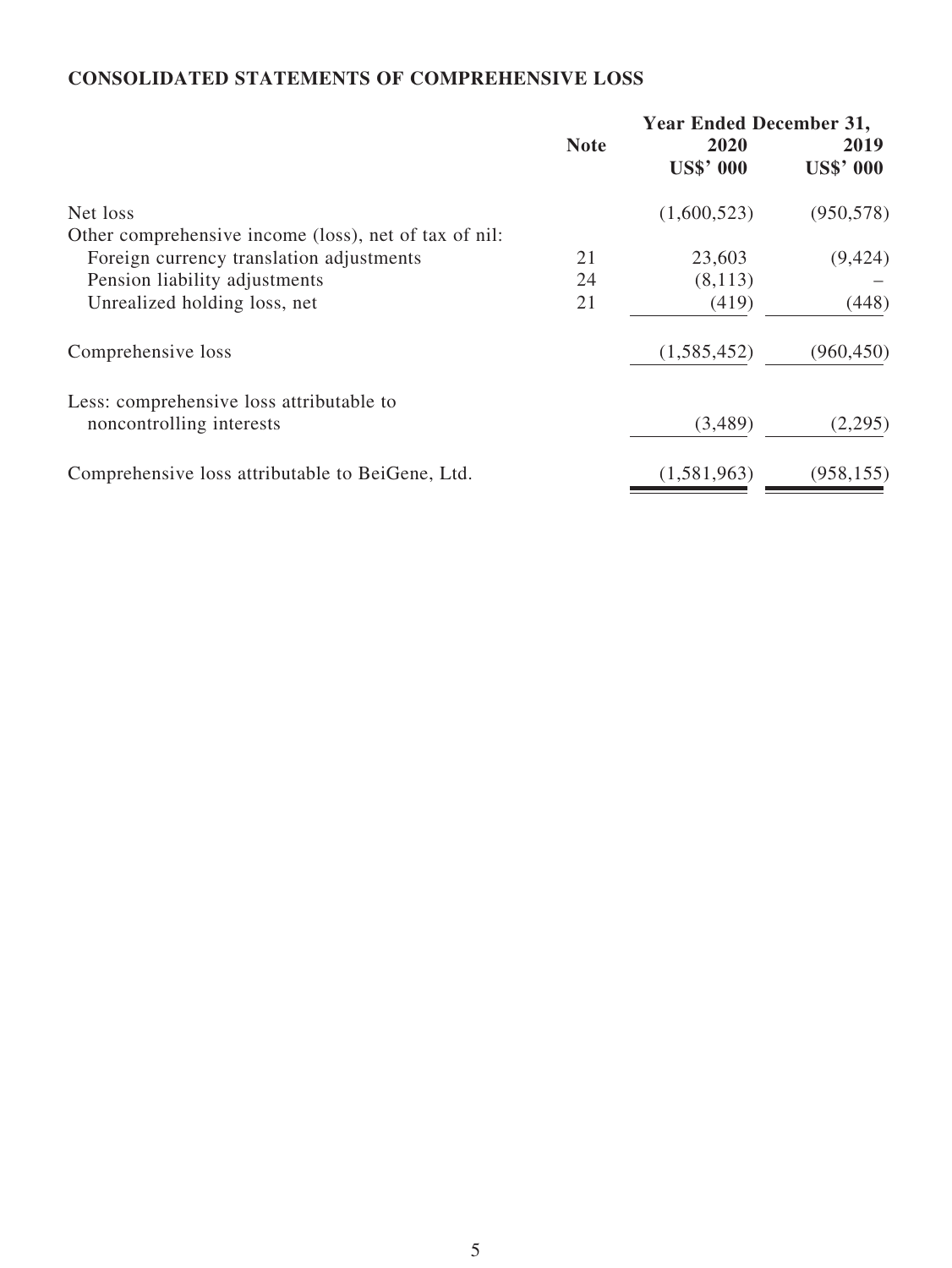**CONSOLIDATED STATEMENTS OF COMPREHENSIVE LOSS**

| | Note | Year Ended December 31, 2020 US$' 000 | 2019 US$' 000 |
|---|---|---|---|
| Net loss | | (1,600,523) | (950,578) |
| Other comprehensive income (loss), net of tax of nil: | | | |
| Foreign currency translation adjustments | 21 | 23,603 | (9,424) |
| Pension liability adjustments | 24 | (8,113) | – |
| Unrealized holding loss, net | 21 | (419) | (448) |
| Comprehensive loss | | (1,585,452) | (960,450) |
| Less: comprehensive loss attributable to noncontrolling interests | | (3,489) | (2,295) |
| Comprehensive loss attributable to BeiGene, Ltd. | | (1,581,963) | (958,155) |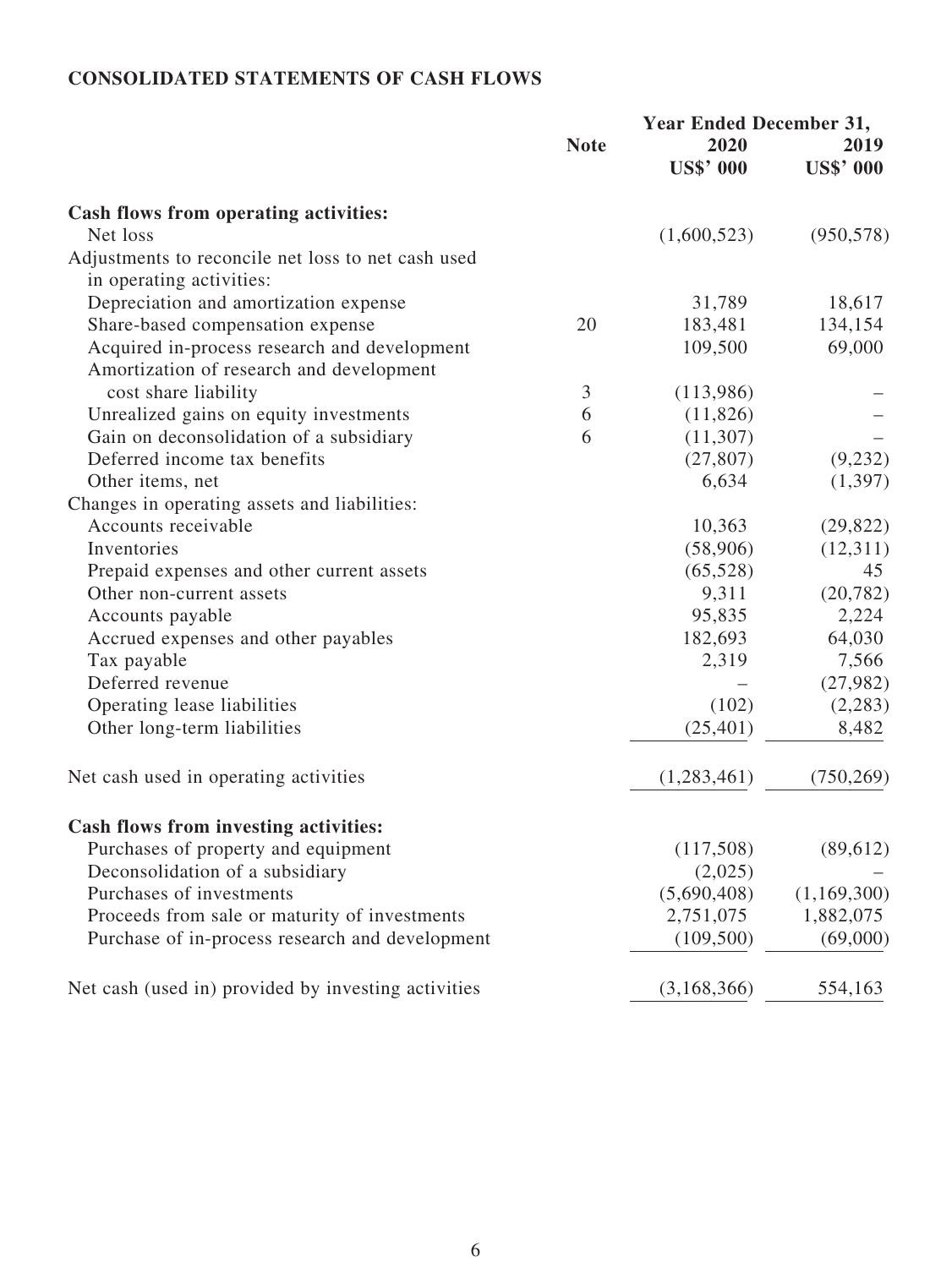**CONSOLIDATED STATEMENTS OF CASH FLOWS**

| | Note | Year Ended December 31, 2020 US$' 000 | 2019 US$' 000 |
|---|---|---|---|
| **Cash flows from operating activities:** | | | |
| Net loss | | (1,600,523) | (950,578) |
| Adjustments to reconcile net loss to net cash used in operating activities: | | | |
| Depreciation and amortization expense | | 31,789 | 18,617 |
| Share-based compensation expense | 20 | 183,481 | 134,154 |
| Acquired in-process research and development | | 109,500 | 69,000 |
| Amortization of research and development cost share liability | 3 | (113,986) | – |
| Unrealized gains on equity investments | 6 | (11,826) | – |
| Gain on deconsolidation of a subsidiary | 6 | (11,307) | – |
| Deferred income tax benefits | | (27,807) | (9,232) |
| Other items, net | | 6,634 | (1,397) |
| Changes in operating assets and liabilities: | | | |
| Accounts receivable | | 10,363 | (29,822) |
| Inventories | | (58,906) | (12,311) |
| Prepaid expenses and other current assets | | (65,528) | 45 |
| Other non-current assets | | 9,311 | (20,782) |
| Accounts payable | | 95,835 | 2,224 |
| Accrued expenses and other payables | | 182,693 | 64,030 |
| Tax payable | | 2,319 | 7,566 |
| Deferred revenue | | – | (27,982) |
| Operating lease liabilities | | (102) | (2,283) |
| Other long-term liabilities | | (25,401) | 8,482 |
| Net cash used in operating activities | | (1,283,461) | (750,269) |
| **Cash flows from investing activities:** | | | |
| Purchases of property and equipment | | (117,508) | (89,612) |
| Deconsolidation of a subsidiary | | (2,025) | – |
| Purchases of investments | | (5,690,408) | (1,169,300) |
| Proceeds from sale or maturity of investments | | 2,751,075 | 1,882,075 |
| Purchase of in-process research and development | | (109,500) | (69,000) |
| Net cash (used in) provided by investing activities | | (3,168,366) | 554,163 |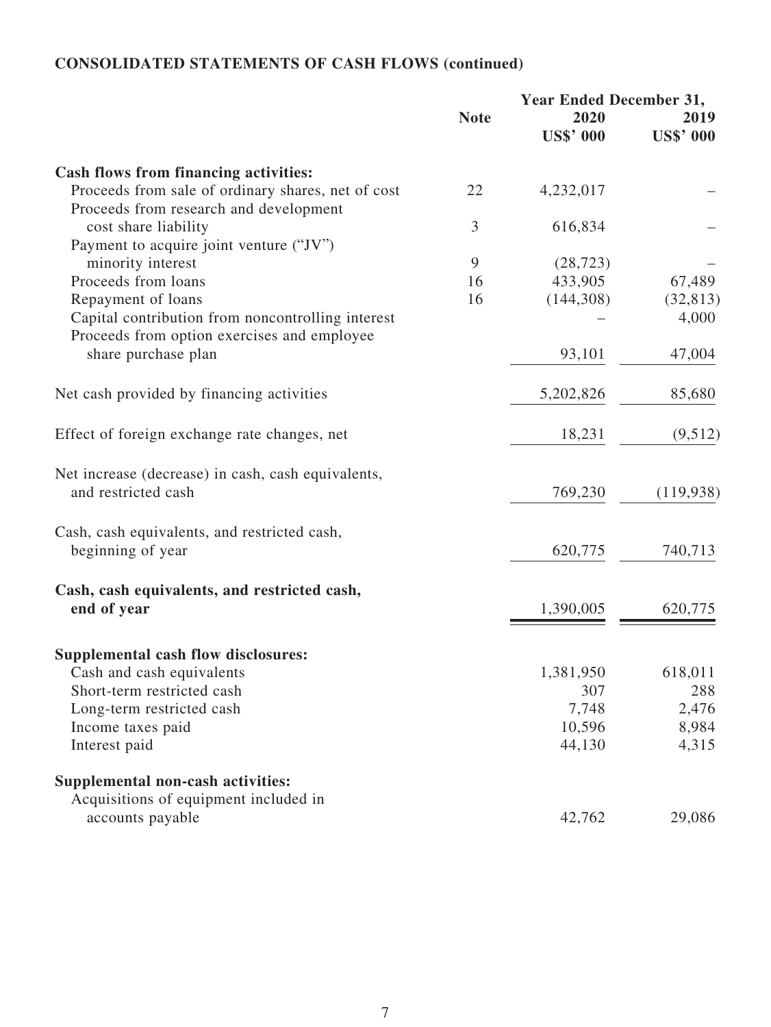**CONSOLIDATED STATEMENTS OF CASH FLOWS (continued)**

| | Note | Year Ended December 31, 2020 US$' 000 | 2019 US$' 000 |
|---|---|---|---|
| **Cash flows from financing activities:** | | | |
| Proceeds from sale of ordinary shares, net of cost | 22 | 4,232,017 | – |
| Proceeds from research and development cost share liability | 3 | 616,834 | – |
| Payment to acquire joint venture ("JV") minority interest | 9 | (28,723) | – |
| Proceeds from loans | 16 | 433,905 | 67,489 |
| Repayment of loans | 16 | (144,308) | (32,813) |
| Capital contribution from noncontrolling interest | | – | 4,000 |
| Proceeds from option exercises and employee share purchase plan | | 93,101 | 47,004 |
| Net cash provided by financing activities | | 5,202,826 | 85,680 |
| Effect of foreign exchange rate changes, net | | 18,231 | (9,512) |
| Net increase (decrease) in cash, cash equivalents, and restricted cash | | 769,230 | (119,938) |
| Cash, cash equivalents, and restricted cash, beginning of year | | 620,775 | 740,713 |
| **Cash, cash equivalents, and restricted cash, end of year** | | 1,390,005 | 620,775 |
| **Supplemental cash flow disclosures:** | | | |
| Cash and cash equivalents | | 1,381,950 | 618,011 |
| Short-term restricted cash | | 307 | 288 |
| Long-term restricted cash | | 7,748 | 2,476 |
| Income taxes paid | | 10,596 | 8,984 |
| Interest paid | | 44,130 | 4,315 |
| **Supplemental non-cash activities:** | | | |
| Acquisitions of equipment included in accounts payable | | 42,762 | 29,086 |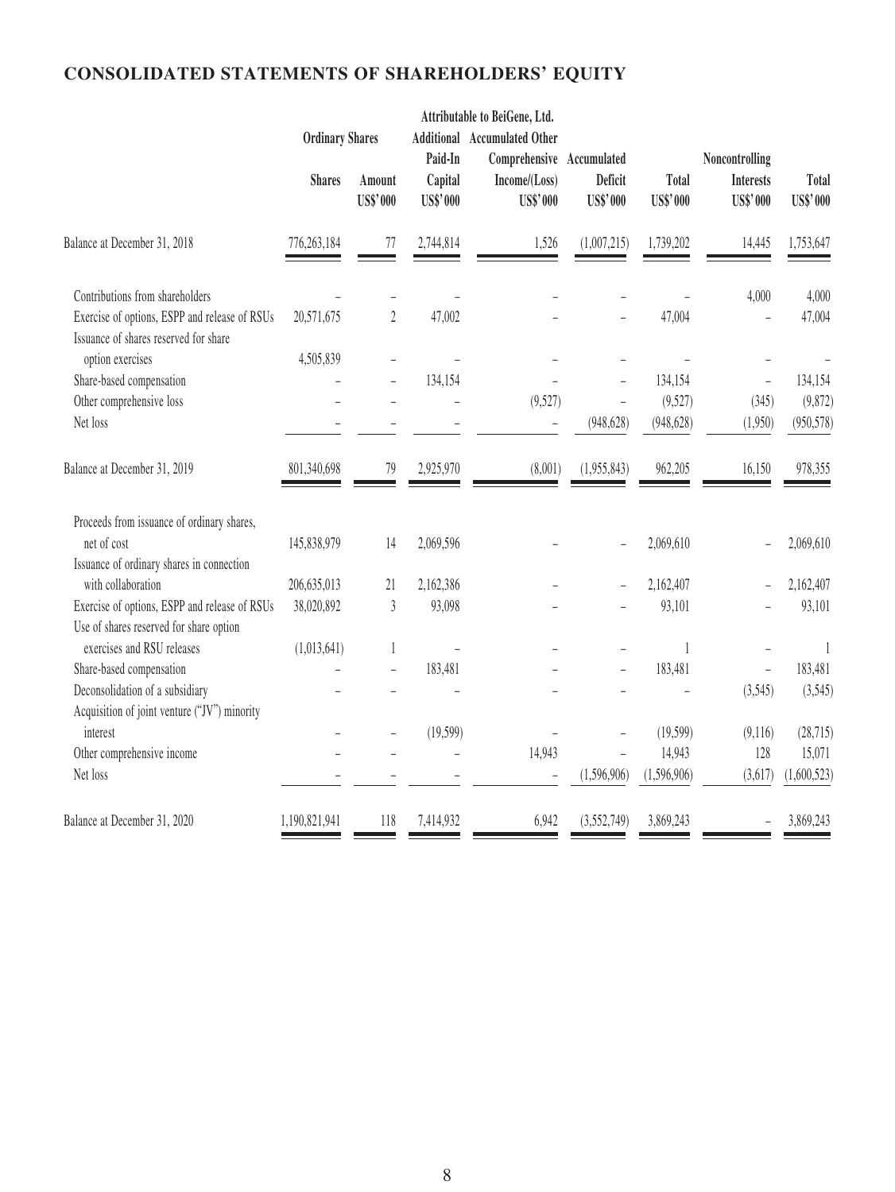## CONSOLIDATED STATEMENTS OF SHAREHOLDERS' EQUITY

| | Attributable to BeiGene, Ltd. | | | | | | | |
|---|---|---|---|---|---|---|---|---|
| | Ordinary Shares | | Additional Paid-In Capital | Accumulated Other Comprehensive Income/(Loss) | Accumulated Deficit | Total | Noncontrolling Interests | Total |
| | Shares | Amount US$'000 | US$'000 | US$'000 | US$'000 | US$'000 | US$'000 | US$'000 |
| Balance at December 31, 2018 | 776,263,184 | 77 | 2,744,814 | 1,526 | (1,007,215) | 1,739,202 | 14,445 | 1,753,647 |
| Contributions from shareholders | – | – | – | – | – | – | 4,000 | 4,000 |
| Exercise of options, ESPP and release of RSUs | 20,571,675 | 2 | 47,002 | – | – | 47,004 | – | 47,004 |
| Issuance of shares reserved for share option exercises | 4,505,839 | – | – | – | – | – | – | – |
| Share-based compensation | – | – | 134,154 | – | – | 134,154 | – | 134,154 |
| Other comprehensive loss | – | – | – | (9,527) | – | (9,527) | (345) | (9,872) |
| Net loss | – | – | – | – | (948,628) | (948,628) | (1,950) | (950,578) |
| Balance at December 31, 2019 | 801,340,698 | 79 | 2,925,970 | (8,001) | (1,955,843) | 962,205 | 16,150 | 978,355 |
| Proceeds from issuance of ordinary shares, net of cost | 145,838,979 | 14 | 2,069,596 | – | – | 2,069,610 | – | 2,069,610 |
| Issuance of ordinary shares in connection with collaboration | 206,635,013 | 21 | 2,162,386 | – | – | 2,162,407 | – | 2,162,407 |
| Exercise of options, ESPP and release of RSUs | 38,020,892 | 3 | 93,098 | – | – | 93,101 | – | 93,101 |
| Use of shares reserved for share option exercises and RSU releases | (1,013,641) | 1 | – | – | – | 1 | – | 1 |
| Share-based compensation | – | – | 183,481 | – | – | 183,481 | – | 183,481 |
| Deconsolidation of a subsidiary | – | – | – | – | – | – | (3,545) | (3,545) |
| Acquisition of joint venture ("JV") minority interest | – | – | (19,599) | – | – | (19,599) | (9,116) | (28,715) |
| Other comprehensive income | – | – | – | 14,943 | – | 14,943 | 128 | 15,071 |
| Net loss | – | – | – | – | (1,596,906) | (1,596,906) | (3,617) | (1,600,523) |
| Balance at December 31, 2020 | 1,190,821,941 | 118 | 7,414,932 | 6,942 | (3,552,749) | 3,869,243 | – | 3,869,243 |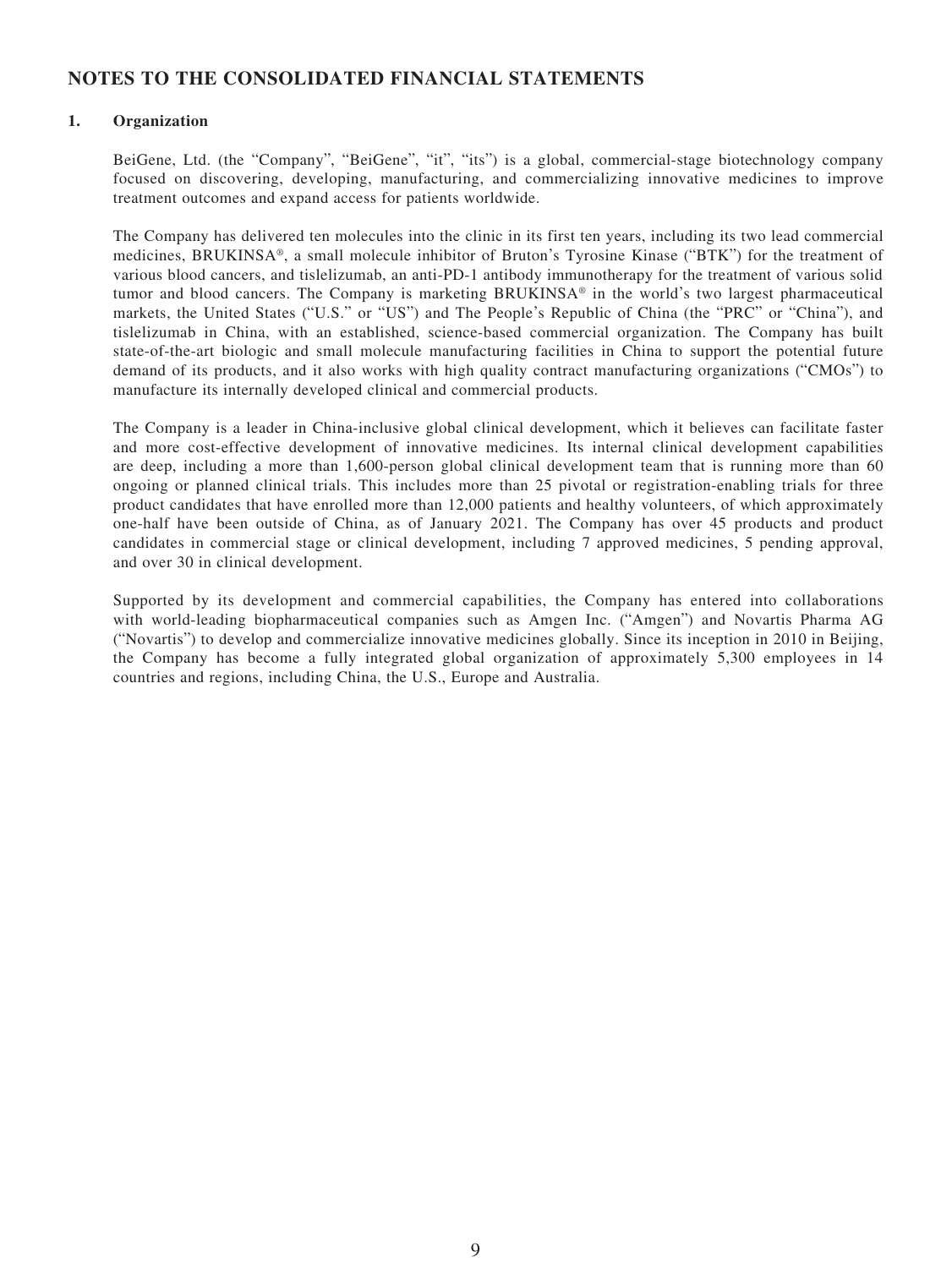## NOTES TO THE CONSOLIDATED FINANCIAL STATEMENTS

### 1. Organization

BeiGene, Ltd. (the "Company", "BeiGene", "it", "its") is a global, commercial-stage biotechnology company focused on discovering, developing, manufacturing, and commercializing innovative medicines to improve treatment outcomes and expand access for patients worldwide.

The Company has delivered ten molecules into the clinic in its first ten years, including its two lead commercial medicines, BRUKINSA®, a small molecule inhibitor of Bruton's Tyrosine Kinase ("BTK") for the treatment of various blood cancers, and tislelizumab, an anti-PD-1 antibody immunotherapy for the treatment of various solid tumor and blood cancers. The Company is marketing BRUKINSA® in the world's two largest pharmaceutical markets, the United States ("U.S." or "US") and The People's Republic of China (the "PRC" or "China"), and tislelizumab in China, with an established, science-based commercial organization. The Company has built state-of-the-art biologic and small molecule manufacturing facilities in China to support the potential future demand of its products, and it also works with high quality contract manufacturing organizations ("CMOs") to manufacture its internally developed clinical and commercial products.

The Company is a leader in China-inclusive global clinical development, which it believes can facilitate faster and more cost-effective development of innovative medicines. Its internal clinical development capabilities are deep, including a more than 1,600-person global clinical development team that is running more than 60 ongoing or planned clinical trials. This includes more than 25 pivotal or registration-enabling trials for three product candidates that have enrolled more than 12,000 patients and healthy volunteers, of which approximately one-half have been outside of China, as of January 2021. The Company has over 45 products and product candidates in commercial stage or clinical development, including 7 approved medicines, 5 pending approval, and over 30 in clinical development.

Supported by its development and commercial capabilities, the Company has entered into collaborations with world-leading biopharmaceutical companies such as Amgen Inc. ("Amgen") and Novartis Pharma AG ("Novartis") to develop and commercialize innovative medicines globally. Since its inception in 2010 in Beijing, the Company has become a fully integrated global organization of approximately 5,300 employees in 14 countries and regions, including China, the U.S., Europe and Australia.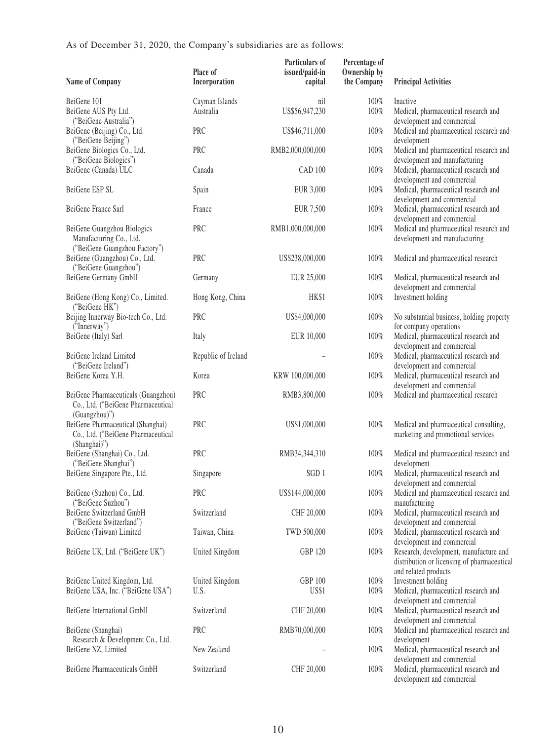As of December 31, 2020, the Company's subsidiaries are as follows:

| Name of Company | Place of Incorporation | Particulars of issued/paid-in capital | Percentage of Ownership by the Company | Principal Activities |
|---|---|---|---|---|
| BeiGene 101 | Cayman Islands | nil | 100% | Inactive |
| BeiGene AUS Pty Ltd. ("BeiGene Australia") | Australia | US$56,947,230 | 100% | Medical, pharmaceutical research and development and commercial |
| BeiGene (Beijing) Co., Ltd. ("BeiGene Beijing") | PRC | US$46,711,000 | 100% | Medical and pharmaceutical research and development |
| BeiGene Biologics Co., Ltd. ("BeiGene Biologics") | PRC | RMB2,000,000,000 | 100% | Medical and pharmaceutical research and development and manufacturing |
| BeiGene (Canada) ULC | Canada | CAD 100 | 100% | Medical, pharmaceutical research and development and commercial |
| BeiGene ESP SL | Spain | EUR 3,000 | 100% | Medical, pharmaceutical research and development and commercial |
| BeiGene France Sarl | France | EUR 7,500 | 100% | Medical, pharmaceutical research and development and commercial |
| BeiGene Guangzhou Biologics Manufacturing Co., Ltd. ("BeiGene Guangzhou Factory") | PRC | RMB1,000,000,000 | 100% | Medical and pharmaceutical research and development and manufacturing |
| BeiGene (Guangzhou) Co., Ltd. ("BeiGene Guangzhou") | PRC | US$238,000,000 | 100% | Medical and pharmaceutical research |
| BeiGene Germany GmbH | Germany | EUR 25,000 | 100% | Medical, pharmaceutical research and development and commercial |
| BeiGene (Hong Kong) Co., Limited. ("BeiGene HK") | Hong Kong, China | HK$1 | 100% | Investment holding |
| Beijing Innerway Bio-tech Co., Ltd. ("Innerway") | PRC | US$4,000,000 | 100% | No substantial business, holding property for company operations |
| BeiGene (Italy) Sarl | Italy | EUR 10,000 | 100% | Medical, pharmaceutical research and development and commercial |
| BeiGene Ireland Limited ("BeiGene Ireland") | Republic of Ireland | – | 100% | Medical, pharmaceutical research and development and commercial |
| BeiGene Korea Y.H. | Korea | KRW 100,000,000 | 100% | Medical, pharmaceutical research and development and commercial |
| BeiGene Pharmaceuticals (Guangzhou) Co., Ltd. ("BeiGene Pharmaceutical (Guangzhou)") | PRC | RMB3,800,000 | 100% | Medical and pharmaceutical research |
| BeiGene Pharmaceutical (Shanghai) Co., Ltd. ("BeiGene Pharmaceutical (Shanghai)") | PRC | US$1,000,000 | 100% | Medical and pharmaceutical consulting, marketing and promotional services |
| BeiGene (Shanghai) Co., Ltd. ("BeiGene Shanghai") | PRC | RMB34,344,310 | 100% | Medical and pharmaceutical research and development |
| BeiGene Singapore Pte., Ltd. | Singapore | SGD 1 | 100% | Medical, pharmaceutical research and development and commercial |
| BeiGene (Suzhou) Co., Ltd. ("BeiGene Suzhou") | PRC | US$144,000,000 | 100% | Medical and pharmaceutical research and manufacturing |
| BeiGene Switzerland GmbH ("BeiGene Switzerland") | Switzerland | CHF 20,000 | 100% | Medical, pharmaceutical research and development and commercial |
| BeiGene (Taiwan) Limited | Taiwan, China | TWD 500,000 | 100% | Medical, pharmaceutical research and development and commercial |
| BeiGene UK, Ltd. ("BeiGene UK") | United Kingdom | GBP 120 | 100% | Research, development, manufacture and distribution or licensing of pharmaceutical and related products |
| BeiGene United Kingdom, Ltd. | United Kingdom | GBP 100 | 100% | Investment holding |
| BeiGene USA, Inc. ("BeiGene USA") | U.S. | US$1 | 100% | Medical, pharmaceutical research and development and commercial |
| BeiGene International GmbH | Switzerland | CHF 20,000 | 100% | Medical, pharmaceutical research and development and commercial |
| BeiGene (Shanghai) Research & Development Co., Ltd. | PRC | RMB70,000,000 | 100% | Medical and pharmaceutical research and development |
| BeiGene NZ, Limited | New Zealand | – | 100% | Medical, pharmaceutical research and development and commercial |
| BeiGene Pharmaceuticals GmbH | Switzerland | CHF 20,000 | 100% | Medical, pharmaceutical research and development and commercial |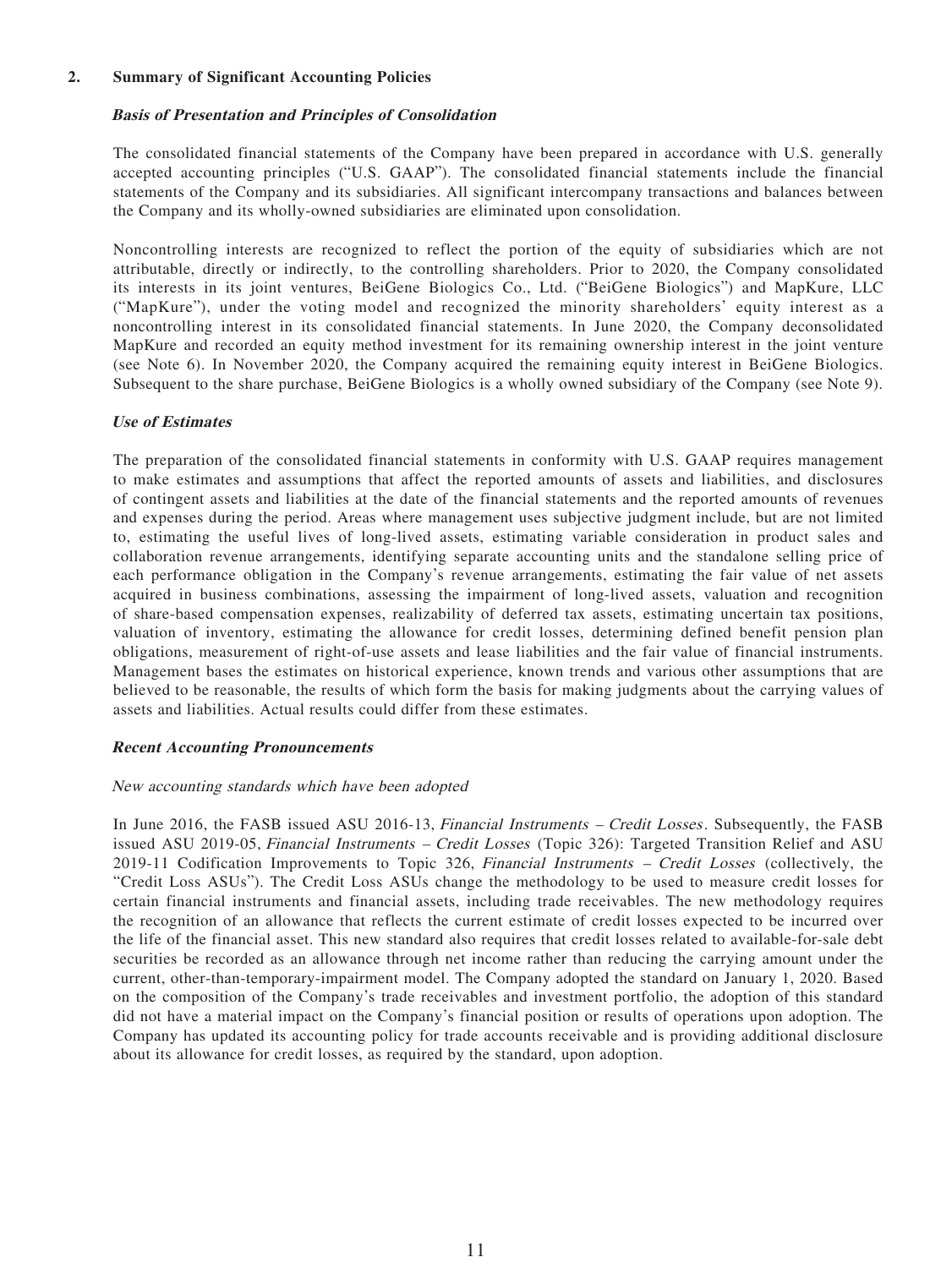## 2. Summary of Significant Accounting Policies

### *Basis of Presentation and Principles of Consolidation*

The consolidated financial statements of the Company have been prepared in accordance with U.S. generally accepted accounting principles ("U.S. GAAP"). The consolidated financial statements include the financial statements of the Company and its subsidiaries. All significant intercompany transactions and balances between the Company and its wholly-owned subsidiaries are eliminated upon consolidation.

Noncontrolling interests are recognized to reflect the portion of the equity of subsidiaries which are not attributable, directly or indirectly, to the controlling shareholders. Prior to 2020, the Company consolidated its interests in its joint ventures, BeiGene Biologics Co., Ltd. ("BeiGene Biologics") and MapKure, LLC ("MapKure"), under the voting model and recognized the minority shareholders' equity interest as a noncontrolling interest in its consolidated financial statements. In June 2020, the Company deconsolidated MapKure and recorded an equity method investment for its remaining ownership interest in the joint venture (see Note 6). In November 2020, the Company acquired the remaining equity interest in BeiGene Biologics. Subsequent to the share purchase, BeiGene Biologics is a wholly owned subsidiary of the Company (see Note 9).

### *Use of Estimates*

The preparation of the consolidated financial statements in conformity with U.S. GAAP requires management to make estimates and assumptions that affect the reported amounts of assets and liabilities, and disclosures of contingent assets and liabilities at the date of the financial statements and the reported amounts of revenues and expenses during the period. Areas where management uses subjective judgment include, but are not limited to, estimating the useful lives of long-lived assets, estimating variable consideration in product sales and collaboration revenue arrangements, identifying separate accounting units and the standalone selling price of each performance obligation in the Company's revenue arrangements, estimating the fair value of net assets acquired in business combinations, assessing the impairment of long-lived assets, valuation and recognition of share-based compensation expenses, realizability of deferred tax assets, estimating uncertain tax positions, valuation of inventory, estimating the allowance for credit losses, determining defined benefit pension plan obligations, measurement of right-of-use assets and lease liabilities and the fair value of financial instruments. Management bases the estimates on historical experience, known trends and various other assumptions that are believed to be reasonable, the results of which form the basis for making judgments about the carrying values of assets and liabilities. Actual results could differ from these estimates.

### *Recent Accounting Pronouncements*

*New accounting standards which have been adopted*

In June 2016, the FASB issued ASU 2016-13, *Financial Instruments – Credit Losses*. Subsequently, the FASB issued ASU 2019-05, *Financial Instruments – Credit Losses* (Topic 326): Targeted Transition Relief and ASU 2019-11 Codification Improvements to Topic 326, *Financial Instruments – Credit Losses* (collectively, the "Credit Loss ASUs"). The Credit Loss ASUs change the methodology to be used to measure credit losses for certain financial instruments and financial assets, including trade receivables. The new methodology requires the recognition of an allowance that reflects the current estimate of credit losses expected to be incurred over the life of the financial asset. This new standard also requires that credit losses related to available-for-sale debt securities be recorded as an allowance through net income rather than reducing the carrying amount under the current, other-than-temporary-impairment model. The Company adopted the standard on January 1, 2020. Based on the composition of the Company's trade receivables and investment portfolio, the adoption of this standard did not have a material impact on the Company's financial position or results of operations upon adoption. The Company has updated its accounting policy for trade accounts receivable and is providing additional disclosure about its allowance for credit losses, as required by the standard, upon adoption.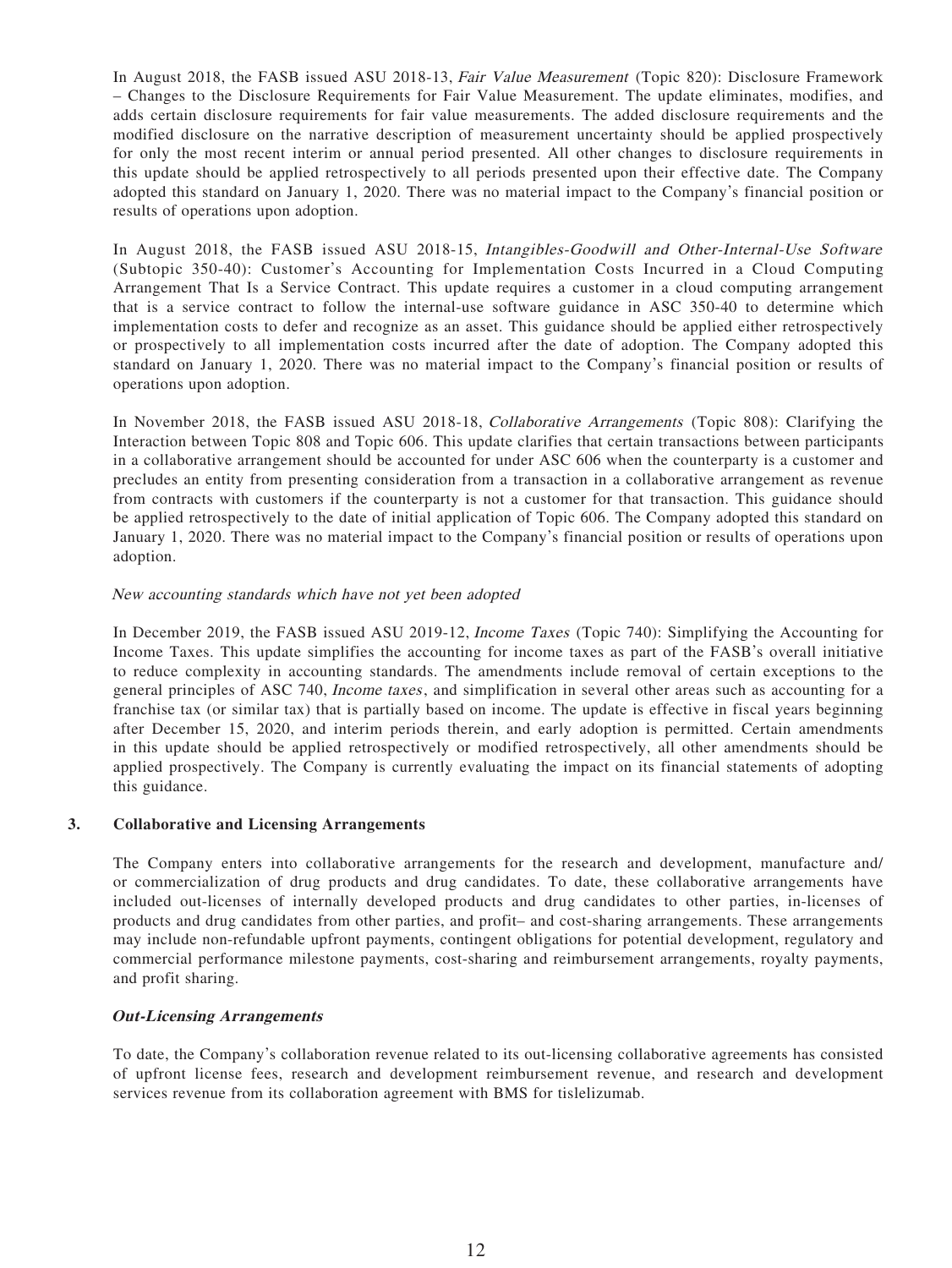In August 2018, the FASB issued ASU 2018-13, *Fair Value Measurement* (Topic 820): Disclosure Framework – Changes to the Disclosure Requirements for Fair Value Measurement. The update eliminates, modifies, and adds certain disclosure requirements for fair value measurements. The added disclosure requirements and the modified disclosure on the narrative description of measurement uncertainty should be applied prospectively for only the most recent interim or annual period presented. All other changes to disclosure requirements in this update should be applied retrospectively to all periods presented upon their effective date. The Company adopted this standard on January 1, 2020. There was no material impact to the Company's financial position or results of operations upon adoption.

In August 2018, the FASB issued ASU 2018-15, *Intangibles-Goodwill and Other-Internal-Use Software* (Subtopic 350-40): Customer's Accounting for Implementation Costs Incurred in a Cloud Computing Arrangement That Is a Service Contract. This update requires a customer in a cloud computing arrangement that is a service contract to follow the internal-use software guidance in ASC 350-40 to determine which implementation costs to defer and recognize as an asset. This guidance should be applied either retrospectively or prospectively to all implementation costs incurred after the date of adoption. The Company adopted this standard on January 1, 2020. There was no material impact to the Company's financial position or results of operations upon adoption.

In November 2018, the FASB issued ASU 2018-18, *Collaborative Arrangements* (Topic 808): Clarifying the Interaction between Topic 808 and Topic 606. This update clarifies that certain transactions between participants in a collaborative arrangement should be accounted for under ASC 606 when the counterparty is a customer and precludes an entity from presenting consideration from a transaction in a collaborative arrangement as revenue from contracts with customers if the counterparty is not a customer for that transaction. This guidance should be applied retrospectively to the date of initial application of Topic 606. The Company adopted this standard on January 1, 2020. There was no material impact to the Company's financial position or results of operations upon adoption.

*New accounting standards which have not yet been adopted*

In December 2019, the FASB issued ASU 2019-12, *Income Taxes* (Topic 740): Simplifying the Accounting for Income Taxes. This update simplifies the accounting for income taxes as part of the FASB's overall initiative to reduce complexity in accounting standards. The amendments include removal of certain exceptions to the general principles of ASC 740, *Income taxes*, and simplification in several other areas such as accounting for a franchise tax (or similar tax) that is partially based on income. The update is effective in fiscal years beginning after December 15, 2020, and interim periods therein, and early adoption is permitted. Certain amendments in this update should be applied retrospectively or modified retrospectively, all other amendments should be applied prospectively. The Company is currently evaluating the impact on its financial statements of adopting this guidance.

## 3. Collaborative and Licensing Arrangements

The Company enters into collaborative arrangements for the research and development, manufacture and/or commercialization of drug products and drug candidates. To date, these collaborative arrangements have included out-licenses of internally developed products and drug candidates to other parties, in-licenses of products and drug candidates from other parties, and profit– and cost-sharing arrangements. These arrangements may include non-refundable upfront payments, contingent obligations for potential development, regulatory and commercial performance milestone payments, cost-sharing and reimbursement arrangements, royalty payments, and profit sharing.

***Out-Licensing Arrangements***

To date, the Company's collaboration revenue related to its out-licensing collaborative agreements has consisted of upfront license fees, research and development reimbursement revenue, and research and development services revenue from its collaboration agreement with BMS for tislelizumab.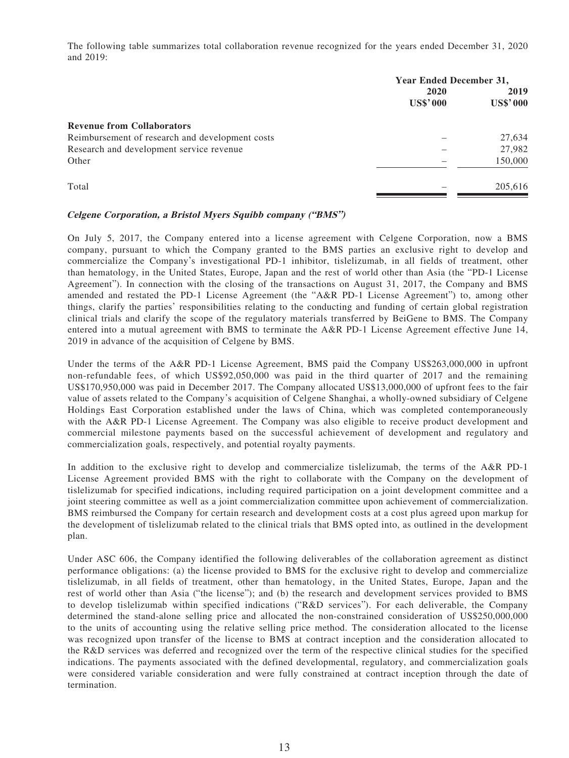The following table summarizes total collaboration revenue recognized for the years ended December 31, 2020 and 2019:

| | Year Ended December 31, | |
|---|---|---|
| | 2020 | 2019 |
| | US$'000 | US$'000 |
| **Revenue from Collaborators** | | |
| Reimbursement of research and development costs | – | 27,634 |
| Research and development service revenue | – | 27,982 |
| Other | – | 150,000 |
| Total | – | 205,616 |

***Celgene Corporation, a Bristol Myers Squibb company ("BMS")***

On July 5, 2017, the Company entered into a license agreement with Celgene Corporation, now a BMS company, pursuant to which the Company granted to the BMS parties an exclusive right to develop and commercialize the Company's investigational PD-1 inhibitor, tislelizumab, in all fields of treatment, other than hematology, in the United States, Europe, Japan and the rest of world other than Asia (the "PD-1 License Agreement"). In connection with the closing of the transactions on August 31, 2017, the Company and BMS amended and restated the PD-1 License Agreement (the "A&R PD-1 License Agreement") to, among other things, clarify the parties' responsibilities relating to the conducting and funding of certain global registration clinical trials and clarify the scope of the regulatory materials transferred by BeiGene to BMS. The Company entered into a mutual agreement with BMS to terminate the A&R PD-1 License Agreement effective June 14, 2019 in advance of the acquisition of Celgene by BMS.

Under the terms of the A&R PD-1 License Agreement, BMS paid the Company US$263,000,000 in upfront non-refundable fees, of which US$92,050,000 was paid in the third quarter of 2017 and the remaining US$170,950,000 was paid in December 2017. The Company allocated US$13,000,000 of upfront fees to the fair value of assets related to the Company's acquisition of Celgene Shanghai, a wholly-owned subsidiary of Celgene Holdings East Corporation established under the laws of China, which was completed contemporaneously with the A&R PD-1 License Agreement. The Company was also eligible to receive product development and commercial milestone payments based on the successful achievement of development and regulatory and commercialization goals, respectively, and potential royalty payments.

In addition to the exclusive right to develop and commercialize tislelizumab, the terms of the A&R PD-1 License Agreement provided BMS with the right to collaborate with the Company on the development of tislelizumab for specified indications, including required participation on a joint development committee and a joint steering committee as well as a joint commercialization committee upon achievement of commercialization. BMS reimbursed the Company for certain research and development costs at a cost plus agreed upon markup for the development of tislelizumab related to the clinical trials that BMS opted into, as outlined in the development plan.

Under ASC 606, the Company identified the following deliverables of the collaboration agreement as distinct performance obligations: (a) the license provided to BMS for the exclusive right to develop and commercialize tislelizumab, in all fields of treatment, other than hematology, in the United States, Europe, Japan and the rest of world other than Asia ("the license"); and (b) the research and development services provided to BMS to develop tislelizumab within specified indications ("R&D services"). For each deliverable, the Company determined the stand-alone selling price and allocated the non-constrained consideration of US$250,000,000 to the units of accounting using the relative selling price method. The consideration allocated to the license was recognized upon transfer of the license to BMS at contract inception and the consideration allocated to the R&D services was deferred and recognized over the term of the respective clinical studies for the specified indications. The payments associated with the defined developmental, regulatory, and commercialization goals were considered variable consideration and were fully constrained at contract inception through the date of termination.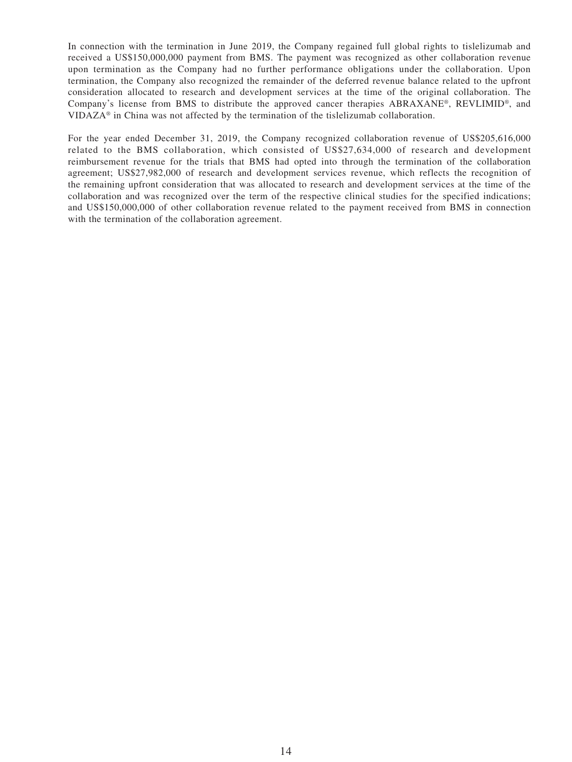In connection with the termination in June 2019, the Company regained full global rights to tislelizumab and received a US$150,000,000 payment from BMS. The payment was recognized as other collaboration revenue upon termination as the Company had no further performance obligations under the collaboration. Upon termination, the Company also recognized the remainder of the deferred revenue balance related to the upfront consideration allocated to research and development services at the time of the original collaboration. The Company's license from BMS to distribute the approved cancer therapies ABRAXANE®, REVLIMID®, and VIDAZA® in China was not affected by the termination of the tislelizumab collaboration.

For the year ended December 31, 2019, the Company recognized collaboration revenue of US$205,616,000 related to the BMS collaboration, which consisted of US$27,634,000 of research and development reimbursement revenue for the trials that BMS had opted into through the termination of the collaboration agreement; US$27,982,000 of research and development services revenue, which reflects the recognition of the remaining upfront consideration that was allocated to research and development services at the time of the collaboration and was recognized over the term of the respective clinical studies for the specified indications; and US$150,000,000 of other collaboration revenue related to the payment received from BMS in connection with the termination of the collaboration agreement.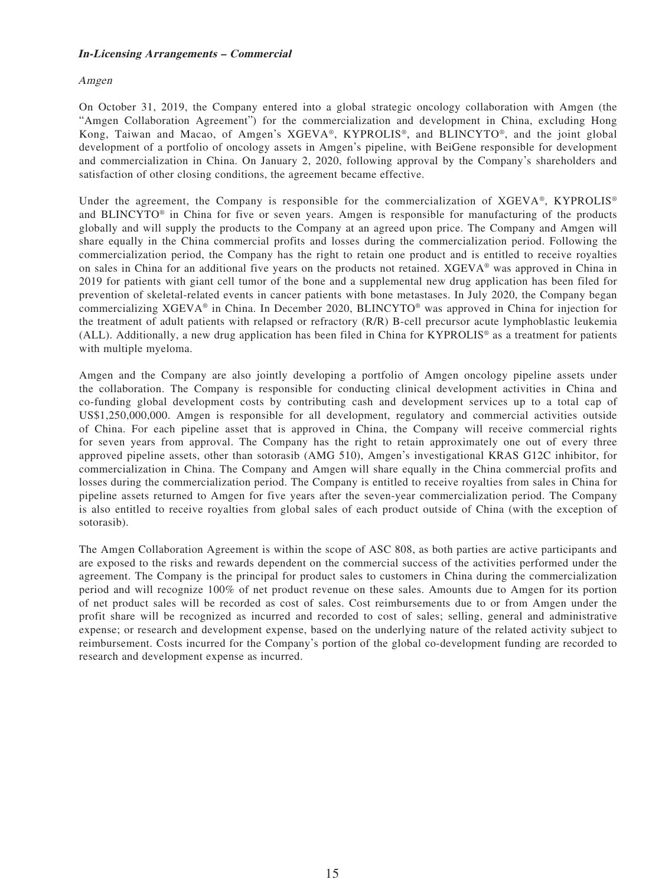***In-Licensing Arrangements – Commercial***

*Amgen*

On October 31, 2019, the Company entered into a global strategic oncology collaboration with Amgen (the "Amgen Collaboration Agreement") for the commercialization and development in China, excluding Hong Kong, Taiwan and Macao, of Amgen's XGEVA®, KYPROLIS®, and BLINCYTO®, and the joint global development of a portfolio of oncology assets in Amgen's pipeline, with BeiGene responsible for development and commercialization in China. On January 2, 2020, following approval by the Company's shareholders and satisfaction of other closing conditions, the agreement became effective.

Under the agreement, the Company is responsible for the commercialization of XGEVA®, KYPROLIS® and BLINCYTO® in China for five or seven years. Amgen is responsible for manufacturing of the products globally and will supply the products to the Company at an agreed upon price. The Company and Amgen will share equally in the China commercial profits and losses during the commercialization period. Following the commercialization period, the Company has the right to retain one product and is entitled to receive royalties on sales in China for an additional five years on the products not retained. XGEVA® was approved in China in 2019 for patients with giant cell tumor of the bone and a supplemental new drug application has been filed for prevention of skeletal-related events in cancer patients with bone metastases. In July 2020, the Company began commercializing XGEVA® in China. In December 2020, BLINCYTO® was approved in China for injection for the treatment of adult patients with relapsed or refractory (R/R) B-cell precursor acute lymphoblastic leukemia (ALL). Additionally, a new drug application has been filed in China for KYPROLIS® as a treatment for patients with multiple myeloma.

Amgen and the Company are also jointly developing a portfolio of Amgen oncology pipeline assets under the collaboration. The Company is responsible for conducting clinical development activities in China and co-funding global development costs by contributing cash and development services up to a total cap of US$1,250,000,000. Amgen is responsible for all development, regulatory and commercial activities outside of China. For each pipeline asset that is approved in China, the Company will receive commercial rights for seven years from approval. The Company has the right to retain approximately one out of every three approved pipeline assets, other than sotorasib (AMG 510), Amgen's investigational KRAS G12C inhibitor, for commercialization in China. The Company and Amgen will share equally in the China commercial profits and losses during the commercialization period. The Company is entitled to receive royalties from sales in China for pipeline assets returned to Amgen for five years after the seven-year commercialization period. The Company is also entitled to receive royalties from global sales of each product outside of China (with the exception of sotorasib).

The Amgen Collaboration Agreement is within the scope of ASC 808, as both parties are active participants and are exposed to the risks and rewards dependent on the commercial success of the activities performed under the agreement. The Company is the principal for product sales to customers in China during the commercialization period and will recognize 100% of net product revenue on these sales. Amounts due to Amgen for its portion of net product sales will be recorded as cost of sales. Cost reimbursements due to or from Amgen under the profit share will be recognized as incurred and recorded to cost of sales; selling, general and administrative expense; or research and development expense, based on the underlying nature of the related activity subject to reimbursement. Costs incurred for the Company's portion of the global co-development funding are recorded to research and development expense as incurred.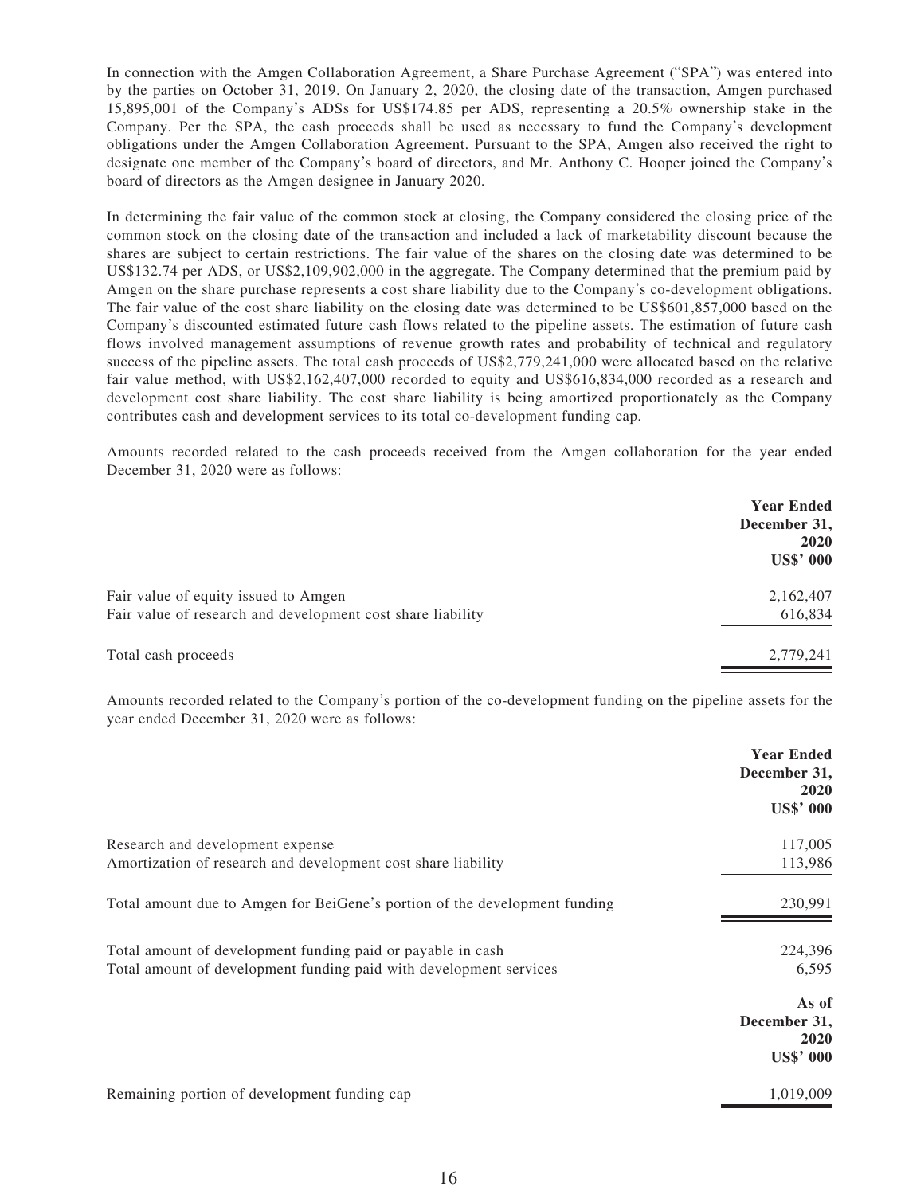In connection with the Amgen Collaboration Agreement, a Share Purchase Agreement ("SPA") was entered into by the parties on October 31, 2019. On January 2, 2020, the closing date of the transaction, Amgen purchased 15,895,001 of the Company's ADSs for US$174.85 per ADS, representing a 20.5% ownership stake in the Company. Per the SPA, the cash proceeds shall be used as necessary to fund the Company's development obligations under the Amgen Collaboration Agreement. Pursuant to the SPA, Amgen also received the right to designate one member of the Company's board of directors, and Mr. Anthony C. Hooper joined the Company's board of directors as the Amgen designee in January 2020.

In determining the fair value of the common stock at closing, the Company considered the closing price of the common stock on the closing date of the transaction and included a lack of marketability discount because the shares are subject to certain restrictions. The fair value of the shares on the closing date was determined to be US$132.74 per ADS, or US$2,109,902,000 in the aggregate. The Company determined that the premium paid by Amgen on the share purchase represents a cost share liability due to the Company's co-development obligations. The fair value of the cost share liability on the closing date was determined to be US$601,857,000 based on the Company's discounted estimated future cash flows related to the pipeline assets. The estimation of future cash flows involved management assumptions of revenue growth rates and probability of technical and regulatory success of the pipeline assets. The total cash proceeds of US$2,779,241,000 were allocated based on the relative fair value method, with US$2,162,407,000 recorded to equity and US$616,834,000 recorded as a research and development cost share liability. The cost share liability is being amortized proportionately as the Company contributes cash and development services to its total co-development funding cap.

Amounts recorded related to the cash proceeds received from the Amgen collaboration for the year ended December 31, 2020 were as follows:

| | Year Ended December 31, 2020 US$' 000 |
|---|---|
| Fair value of equity issued to Amgen | 2,162,407 |
| Fair value of research and development cost share liability | 616,834 |
| Total cash proceeds | 2,779,241 |

Amounts recorded related to the Company's portion of the co-development funding on the pipeline assets for the year ended December 31, 2020 were as follows:

| | Year Ended December 31, 2020 US$' 000 |
|---|---|
| Research and development expense | 117,005 |
| Amortization of research and development cost share liability | 113,986 |
| Total amount due to Amgen for BeiGene's portion of the development funding | 230,991 |
| Total amount of development funding paid or payable in cash | 224,396 |
| Total amount of development funding paid with development services | 6,595 |

| | As of December 31, 2020 US$' 000 |
|---|---|
| Remaining portion of development funding cap | 1,019,009 |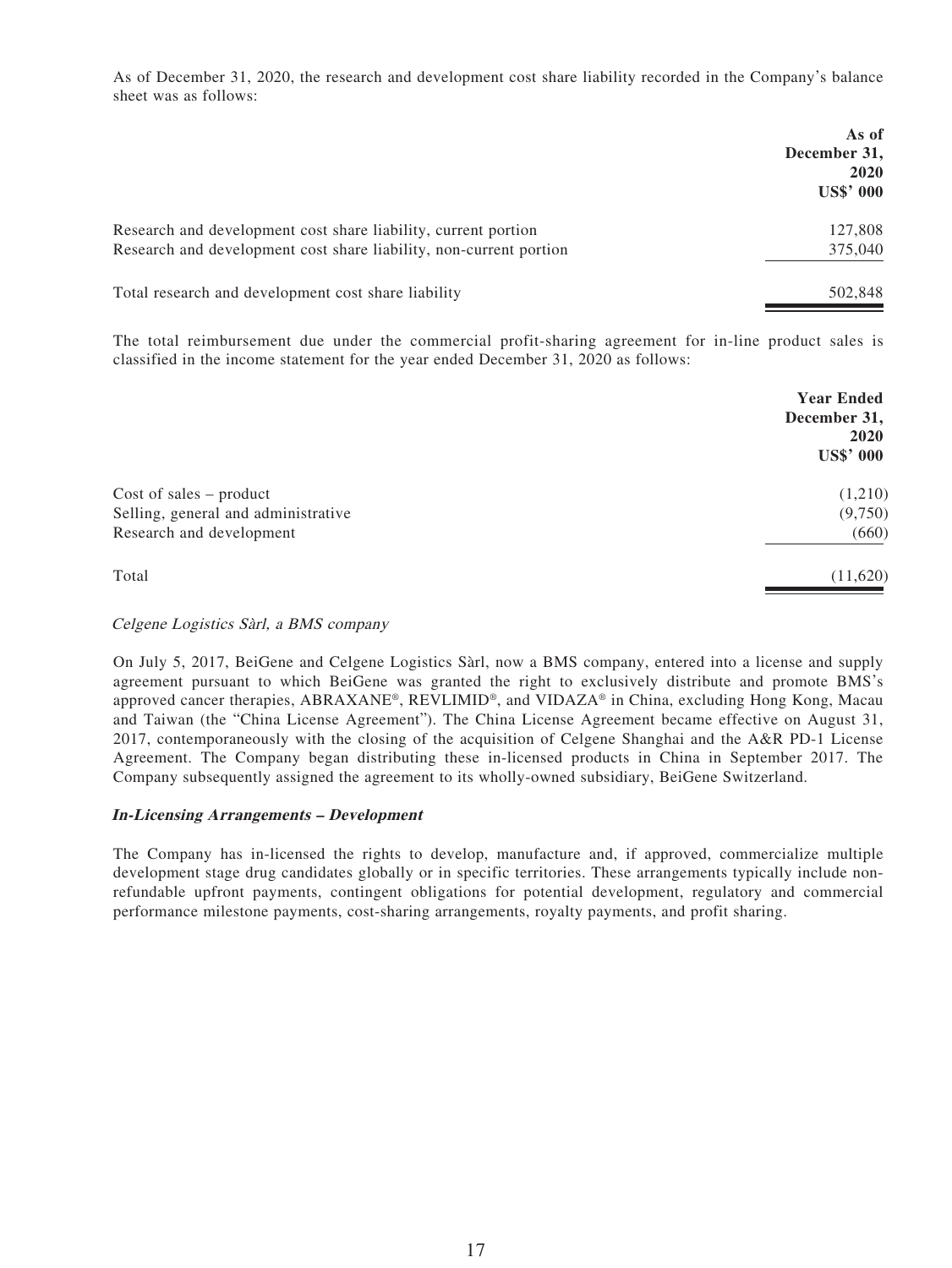As of December 31, 2020, the research and development cost share liability recorded in the Company's balance sheet was as follows:

| | As of December 31, 2020 US$' 000 |
|---|---|
| Research and development cost share liability, current portion | 127,808 |
| Research and development cost share liability, non-current portion | 375,040 |
| Total research and development cost share liability | 502,848 |

The total reimbursement due under the commercial profit-sharing agreement for in-line product sales is classified in the income statement for the year ended December 31, 2020 as follows:

| | Year Ended December 31, 2020 US$' 000 |
|---|---|
| Cost of sales – product | (1,210) |
| Selling, general and administrative | (9,750) |
| Research and development | (660) |
| Total | (11,620) |

*Celgene Logistics Sàrl, a BMS company*

On July 5, 2017, BeiGene and Celgene Logistics Sàrl, now a BMS company, entered into a license and supply agreement pursuant to which BeiGene was granted the right to exclusively distribute and promote BMS's approved cancer therapies, ABRAXANE®, REVLIMID®, and VIDAZA® in China, excluding Hong Kong, Macau and Taiwan (the "China License Agreement"). The China License Agreement became effective on August 31, 2017, contemporaneously with the closing of the acquisition of Celgene Shanghai and the A&R PD-1 License Agreement. The Company began distributing these in-licensed products in China in September 2017. The Company subsequently assigned the agreement to its wholly-owned subsidiary, BeiGene Switzerland.

***In-Licensing Arrangements – Development***

The Company has in-licensed the rights to develop, manufacture and, if approved, commercialize multiple development stage drug candidates globally or in specific territories. These arrangements typically include non-refundable upfront payments, contingent obligations for potential development, regulatory and commercial performance milestone payments, cost-sharing arrangements, royalty payments, and profit sharing.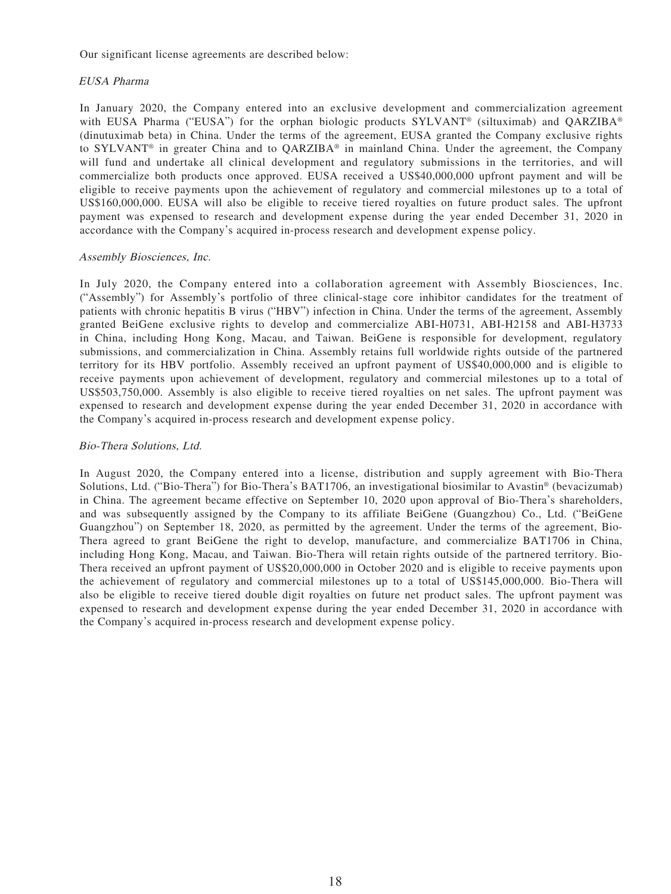Our significant license agreements are described below:

*EUSA Pharma*

In January 2020, the Company entered into an exclusive development and commercialization agreement with EUSA Pharma ("EUSA") for the orphan biologic products SYLVANT® (siltuximab) and QARZIBA® (dinutuximab beta) in China. Under the terms of the agreement, EUSA granted the Company exclusive rights to SYLVANT® in greater China and to QARZIBA® in mainland China. Under the agreement, the Company will fund and undertake all clinical development and regulatory submissions in the territories, and will commercialize both products once approved. EUSA received a US$40,000,000 upfront payment and will be eligible to receive payments upon the achievement of regulatory and commercial milestones up to a total of US$160,000,000. EUSA will also be eligible to receive tiered royalties on future product sales. The upfront payment was expensed to research and development expense during the year ended December 31, 2020 in accordance with the Company's acquired in-process research and development expense policy.

*Assembly Biosciences, Inc.*

In July 2020, the Company entered into a collaboration agreement with Assembly Biosciences, Inc. ("Assembly") for Assembly's portfolio of three clinical-stage core inhibitor candidates for the treatment of patients with chronic hepatitis B virus ("HBV") infection in China. Under the terms of the agreement, Assembly granted BeiGene exclusive rights to develop and commercialize ABI-H0731, ABI-H2158 and ABI-H3733 in China, including Hong Kong, Macau, and Taiwan. BeiGene is responsible for development, regulatory submissions, and commercialization in China. Assembly retains full worldwide rights outside of the partnered territory for its HBV portfolio. Assembly received an upfront payment of US$40,000,000 and is eligible to receive payments upon achievement of development, regulatory and commercial milestones up to a total of US$503,750,000. Assembly is also eligible to receive tiered royalties on net sales. The upfront payment was expensed to research and development expense during the year ended December 31, 2020 in accordance with the Company's acquired in-process research and development expense policy.

*Bio-Thera Solutions, Ltd.*

In August 2020, the Company entered into a license, distribution and supply agreement with Bio-Thera Solutions, Ltd. ("Bio-Thera") for Bio-Thera's BAT1706, an investigational biosimilar to Avastin® (bevacizumab) in China. The agreement became effective on September 10, 2020 upon approval of Bio-Thera's shareholders, and was subsequently assigned by the Company to its affiliate BeiGene (Guangzhou) Co., Ltd. ("BeiGene Guangzhou") on September 18, 2020, as permitted by the agreement. Under the terms of the agreement, Bio-Thera agreed to grant BeiGene the right to develop, manufacture, and commercialize BAT1706 in China, including Hong Kong, Macau, and Taiwan. Bio-Thera will retain rights outside of the partnered territory. Bio-Thera received an upfront payment of US$20,000,000 in October 2020 and is eligible to receive payments upon the achievement of regulatory and commercial milestones up to a total of US$145,000,000. Bio-Thera will also be eligible to receive tiered double digit royalties on future net product sales. The upfront payment was expensed to research and development expense during the year ended December 31, 2020 in accordance with the Company's acquired in-process research and development expense policy.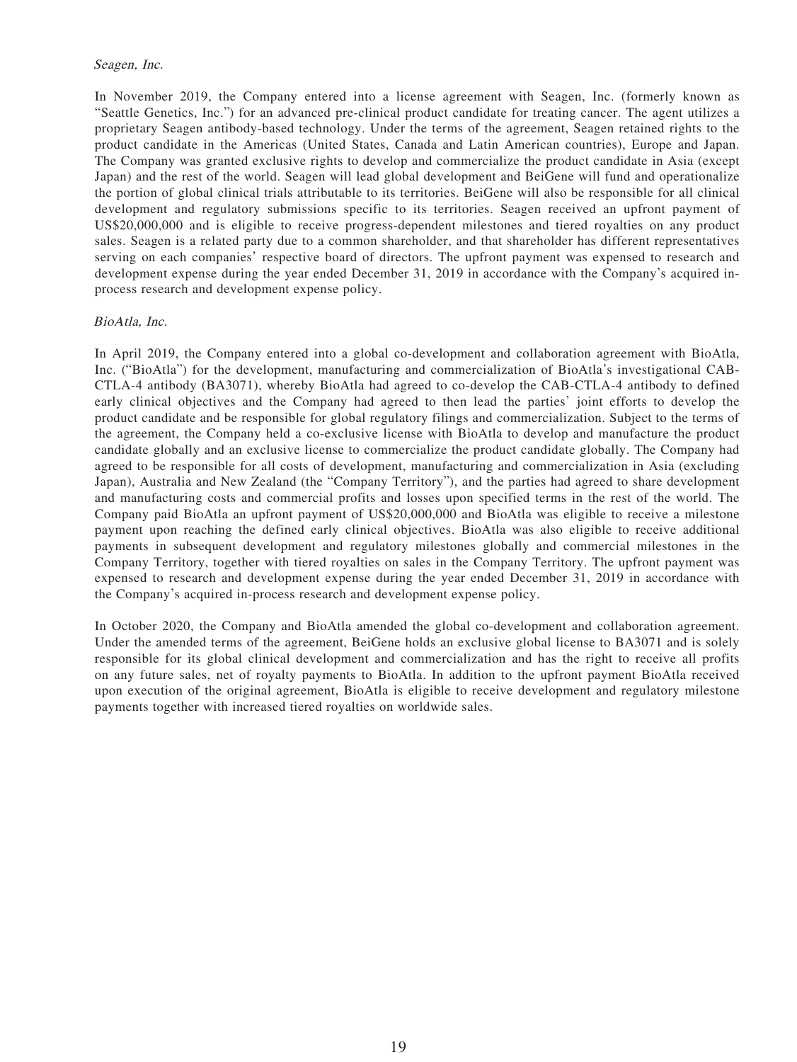*Seagen, Inc.*

In November 2019, the Company entered into a license agreement with Seagen, Inc. (formerly known as "Seattle Genetics, Inc.") for an advanced pre-clinical product candidate for treating cancer. The agent utilizes a proprietary Seagen antibody-based technology. Under the terms of the agreement, Seagen retained rights to the product candidate in the Americas (United States, Canada and Latin American countries), Europe and Japan. The Company was granted exclusive rights to develop and commercialize the product candidate in Asia (except Japan) and the rest of the world. Seagen will lead global development and BeiGene will fund and operationalize the portion of global clinical trials attributable to its territories. BeiGene will also be responsible for all clinical development and regulatory submissions specific to its territories. Seagen received an upfront payment of US$20,000,000 and is eligible to receive progress-dependent milestones and tiered royalties on any product sales. Seagen is a related party due to a common shareholder, and that shareholder has different representatives serving on each companies' respective board of directors. The upfront payment was expensed to research and development expense during the year ended December 31, 2019 in accordance with the Company's acquired in-process research and development expense policy.

*BioAtla, Inc.*

In April 2019, the Company entered into a global co-development and collaboration agreement with BioAtla, Inc. ("BioAtla") for the development, manufacturing and commercialization of BioAtla's investigational CAB-CTLA-4 antibody (BA3071), whereby BioAtla had agreed to co-develop the CAB-CTLA-4 antibody to defined early clinical objectives and the Company had agreed to then lead the parties' joint efforts to develop the product candidate and be responsible for global regulatory filings and commercialization. Subject to the terms of the agreement, the Company held a co-exclusive license with BioAtla to develop and manufacture the product candidate globally and an exclusive license to commercialize the product candidate globally. The Company had agreed to be responsible for all costs of development, manufacturing and commercialization in Asia (excluding Japan), Australia and New Zealand (the "Company Territory"), and the parties had agreed to share development and manufacturing costs and commercial profits and losses upon specified terms in the rest of the world. The Company paid BioAtla an upfront payment of US$20,000,000 and BioAtla was eligible to receive a milestone payment upon reaching the defined early clinical objectives. BioAtla was also eligible to receive additional payments in subsequent development and regulatory milestones globally and commercial milestones in the Company Territory, together with tiered royalties on sales in the Company Territory. The upfront payment was expensed to research and development expense during the year ended December 31, 2019 in accordance with the Company's acquired in-process research and development expense policy.

In October 2020, the Company and BioAtla amended the global co-development and collaboration agreement. Under the amended terms of the agreement, BeiGene holds an exclusive global license to BA3071 and is solely responsible for its global clinical development and commercialization and has the right to receive all profits on any future sales, net of royalty payments to BioAtla. In addition to the upfront payment BioAtla received upon execution of the original agreement, BioAtla is eligible to receive development and regulatory milestone payments together with increased tiered royalties on worldwide sales.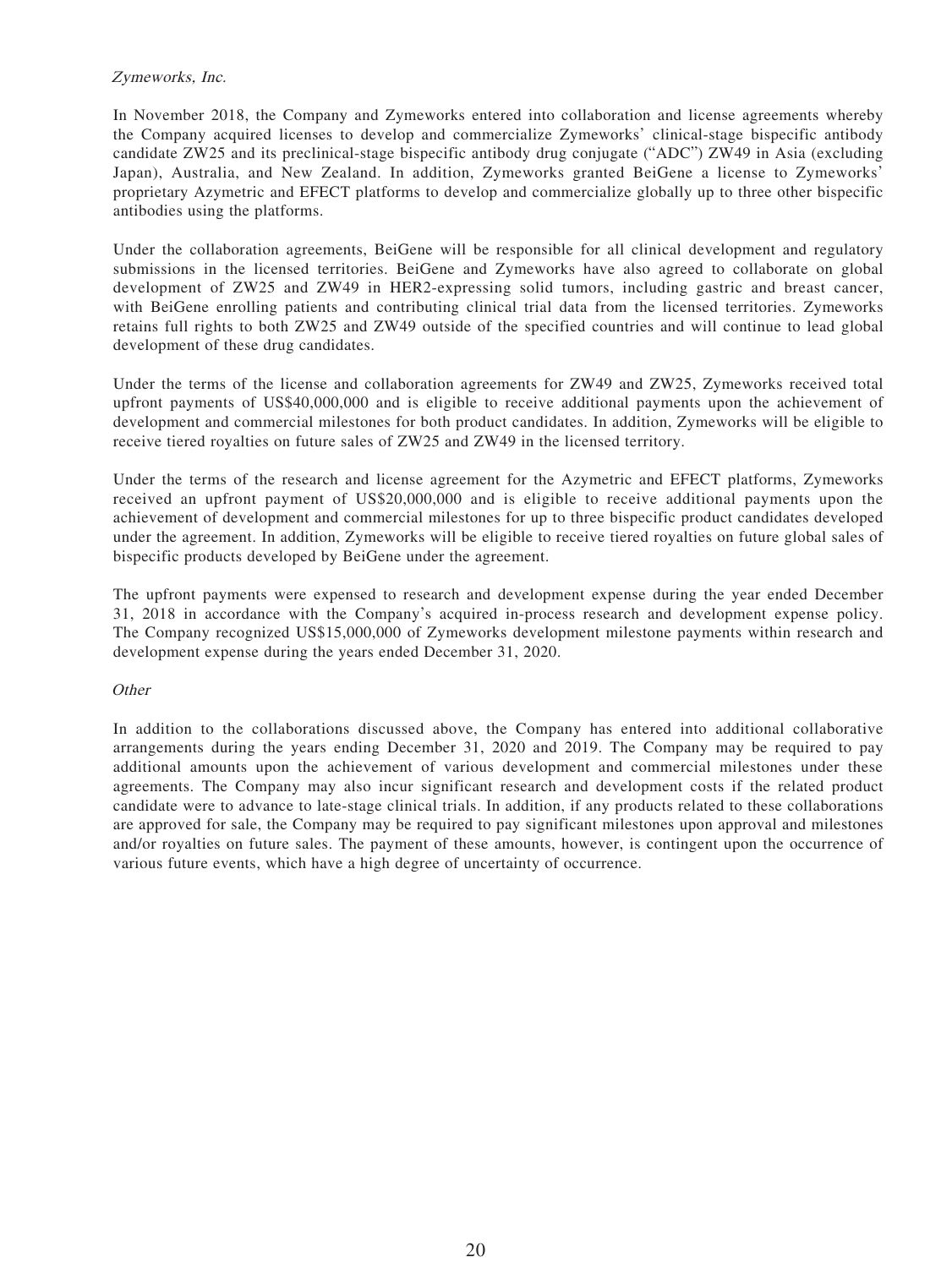*Zymeworks, Inc.*

In November 2018, the Company and Zymeworks entered into collaboration and license agreements whereby the Company acquired licenses to develop and commercialize Zymeworks' clinical-stage bispecific antibody candidate ZW25 and its preclinical-stage bispecific antibody drug conjugate ("ADC") ZW49 in Asia (excluding Japan), Australia, and New Zealand. In addition, Zymeworks granted BeiGene a license to Zymeworks' proprietary Azymetric and EFECT platforms to develop and commercialize globally up to three other bispecific antibodies using the platforms.

Under the collaboration agreements, BeiGene will be responsible for all clinical development and regulatory submissions in the licensed territories. BeiGene and Zymeworks have also agreed to collaborate on global development of ZW25 and ZW49 in HER2-expressing solid tumors, including gastric and breast cancer, with BeiGene enrolling patients and contributing clinical trial data from the licensed territories. Zymeworks retains full rights to both ZW25 and ZW49 outside of the specified countries and will continue to lead global development of these drug candidates.

Under the terms of the license and collaboration agreements for ZW49 and ZW25, Zymeworks received total upfront payments of US$40,000,000 and is eligible to receive additional payments upon the achievement of development and commercial milestones for both product candidates. In addition, Zymeworks will be eligible to receive tiered royalties on future sales of ZW25 and ZW49 in the licensed territory.

Under the terms of the research and license agreement for the Azymetric and EFECT platforms, Zymeworks received an upfront payment of US$20,000,000 and is eligible to receive additional payments upon the achievement of development and commercial milestones for up to three bispecific product candidates developed under the agreement. In addition, Zymeworks will be eligible to receive tiered royalties on future global sales of bispecific products developed by BeiGene under the agreement.

The upfront payments were expensed to research and development expense during the year ended December 31, 2018 in accordance with the Company's acquired in-process research and development expense policy. The Company recognized US$15,000,000 of Zymeworks development milestone payments within research and development expense during the years ended December 31, 2020.

*Other*

In addition to the collaborations discussed above, the Company has entered into additional collaborative arrangements during the years ending December 31, 2020 and 2019. The Company may be required to pay additional amounts upon the achievement of various development and commercial milestones under these agreements. The Company may also incur significant research and development costs if the related product candidate were to advance to late-stage clinical trials. In addition, if any products related to these collaborations are approved for sale, the Company may be required to pay significant milestones upon approval and milestones and/or royalties on future sales. The payment of these amounts, however, is contingent upon the occurrence of various future events, which have a high degree of uncertainty of occurrence.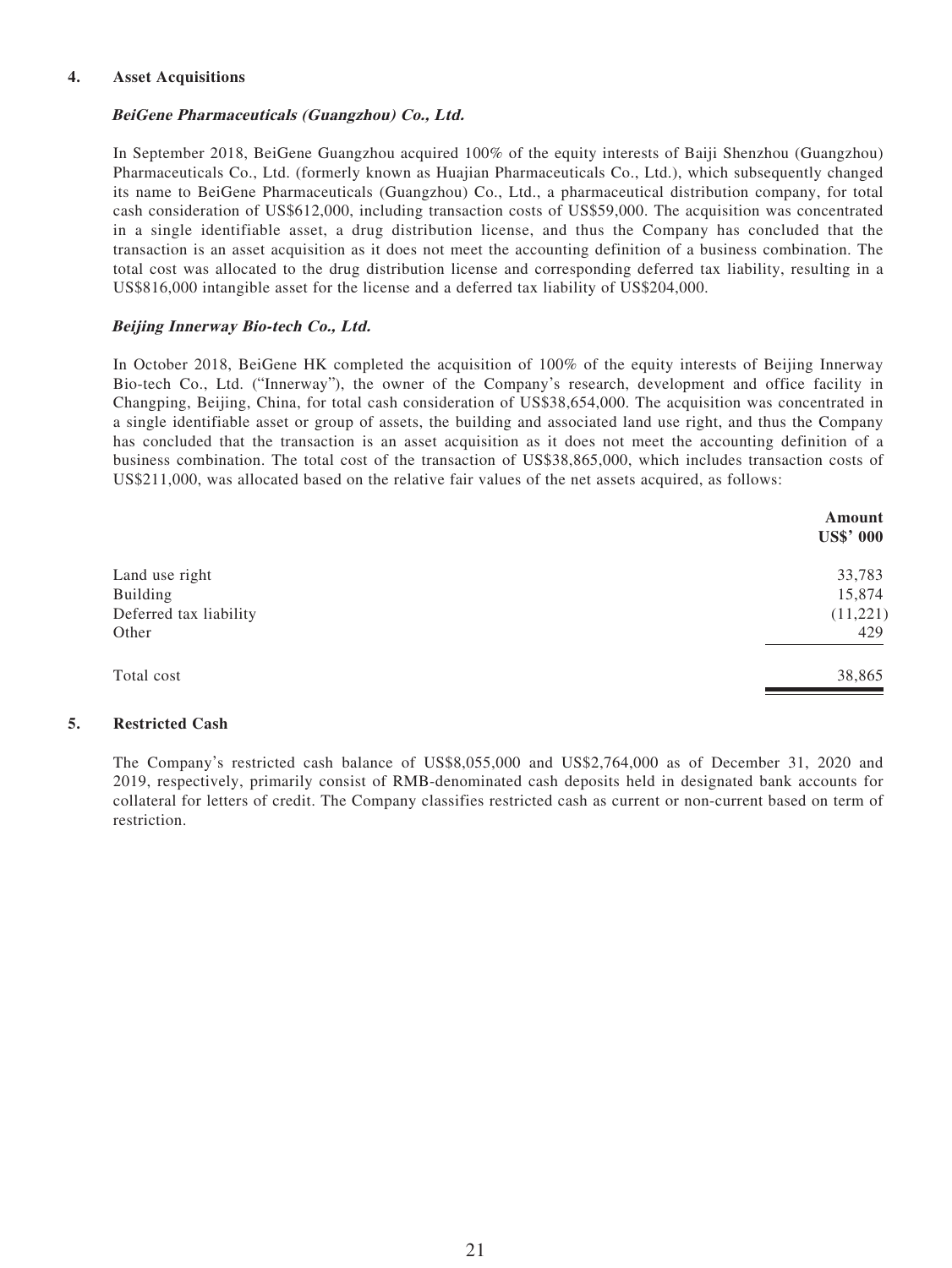## 4. Asset Acquisitions

***BeiGene Pharmaceuticals (Guangzhou) Co., Ltd.***

In September 2018, BeiGene Guangzhou acquired 100% of the equity interests of Baiji Shenzhou (Guangzhou) Pharmaceuticals Co., Ltd. (formerly known as Huajian Pharmaceuticals Co., Ltd.), which subsequently changed its name to BeiGene Pharmaceuticals (Guangzhou) Co., Ltd., a pharmaceutical distribution company, for total cash consideration of US$612,000, including transaction costs of US$59,000. The acquisition was concentrated in a single identifiable asset, a drug distribution license, and thus the Company has concluded that the transaction is an asset acquisition as it does not meet the accounting definition of a business combination. The total cost was allocated to the drug distribution license and corresponding deferred tax liability, resulting in a US$816,000 intangible asset for the license and a deferred tax liability of US$204,000.

***Beijing Innerway Bio-tech Co., Ltd.***

In October 2018, BeiGene HK completed the acquisition of 100% of the equity interests of Beijing Innerway Bio-tech Co., Ltd. ("Innerway"), the owner of the Company's research, development and office facility in Changping, Beijing, China, for total cash consideration of US$38,654,000. The acquisition was concentrated in a single identifiable asset or group of assets, the building and associated land use right, and thus the Company has concluded that the transaction is an asset acquisition as it does not meet the accounting definition of a business combination. The total cost of the transaction of US$38,865,000, which includes transaction costs of US$211,000, was allocated based on the relative fair values of the net assets acquired, as follows:

| | **Amount US$' 000** |
|---|---|
| Land use right | 33,783 |
| Building | 15,874 |
| Deferred tax liability | (11,221) |
| Other | 429 |
| Total cost | 38,865 |

## 5. Restricted Cash

The Company's restricted cash balance of US$8,055,000 and US$2,764,000 as of December 31, 2020 and 2019, respectively, primarily consist of RMB-denominated cash deposits held in designated bank accounts for collateral for letters of credit. The Company classifies restricted cash as current or non-current based on term of restriction.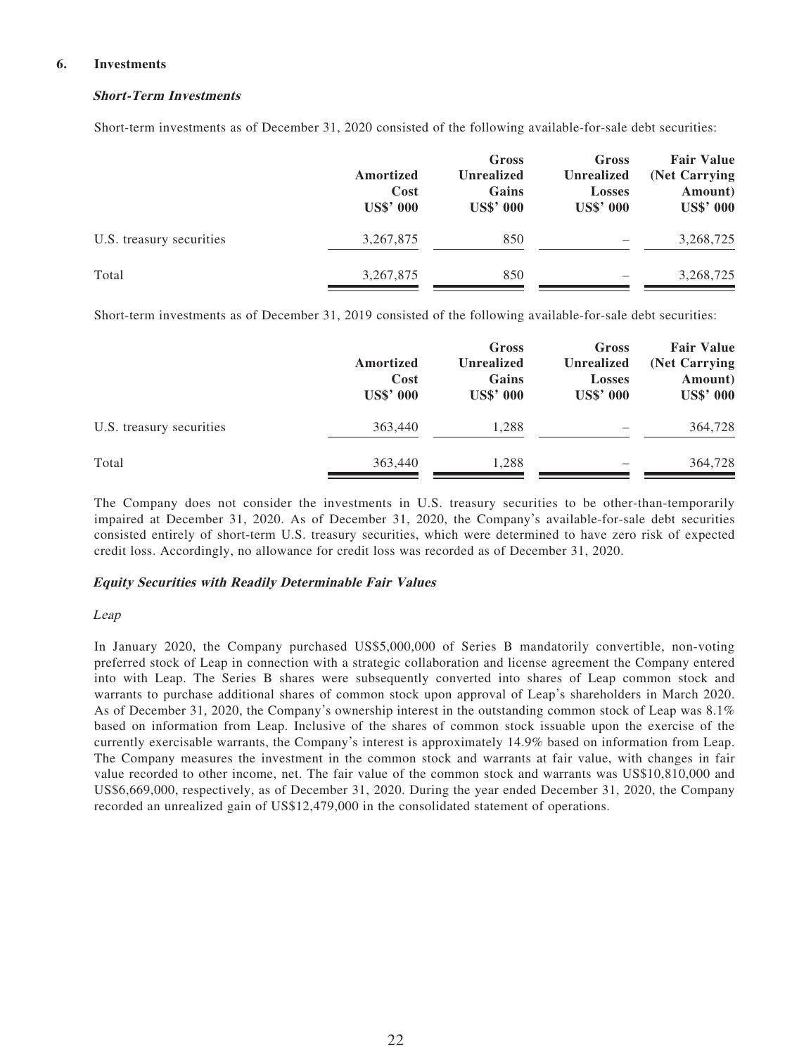## 6. Investments

### *Short-Term Investments*

Short-term investments as of December 31, 2020 consisted of the following available-for-sale debt securities:

| | Amortized Cost US$' 000 | Gross Unrealized Gains US$' 000 | Gross Unrealized Losses US$' 000 | Fair Value (Net Carrying Amount) US$' 000 |
|---|---|---|---|---|
| U.S. treasury securities | 3,267,875 | 850 | – | 3,268,725 |
| Total | 3,267,875 | 850 | – | 3,268,725 |

Short-term investments as of December 31, 2019 consisted of the following available-for-sale debt securities:

| | Amortized Cost US$' 000 | Gross Unrealized Gains US$' 000 | Gross Unrealized Losses US$' 000 | Fair Value (Net Carrying Amount) US$' 000 |
|---|---|---|---|---|
| U.S. treasury securities | 363,440 | 1,288 | – | 364,728 |
| Total | 363,440 | 1,288 | – | 364,728 |

The Company does not consider the investments in U.S. treasury securities to be other-than-temporarily impaired at December 31, 2020. As of December 31, 2020, the Company's available-for-sale debt securities consisted entirely of short-term U.S. treasury securities, which were determined to have zero risk of expected credit loss. Accordingly, no allowance for credit loss was recorded as of December 31, 2020.

### *Equity Securities with Readily Determinable Fair Values*

*Leap*

In January 2020, the Company purchased US$5,000,000 of Series B mandatorily convertible, non-voting preferred stock of Leap in connection with a strategic collaboration and license agreement the Company entered into with Leap. The Series B shares were subsequently converted into shares of Leap common stock and warrants to purchase additional shares of common stock upon approval of Leap's shareholders in March 2020. As of December 31, 2020, the Company's ownership interest in the outstanding common stock of Leap was 8.1% based on information from Leap. Inclusive of the shares of common stock issuable upon the exercise of the currently exercisable warrants, the Company's interest is approximately 14.9% based on information from Leap. The Company measures the investment in the common stock and warrants at fair value, with changes in fair value recorded to other income, net. The fair value of the common stock and warrants was US$10,810,000 and US$6,669,000, respectively, as of December 31, 2020. During the year ended December 31, 2020, the Company recorded an unrealized gain of US$12,479,000 in the consolidated statement of operations.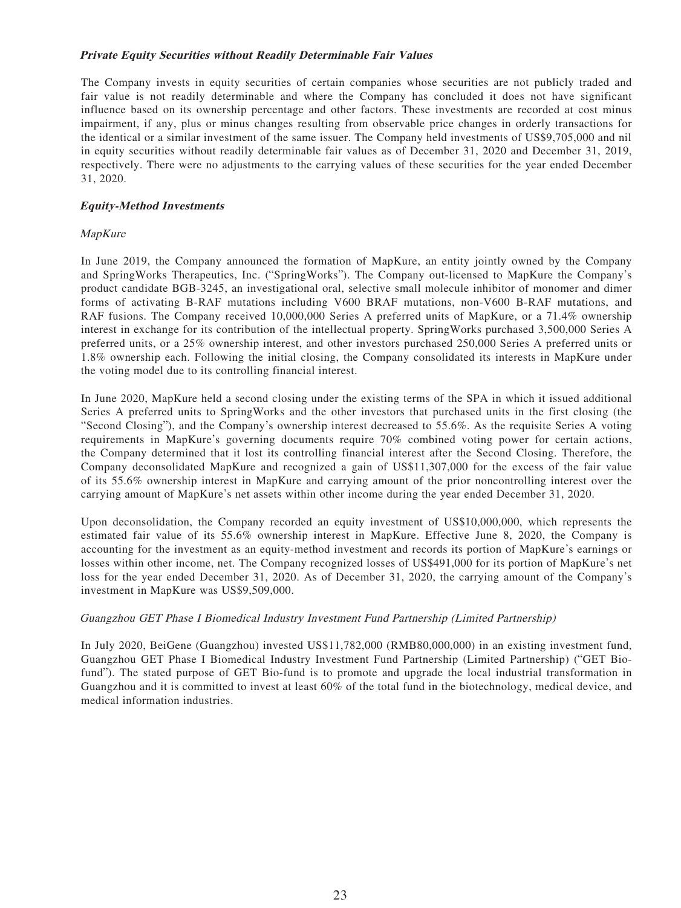***Private Equity Securities without Readily Determinable Fair Values***

The Company invests in equity securities of certain companies whose securities are not publicly traded and fair value is not readily determinable and where the Company has concluded it does not have significant influence based on its ownership percentage and other factors. These investments are recorded at cost minus impairment, if any, plus or minus changes resulting from observable price changes in orderly transactions for the identical or a similar investment of the same issuer. The Company held investments of US$9,705,000 and nil in equity securities without readily determinable fair values as of December 31, 2020 and December 31, 2019, respectively. There were no adjustments to the carrying values of these securities for the year ended December 31, 2020.

***Equity-Method Investments***

*MapKure*

In June 2019, the Company announced the formation of MapKure, an entity jointly owned by the Company and SpringWorks Therapeutics, Inc. ("SpringWorks"). The Company out-licensed to MapKure the Company's product candidate BGB-3245, an investigational oral, selective small molecule inhibitor of monomer and dimer forms of activating B-RAF mutations including V600 BRAF mutations, non-V600 B-RAF mutations, and RAF fusions. The Company received 10,000,000 Series A preferred units of MapKure, or a 71.4% ownership interest in exchange for its contribution of the intellectual property. SpringWorks purchased 3,500,000 Series A preferred units, or a 25% ownership interest, and other investors purchased 250,000 Series A preferred units or 1.8% ownership each. Following the initial closing, the Company consolidated its interests in MapKure under the voting model due to its controlling financial interest.

In June 2020, MapKure held a second closing under the existing terms of the SPA in which it issued additional Series A preferred units to SpringWorks and the other investors that purchased units in the first closing (the "Second Closing"), and the Company's ownership interest decreased to 55.6%. As the requisite Series A voting requirements in MapKure's governing documents require 70% combined voting power for certain actions, the Company determined that it lost its controlling financial interest after the Second Closing. Therefore, the Company deconsolidated MapKure and recognized a gain of US$11,307,000 for the excess of the fair value of its 55.6% ownership interest in MapKure and carrying amount of the prior noncontrolling interest over the carrying amount of MapKure's net assets within other income during the year ended December 31, 2020.

Upon deconsolidation, the Company recorded an equity investment of US$10,000,000, which represents the estimated fair value of its 55.6% ownership interest in MapKure. Effective June 8, 2020, the Company is accounting for the investment as an equity-method investment and records its portion of MapKure's earnings or losses within other income, net. The Company recognized losses of US$491,000 for its portion of MapKure's net loss for the year ended December 31, 2020. As of December 31, 2020, the carrying amount of the Company's investment in MapKure was US$9,509,000.

*Guangzhou GET Phase I Biomedical Industry Investment Fund Partnership (Limited Partnership)*

In July 2020, BeiGene (Guangzhou) invested US$11,782,000 (RMB80,000,000) in an existing investment fund, Guangzhou GET Phase I Biomedical Industry Investment Fund Partnership (Limited Partnership) ("GET Bio-fund"). The stated purpose of GET Bio-fund is to promote and upgrade the local industrial transformation in Guangzhou and it is committed to invest at least 60% of the total fund in the biotechnology, medical device, and medical information industries.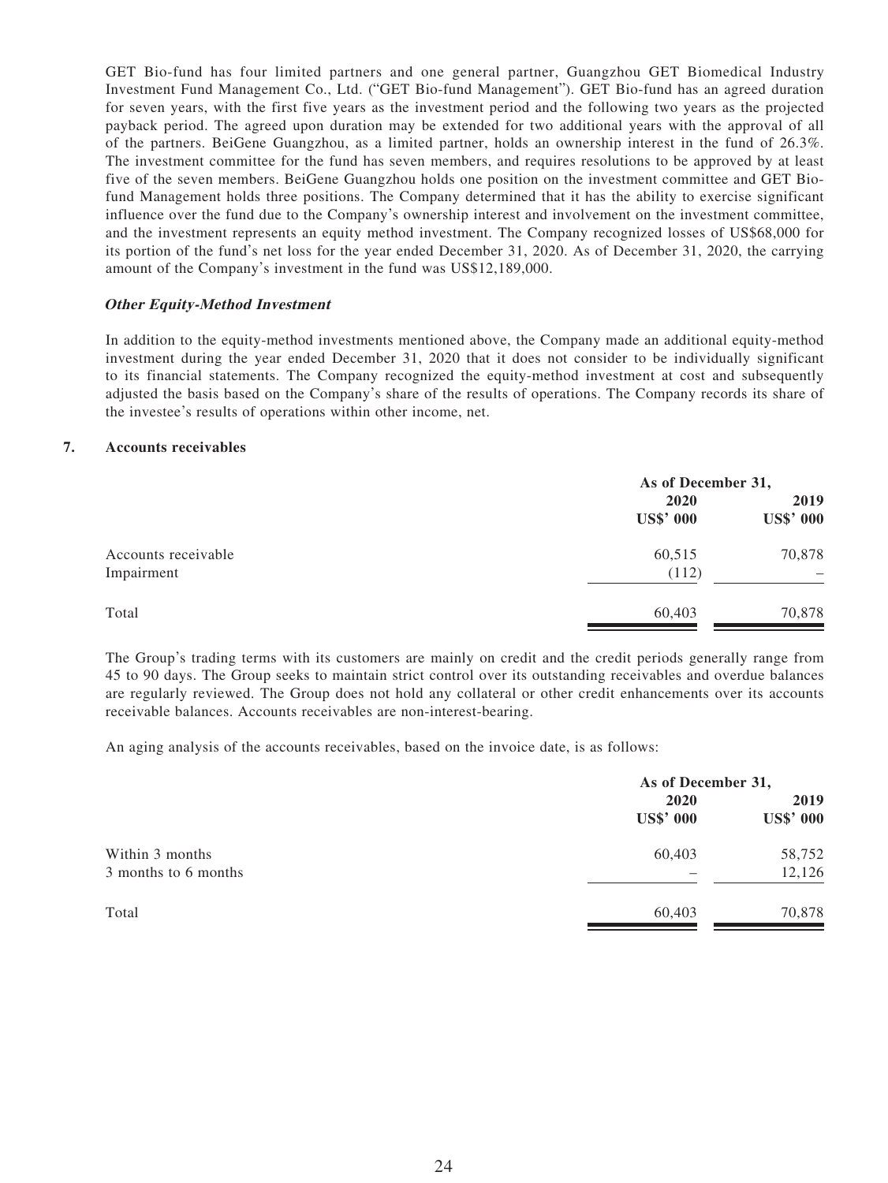GET Bio-fund has four limited partners and one general partner, Guangzhou GET Biomedical Industry Investment Fund Management Co., Ltd. ("GET Bio-fund Management"). GET Bio-fund has an agreed duration for seven years, with the first five years as the investment period and the following two years as the projected payback period. The agreed upon duration may be extended for two additional years with the approval of all of the partners. BeiGene Guangzhou, as a limited partner, holds an ownership interest in the fund of 26.3%. The investment committee for the fund has seven members, and requires resolutions to be approved by at least five of the seven members. BeiGene Guangzhou holds one position on the investment committee and GET Bio-fund Management holds three positions. The Company determined that it has the ability to exercise significant influence over the fund due to the Company's ownership interest and involvement on the investment committee, and the investment represents an equity method investment. The Company recognized losses of US$68,000 for its portion of the fund's net loss for the year ended December 31, 2020. As of December 31, 2020, the carrying amount of the Company's investment in the fund was US$12,189,000.

***Other Equity-Method Investment***

In addition to the equity-method investments mentioned above, the Company made an additional equity-method investment during the year ended December 31, 2020 that it does not consider to be individually significant to its financial statements. The Company recognized the equity-method investment at cost and subsequently adjusted the basis based on the Company's share of the results of operations. The Company records its share of the investee's results of operations within other income, net.

## 7. Accounts receivables

| | As of December 31, | |
|---|---|---|
| | **2020** | **2019** |
| | **US$' 000** | **US$' 000** |
| Accounts receivable | 60,515 | 70,878 |
| Impairment | (112) | – |
| Total | 60,403 | 70,878 |

The Group's trading terms with its customers are mainly on credit and the credit periods generally range from 45 to 90 days. The Group seeks to maintain strict control over its outstanding receivables and overdue balances are regularly reviewed. The Group does not hold any collateral or other credit enhancements over its accounts receivable balances. Accounts receivables are non-interest-bearing.

An aging analysis of the accounts receivables, based on the invoice date, is as follows:

| | As of December 31, | |
|---|---|---|
| | **2020** | **2019** |
| | **US$' 000** | **US$' 000** |
| Within 3 months | 60,403 | 58,752 |
| 3 months to 6 months | – | 12,126 |
| Total | 60,403 | 70,878 |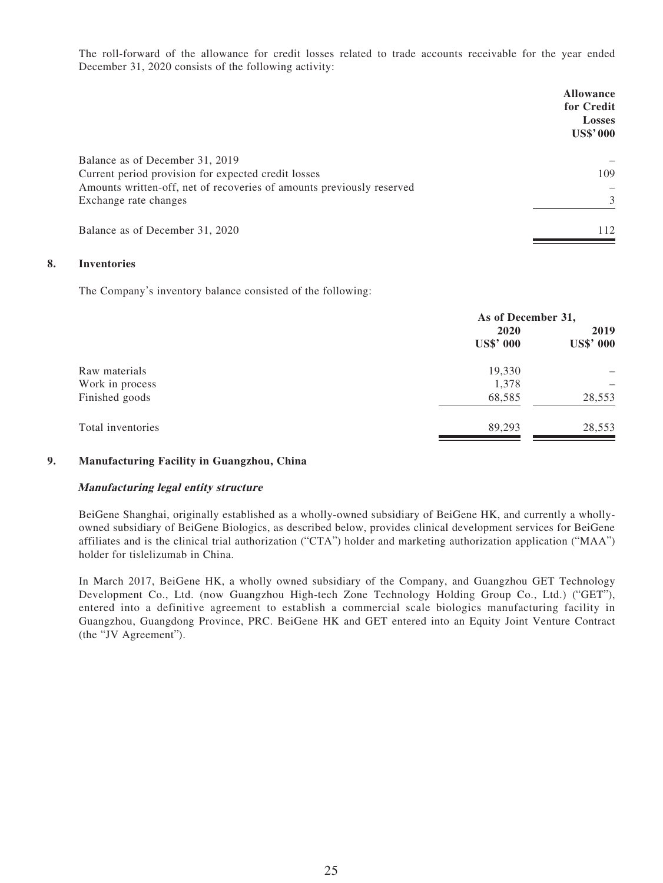The roll-forward of the allowance for credit losses related to trade accounts receivable for the year ended December 31, 2020 consists of the following activity:

| | Allowance for Credit Losses US$'000 |
|---|---|
| Balance as of December 31, 2019 | – |
| Current period provision for expected credit losses | 109 |
| Amounts written-off, net of recoveries of amounts previously reserved | – |
| Exchange rate changes | 3 |
| Balance as of December 31, 2020 | 112 |

## 8. Inventories

The Company's inventory balance consisted of the following:

| | As of December 31, | |
|---|---|---|
| | 2020 US$' 000 | 2019 US$' 000 |
| Raw materials | 19,330 | – |
| Work in process | 1,378 | – |
| Finished goods | 68,585 | 28,553 |
| Total inventories | 89,293 | 28,553 |

## 9. Manufacturing Facility in Guangzhou, China

***Manufacturing legal entity structure***

BeiGene Shanghai, originally established as a wholly-owned subsidiary of BeiGene HK, and currently a wholly-owned subsidiary of BeiGene Biologics, as described below, provides clinical development services for BeiGene affiliates and is the clinical trial authorization ("CTA") holder and marketing authorization application ("MAA") holder for tislelizumab in China.

In March 2017, BeiGene HK, a wholly owned subsidiary of the Company, and Guangzhou GET Technology Development Co., Ltd. (now Guangzhou High-tech Zone Technology Holding Group Co., Ltd.) ("GET"), entered into a definitive agreement to establish a commercial scale biologics manufacturing facility in Guangzhou, Guangdong Province, PRC. BeiGene HK and GET entered into an Equity Joint Venture Contract (the "JV Agreement").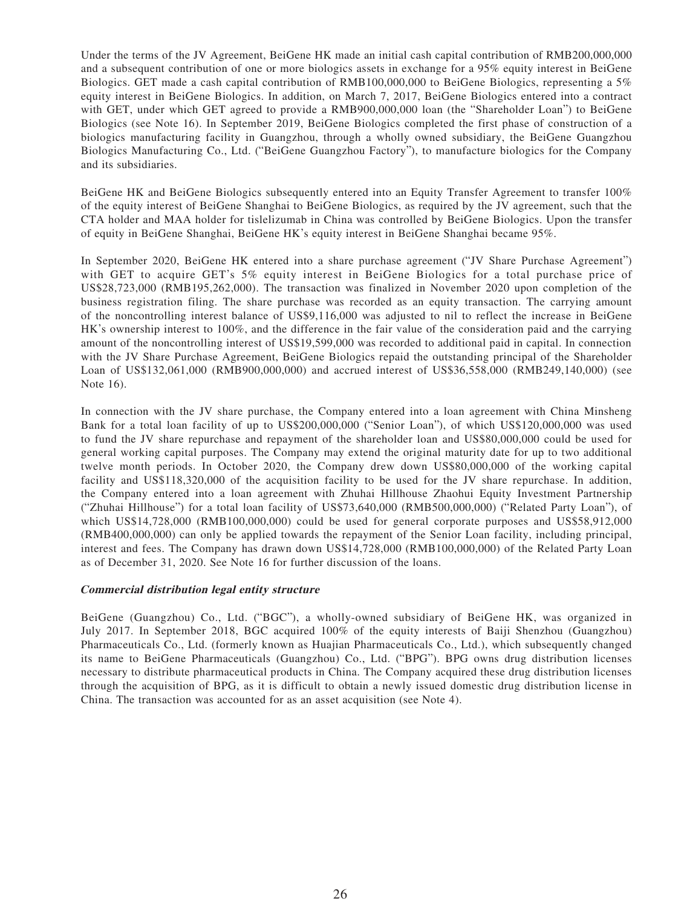Under the terms of the JV Agreement, BeiGene HK made an initial cash capital contribution of RMB200,000,000 and a subsequent contribution of one or more biologics assets in exchange for a 95% equity interest in BeiGene Biologics. GET made a cash capital contribution of RMB100,000,000 to BeiGene Biologics, representing a 5% equity interest in BeiGene Biologics. In addition, on March 7, 2017, BeiGene Biologics entered into a contract with GET, under which GET agreed to provide a RMB900,000,000 loan (the "Shareholder Loan") to BeiGene Biologics (see Note 16). In September 2019, BeiGene Biologics completed the first phase of construction of a biologics manufacturing facility in Guangzhou, through a wholly owned subsidiary, the BeiGene Guangzhou Biologics Manufacturing Co., Ltd. ("BeiGene Guangzhou Factory"), to manufacture biologics for the Company and its subsidiaries.

BeiGene HK and BeiGene Biologics subsequently entered into an Equity Transfer Agreement to transfer 100% of the equity interest of BeiGene Shanghai to BeiGene Biologics, as required by the JV agreement, such that the CTA holder and MAA holder for tislelizumab in China was controlled by BeiGene Biologics. Upon the transfer of equity in BeiGene Shanghai, BeiGene HK's equity interest in BeiGene Shanghai became 95%.

In September 2020, BeiGene HK entered into a share purchase agreement ("JV Share Purchase Agreement") with GET to acquire GET's 5% equity interest in BeiGene Biologics for a total purchase price of US$28,723,000 (RMB195,262,000). The transaction was finalized in November 2020 upon completion of the business registration filing. The share purchase was recorded as an equity transaction. The carrying amount of the noncontrolling interest balance of US$9,116,000 was adjusted to nil to reflect the increase in BeiGene HK's ownership interest to 100%, and the difference in the fair value of the consideration paid and the carrying amount of the noncontrolling interest of US$19,599,000 was recorded to additional paid in capital. In connection with the JV Share Purchase Agreement, BeiGene Biologics repaid the outstanding principal of the Shareholder Loan of US$132,061,000 (RMB900,000,000) and accrued interest of US$36,558,000 (RMB249,140,000) (see Note 16).

In connection with the JV share purchase, the Company entered into a loan agreement with China Minsheng Bank for a total loan facility of up to US$200,000,000 ("Senior Loan"), of which US$120,000,000 was used to fund the JV share repurchase and repayment of the shareholder loan and US$80,000,000 could be used for general working capital purposes. The Company may extend the original maturity date for up to two additional twelve month periods. In October 2020, the Company drew down US$80,000,000 of the working capital facility and US$118,320,000 of the acquisition facility to be used for the JV share repurchase. In addition, the Company entered into a loan agreement with Zhuhai Hillhouse Zhaohui Equity Investment Partnership ("Zhuhai Hillhouse") for a total loan facility of US$73,640,000 (RMB500,000,000) ("Related Party Loan"), of which US$14,728,000 (RMB100,000,000) could be used for general corporate purposes and US$58,912,000 (RMB400,000,000) can only be applied towards the repayment of the Senior Loan facility, including principal, interest and fees. The Company has drawn down US$14,728,000 (RMB100,000,000) of the Related Party Loan as of December 31, 2020. See Note 16 for further discussion of the loans.

***Commercial distribution legal entity structure***

BeiGene (Guangzhou) Co., Ltd. ("BGC"), a wholly-owned subsidiary of BeiGene HK, was organized in July 2017. In September 2018, BGC acquired 100% of the equity interests of Baiji Shenzhou (Guangzhou) Pharmaceuticals Co., Ltd. (formerly known as Huajian Pharmaceuticals Co., Ltd.), which subsequently changed its name to BeiGene Pharmaceuticals (Guangzhou) Co., Ltd. ("BPG"). BPG owns drug distribution licenses necessary to distribute pharmaceutical products in China. The Company acquired these drug distribution licenses through the acquisition of BPG, as it is difficult to obtain a newly issued domestic drug distribution license in China. The transaction was accounted for as an asset acquisition (see Note 4).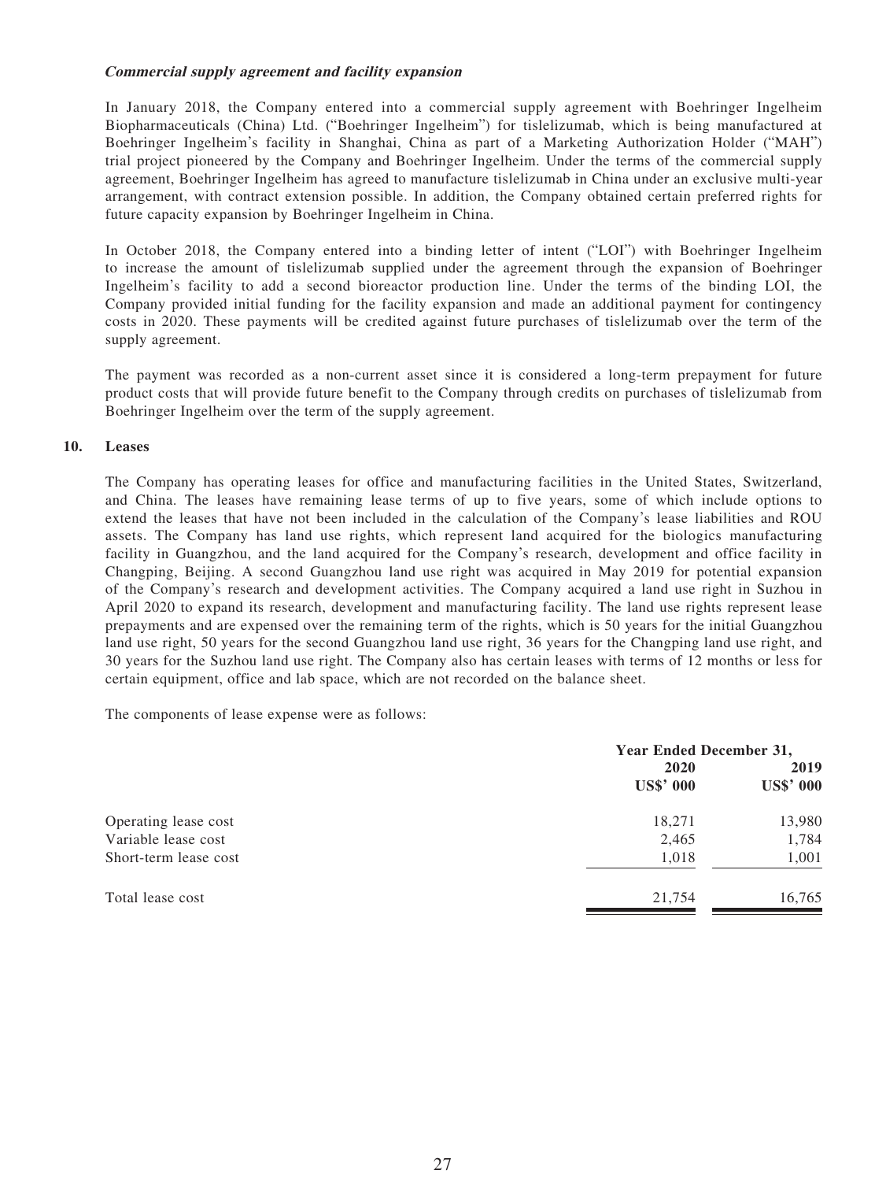***Commercial supply agreement and facility expansion***

In January 2018, the Company entered into a commercial supply agreement with Boehringer Ingelheim Biopharmaceuticals (China) Ltd. ("Boehringer Ingelheim") for tislelizumab, which is being manufactured at Boehringer Ingelheim's facility in Shanghai, China as part of a Marketing Authorization Holder ("MAH") trial project pioneered by the Company and Boehringer Ingelheim. Under the terms of the commercial supply agreement, Boehringer Ingelheim has agreed to manufacture tislelizumab in China under an exclusive multi-year arrangement, with contract extension possible. In addition, the Company obtained certain preferred rights for future capacity expansion by Boehringer Ingelheim in China.

In October 2018, the Company entered into a binding letter of intent ("LOI") with Boehringer Ingelheim to increase the amount of tislelizumab supplied under the agreement through the expansion of Boehringer Ingelheim's facility to add a second bioreactor production line. Under the terms of the binding LOI, the Company provided initial funding for the facility expansion and made an additional payment for contingency costs in 2020. These payments will be credited against future purchases of tislelizumab over the term of the supply agreement.

The payment was recorded as a non-current asset since it is considered a long-term prepayment for future product costs that will provide future benefit to the Company through credits on purchases of tislelizumab from Boehringer Ingelheim over the term of the supply agreement.

**10. Leases**

The Company has operating leases for office and manufacturing facilities in the United States, Switzerland, and China. The leases have remaining lease terms of up to five years, some of which include options to extend the leases that have not been included in the calculation of the Company's lease liabilities and ROU assets. The Company has land use rights, which represent land acquired for the biologics manufacturing facility in Guangzhou, and the land acquired for the Company's research, development and office facility in Changping, Beijing. A second Guangzhou land use right was acquired in May 2019 for potential expansion of the Company's research and development activities. The Company acquired a land use right in Suzhou in April 2020 to expand its research, development and manufacturing facility. The land use rights represent lease prepayments and are expensed over the remaining term of the rights, which is 50 years for the initial Guangzhou land use right, 50 years for the second Guangzhou land use right, 36 years for the Changping land use right, and 30 years for the Suzhou land use right. The Company also has certain leases with terms of 12 months or less for certain equipment, office and lab space, which are not recorded on the balance sheet.

The components of lease expense were as follows:

| | Year Ended December 31, | |
|---|---|---|
| | 2020 | 2019 |
| | US$' 000 | US$' 000 |
| Operating lease cost | 18,271 | 13,980 |
| Variable lease cost | 2,465 | 1,784 |
| Short-term lease cost | 1,018 | 1,001 |
| Total lease cost | 21,754 | 16,765 |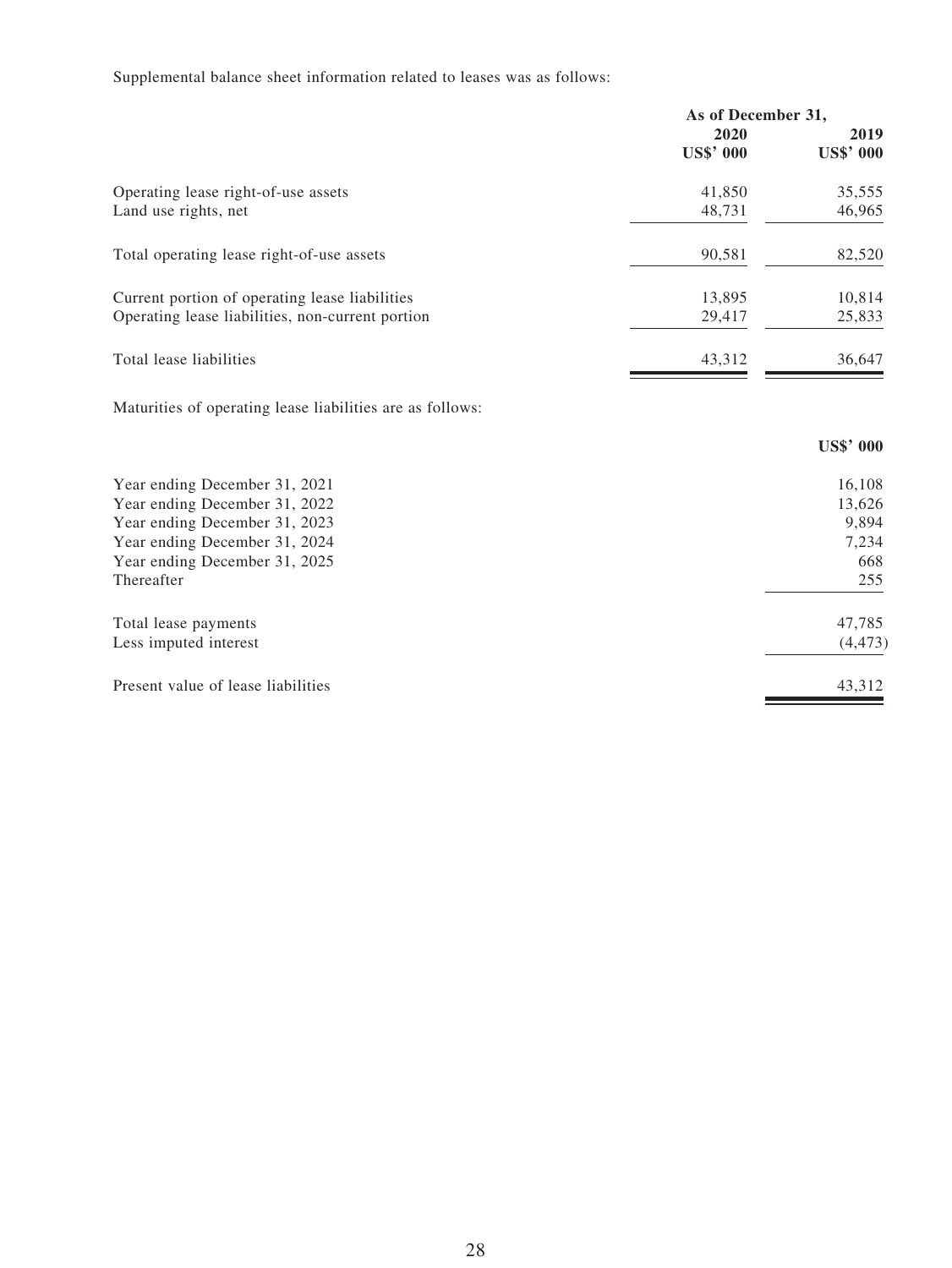Supplemental balance sheet information related to leases was as follows:

| | As of December 31, | |
|---|---|---|
| | 2020 | 2019 |
| | US$' 000 | US$' 000 |
| Operating lease right-of-use assets | 41,850 | 35,555 |
| Land use rights, net | 48,731 | 46,965 |
| Total operating lease right-of-use assets | 90,581 | 82,520 |
| Current portion of operating lease liabilities | 13,895 | 10,814 |
| Operating lease liabilities, non-current portion | 29,417 | 25,833 |
| Total lease liabilities | 43,312 | 36,647 |

Maturities of operating lease liabilities are as follows:

| | US$' 000 |
|---|---|
| Year ending December 31, 2021 | 16,108 |
| Year ending December 31, 2022 | 13,626 |
| Year ending December 31, 2023 | 9,894 |
| Year ending December 31, 2024 | 7,234 |
| Year ending December 31, 2025 | 668 |
| Thereafter | 255 |
| Total lease payments | 47,785 |
| Less imputed interest | (4,473) |
| Present value of lease liabilities | 43,312 |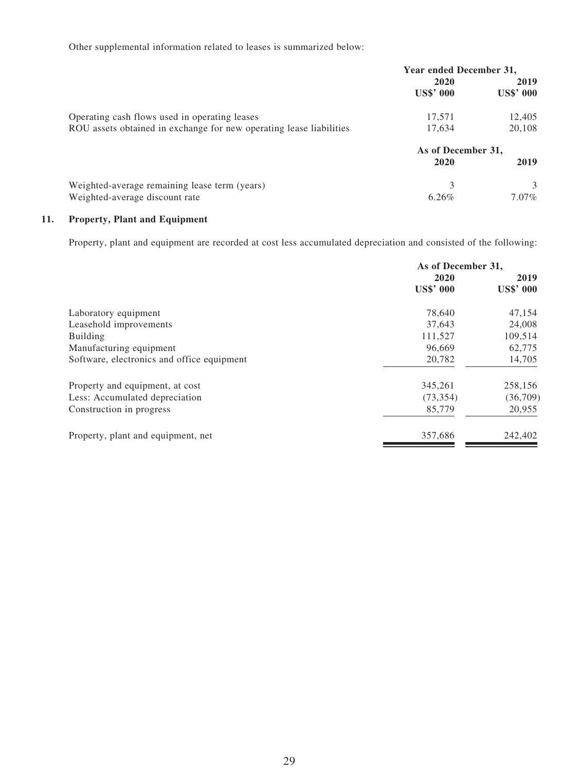Other supplemental information related to leases is summarized below:

| | Year ended December 31, | |
|---|---|---|
| | 2020 | 2019 |
| | US$' 000 | US$' 000 |
| Operating cash flows used in operating leases | 17,571 | 12,405 |
| ROU assets obtained in exchange for new operating lease liabilities | 17,634 | 20,108 |
| | As of December 31, | |
| | 2020 | 2019 |
| Weighted-average remaining lease term (years) | 3 | 3 |
| Weighted-average discount rate | 6.26% | 7.07% |

## 11. Property, Plant and Equipment

Property, plant and equipment are recorded at cost less accumulated depreciation and consisted of the following:

| | As of December 31, | |
|---|---|---|
| | 2020 | 2019 |
| | US$' 000 | US$' 000 |
| Laboratory equipment | 78,640 | 47,154 |
| Leasehold improvements | 37,643 | 24,008 |
| Building | 111,527 | 109,514 |
| Manufacturing equipment | 96,669 | 62,775 |
| Software, electronics and office equipment | 20,782 | 14,705 |
| Property and equipment, at cost | 345,261 | 258,156 |
| Less: Accumulated depreciation | (73,354) | (36,709) |
| Construction in progress | 85,779 | 20,955 |
| Property, plant and equipment, net | 357,686 | 242,402 |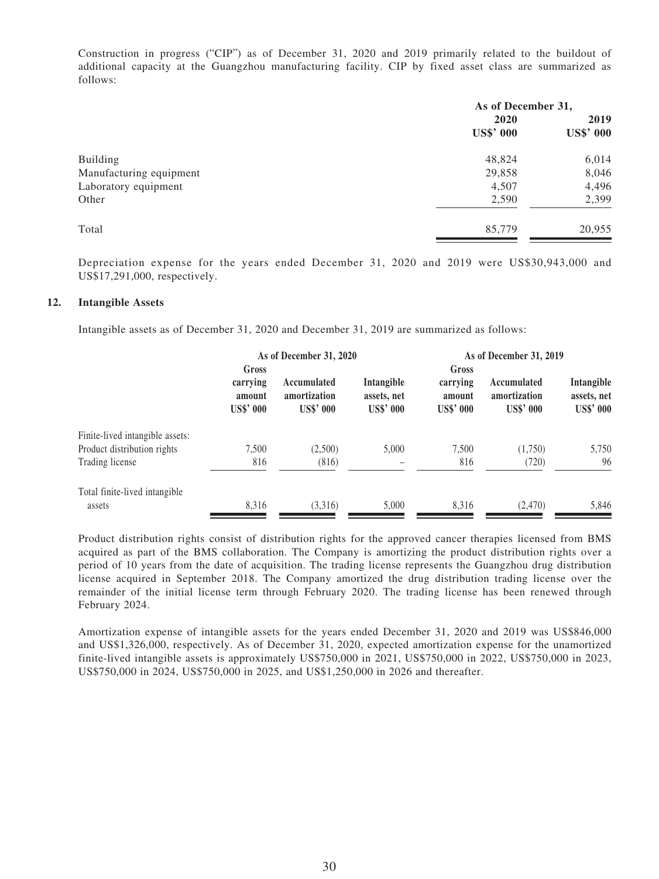Construction in progress ("CIP") as of December 31, 2020 and 2019 primarily related to the buildout of additional capacity at the Guangzhou manufacturing facility. CIP by fixed asset class are summarized as follows:

| | As of December 31, | |
|---|---|---|
| | 2020 | 2019 |
| | US$' 000 | US$' 000 |
| Building | 48,824 | 6,014 |
| Manufacturing equipment | 29,858 | 8,046 |
| Laboratory equipment | 4,507 | 4,496 |
| Other | 2,590 | 2,399 |
| Total | 85,779 | 20,955 |

Depreciation expense for the years ended December 31, 2020 and 2019 were US$30,943,000 and US$17,291,000, respectively.

## 12. Intangible Assets

Intangible assets as of December 31, 2020 and December 31, 2019 are summarized as follows:

| | As of December 31, 2020 | | | As of December 31, 2019 | | |
|---|---|---|---|---|---|---|
| | Gross carrying amount | Accumulated amortization | Intangible assets, net | Gross carrying amount | Accumulated amortization | Intangible assets, net |
| | US$' 000 | US$' 000 | US$' 000 | US$' 000 | US$' 000 | US$' 000 |
| Finite-lived intangible assets: | | | | | | |
| Product distribution rights | 7,500 | (2,500) | 5,000 | 7,500 | (1,750) | 5,750 |
| Trading license | 816 | (816) | – | 816 | (720) | 96 |
| Total finite-lived intangible assets | 8,316 | (3,316) | 5,000 | 8,316 | (2,470) | 5,846 |

Product distribution rights consist of distribution rights for the approved cancer therapies licensed from BMS acquired as part of the BMS collaboration. The Company is amortizing the product distribution rights over a period of 10 years from the date of acquisition. The trading license represents the Guangzhou drug distribution license acquired in September 2018. The Company amortized the drug distribution trading license over the remainder of the initial license term through February 2020. The trading license has been renewed through February 2024.

Amortization expense of intangible assets for the years ended December 31, 2020 and 2019 was US$846,000 and US$1,326,000, respectively. As of December 31, 2020, expected amortization expense for the unamortized finite-lived intangible assets is approximately US$750,000 in 2021, US$750,000 in 2022, US$750,000 in 2023, US$750,000 in 2024, US$750,000 in 2025, and US$1,250,000 in 2026 and thereafter.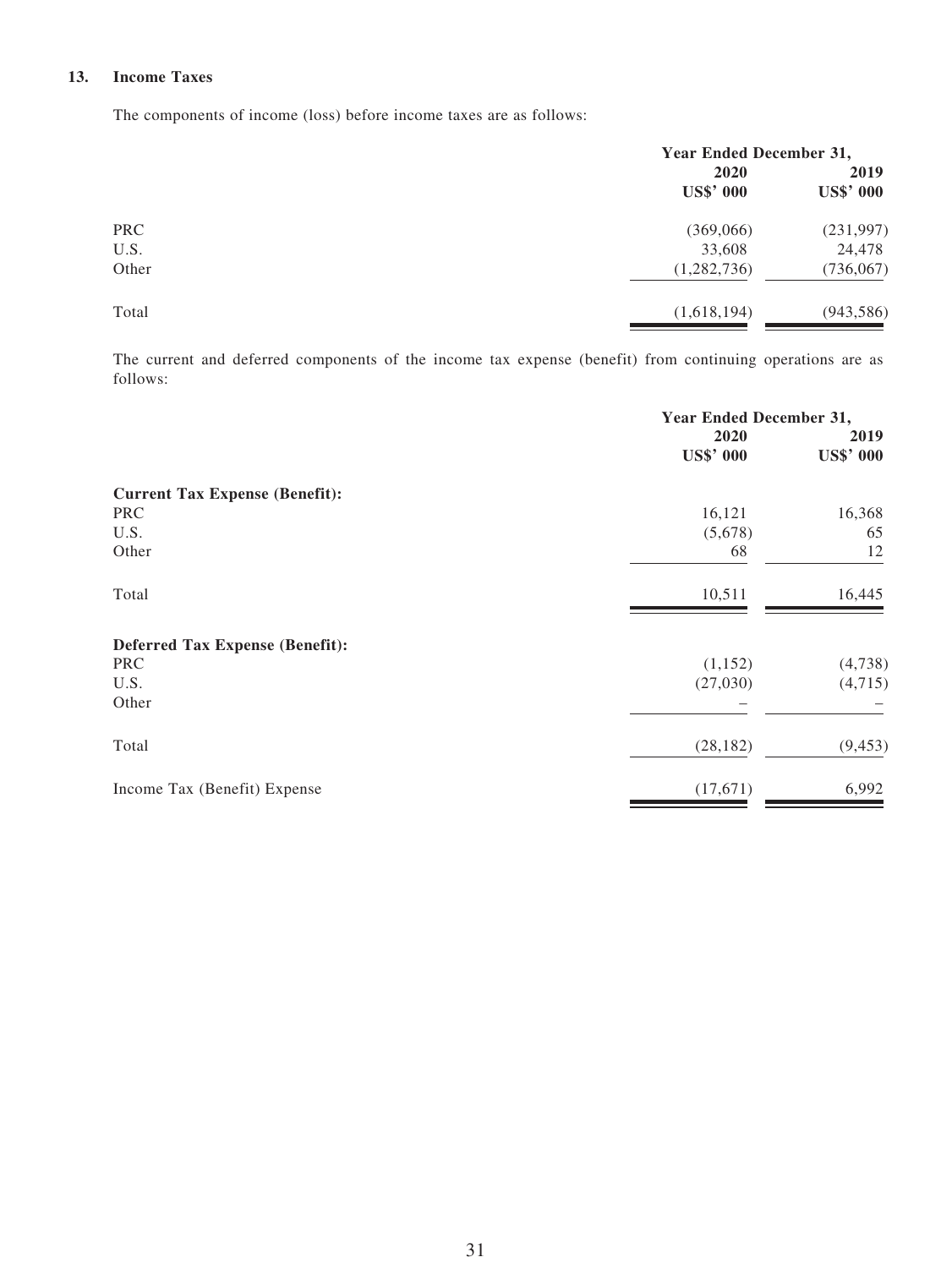### 13. Income Taxes

The components of income (loss) before income taxes are as follows:

| | Year Ended December 31, | |
|---|---|---|
| | 2020 | 2019 |
| | US$' 000 | US$' 000 |
| PRC | (369,066) | (231,997) |
| U.S. | 33,608 | 24,478 |
| Other | (1,282,736) | (736,067) |
| Total | (1,618,194) | (943,586) |

The current and deferred components of the income tax expense (benefit) from continuing operations are as follows:

| | Year Ended December 31, | |
|---|---|---|
| | 2020 | 2019 |
| | US$' 000 | US$' 000 |
| **Current Tax Expense (Benefit):** | | |
| PRC | 16,121 | 16,368 |
| U.S. | (5,678) | 65 |
| Other | 68 | 12 |
| Total | 10,511 | 16,445 |
| **Deferred Tax Expense (Benefit):** | | |
| PRC | (1,152) | (4,738) |
| U.S. | (27,030) | (4,715) |
| Other | – | – |
| Total | (28,182) | (9,453) |
| Income Tax (Benefit) Expense | (17,671) | 6,992 |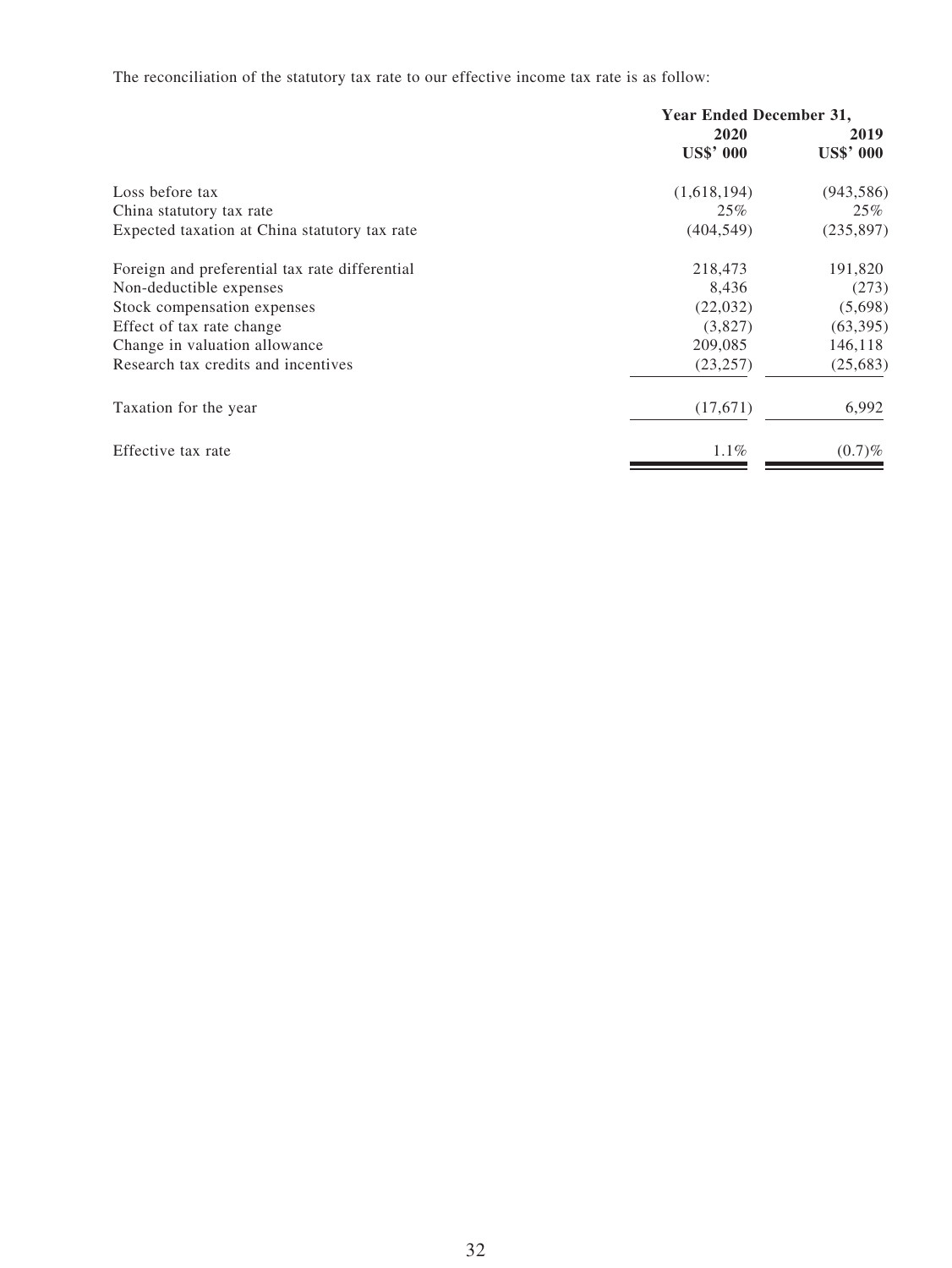The reconciliation of the statutory tax rate to our effective income tax rate is as follow:

| | Year Ended December 31, | |
|---|---|---|
| | 2020 | 2019 |
| | US$' 000 | US$' 000 |
| Loss before tax | (1,618,194) | (943,586) |
| China statutory tax rate | 25% | 25% |
| Expected taxation at China statutory tax rate | (404,549) | (235,897) |
| Foreign and preferential tax rate differential | 218,473 | 191,820 |
| Non-deductible expenses | 8,436 | (273) |
| Stock compensation expenses | (22,032) | (5,698) |
| Effect of tax rate change | (3,827) | (63,395) |
| Change in valuation allowance | 209,085 | 146,118 |
| Research tax credits and incentives | (23,257) | (25,683) |
| Taxation for the year | (17,671) | 6,992 |
| Effective tax rate | 1.1% | (0.7)% |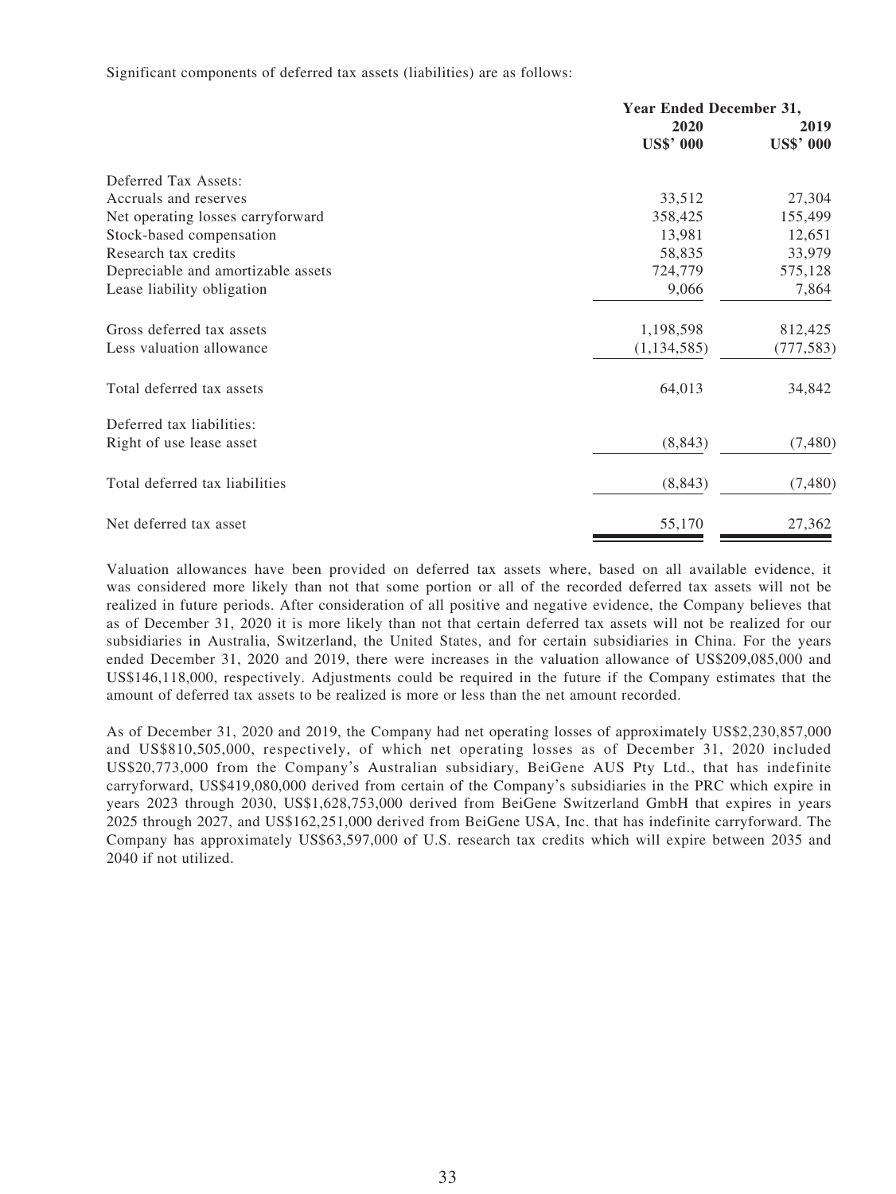Significant components of deferred tax assets (liabilities) are as follows:

| | Year Ended December 31, | |
|---|---|---|
| | 2020 | 2019 |
| | US$' 000 | US$' 000 |
| Deferred Tax Assets: | | |
| Accruals and reserves | 33,512 | 27,304 |
| Net operating losses carryforward | 358,425 | 155,499 |
| Stock-based compensation | 13,981 | 12,651 |
| Research tax credits | 58,835 | 33,979 |
| Depreciable and amortizable assets | 724,779 | 575,128 |
| Lease liability obligation | 9,066 | 7,864 |
| Gross deferred tax assets | 1,198,598 | 812,425 |
| Less valuation allowance | (1,134,585) | (777,583) |
| Total deferred tax assets | 64,013 | 34,842 |
| Deferred tax liabilities: | | |
| Right of use lease asset | (8,843) | (7,480) |
| Total deferred tax liabilities | (8,843) | (7,480) |
| Net deferred tax asset | 55,170 | 27,362 |

Valuation allowances have been provided on deferred tax assets where, based on all available evidence, it was considered more likely than not that some portion or all of the recorded deferred tax assets will not be realized in future periods. After consideration of all positive and negative evidence, the Company believes that as of December 31, 2020 it is more likely than not that certain deferred tax assets will not be realized for our subsidiaries in Australia, Switzerland, the United States, and for certain subsidiaries in China. For the years ended December 31, 2020 and 2019, there were increases in the valuation allowance of US$209,085,000 and US$146,118,000, respectively. Adjustments could be required in the future if the Company estimates that the amount of deferred tax assets to be realized is more or less than the net amount recorded.

As of December 31, 2020 and 2019, the Company had net operating losses of approximately US$2,230,857,000 and US$810,505,000, respectively, of which net operating losses as of December 31, 2020 included US$20,773,000 from the Company's Australian subsidiary, BeiGene AUS Pty Ltd., that has indefinite carryforward, US$419,080,000 derived from certain of the Company's subsidiaries in the PRC which expire in years 2023 through 2030, US$1,628,753,000 derived from BeiGene Switzerland GmbH that expires in years 2025 through 2027, and US$162,251,000 derived from BeiGene USA, Inc. that has indefinite carryforward. The Company has approximately US$63,597,000 of U.S. research tax credits which will expire between 2035 and 2040 if not utilized.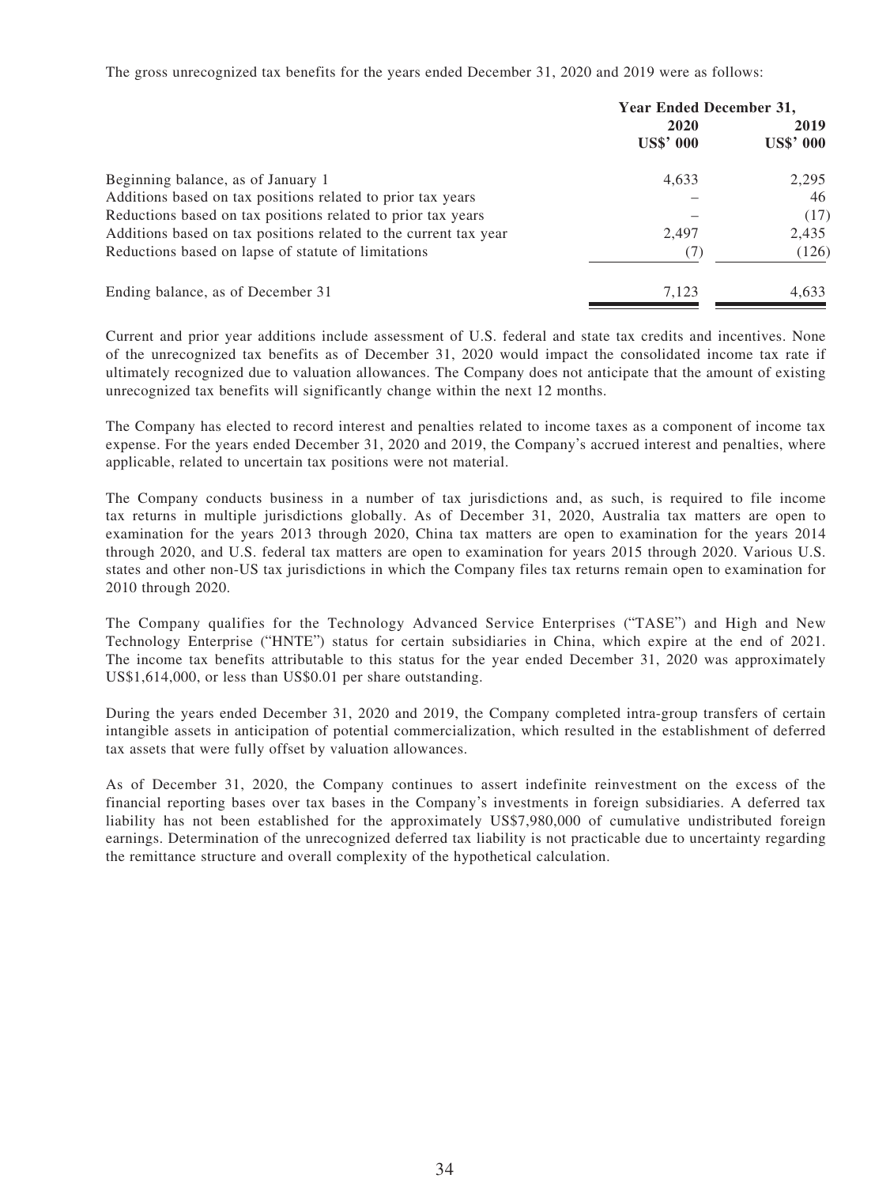The gross unrecognized tax benefits for the years ended December 31, 2020 and 2019 were as follows:

| | Year Ended December 31, | |
|---|---|---|
| | 2020 | 2019 |
| | US$' 000 | US$' 000 |
| Beginning balance, as of January 1 | 4,633 | 2,295 |
| Additions based on tax positions related to prior tax years | – | 46 |
| Reductions based on tax positions related to prior tax years | – | (17) |
| Additions based on tax positions related to the current tax year | 2,497 | 2,435 |
| Reductions based on lapse of statute of limitations | (7) | (126) |
| Ending balance, as of December 31 | 7,123 | 4,633 |

Current and prior year additions include assessment of U.S. federal and state tax credits and incentives. None of the unrecognized tax benefits as of December 31, 2020 would impact the consolidated income tax rate if ultimately recognized due to valuation allowances. The Company does not anticipate that the amount of existing unrecognized tax benefits will significantly change within the next 12 months.

The Company has elected to record interest and penalties related to income taxes as a component of income tax expense. For the years ended December 31, 2020 and 2019, the Company's accrued interest and penalties, where applicable, related to uncertain tax positions were not material.

The Company conducts business in a number of tax jurisdictions and, as such, is required to file income tax returns in multiple jurisdictions globally. As of December 31, 2020, Australia tax matters are open to examination for the years 2013 through 2020, China tax matters are open to examination for the years 2014 through 2020, and U.S. federal tax matters are open to examination for years 2015 through 2020. Various U.S. states and other non-US tax jurisdictions in which the Company files tax returns remain open to examination for 2010 through 2020.

The Company qualifies for the Technology Advanced Service Enterprises ("TASE") and High and New Technology Enterprise ("HNTE") status for certain subsidiaries in China, which expire at the end of 2021. The income tax benefits attributable to this status for the year ended December 31, 2020 was approximately US$1,614,000, or less than US$0.01 per share outstanding.

During the years ended December 31, 2020 and 2019, the Company completed intra-group transfers of certain intangible assets in anticipation of potential commercialization, which resulted in the establishment of deferred tax assets that were fully offset by valuation allowances.

As of December 31, 2020, the Company continues to assert indefinite reinvestment on the excess of the financial reporting bases over tax bases in the Company's investments in foreign subsidiaries. A deferred tax liability has not been established for the approximately US$7,980,000 of cumulative undistributed foreign earnings. Determination of the unrecognized deferred tax liability is not practicable due to uncertainty regarding the remittance structure and overall complexity of the hypothetical calculation.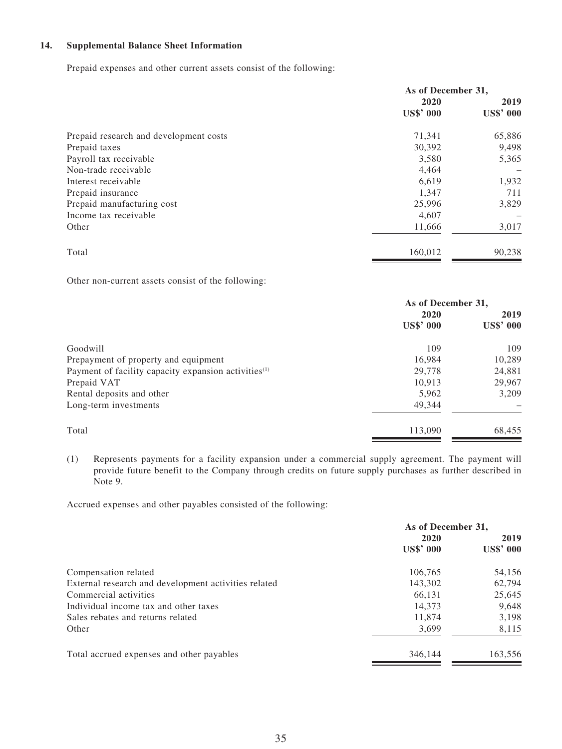### 14. Supplemental Balance Sheet Information

Prepaid expenses and other current assets consist of the following:

| | As of December 31, | |
|---|---|---|
| | 2020 | 2019 |
| | US$' 000 | US$' 000 |
| Prepaid research and development costs | 71,341 | 65,886 |
| Prepaid taxes | 30,392 | 9,498 |
| Payroll tax receivable | 3,580 | 5,365 |
| Non-trade receivable | 4,464 | – |
| Interest receivable | 6,619 | 1,932 |
| Prepaid insurance | 1,347 | 711 |
| Prepaid manufacturing cost | 25,996 | 3,829 |
| Income tax receivable | 4,607 | – |
| Other | 11,666 | 3,017 |
| Total | 160,012 | 90,238 |

Other non-current assets consist of the following:

| | As of December 31, | |
|---|---|---|
| | 2020 | 2019 |
| | US$' 000 | US$' 000 |
| Goodwill | 109 | 109 |
| Prepayment of property and equipment | 16,984 | 10,289 |
| Payment of facility capacity expansion activities[(1)] | 29,778 | 24,881 |
| Prepaid VAT | 10,913 | 29,967 |
| Rental deposits and other | 5,962 | 3,209 |
| Long-term investments | 49,344 | – |
| Total | 113,090 | 68,455 |

(1) Represents payments for a facility expansion under a commercial supply agreement. The payment will provide future benefit to the Company through credits on future supply purchases as further described in Note 9.

Accrued expenses and other payables consisted of the following:

| | As of December 31, | |
|---|---|---|
| | 2020 | 2019 |
| | US$' 000 | US$' 000 |
| Compensation related | 106,765 | 54,156 |
| External research and development activities related | 143,302 | 62,794 |
| Commercial activities | 66,131 | 25,645 |
| Individual income tax and other taxes | 14,373 | 9,648 |
| Sales rebates and returns related | 11,874 | 3,198 |
| Other | 3,699 | 8,115 |
| Total accrued expenses and other payables | 346,144 | 163,556 |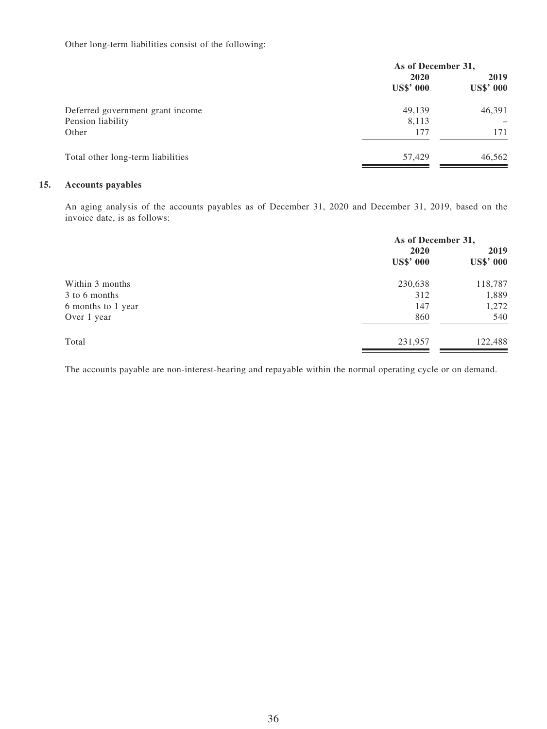Other long-term liabilities consist of the following:

| | As of December 31, | |
|---|---|---|
| | 2020 | 2019 |
| | US$' 000 | US$' 000 |
| Deferred government grant income | 49,139 | 46,391 |
| Pension liability | 8,113 | – |
| Other | 177 | 171 |
| Total other long-term liabilities | 57,429 | 46,562 |

## 15. Accounts payables

An aging analysis of the accounts payables as of December 31, 2020 and December 31, 2019, based on the invoice date, is as follows:

| | As of December 31, | |
|---|---|---|
| | 2020 | 2019 |
| | US$' 000 | US$' 000 |
| Within 3 months | 230,638 | 118,787 |
| 3 to 6 months | 312 | 1,889 |
| 6 months to 1 year | 147 | 1,272 |
| Over 1 year | 860 | 540 |
| Total | 231,957 | 122,488 |

The accounts payable are non-interest-bearing and repayable within the normal operating cycle or on demand.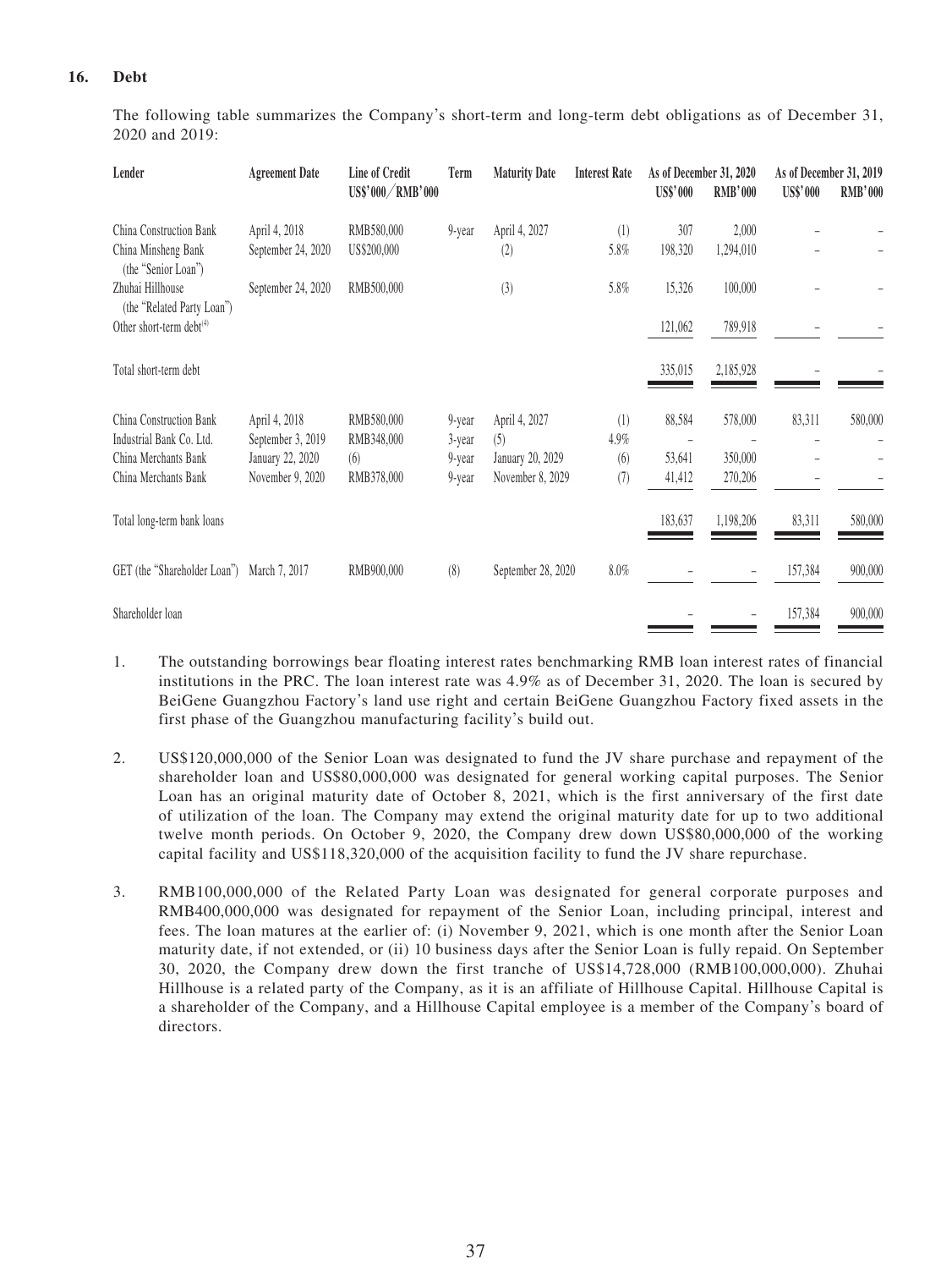### 16. Debt

The following table summarizes the Company's short-term and long-term debt obligations as of December 31, 2020 and 2019:

| Lender | Agreement Date | Line of Credit US$'000／RMB'000 | Term | Maturity Date | Interest Rate | As of December 31, 2020 | | As of December 31, 2019 | |
|---|---|---|---|---|---|---|---|---|---|
| | | | | | | US$'000 | RMB'000 | US$'000 | RMB'000 |
| China Construction Bank | April 4, 2018 | RMB580,000 | 9-year | April 4, 2027 | (1) | 307 | 2,000 | – | – |
| China Minsheng Bank (the "Senior Loan") | September 24, 2020 | US$200,000 | | (2) | 5.8% | 198,320 | 1,294,010 | – | – |
| Zhuhai Hillhouse (the "Related Party Loan") | September 24, 2020 | RMB500,000 | | (3) | 5.8% | 15,326 | 100,000 | – | – |
| Other short-term debt[(4)] | | | | | | 121,062 | 789,918 | – | – |
| Total short-term debt | | | | | | 335,015 | 2,185,928 | – | – |
| China Construction Bank | April 4, 2018 | RMB580,000 | 9-year | April 4, 2027 | (1) | 88,584 | 578,000 | 83,311 | 580,000 |
| Industrial Bank Co. Ltd. | September 3, 2019 | RMB348,000 | 3-year | (5) | 4.9% | – | – | – | – |
| China Merchants Bank | January 22, 2020 | (6) | 9-year | January 20, 2029 | (6) | 53,641 | 350,000 | – | – |
| China Merchants Bank | November 9, 2020 | RMB378,000 | 9-year | November 8, 2029 | (7) | 41,412 | 270,206 | – | – |
| Total long-term bank loans | | | | | | 183,637 | 1,198,206 | 83,311 | 580,000 |
| GET (the "Shareholder Loan") | March 7, 2017 | RMB900,000 | (8) | September 28, 2020 | 8.0% | – | – | 157,384 | 900,000 |
| Shareholder loan | | | | | | – | – | 157,384 | 900,000 |

1. The outstanding borrowings bear floating interest rates benchmarking RMB loan interest rates of financial institutions in the PRC. The loan interest rate was 4.9% as of December 31, 2020. The loan is secured by BeiGene Guangzhou Factory's land use right and certain BeiGene Guangzhou Factory fixed assets in the first phase of the Guangzhou manufacturing facility's build out.

2. US$120,000,000 of the Senior Loan was designated to fund the JV share purchase and repayment of the shareholder loan and US$80,000,000 was designated for general working capital purposes. The Senior Loan has an original maturity date of October 8, 2021, which is the first anniversary of the first date of utilization of the loan. The Company may extend the original maturity date for up to two additional twelve month periods. On October 9, 2020, the Company drew down US$80,000,000 of the working capital facility and US$118,320,000 of the acquisition facility to fund the JV share repurchase.

3. RMB100,000,000 of the Related Party Loan was designated for general corporate purposes and RMB400,000,000 was designated for repayment of the Senior Loan, including principal, interest and fees. The loan matures at the earlier of: (i) November 9, 2021, which is one month after the Senior Loan maturity date, if not extended, or (ii) 10 business days after the Senior Loan is fully repaid. On September 30, 2020, the Company drew down the first tranche of US$14,728,000 (RMB100,000,000). Zhuhai Hillhouse is a related party of the Company, as it is an affiliate of Hillhouse Capital. Hillhouse Capital is a shareholder of the Company, and a Hillhouse Capital employee is a member of the Company's board of directors.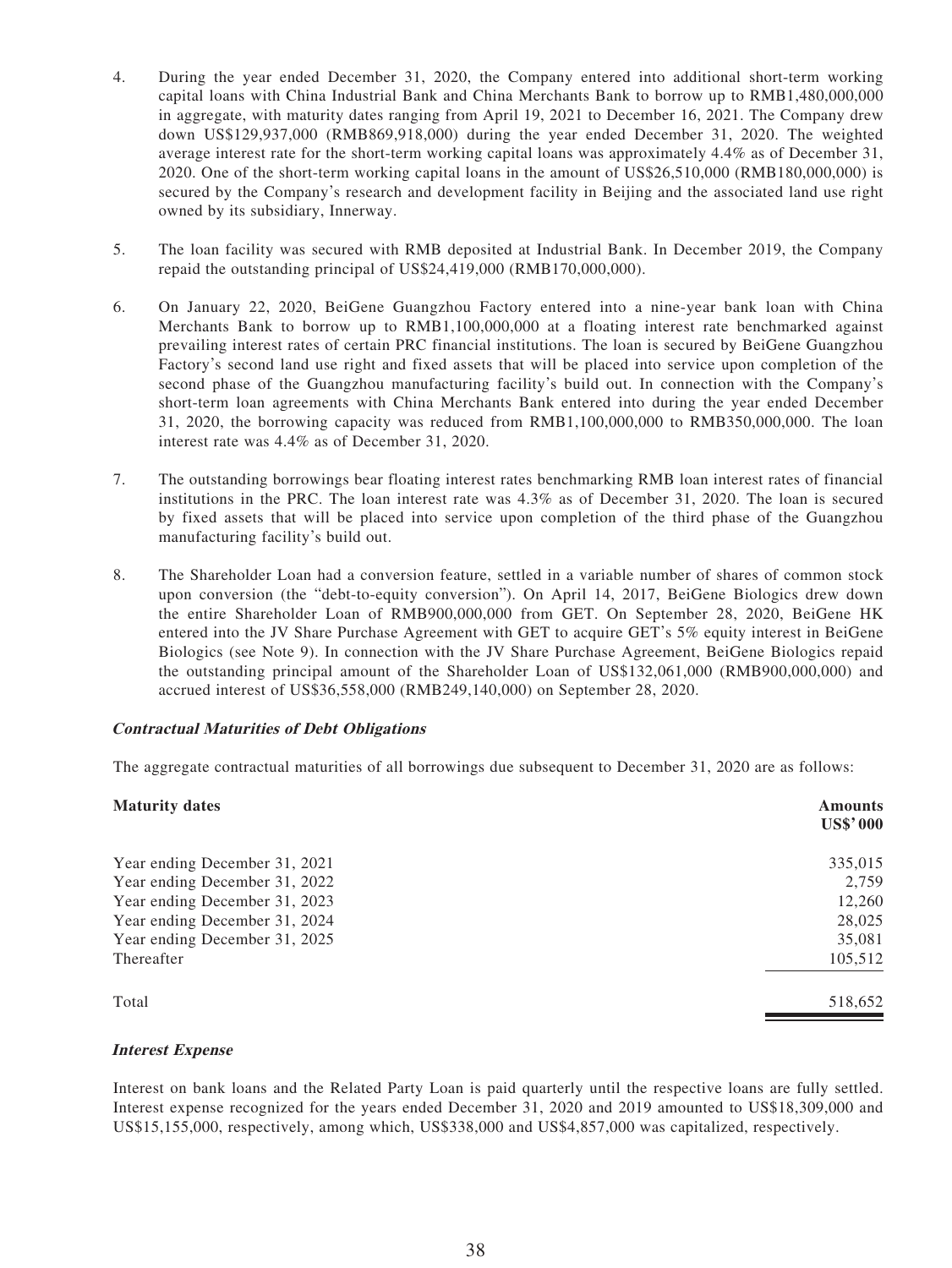4. During the year ended December 31, 2020, the Company entered into additional short-term working capital loans with China Industrial Bank and China Merchants Bank to borrow up to RMB1,480,000,000 in aggregate, with maturity dates ranging from April 19, 2021 to December 16, 2021. The Company drew down US$129,937,000 (RMB869,918,000) during the year ended December 31, 2020. The weighted average interest rate for the short-term working capital loans was approximately 4.4% as of December 31, 2020. One of the short-term working capital loans in the amount of US$26,510,000 (RMB180,000,000) is secured by the Company's research and development facility in Beijing and the associated land use right owned by its subsidiary, Innerway.

5. The loan facility was secured with RMB deposited at Industrial Bank. In December 2019, the Company repaid the outstanding principal of US$24,419,000 (RMB170,000,000).

6. On January 22, 2020, BeiGene Guangzhou Factory entered into a nine-year bank loan with China Merchants Bank to borrow up to RMB1,100,000,000 at a floating interest rate benchmarked against prevailing interest rates of certain PRC financial institutions. The loan is secured by BeiGene Guangzhou Factory's second land use right and fixed assets that will be placed into service upon completion of the second phase of the Guangzhou manufacturing facility's build out. In connection with the Company's short-term loan agreements with China Merchants Bank entered into during the year ended December 31, 2020, the borrowing capacity was reduced from RMB1,100,000,000 to RMB350,000,000. The loan interest rate was 4.4% as of December 31, 2020.

7. The outstanding borrowings bear floating interest rates benchmarking RMB loan interest rates of financial institutions in the PRC. The loan interest rate was 4.3% as of December 31, 2020. The loan is secured by fixed assets that will be placed into service upon completion of the third phase of the Guangzhou manufacturing facility's build out.

8. The Shareholder Loan had a conversion feature, settled in a variable number of shares of common stock upon conversion (the "debt-to-equity conversion"). On April 14, 2017, BeiGene Biologics drew down the entire Shareholder Loan of RMB900,000,000 from GET. On September 28, 2020, BeiGene HK entered into the JV Share Purchase Agreement with GET to acquire GET's 5% equity interest in BeiGene Biologics (see Note 9). In connection with the JV Share Purchase Agreement, BeiGene Biologics repaid the outstanding principal amount of the Shareholder Loan of US$132,061,000 (RMB900,000,000) and accrued interest of US$36,558,000 (RMB249,140,000) on September 28, 2020.

### *Contractual Maturities of Debt Obligations*

The aggregate contractual maturities of all borrowings due subsequent to December 31, 2020 are as follows:

| Maturity dates | Amounts US$'000 |
|---|---|
| Year ending December 31, 2021 | 335,015 |
| Year ending December 31, 2022 | 2,759 |
| Year ending December 31, 2023 | 12,260 |
| Year ending December 31, 2024 | 28,025 |
| Year ending December 31, 2025 | 35,081 |
| Thereafter | 105,512 |
| Total | 518,652 |

### *Interest Expense*

Interest on bank loans and the Related Party Loan is paid quarterly until the respective loans are fully settled. Interest expense recognized for the years ended December 31, 2020 and 2019 amounted to US$18,309,000 and US$15,155,000, respectively, among which, US$338,000 and US$4,857,000 was capitalized, respectively.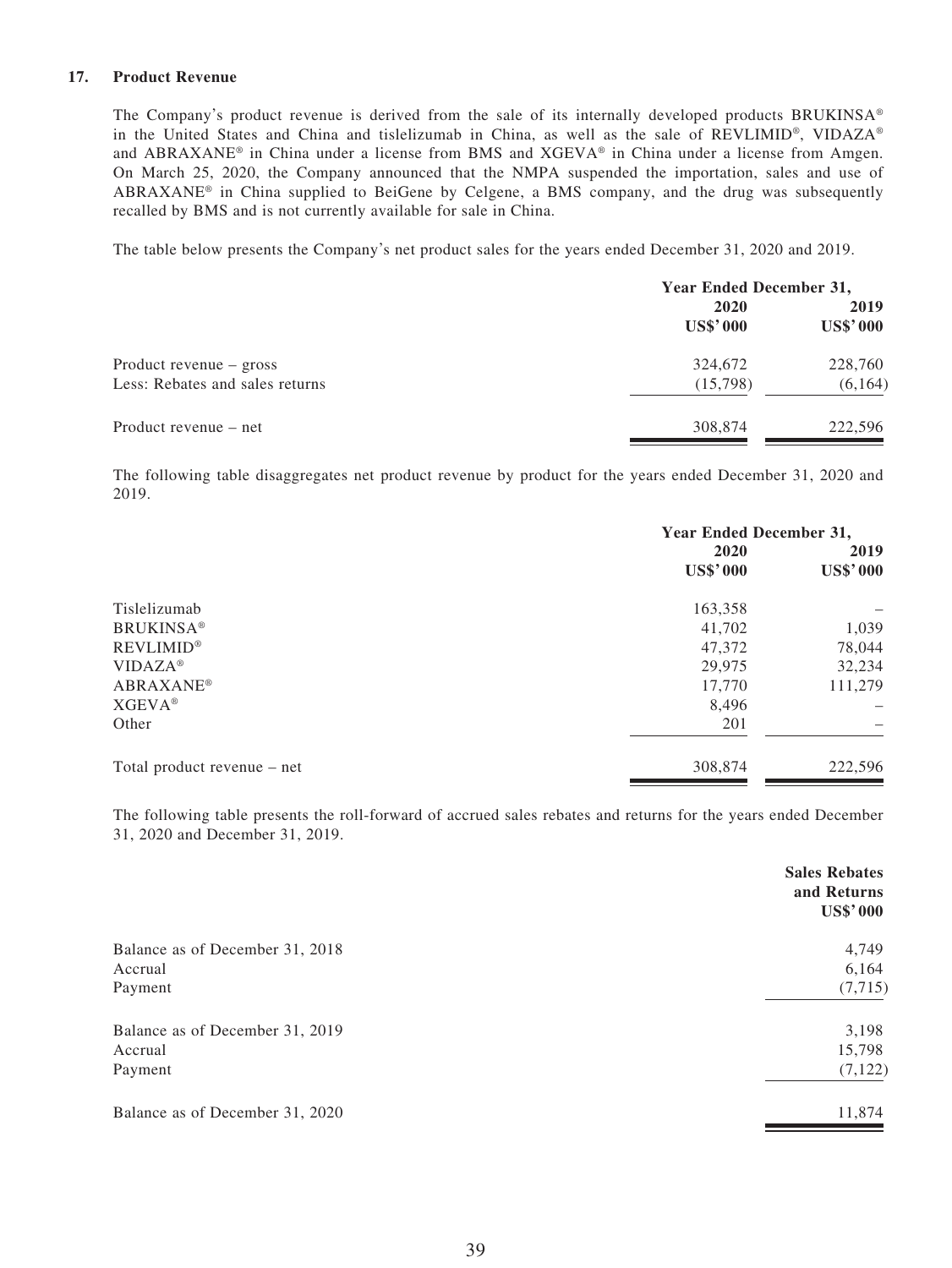### 17. Product Revenue

The Company's product revenue is derived from the sale of its internally developed products BRUKINSA® in the United States and China and tislelizumab in China, as well as the sale of REVLIMID®, VIDAZA® and ABRAXANE® in China under a license from BMS and XGEVA® in China under a license from Amgen. On March 25, 2020, the Company announced that the NMPA suspended the importation, sales and use of ABRAXANE® in China supplied to BeiGene by Celgene, a BMS company, and the drug was subsequently recalled by BMS and is not currently available for sale in China.

The table below presents the Company's net product sales for the years ended December 31, 2020 and 2019.

| | Year Ended December 31, | |
|---|---|---|
| | 2020 | 2019 |
| | US$'000 | US$'000 |
| Product revenue – gross | 324,672 | 228,760 |
| Less: Rebates and sales returns | (15,798) | (6,164) |
| Product revenue – net | 308,874 | 222,596 |

The following table disaggregates net product revenue by product for the years ended December 31, 2020 and 2019.

| | Year Ended December 31, | |
|---|---|---|
| | 2020 | 2019 |
| | US$'000 | US$'000 |
| Tislelizumab | 163,358 | – |
| BRUKINSA® | 41,702 | 1,039 |
| REVLIMID® | 47,372 | 78,044 |
| VIDAZA® | 29,975 | 32,234 |
| ABRAXANE® | 17,770 | 111,279 |
| XGEVA® | 8,496 | – |
| Other | 201 | – |
| Total product revenue – net | 308,874 | 222,596 |

The following table presents the roll-forward of accrued sales rebates and returns for the years ended December 31, 2020 and December 31, 2019.

| | Sales Rebates and Returns |
|---|---|
| | US$'000 |
| Balance as of December 31, 2018 | 4,749 |
| Accrual | 6,164 |
| Payment | (7,715) |
| Balance as of December 31, 2019 | 3,198 |
| Accrual | 15,798 |
| Payment | (7,122) |
| Balance as of December 31, 2020 | 11,874 |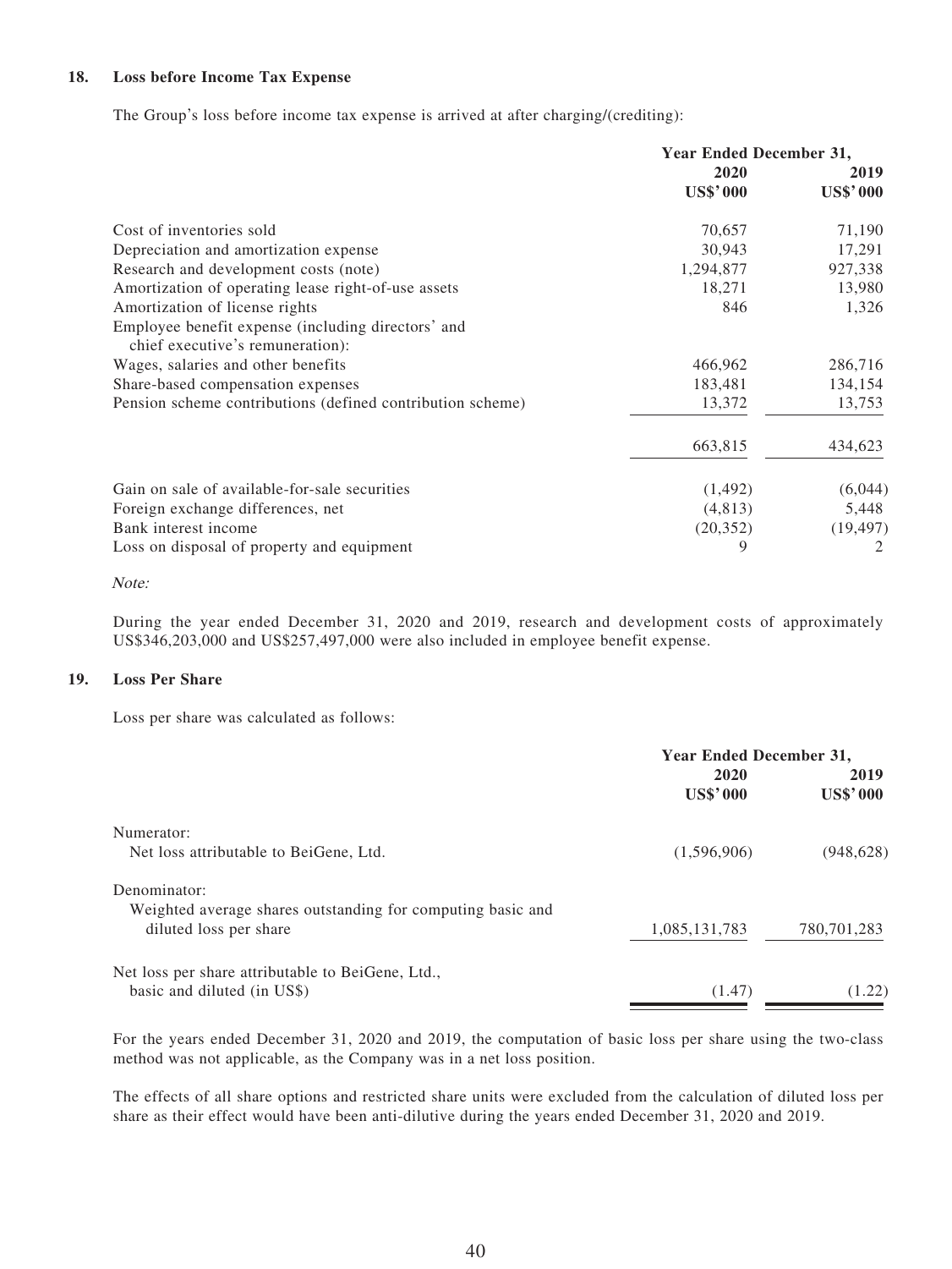### 18. Loss before Income Tax Expense

The Group's loss before income tax expense is arrived at after charging/(crediting):

| | Year Ended December 31, | |
|---|---|---|
| | 2020 | 2019 |
| | US$'000 | US$'000 |
| Cost of inventories sold | 70,657 | 71,190 |
| Depreciation and amortization expense | 30,943 | 17,291 |
| Research and development costs (note) | 1,294,877 | 927,338 |
| Amortization of operating lease right-of-use assets | 18,271 | 13,980 |
| Amortization of license rights | 846 | 1,326 |
| Employee benefit expense (including directors' and chief executive's remuneration): | | |
| Wages, salaries and other benefits | 466,962 | 286,716 |
| Share-based compensation expenses | 183,481 | 134,154 |
| Pension scheme contributions (defined contribution scheme) | 13,372 | 13,753 |
| | 663,815 | 434,623 |
| Gain on sale of available-for-sale securities | (1,492) | (6,044) |
| Foreign exchange differences, net | (4,813) | 5,448 |
| Bank interest income | (20,352) | (19,497) |
| Loss on disposal of property and equipment | 9 | 2 |

*Note:*

During the year ended December 31, 2020 and 2019, research and development costs of approximately US$346,203,000 and US$257,497,000 were also included in employee benefit expense.

### 19. Loss Per Share

Loss per share was calculated as follows:

| | Year Ended December 31, | |
|---|---|---|
| | 2020 | 2019 |
| | US$'000 | US$'000 |
| Numerator: | | |
| Net loss attributable to BeiGene, Ltd. | (1,596,906) | (948,628) |
| Denominator: | | |
| Weighted average shares outstanding for computing basic and diluted loss per share | 1,085,131,783 | 780,701,283 |
| Net loss per share attributable to BeiGene, Ltd., basic and diluted (in US$) | (1.47) | (1.22) |

For the years ended December 31, 2020 and 2019, the computation of basic loss per share using the two-class method was not applicable, as the Company was in a net loss position.

The effects of all share options and restricted share units were excluded from the calculation of diluted loss per share as their effect would have been anti-dilutive during the years ended December 31, 2020 and 2019.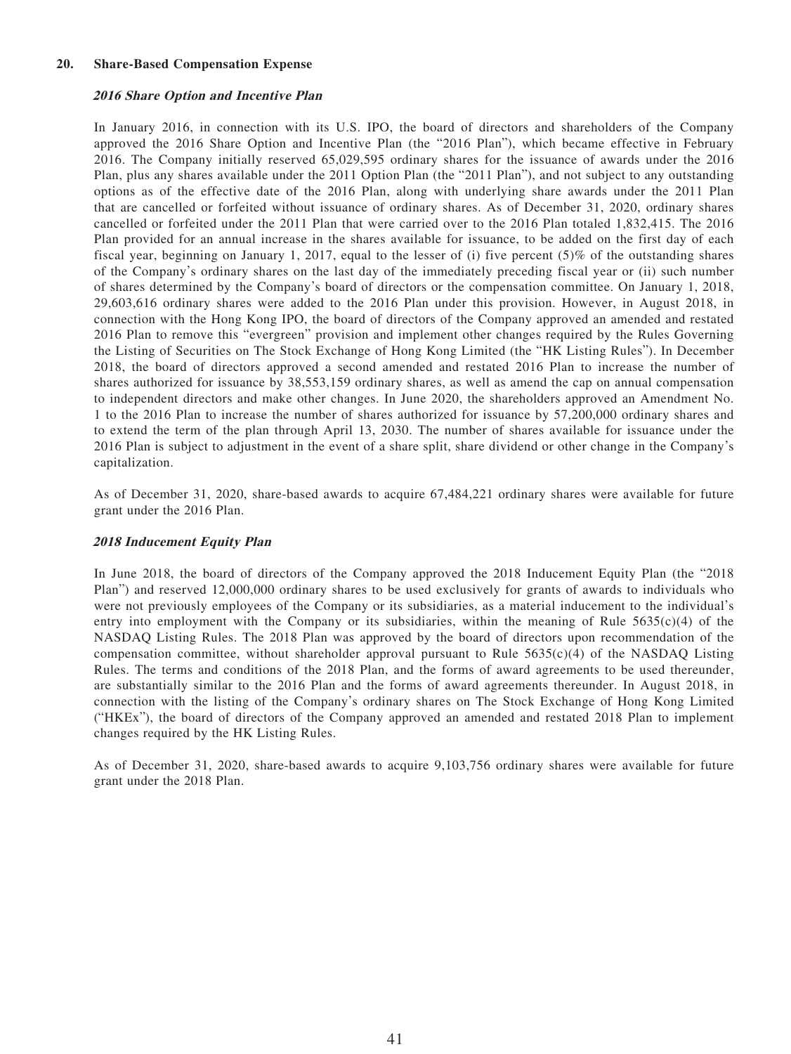## 20. Share-Based Compensation Expense

### *2016 Share Option and Incentive Plan*

In January 2016, in connection with its U.S. IPO, the board of directors and shareholders of the Company approved the 2016 Share Option and Incentive Plan (the "2016 Plan"), which became effective in February 2016. The Company initially reserved 65,029,595 ordinary shares for the issuance of awards under the 2016 Plan, plus any shares available under the 2011 Option Plan (the "2011 Plan"), and not subject to any outstanding options as of the effective date of the 2016 Plan, along with underlying share awards under the 2011 Plan that are cancelled or forfeited without issuance of ordinary shares. As of December 31, 2020, ordinary shares cancelled or forfeited under the 2011 Plan that were carried over to the 2016 Plan totaled 1,832,415. The 2016 Plan provided for an annual increase in the shares available for issuance, to be added on the first day of each fiscal year, beginning on January 1, 2017, equal to the lesser of (i) five percent (5)% of the outstanding shares of the Company's ordinary shares on the last day of the immediately preceding fiscal year or (ii) such number of shares determined by the Company's board of directors or the compensation committee. On January 1, 2018, 29,603,616 ordinary shares were added to the 2016 Plan under this provision. However, in August 2018, in connection with the Hong Kong IPO, the board of directors of the Company approved an amended and restated 2016 Plan to remove this "evergreen" provision and implement other changes required by the Rules Governing the Listing of Securities on The Stock Exchange of Hong Kong Limited (the "HK Listing Rules"). In December 2018, the board of directors approved a second amended and restated 2016 Plan to increase the number of shares authorized for issuance by 38,553,159 ordinary shares, as well as amend the cap on annual compensation to independent directors and make other changes. In June 2020, the shareholders approved an Amendment No. 1 to the 2016 Plan to increase the number of shares authorized for issuance by 57,200,000 ordinary shares and to extend the term of the plan through April 13, 2030. The number of shares available for issuance under the 2016 Plan is subject to adjustment in the event of a share split, share dividend or other change in the Company's capitalization.

As of December 31, 2020, share-based awards to acquire 67,484,221 ordinary shares were available for future grant under the 2016 Plan.

### *2018 Inducement Equity Plan*

In June 2018, the board of directors of the Company approved the 2018 Inducement Equity Plan (the "2018 Plan") and reserved 12,000,000 ordinary shares to be used exclusively for grants of awards to individuals who were not previously employees of the Company or its subsidiaries, as a material inducement to the individual's entry into employment with the Company or its subsidiaries, within the meaning of Rule 5635(c)(4) of the NASDAQ Listing Rules. The 2018 Plan was approved by the board of directors upon recommendation of the compensation committee, without shareholder approval pursuant to Rule 5635(c)(4) of the NASDAQ Listing Rules. The terms and conditions of the 2018 Plan, and the forms of award agreements to be used thereunder, are substantially similar to the 2016 Plan and the forms of award agreements thereunder. In August 2018, in connection with the listing of the Company's ordinary shares on The Stock Exchange of Hong Kong Limited ("HKEx"), the board of directors of the Company approved an amended and restated 2018 Plan to implement changes required by the HK Listing Rules.

As of December 31, 2020, share-based awards to acquire 9,103,756 ordinary shares were available for future grant under the 2018 Plan.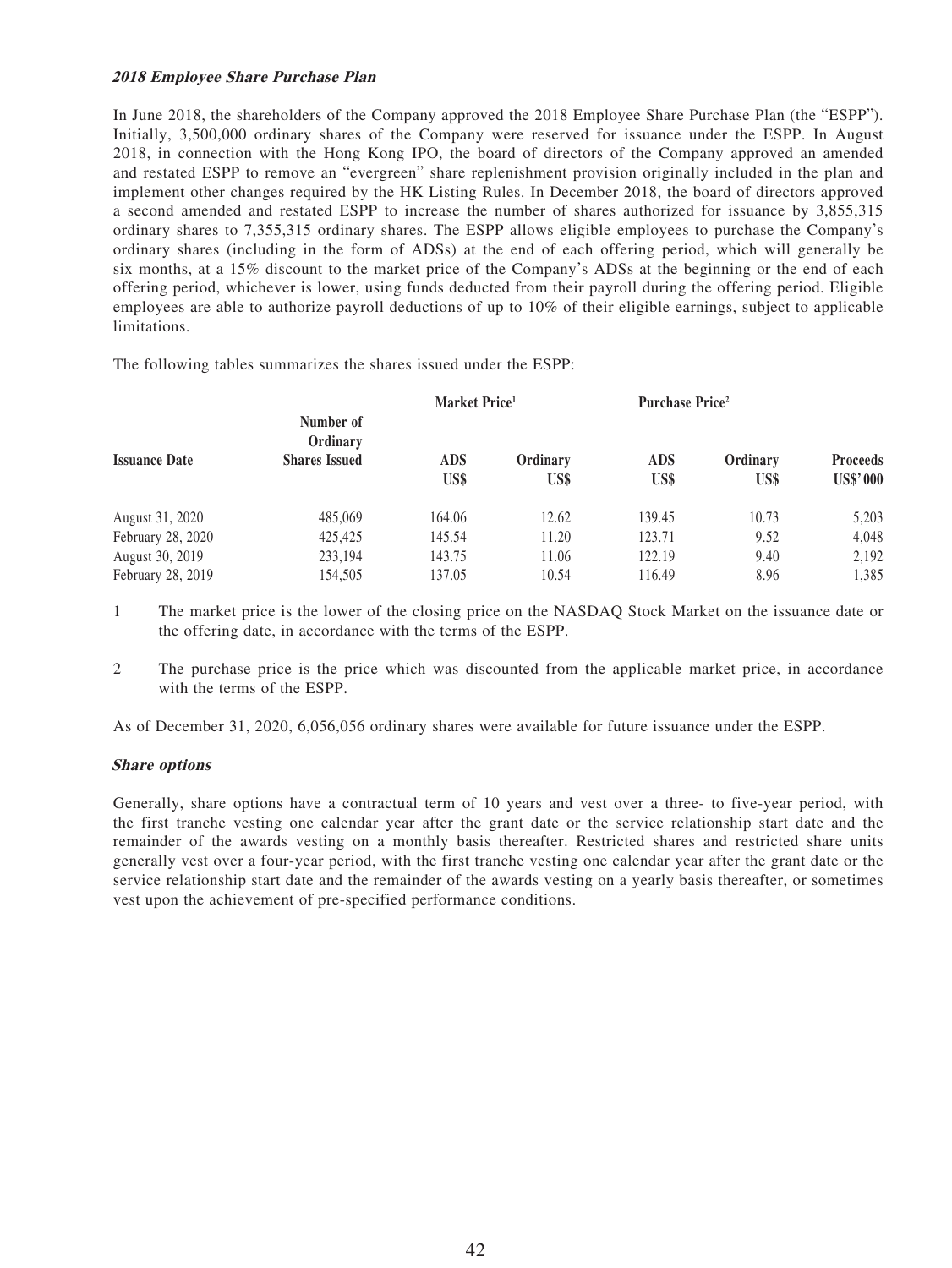***2018 Employee Share Purchase Plan***

In June 2018, the shareholders of the Company approved the 2018 Employee Share Purchase Plan (the "ESPP"). Initially, 3,500,000 ordinary shares of the Company were reserved for issuance under the ESPP. In August 2018, in connection with the Hong Kong IPO, the board of directors of the Company approved an amended and restated ESPP to remove an "evergreen" share replenishment provision originally included in the plan and implement other changes required by the HK Listing Rules. In December 2018, the board of directors approved a second amended and restated ESPP to increase the number of shares authorized for issuance by 3,855,315 ordinary shares to 7,355,315 ordinary shares. The ESPP allows eligible employees to purchase the Company's ordinary shares (including in the form of ADSs) at the end of each offering period, which will generally be six months, at a 15% discount to the market price of the Company's ADSs at the beginning or the end of each offering period, whichever is lower, using funds deducted from their payroll during the offering period. Eligible employees are able to authorize payroll deductions of up to 10% of their eligible earnings, subject to applicable limitations.

The following tables summarizes the shares issued under the ESPP:

| Issuance Date | Number of Ordinary Shares Issued | Market Price[1] | | Purchase Price[2] | | Proceeds |
|---|---|---|---|---|---|---|
| | | ADS US$ | Ordinary US$ | ADS US$ | Ordinary US$ | US$'000 |
| August 31, 2020 | 485,069 | 164.06 | 12.62 | 139.45 | 10.73 | 5,203 |
| February 28, 2020 | 425,425 | 145.54 | 11.20 | 123.71 | 9.52 | 4,048 |
| August 30, 2019 | 233,194 | 143.75 | 11.06 | 122.19 | 9.40 | 2,192 |
| February 28, 2019 | 154,505 | 137.05 | 10.54 | 116.49 | 8.96 | 1,385 |

1 The market price is the lower of the closing price on the NASDAQ Stock Market on the issuance date or the offering date, in accordance with the terms of the ESPP.

2 The purchase price is the price which was discounted from the applicable market price, in accordance with the terms of the ESPP.

As of December 31, 2020, 6,056,056 ordinary shares were available for future issuance under the ESPP.

***Share options***

Generally, share options have a contractual term of 10 years and vest over a three- to five-year period, with the first tranche vesting one calendar year after the grant date or the service relationship start date and the remainder of the awards vesting on a monthly basis thereafter. Restricted shares and restricted share units generally vest over a four-year period, with the first tranche vesting one calendar year after the grant date or the service relationship start date and the remainder of the awards vesting on a yearly basis thereafter, or sometimes vest upon the achievement of pre-specified performance conditions.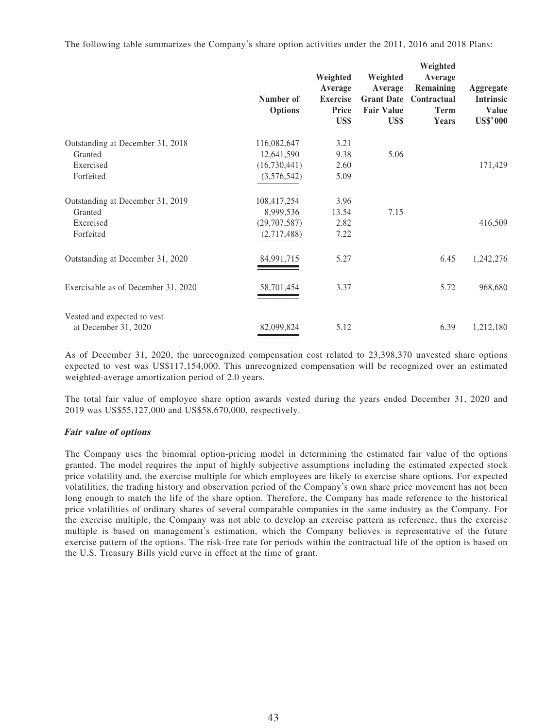The following table summarizes the Company's share option activities under the 2011, 2016 and 2018 Plans:

| | Number of Options | Weighted Average Exercise Price US$ | Weighted Average Grant Date Fair Value US$ | Weighted Average Remaining Contractual Term Years | Aggregate Intrinsic Value US$'000 |
|---|---|---|---|---|---|
| Outstanding at December 31, 2018 | 116,082,647 | 3.21 | | | |
| Granted | 12,641,590 | 9.38 | 5.06 | | |
| Exercised | (16,730,441) | 2.60 | | | 171,429 |
| Forfeited | (3,576,542) | 5.09 | | | |
| Outstanding at December 31, 2019 | 108,417,254 | 3.96 | | | |
| Granted | 8,999,536 | 13.54 | 7.15 | | |
| Exercised | (29,707,587) | 2.82 | | | 416,509 |
| Forfeited | (2,717,488) | 7.22 | | | |
| Outstanding at December 31, 2020 | 84,991,715 | 5.27 | | 6.45 | 1,242,276 |
| Exercisable as of December 31, 2020 | 58,701,454 | 3.37 | | 5.72 | 968,680 |
| Vested and expected to vest at December 31, 2020 | 82,099,824 | 5.12 | | 6.39 | 1,212,180 |

As of December 31, 2020, the unrecognized compensation cost related to 23,398,370 unvested share options expected to vest was US$117,154,000. This unrecognized compensation will be recognized over an estimated weighted-average amortization period of 2.0 years.

The total fair value of employee share option awards vested during the years ended December 31, 2020 and 2019 was US$55,127,000 and US$58,670,000, respectively.

***Fair value of options***

The Company uses the binomial option-pricing model in determining the estimated fair value of the options granted. The model requires the input of highly subjective assumptions including the estimated expected stock price volatility and, the exercise multiple for which employees are likely to exercise share options. For expected volatilities, the trading history and observation period of the Company's own share price movement has not been long enough to match the life of the share option. Therefore, the Company has made reference to the historical price volatilities of ordinary shares of several comparable companies in the same industry as the Company. For the exercise multiple, the Company was not able to develop an exercise pattern as reference, thus the exercise multiple is based on management's estimation, which the Company believes is representative of the future exercise pattern of the options. The risk-free rate for periods within the contractual life of the option is based on the U.S. Treasury Bills yield curve in effect at the time of grant.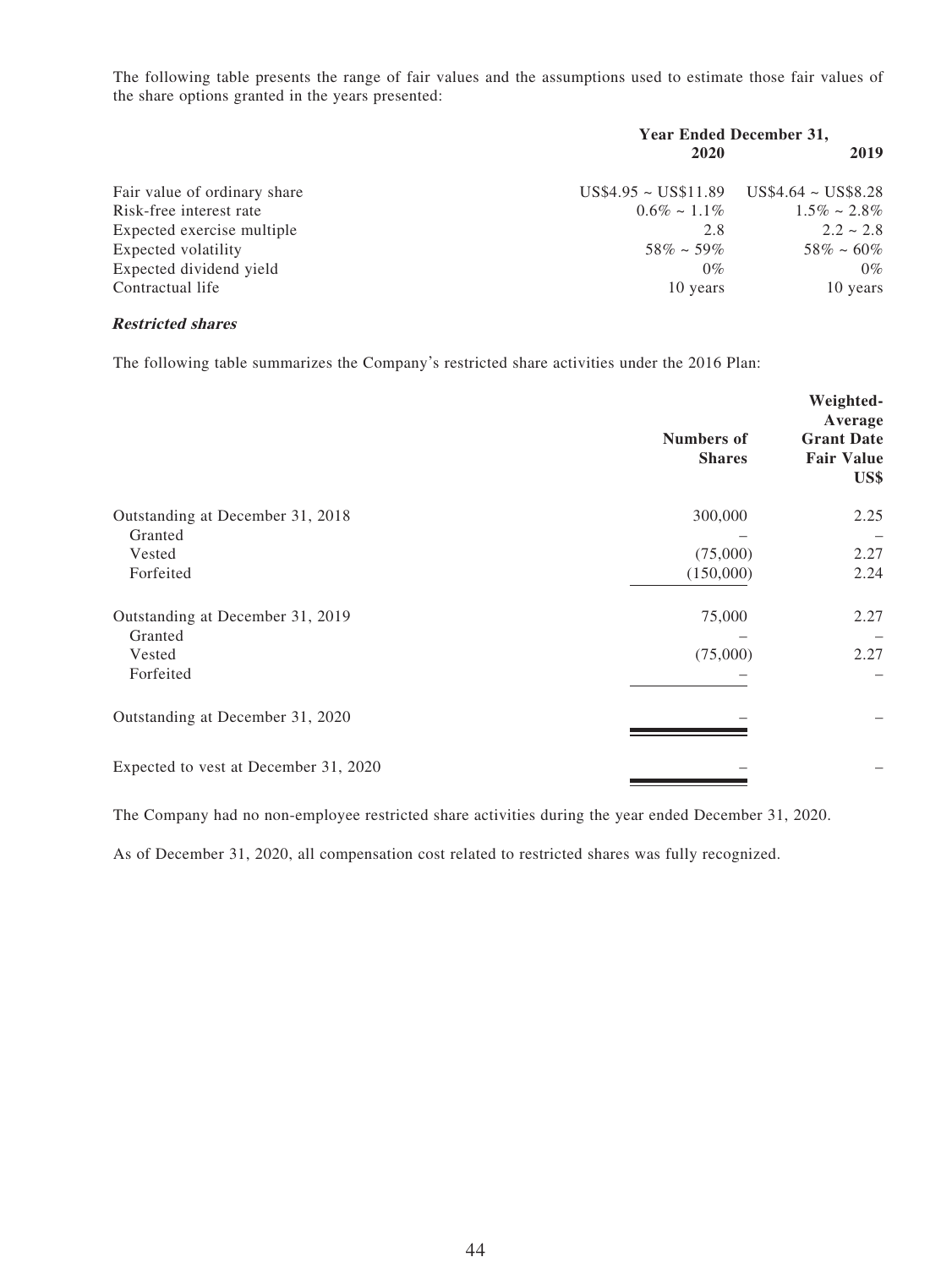The following table presents the range of fair values and the assumptions used to estimate those fair values of the share options granted in the years presented:

| | Year Ended December 31, | |
|---|---|---|
| | **2020** | **2019** |
| Fair value of ordinary share | US$4.95 ~ US$11.89 | US$4.64 ~ US$8.28 |
| Risk-free interest rate | 0.6% ~ 1.1% | 1.5% ~ 2.8% |
| Expected exercise multiple | 2.8 | 2.2 ~ 2.8 |
| Expected volatility | 58% ~ 59% | 58% ~ 60% |
| Expected dividend yield | 0% | 0% |
| Contractual life | 10 years | 10 years |

***Restricted shares***

The following table summarizes the Company's restricted share activities under the 2016 Plan:

| | Numbers of Shares | Weighted-Average Grant Date Fair Value US$ |
|---|---|---|
| Outstanding at December 31, 2018 | 300,000 | 2.25 |
| Granted | – | – |
| Vested | (75,000) | 2.27 |
| Forfeited | (150,000) | 2.24 |
| Outstanding at December 31, 2019 | 75,000 | 2.27 |
| Granted | – | – |
| Vested | (75,000) | 2.27 |
| Forfeited | – | – |
| Outstanding at December 31, 2020 | – | – |
| Expected to vest at December 31, 2020 | – | – |

The Company had no non-employee restricted share activities during the year ended December 31, 2020.

As of December 31, 2020, all compensation cost related to restricted shares was fully recognized.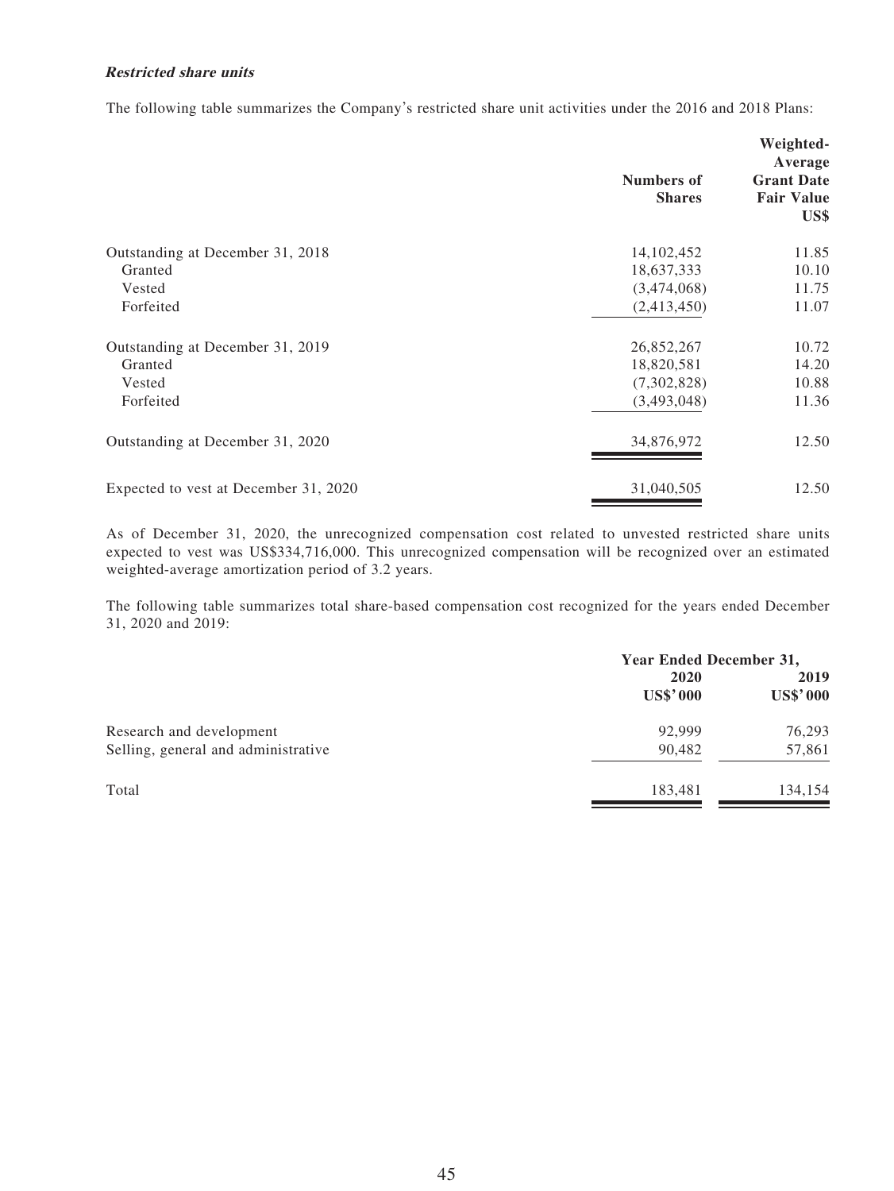***Restricted share units***

The following table summarizes the Company's restricted share unit activities under the 2016 and 2018 Plans:

| | Numbers of Shares | Weighted-Average Grant Date Fair Value US$ |
|---|---|---|
| Outstanding at December 31, 2018 | 14,102,452 | 11.85 |
| Granted | 18,637,333 | 10.10 |
| Vested | (3,474,068) | 11.75 |
| Forfeited | (2,413,450) | 11.07 |
| Outstanding at December 31, 2019 | 26,852,267 | 10.72 |
| Granted | 18,820,581 | 14.20 |
| Vested | (7,302,828) | 10.88 |
| Forfeited | (3,493,048) | 11.36 |
| Outstanding at December 31, 2020 | 34,876,972 | 12.50 |
| Expected to vest at December 31, 2020 | 31,040,505 | 12.50 |

As of December 31, 2020, the unrecognized compensation cost related to unvested restricted share units expected to vest was US$334,716,000. This unrecognized compensation will be recognized over an estimated weighted-average amortization period of 3.2 years.

The following table summarizes total share-based compensation cost recognized for the years ended December 31, 2020 and 2019:

| | Year Ended December 31, | |
|---|---|---|
| | 2020 US$'000 | 2019 US$'000 |
| Research and development | 92,999 | 76,293 |
| Selling, general and administrative | 90,482 | 57,861 |
| Total | 183,481 | 134,154 |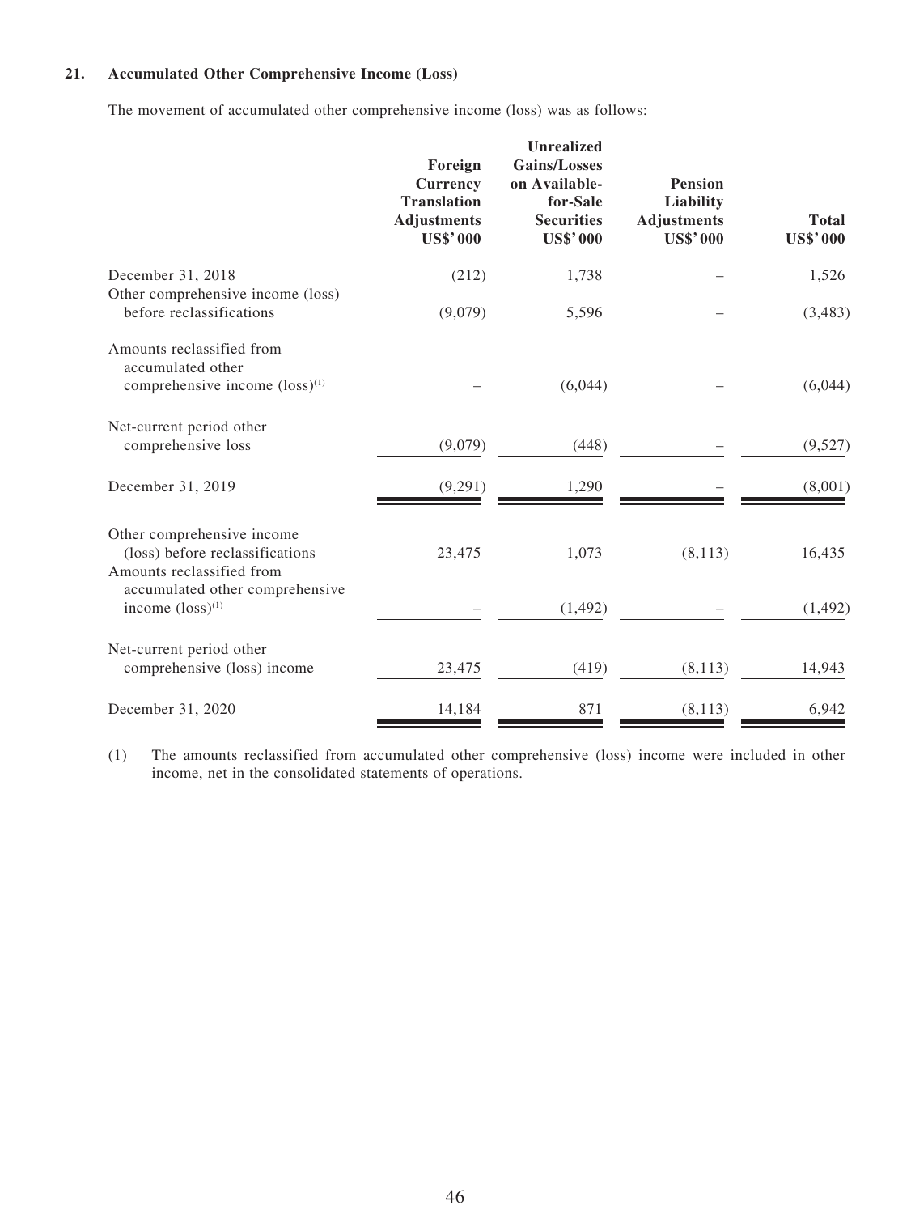### 21. Accumulated Other Comprehensive Income (Loss)

The movement of accumulated other comprehensive income (loss) was as follows:

| | Foreign Currency Translation Adjustments US$' 000 | Unrealized Gains/Losses on Available-for-Sale Securities US$' 000 | Pension Liability Adjustments US$' 000 | Total US$' 000 |
|---|---|---|---|---|
| December 31, 2018 | (212) | 1,738 | – | 1,526 |
| Other comprehensive income (loss) before reclassifications | (9,079) | 5,596 | – | (3,483) |
| Amounts reclassified from accumulated other comprehensive income (loss)[(1)] | – | (6,044) | – | (6,044) |
| Net-current period other comprehensive loss | (9,079) | (448) | – | (9,527) |
| December 31, 2019 | (9,291) | 1,290 | – | (8,001) |
| Other comprehensive income (loss) before reclassifications | 23,475 | 1,073 | (8,113) | 16,435 |
| Amounts reclassified from accumulated other comprehensive income (loss)[(1)] | – | (1,492) | – | (1,492) |
| Net-current period other comprehensive (loss) income | 23,475 | (419) | (8,113) | 14,943 |
| December 31, 2020 | 14,184 | 871 | (8,113) | 6,942 |

(1) The amounts reclassified from accumulated other comprehensive (loss) income were included in other income, net in the consolidated statements of operations.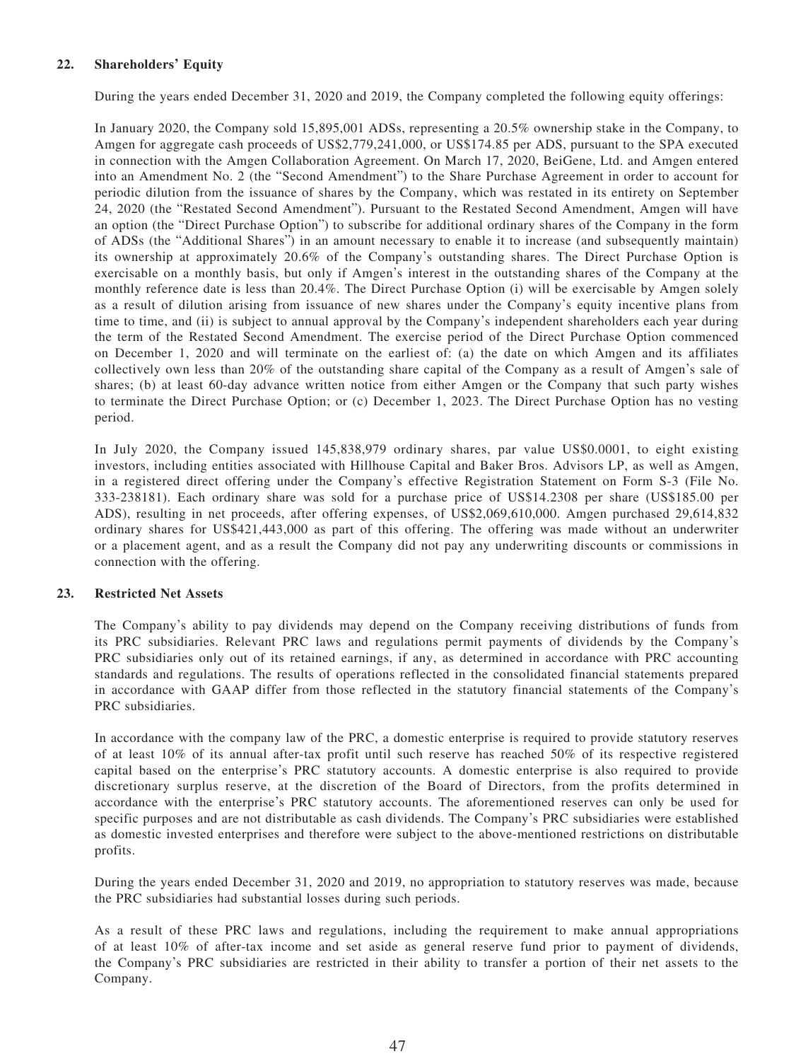## 22. Shareholders' Equity

During the years ended December 31, 2020 and 2019, the Company completed the following equity offerings:

In January 2020, the Company sold 15,895,001 ADSs, representing a 20.5% ownership stake in the Company, to Amgen for aggregate cash proceeds of US$2,779,241,000, or US$174.85 per ADS, pursuant to the SPA executed in connection with the Amgen Collaboration Agreement. On March 17, 2020, BeiGene, Ltd. and Amgen entered into an Amendment No. 2 (the "Second Amendment") to the Share Purchase Agreement in order to account for periodic dilution from the issuance of shares by the Company, which was restated in its entirety on September 24, 2020 (the "Restated Second Amendment"). Pursuant to the Restated Second Amendment, Amgen will have an option (the "Direct Purchase Option") to subscribe for additional ordinary shares of the Company in the form of ADSs (the "Additional Shares") in an amount necessary to enable it to increase (and subsequently maintain) its ownership at approximately 20.6% of the Company's outstanding shares. The Direct Purchase Option is exercisable on a monthly basis, but only if Amgen's interest in the outstanding shares of the Company at the monthly reference date is less than 20.4%. The Direct Purchase Option (i) will be exercisable by Amgen solely as a result of dilution arising from issuance of new shares under the Company's equity incentive plans from time to time, and (ii) is subject to annual approval by the Company's independent shareholders each year during the term of the Restated Second Amendment. The exercise period of the Direct Purchase Option commenced on December 1, 2020 and will terminate on the earliest of: (a) the date on which Amgen and its affiliates collectively own less than 20% of the outstanding share capital of the Company as a result of Amgen's sale of shares; (b) at least 60-day advance written notice from either Amgen or the Company that such party wishes to terminate the Direct Purchase Option; or (c) December 1, 2023. The Direct Purchase Option has no vesting period.

In July 2020, the Company issued 145,838,979 ordinary shares, par value US$0.0001, to eight existing investors, including entities associated with Hillhouse Capital and Baker Bros. Advisors LP, as well as Amgen, in a registered direct offering under the Company's effective Registration Statement on Form S-3 (File No. 333-238181). Each ordinary share was sold for a purchase price of US$14.2308 per share (US$185.00 per ADS), resulting in net proceeds, after offering expenses, of US$2,069,610,000. Amgen purchased 29,614,832 ordinary shares for US$421,443,000 as part of this offering. The offering was made without an underwriter or a placement agent, and as a result the Company did not pay any underwriting discounts or commissions in connection with the offering.

## 23. Restricted Net Assets

The Company's ability to pay dividends may depend on the Company receiving distributions of funds from its PRC subsidiaries. Relevant PRC laws and regulations permit payments of dividends by the Company's PRC subsidiaries only out of its retained earnings, if any, as determined in accordance with PRC accounting standards and regulations. The results of operations reflected in the consolidated financial statements prepared in accordance with GAAP differ from those reflected in the statutory financial statements of the Company's PRC subsidiaries.

In accordance with the company law of the PRC, a domestic enterprise is required to provide statutory reserves of at least 10% of its annual after-tax profit until such reserve has reached 50% of its respective registered capital based on the enterprise's PRC statutory accounts. A domestic enterprise is also required to provide discretionary surplus reserve, at the discretion of the Board of Directors, from the profits determined in accordance with the enterprise's PRC statutory accounts. The aforementioned reserves can only be used for specific purposes and are not distributable as cash dividends. The Company's PRC subsidiaries were established as domestic invested enterprises and therefore were subject to the above-mentioned restrictions on distributable profits.

During the years ended December 31, 2020 and 2019, no appropriation to statutory reserves was made, because the PRC subsidiaries had substantial losses during such periods.

As a result of these PRC laws and regulations, including the requirement to make annual appropriations of at least 10% of after-tax income and set aside as general reserve fund prior to payment of dividends, the Company's PRC subsidiaries are restricted in their ability to transfer a portion of their net assets to the Company.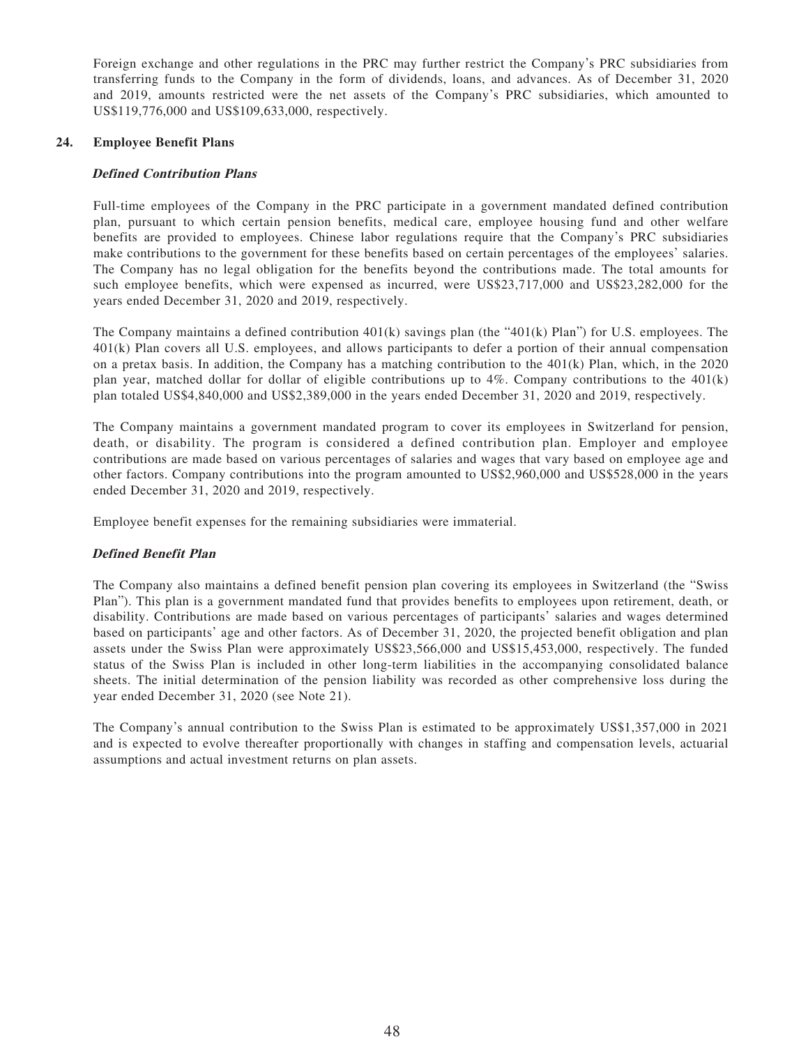Foreign exchange and other regulations in the PRC may further restrict the Company's PRC subsidiaries from transferring funds to the Company in the form of dividends, loans, and advances. As of December 31, 2020 and 2019, amounts restricted were the net assets of the Company's PRC subsidiaries, which amounted to US$119,776,000 and US$109,633,000, respectively.

## 24. Employee Benefit Plans

### *Defined Contribution Plans*

Full-time employees of the Company in the PRC participate in a government mandated defined contribution plan, pursuant to which certain pension benefits, medical care, employee housing fund and other welfare benefits are provided to employees. Chinese labor regulations require that the Company's PRC subsidiaries make contributions to the government for these benefits based on certain percentages of the employees' salaries. The Company has no legal obligation for the benefits beyond the contributions made. The total amounts for such employee benefits, which were expensed as incurred, were US$23,717,000 and US$23,282,000 for the years ended December 31, 2020 and 2019, respectively.

The Company maintains a defined contribution 401(k) savings plan (the "401(k) Plan") for U.S. employees. The 401(k) Plan covers all U.S. employees, and allows participants to defer a portion of their annual compensation on a pretax basis. In addition, the Company has a matching contribution to the 401(k) Plan, which, in the 2020 plan year, matched dollar for dollar of eligible contributions up to 4%. Company contributions to the 401(k) plan totaled US$4,840,000 and US$2,389,000 in the years ended December 31, 2020 and 2019, respectively.

The Company maintains a government mandated program to cover its employees in Switzerland for pension, death, or disability. The program is considered a defined contribution plan. Employer and employee contributions are made based on various percentages of salaries and wages that vary based on employee age and other factors. Company contributions into the program amounted to US$2,960,000 and US$528,000 in the years ended December 31, 2020 and 2019, respectively.

Employee benefit expenses for the remaining subsidiaries were immaterial.

### *Defined Benefit Plan*

The Company also maintains a defined benefit pension plan covering its employees in Switzerland (the "Swiss Plan"). This plan is a government mandated fund that provides benefits to employees upon retirement, death, or disability. Contributions are made based on various percentages of participants' salaries and wages determined based on participants' age and other factors. As of December 31, 2020, the projected benefit obligation and plan assets under the Swiss Plan were approximately US$23,566,000 and US$15,453,000, respectively. The funded status of the Swiss Plan is included in other long-term liabilities in the accompanying consolidated balance sheets. The initial determination of the pension liability was recorded as other comprehensive loss during the year ended December 31, 2020 (see Note 21).

The Company's annual contribution to the Swiss Plan is estimated to be approximately US$1,357,000 in 2021 and is expected to evolve thereafter proportionally with changes in staffing and compensation levels, actuarial assumptions and actual investment returns on plan assets.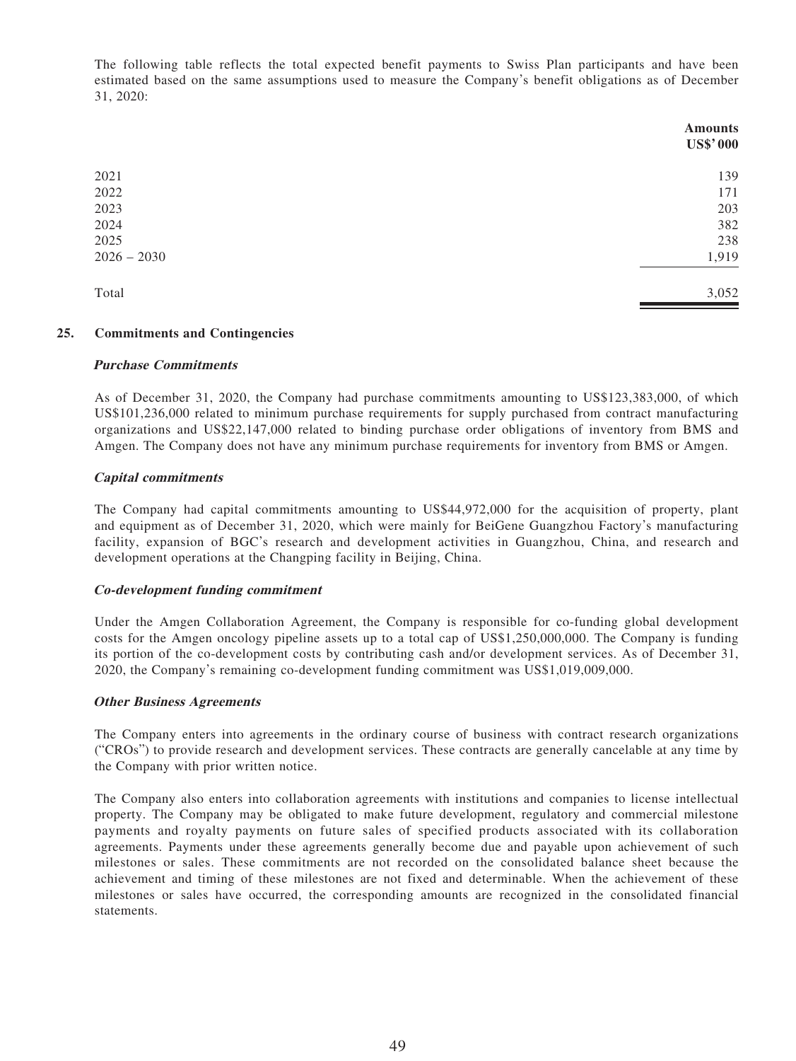The following table reflects the total expected benefit payments to Swiss Plan participants and have been estimated based on the same assumptions used to measure the Company's benefit obligations as of December 31, 2020:

| | Amounts US$'000 |
|---|---|
| 2021 | 139 |
| 2022 | 171 |
| 2023 | 203 |
| 2024 | 382 |
| 2025 | 238 |
| 2026 – 2030 | 1,919 |
| Total | 3,052 |

## 25. Commitments and Contingencies

***Purchase Commitments***

As of December 31, 2020, the Company had purchase commitments amounting to US$123,383,000, of which US$101,236,000 related to minimum purchase requirements for supply purchased from contract manufacturing organizations and US$22,147,000 related to binding purchase order obligations of inventory from BMS and Amgen. The Company does not have any minimum purchase requirements for inventory from BMS or Amgen.

***Capital commitments***

The Company had capital commitments amounting to US$44,972,000 for the acquisition of property, plant and equipment as of December 31, 2020, which were mainly for BeiGene Guangzhou Factory's manufacturing facility, expansion of BGC's research and development activities in Guangzhou, China, and research and development operations at the Changping facility in Beijing, China.

***Co-development funding commitment***

Under the Amgen Collaboration Agreement, the Company is responsible for co-funding global development costs for the Amgen oncology pipeline assets up to a total cap of US$1,250,000,000. The Company is funding its portion of the co-development costs by contributing cash and/or development services. As of December 31, 2020, the Company's remaining co-development funding commitment was US$1,019,009,000.

***Other Business Agreements***

The Company enters into agreements in the ordinary course of business with contract research organizations ("CROs") to provide research and development services. These contracts are generally cancelable at any time by the Company with prior written notice.

The Company also enters into collaboration agreements with institutions and companies to license intellectual property. The Company may be obligated to make future development, regulatory and commercial milestone payments and royalty payments on future sales of specified products associated with its collaboration agreements. Payments under these agreements generally become due and payable upon achievement of such milestones or sales. These commitments are not recorded on the consolidated balance sheet because the achievement and timing of these milestones are not fixed and determinable. When the achievement of these milestones or sales have occurred, the corresponding amounts are recognized in the consolidated financial statements.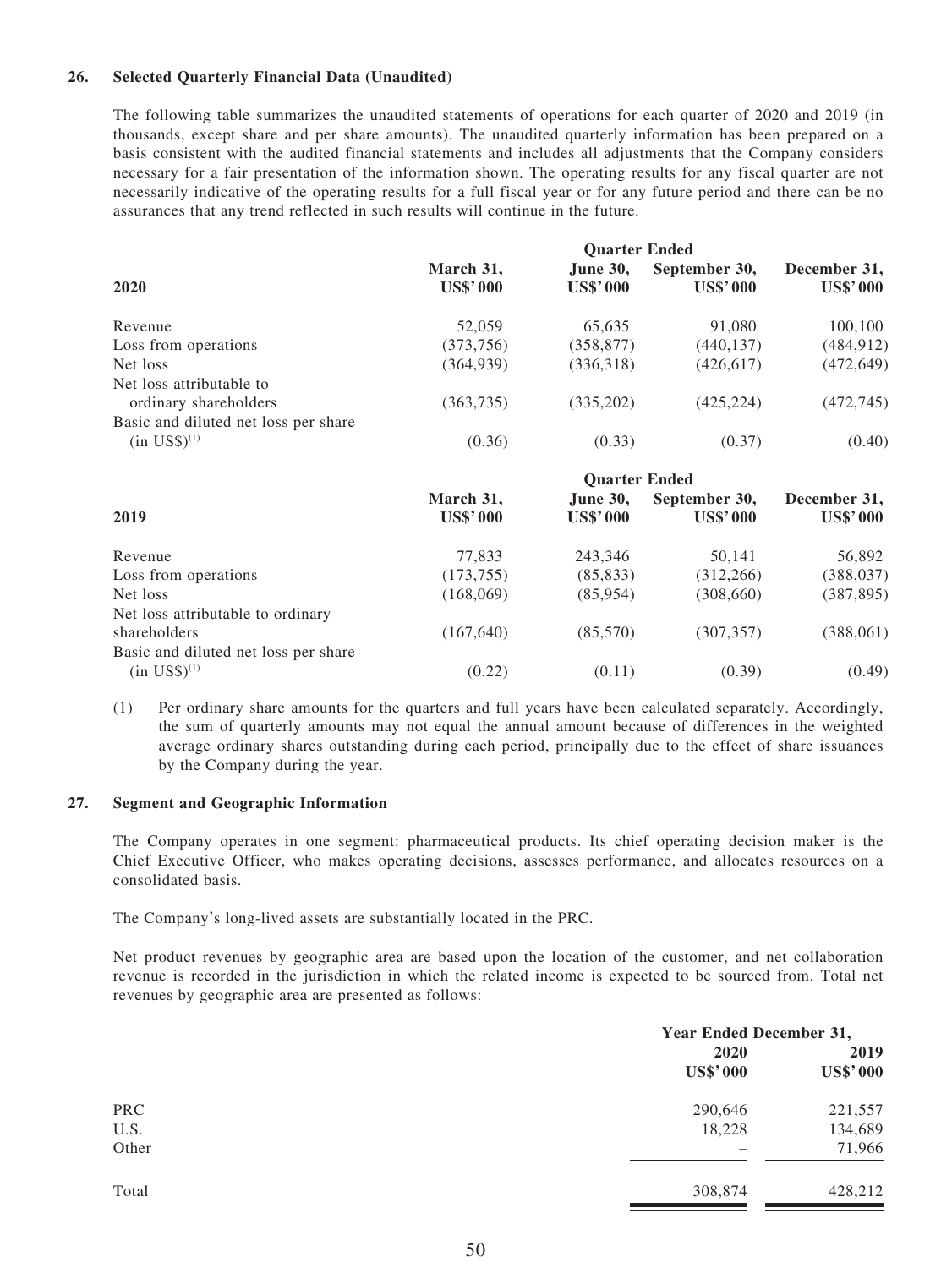## 26. Selected Quarterly Financial Data (Unaudited)

The following table summarizes the unaudited statements of operations for each quarter of 2020 and 2019 (in thousands, except share and per share amounts). The unaudited quarterly information has been prepared on a basis consistent with the audited financial statements and includes all adjustments that the Company considers necessary for a fair presentation of the information shown. The operating results for any fiscal quarter are not necessarily indicative of the operating results for a full fiscal year or for any future period and there can be no assurances that any trend reflected in such results will continue in the future.

| | Quarter Ended | | | |
|---|---|---|---|---|
| **2020** | **March 31, US$'000** | **June 30, US$'000** | **September 30, US$'000** | **December 31, US$'000** |
| Revenue | 52,059 | 65,635 | 91,080 | 100,100 |
| Loss from operations | (373,756) | (358,877) | (440,137) | (484,912) |
| Net loss | (364,939) | (336,318) | (426,617) | (472,649) |
| Net loss attributable to ordinary shareholders | (363,735) | (335,202) | (425,224) | (472,745) |
| Basic and diluted net loss per share (in US$)[1] | (0.36) | (0.33) | (0.37) | (0.40) |

| | Quarter Ended | | | |
|---|---|---|---|---|
| **2019** | **March 31, US$'000** | **June 30, US$'000** | **September 30, US$'000** | **December 31, US$'000** |
| Revenue | 77,833 | 243,346 | 50,141 | 56,892 |
| Loss from operations | (173,755) | (85,833) | (312,266) | (388,037) |
| Net loss | (168,069) | (85,954) | (308,660) | (387,895) |
| Net loss attributable to ordinary shareholders | (167,640) | (85,570) | (307,357) | (388,061) |
| Basic and diluted net loss per share (in US$)[1] | (0.22) | (0.11) | (0.39) | (0.49) |

(1) Per ordinary share amounts for the quarters and full years have been calculated separately. Accordingly, the sum of quarterly amounts may not equal the annual amount because of differences in the weighted average ordinary shares outstanding during each period, principally due to the effect of share issuances by the Company during the year.

## 27. Segment and Geographic Information

The Company operates in one segment: pharmaceutical products. Its chief operating decision maker is the Chief Executive Officer, who makes operating decisions, assesses performance, and allocates resources on a consolidated basis.

The Company's long-lived assets are substantially located in the PRC.

Net product revenues by geographic area are based upon the location of the customer, and net collaboration revenue is recorded in the jurisdiction in which the related income is expected to be sourced from. Total net revenues by geographic area are presented as follows:

| | Year Ended December 31, | |
|---|---|---|
| | **2020 US$'000** | **2019 US$'000** |
| PRC | 290,646 | 221,557 |
| U.S. | 18,228 | 134,689 |
| Other | – | 71,966 |
| Total | 308,874 | 428,212 |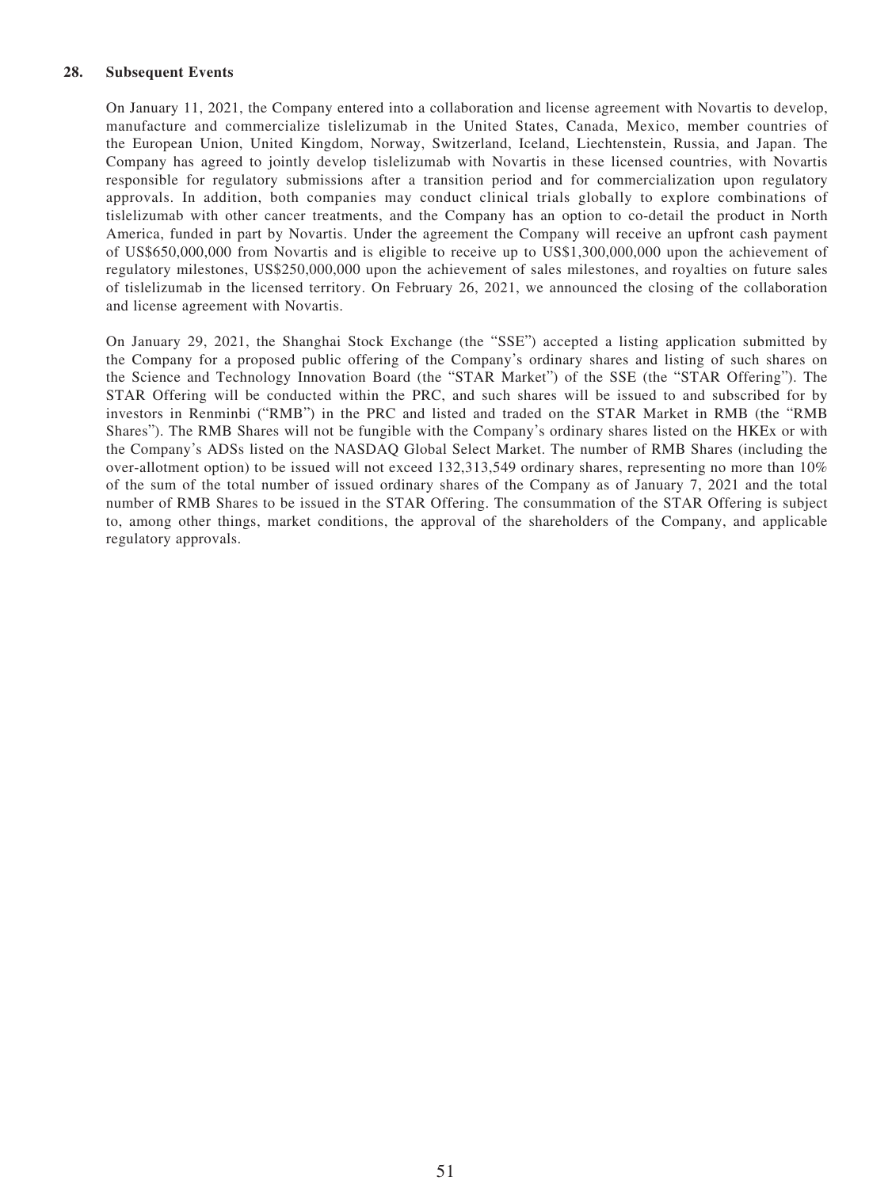## 28. Subsequent Events

On January 11, 2021, the Company entered into a collaboration and license agreement with Novartis to develop, manufacture and commercialize tislelizumab in the United States, Canada, Mexico, member countries of the European Union, United Kingdom, Norway, Switzerland, Iceland, Liechtenstein, Russia, and Japan. The Company has agreed to jointly develop tislelizumab with Novartis in these licensed countries, with Novartis responsible for regulatory submissions after a transition period and for commercialization upon regulatory approvals. In addition, both companies may conduct clinical trials globally to explore combinations of tislelizumab with other cancer treatments, and the Company has an option to co-detail the product in North America, funded in part by Novartis. Under the agreement the Company will receive an upfront cash payment of US$650,000,000 from Novartis and is eligible to receive up to US$1,300,000,000 upon the achievement of regulatory milestones, US$250,000,000 upon the achievement of sales milestones, and royalties on future sales of tislelizumab in the licensed territory. On February 26, 2021, we announced the closing of the collaboration and license agreement with Novartis.

On January 29, 2021, the Shanghai Stock Exchange (the "SSE") accepted a listing application submitted by the Company for a proposed public offering of the Company's ordinary shares and listing of such shares on the Science and Technology Innovation Board (the "STAR Market") of the SSE (the "STAR Offering"). The STAR Offering will be conducted within the PRC, and such shares will be issued to and subscribed for by investors in Renminbi ("RMB") in the PRC and listed and traded on the STAR Market in RMB (the "RMB Shares"). The RMB Shares will not be fungible with the Company's ordinary shares listed on the HKEx or with the Company's ADSs listed on the NASDAQ Global Select Market. The number of RMB Shares (including the over-allotment option) to be issued will not exceed 132,313,549 ordinary shares, representing no more than 10% of the sum of the total number of issued ordinary shares of the Company as of January 7, 2021 and the total number of RMB Shares to be issued in the STAR Offering. The consummation of the STAR Offering is subject to, among other things, market conditions, the approval of the shareholders of the Company, and applicable regulatory approvals.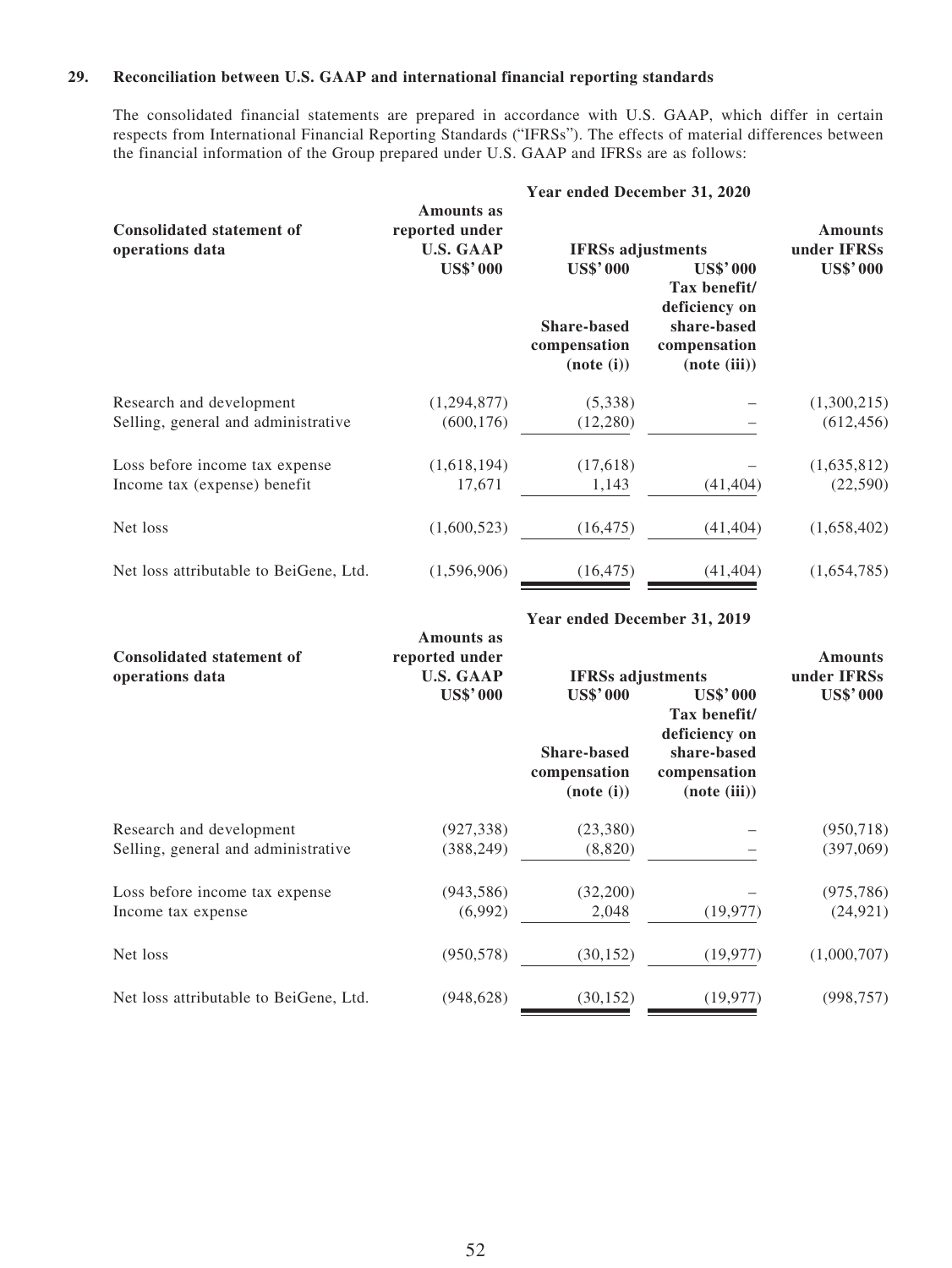### 29. Reconciliation between U.S. GAAP and international financial reporting standards

The consolidated financial statements are prepared in accordance with U.S. GAAP, which differ in certain respects from International Financial Reporting Standards ("IFRSs"). The effects of material differences between the financial information of the Group prepared under U.S. GAAP and IFRSs are as follows:

| | Year ended December 31, 2020 | | | |
|---|---|---|---|---|
| **Consolidated statement of operations data** | **Amounts as reported under U.S. GAAP** | **IFRSs adjustments** | | **Amounts under IFRSs** |
| | **US$'000** | **US$'000** | **US$'000** | **US$'000** |
| | | **Share-based compensation (note (i))** | **Tax benefit/ deficiency on share-based compensation (note (iii))** | |
| Research and development | (1,294,877) | (5,338) | – | (1,300,215) |
| Selling, general and administrative | (600,176) | (12,280) | – | (612,456) |
| Loss before income tax expense | (1,618,194) | (17,618) | – | (1,635,812) |
| Income tax (expense) benefit | 17,671 | 1,143 | (41,404) | (22,590) |
| Net loss | (1,600,523) | (16,475) | (41,404) | (1,658,402) |
| Net loss attributable to BeiGene, Ltd. | (1,596,906) | (16,475) | (41,404) | (1,654,785) |

| | Year ended December 31, 2019 | | | |
|---|---|---|---|---|
| **Consolidated statement of operations data** | **Amounts as reported under U.S. GAAP** | **IFRSs adjustments** | | **Amounts under IFRSs** |
| | **US$'000** | **US$'000** | **US$'000** | **US$'000** |
| | | **Share-based compensation (note (i))** | **Tax benefit/ deficiency on share-based compensation (note (iii))** | |
| Research and development | (927,338) | (23,380) | – | (950,718) |
| Selling, general and administrative | (388,249) | (8,820) | – | (397,069) |
| Loss before income tax expense | (943,586) | (32,200) | – | (975,786) |
| Income tax expense | (6,992) | 2,048 | (19,977) | (24,921) |
| Net loss | (950,578) | (30,152) | (19,977) | (1,000,707) |
| Net loss attributable to BeiGene, Ltd. | (948,628) | (30,152) | (19,977) | (998,757) |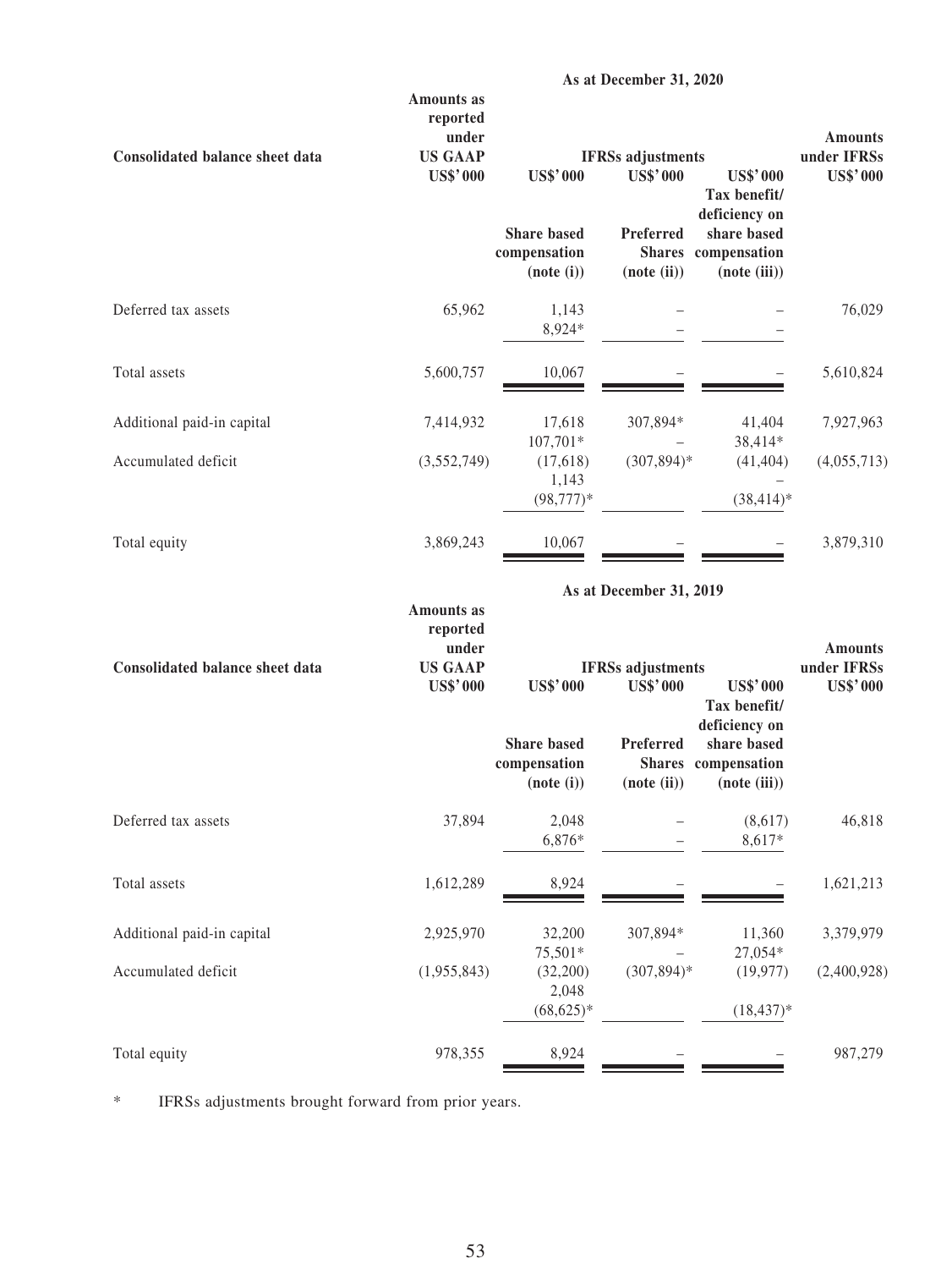| Consolidated balance sheet data | As at December 31, 2020 | | | | |
|---|---|---|---|---|---|
| | Amounts as reported under US GAAP | IFRSs adjustments | | | Amounts under IFRSs |
| | US$'000 | US$'000 | US$'000 | US$'000 | US$'000 |
| | | Share based compensation (note (i)) | Preferred Shares (note (ii)) | Tax benefit/ deficiency on share based compensation (note (iii)) | |
| Deferred tax assets | 65,962 | 1,143 | – | – | 76,029 |
| | | 8,924* | – | – | |
| Total assets | 5,600,757 | 10,067 | – | – | 5,610,824 |
| Additional paid-in capital | 7,414,932 | 17,618 | 307,894* | 41,404 | 7,927,963 |
| | | 107,701* | – | 38,414* | |
| Accumulated deficit | (3,552,749) | (17,618) | (307,894)* | (41,404) | (4,055,713) |
| | | 1,143 | | – | |
| | | (98,777)* | | (38,414)* | |
| Total equity | 3,869,243 | 10,067 | – | – | 3,879,310 |

| Consolidated balance sheet data | As at December 31, 2019 | | | | |
|---|---|---|---|---|---|
| | Amounts as reported under US GAAP | IFRSs adjustments | | | Amounts under IFRSs |
| | US$'000 | US$'000 | US$'000 | US$'000 | US$'000 |
| | | Share based compensation (note (i)) | Preferred Shares (note (ii)) | Tax benefit/ deficiency on share based compensation (note (iii)) | |
| Deferred tax assets | 37,894 | 2,048 | – | (8,617) | 46,818 |
| | | 6,876* | – | 8,617* | |
| Total assets | 1,612,289 | 8,924 | – | – | 1,621,213 |
| Additional paid-in capital | 2,925,970 | 32,200 | 307,894* | 11,360 | 3,379,979 |
| | | 75,501* | – | 27,054* | |
| Accumulated deficit | (1,955,843) | (32,200) | (307,894)* | (19,977) | (2,400,928) |
| | | 2,048 | | – | |
| | | (68,625)* | | (18,437)* | |
| Total equity | 978,355 | 8,924 | – | – | 987,279 |

\* IFRSs adjustments brought forward from prior years.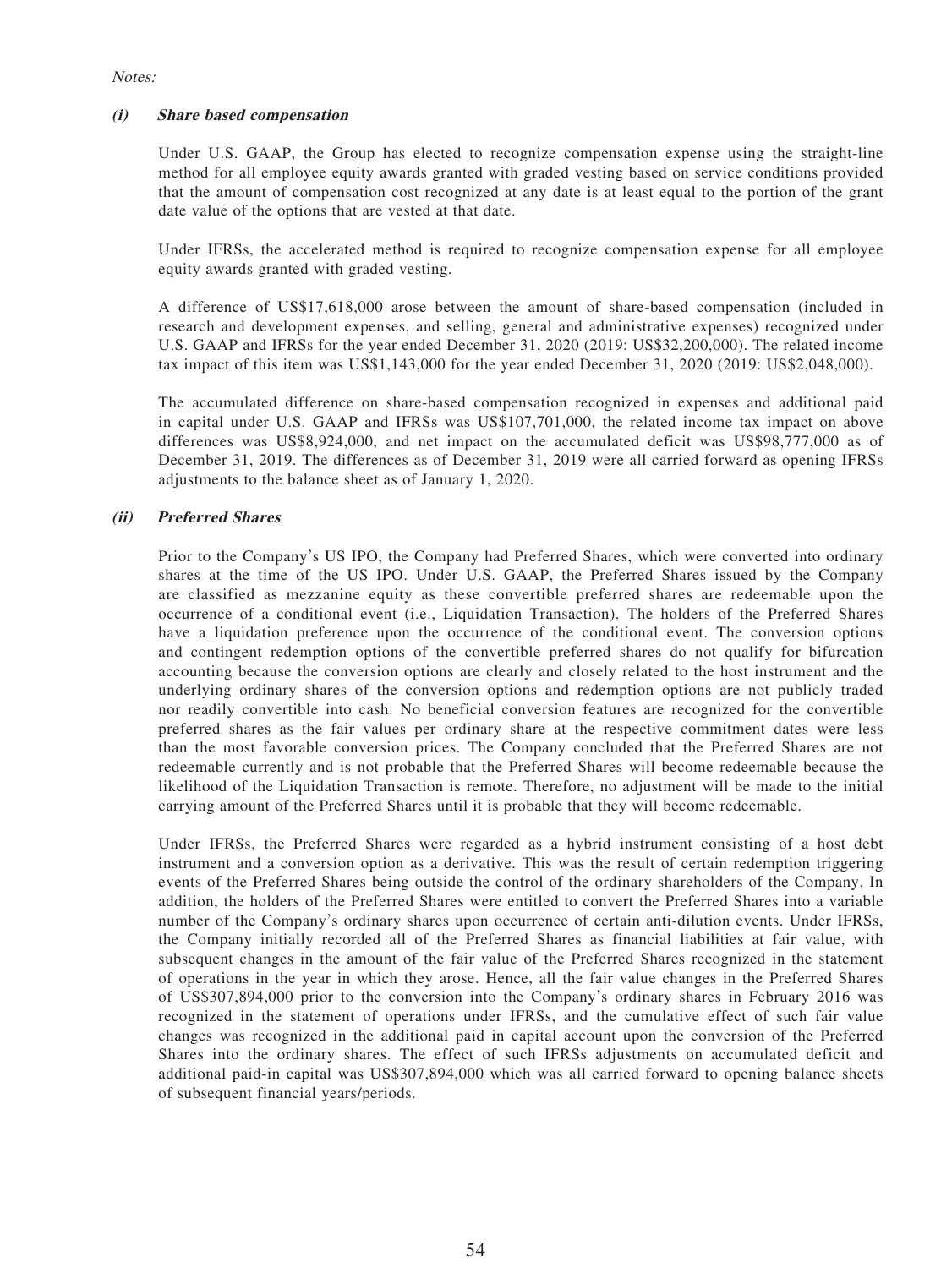*Notes:*

***(i) Share based compensation***

Under U.S. GAAP, the Group has elected to recognize compensation expense using the straight-line method for all employee equity awards granted with graded vesting based on service conditions provided that the amount of compensation cost recognized at any date is at least equal to the portion of the grant date value of the options that are vested at that date.

Under IFRSs, the accelerated method is required to recognize compensation expense for all employee equity awards granted with graded vesting.

A difference of US$17,618,000 arose between the amount of share-based compensation (included in research and development expenses, and selling, general and administrative expenses) recognized under U.S. GAAP and IFRSs for the year ended December 31, 2020 (2019: US$32,200,000). The related income tax impact of this item was US$1,143,000 for the year ended December 31, 2020 (2019: US$2,048,000).

The accumulated difference on share-based compensation recognized in expenses and additional paid in capital under U.S. GAAP and IFRSs was US$107,701,000, the related income tax impact on above differences was US$8,924,000, and net impact on the accumulated deficit was US$98,777,000 as of December 31, 2019. The differences as of December 31, 2019 were all carried forward as opening IFRSs adjustments to the balance sheet as of January 1, 2020.

***(ii) Preferred Shares***

Prior to the Company's US IPO, the Company had Preferred Shares, which were converted into ordinary shares at the time of the US IPO. Under U.S. GAAP, the Preferred Shares issued by the Company are classified as mezzanine equity as these convertible preferred shares are redeemable upon the occurrence of a conditional event (i.e., Liquidation Transaction). The holders of the Preferred Shares have a liquidation preference upon the occurrence of the conditional event. The conversion options and contingent redemption options of the convertible preferred shares do not qualify for bifurcation accounting because the conversion options are clearly and closely related to the host instrument and the underlying ordinary shares of the conversion options and redemption options are not publicly traded nor readily convertible into cash. No beneficial conversion features are recognized for the convertible preferred shares as the fair values per ordinary share at the respective commitment dates were less than the most favorable conversion prices. The Company concluded that the Preferred Shares are not redeemable currently and is not probable that the Preferred Shares will become redeemable because the likelihood of the Liquidation Transaction is remote. Therefore, no adjustment will be made to the initial carrying amount of the Preferred Shares until it is probable that they will become redeemable.

Under IFRSs, the Preferred Shares were regarded as a hybrid instrument consisting of a host debt instrument and a conversion option as a derivative. This was the result of certain redemption triggering events of the Preferred Shares being outside the control of the ordinary shareholders of the Company. In addition, the holders of the Preferred Shares were entitled to convert the Preferred Shares into a variable number of the Company's ordinary shares upon occurrence of certain anti-dilution events. Under IFRSs, the Company initially recorded all of the Preferred Shares as financial liabilities at fair value, with subsequent changes in the amount of the fair value of the Preferred Shares recognized in the statement of operations in the year in which they arose. Hence, all the fair value changes in the Preferred Shares of US$307,894,000 prior to the conversion into the Company's ordinary shares in February 2016 was recognized in the statement of operations under IFRSs, and the cumulative effect of such fair value changes was recognized in the additional paid in capital account upon the conversion of the Preferred Shares into the ordinary shares. The effect of such IFRSs adjustments on accumulated deficit and additional paid-in capital was US$307,894,000 which was all carried forward to opening balance sheets of subsequent financial years/periods.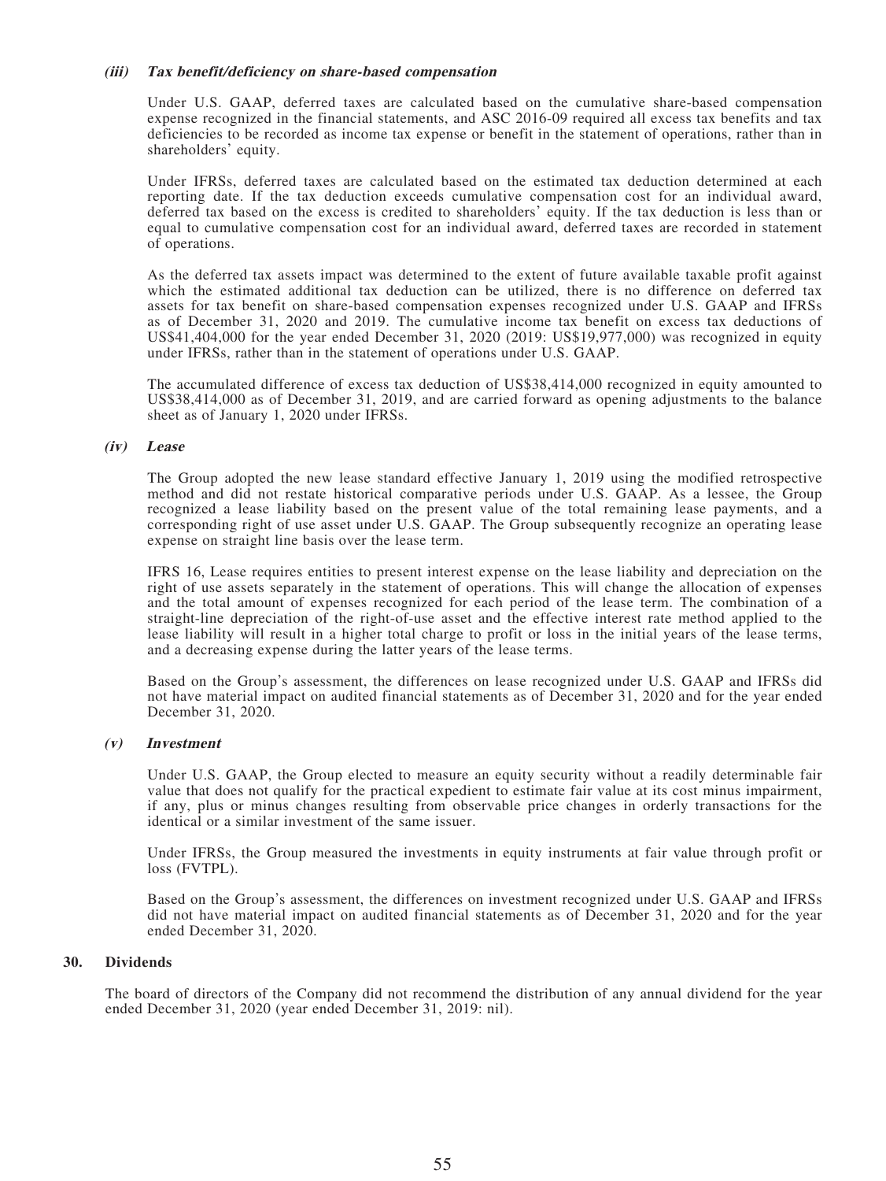#### *(iii) Tax benefit/deficiency on share-based compensation*

Under U.S. GAAP, deferred taxes are calculated based on the cumulative share-based compensation expense recognized in the financial statements, and ASC 2016-09 required all excess tax benefits and tax deficiencies to be recorded as income tax expense or benefit in the statement of operations, rather than in shareholders' equity.

Under IFRSs, deferred taxes are calculated based on the estimated tax deduction determined at each reporting date. If the tax deduction exceeds cumulative compensation cost for an individual award, deferred tax based on the excess is credited to shareholders' equity. If the tax deduction is less than or equal to cumulative compensation cost for an individual award, deferred taxes are recorded in statement of operations.

As the deferred tax assets impact was determined to the extent of future available taxable profit against which the estimated additional tax deduction can be utilized, there is no difference on deferred tax assets for tax benefit on share-based compensation expenses recognized under U.S. GAAP and IFRSs as of December 31, 2020 and 2019. The cumulative income tax benefit on excess tax deductions of US$41,404,000 for the year ended December 31, 2020 (2019: US$19,977,000) was recognized in equity under IFRSs, rather than in the statement of operations under U.S. GAAP.

The accumulated difference of excess tax deduction of US$38,414,000 recognized in equity amounted to US$38,414,000 as of December 31, 2019, and are carried forward as opening adjustments to the balance sheet as of January 1, 2020 under IFRSs.

#### *(iv) Lease*

The Group adopted the new lease standard effective January 1, 2019 using the modified retrospective method and did not restate historical comparative periods under U.S. GAAP. As a lessee, the Group recognized a lease liability based on the present value of the total remaining lease payments, and a corresponding right of use asset under U.S. GAAP. The Group subsequently recognize an operating lease expense on straight line basis over the lease term.

IFRS 16, Lease requires entities to present interest expense on the lease liability and depreciation on the right of use assets separately in the statement of operations. This will change the allocation of expenses and the total amount of expenses recognized for each period of the lease term. The combination of a straight-line depreciation of the right-of-use asset and the effective interest rate method applied to the lease liability will result in a higher total charge to profit or loss in the initial years of the lease terms, and a decreasing expense during the latter years of the lease terms.

Based on the Group's assessment, the differences on lease recognized under U.S. GAAP and IFRSs did not have material impact on audited financial statements as of December 31, 2020 and for the year ended December 31, 2020.

#### *(v) Investment*

Under U.S. GAAP, the Group elected to measure an equity security without a readily determinable fair value that does not qualify for the practical expedient to estimate fair value at its cost minus impairment, if any, plus or minus changes resulting from observable price changes in orderly transactions for the identical or a similar investment of the same issuer.

Under IFRSs, the Group measured the investments in equity instruments at fair value through profit or loss (FVTPL).

Based on the Group's assessment, the differences on investment recognized under U.S. GAAP and IFRSs did not have material impact on audited financial statements as of December 31, 2020 and for the year ended December 31, 2020.

## 30. Dividends

The board of directors of the Company did not recommend the distribution of any annual dividend for the year ended December 31, 2020 (year ended December 31, 2019: nil).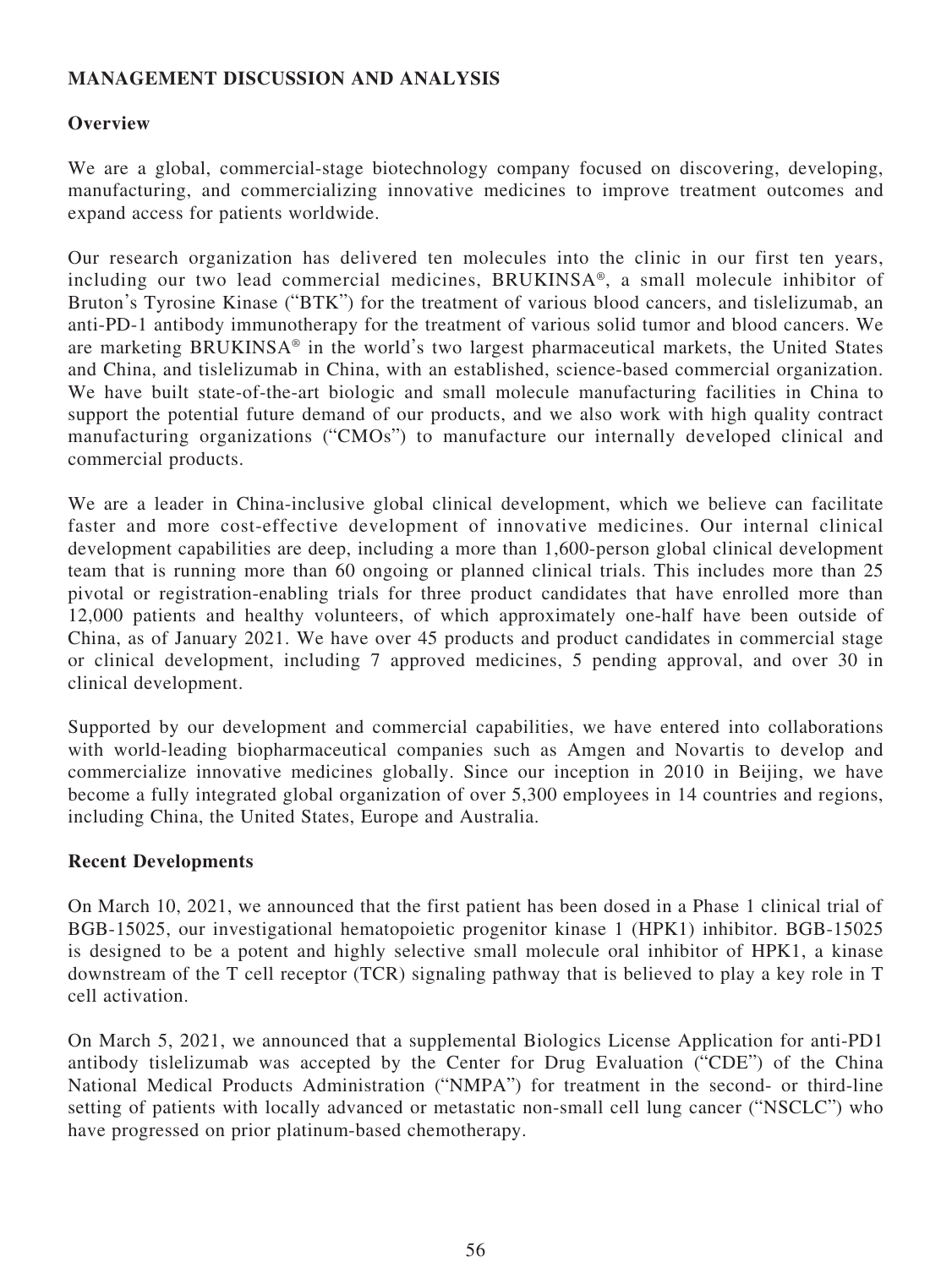## MANAGEMENT DISCUSSION AND ANALYSIS

### Overview

We are a global, commercial-stage biotechnology company focused on discovering, developing, manufacturing, and commercializing innovative medicines to improve treatment outcomes and expand access for patients worldwide.

Our research organization has delivered ten molecules into the clinic in our first ten years, including our two lead commercial medicines, BRUKINSA®, a small molecule inhibitor of Bruton's Tyrosine Kinase ("BTK") for the treatment of various blood cancers, and tislelizumab, an anti-PD-1 antibody immunotherapy for the treatment of various solid tumor and blood cancers. We are marketing BRUKINSA® in the world's two largest pharmaceutical markets, the United States and China, and tislelizumab in China, with an established, science-based commercial organization. We have built state-of-the-art biologic and small molecule manufacturing facilities in China to support the potential future demand of our products, and we also work with high quality contract manufacturing organizations ("CMOs") to manufacture our internally developed clinical and commercial products.

We are a leader in China-inclusive global clinical development, which we believe can facilitate faster and more cost-effective development of innovative medicines. Our internal clinical development capabilities are deep, including a more than 1,600-person global clinical development team that is running more than 60 ongoing or planned clinical trials. This includes more than 25 pivotal or registration-enabling trials for three product candidates that have enrolled more than 12,000 patients and healthy volunteers, of which approximately one-half have been outside of China, as of January 2021. We have over 45 products and product candidates in commercial stage or clinical development, including 7 approved medicines, 5 pending approval, and over 30 in clinical development.

Supported by our development and commercial capabilities, we have entered into collaborations with world-leading biopharmaceutical companies such as Amgen and Novartis to develop and commercialize innovative medicines globally. Since our inception in 2010 in Beijing, we have become a fully integrated global organization of over 5,300 employees in 14 countries and regions, including China, the United States, Europe and Australia.

### Recent Developments

On March 10, 2021, we announced that the first patient has been dosed in a Phase 1 clinical trial of BGB-15025, our investigational hematopoietic progenitor kinase 1 (HPK1) inhibitor. BGB-15025 is designed to be a potent and highly selective small molecule oral inhibitor of HPK1, a kinase downstream of the T cell receptor (TCR) signaling pathway that is believed to play a key role in T cell activation.

On March 5, 2021, we announced that a supplemental Biologics License Application for anti-PD1 antibody tislelizumab was accepted by the Center for Drug Evaluation ("CDE") of the China National Medical Products Administration ("NMPA") for treatment in the second- or third-line setting of patients with locally advanced or metastatic non-small cell lung cancer ("NSCLC") who have progressed on prior platinum-based chemotherapy.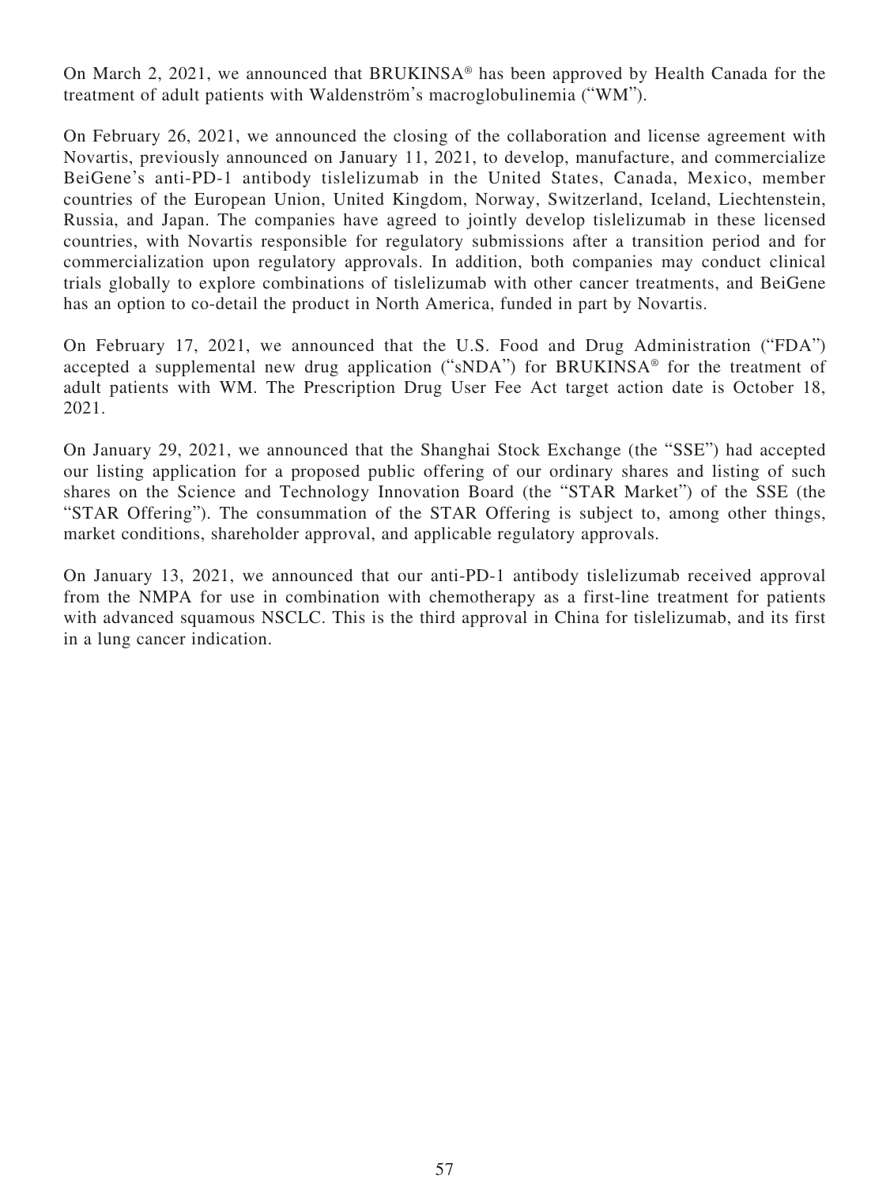On March 2, 2021, we announced that BRUKINSA® has been approved by Health Canada for the treatment of adult patients with Waldenström's macroglobulinemia ("WM").

On February 26, 2021, we announced the closing of the collaboration and license agreement with Novartis, previously announced on January 11, 2021, to develop, manufacture, and commercialize BeiGene's anti-PD-1 antibody tislelizumab in the United States, Canada, Mexico, member countries of the European Union, United Kingdom, Norway, Switzerland, Iceland, Liechtenstein, Russia, and Japan. The companies have agreed to jointly develop tislelizumab in these licensed countries, with Novartis responsible for regulatory submissions after a transition period and for commercialization upon regulatory approvals. In addition, both companies may conduct clinical trials globally to explore combinations of tislelizumab with other cancer treatments, and BeiGene has an option to co-detail the product in North America, funded in part by Novartis.

On February 17, 2021, we announced that the U.S. Food and Drug Administration ("FDA") accepted a supplemental new drug application ("sNDA") for BRUKINSA® for the treatment of adult patients with WM. The Prescription Drug User Fee Act target action date is October 18, 2021.

On January 29, 2021, we announced that the Shanghai Stock Exchange (the "SSE") had accepted our listing application for a proposed public offering of our ordinary shares and listing of such shares on the Science and Technology Innovation Board (the "STAR Market") of the SSE (the "STAR Offering"). The consummation of the STAR Offering is subject to, among other things, market conditions, shareholder approval, and applicable regulatory approvals.

On January 13, 2021, we announced that our anti-PD-1 antibody tislelizumab received approval from the NMPA for use in combination with chemotherapy as a first-line treatment for patients with advanced squamous NSCLC. This is the third approval in China for tislelizumab, and its first in a lung cancer indication.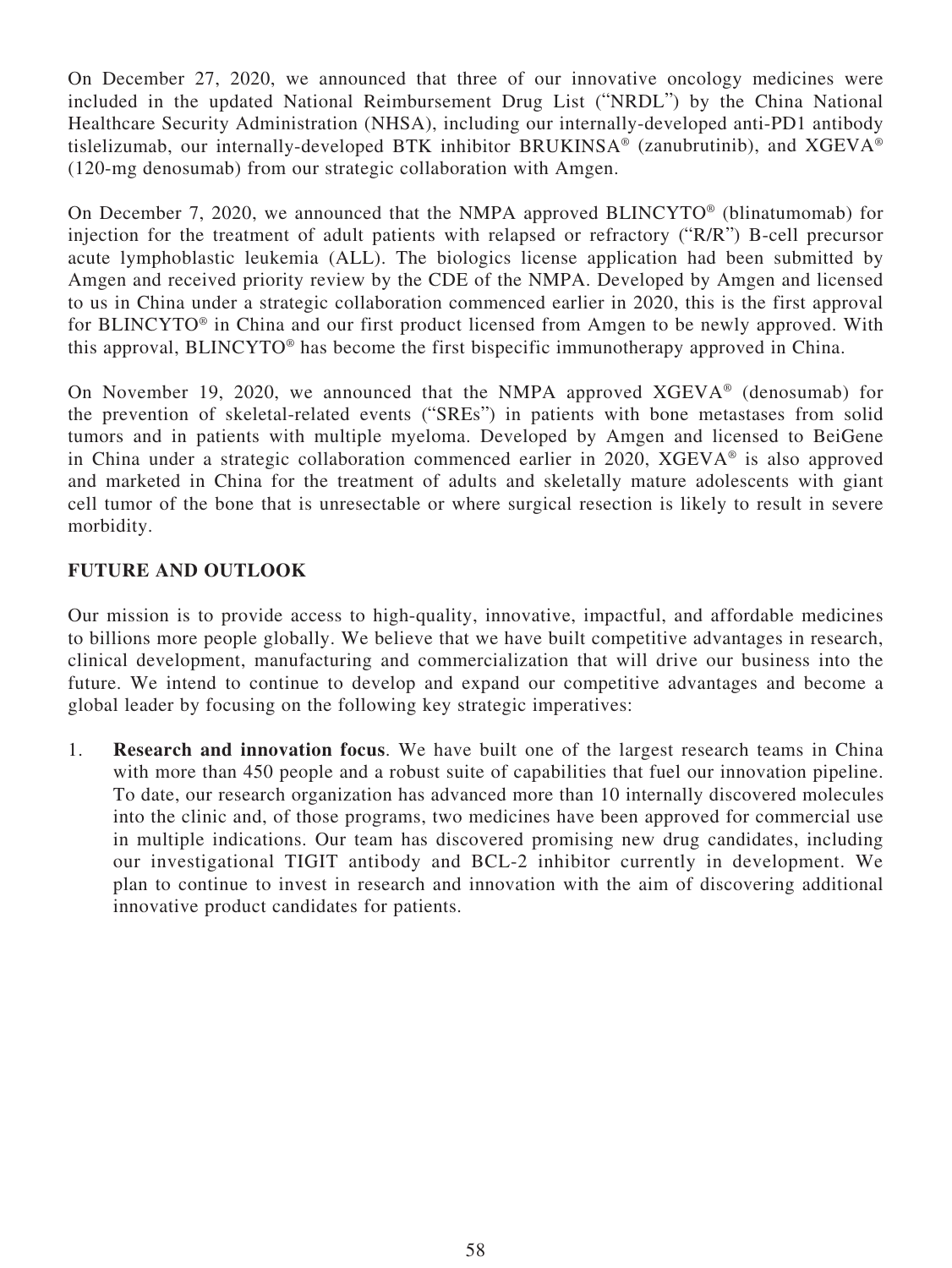On December 27, 2020, we announced that three of our innovative oncology medicines were included in the updated National Reimbursement Drug List ("NRDL") by the China National Healthcare Security Administration (NHSA), including our internally-developed anti-PD1 antibody tislelizumab, our internally-developed BTK inhibitor BRUKINSA® (zanubrutinib), and XGEVA® (120-mg denosumab) from our strategic collaboration with Amgen.

On December 7, 2020, we announced that the NMPA approved BLINCYTO® (blinatumomab) for injection for the treatment of adult patients with relapsed or refractory ("R/R") B-cell precursor acute lymphoblastic leukemia (ALL). The biologics license application had been submitted by Amgen and received priority review by the CDE of the NMPA. Developed by Amgen and licensed to us in China under a strategic collaboration commenced earlier in 2020, this is the first approval for BLINCYTO® in China and our first product licensed from Amgen to be newly approved. With this approval, BLINCYTO® has become the first bispecific immunotherapy approved in China.

On November 19, 2020, we announced that the NMPA approved XGEVA® (denosumab) for the prevention of skeletal-related events ("SREs") in patients with bone metastases from solid tumors and in patients with multiple myeloma. Developed by Amgen and licensed to BeiGene in China under a strategic collaboration commenced earlier in 2020, XGEVA® is also approved and marketed in China for the treatment of adults and skeletally mature adolescents with giant cell tumor of the bone that is unresectable or where surgical resection is likely to result in severe morbidity.

## FUTURE AND OUTLOOK

Our mission is to provide access to high-quality, innovative, impactful, and affordable medicines to billions more people globally. We believe that we have built competitive advantages in research, clinical development, manufacturing and commercialization that will drive our business into the future. We intend to continue to develop and expand our competitive advantages and become a global leader by focusing on the following key strategic imperatives:

1. **Research and innovation focus**. We have built one of the largest research teams in China with more than 450 people and a robust suite of capabilities that fuel our innovation pipeline. To date, our research organization has advanced more than 10 internally discovered molecules into the clinic and, of those programs, two medicines have been approved for commercial use in multiple indications. Our team has discovered promising new drug candidates, including our investigational TIGIT antibody and BCL-2 inhibitor currently in development. We plan to continue to invest in research and innovation with the aim of discovering additional innovative product candidates for patients.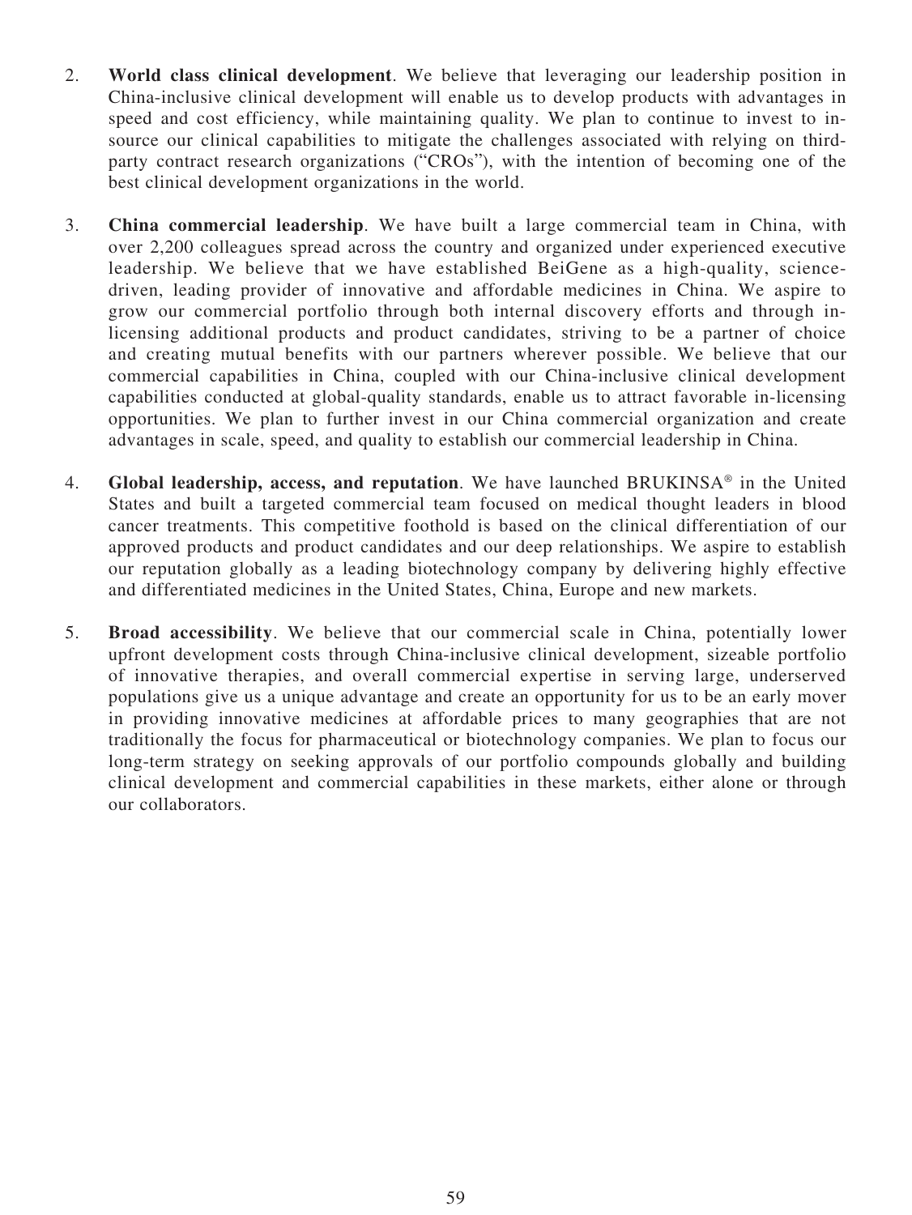2. **World class clinical development**. We believe that leveraging our leadership position in China-inclusive clinical development will enable us to develop products with advantages in speed and cost efficiency, while maintaining quality. We plan to continue to invest to in-source our clinical capabilities to mitigate the challenges associated with relying on third-party contract research organizations ("CROs"), with the intention of becoming one of the best clinical development organizations in the world.

3. **China commercial leadership**. We have built a large commercial team in China, with over 2,200 colleagues spread across the country and organized under experienced executive leadership. We believe that we have established BeiGene as a high-quality, science-driven, leading provider of innovative and affordable medicines in China. We aspire to grow our commercial portfolio through both internal discovery efforts and through in-licensing additional products and product candidates, striving to be a partner of choice and creating mutual benefits with our partners wherever possible. We believe that our commercial capabilities in China, coupled with our China-inclusive clinical development capabilities conducted at global-quality standards, enable us to attract favorable in-licensing opportunities. We plan to further invest in our China commercial organization and create advantages in scale, speed, and quality to establish our commercial leadership in China.

4. **Global leadership, access, and reputation**. We have launched BRUKINSA® in the United States and built a targeted commercial team focused on medical thought leaders in blood cancer treatments. This competitive foothold is based on the clinical differentiation of our approved products and product candidates and our deep relationships. We aspire to establish our reputation globally as a leading biotechnology company by delivering highly effective and differentiated medicines in the United States, China, Europe and new markets.

5. **Broad accessibility**. We believe that our commercial scale in China, potentially lower upfront development costs through China-inclusive clinical development, sizeable portfolio of innovative therapies, and overall commercial expertise in serving large, underserved populations give us a unique advantage and create an opportunity for us to be an early mover in providing innovative medicines at affordable prices to many geographies that are not traditionally the focus for pharmaceutical or biotechnology companies. We plan to focus our long-term strategy on seeking approvals of our portfolio compounds globally and building clinical development and commercial capabilities in these markets, either alone or through our collaborators.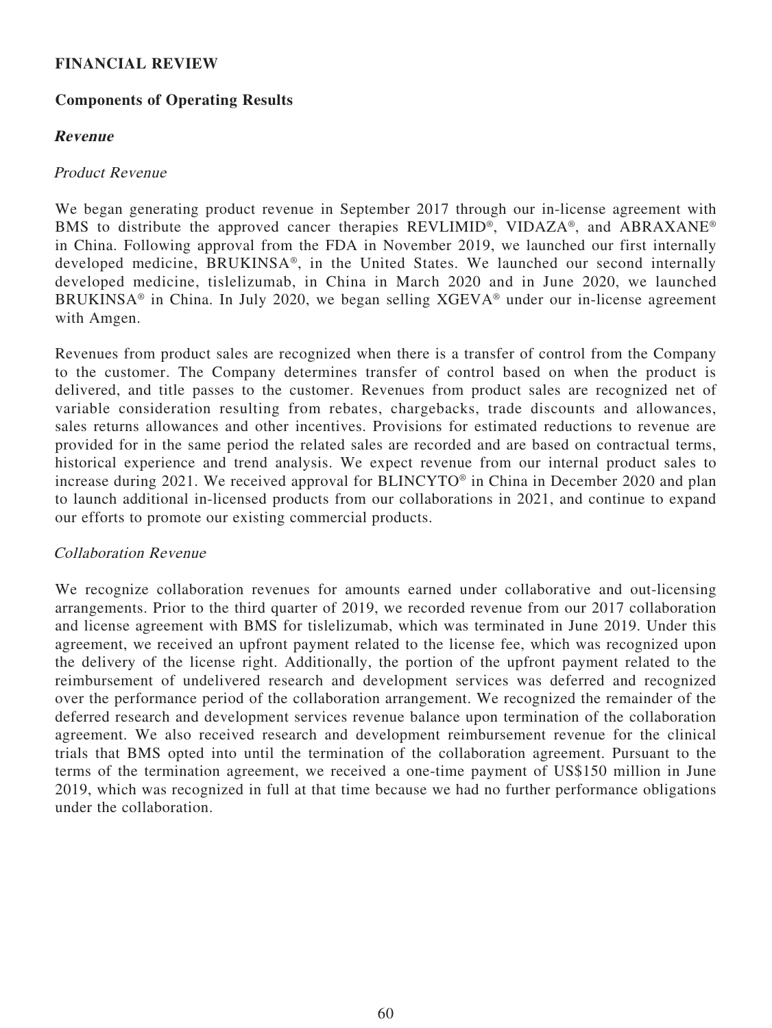## FINANCIAL REVIEW

### Components of Operating Results

#### *Revenue*

*Product Revenue*

We began generating product revenue in September 2017 through our in-license agreement with BMS to distribute the approved cancer therapies REVLIMID®, VIDAZA®, and ABRAXANE® in China. Following approval from the FDA in November 2019, we launched our first internally developed medicine, BRUKINSA®, in the United States. We launched our second internally developed medicine, tislelizumab, in China in March 2020 and in June 2020, we launched BRUKINSA® in China. In July 2020, we began selling XGEVA® under our in-license agreement with Amgen.

Revenues from product sales are recognized when there is a transfer of control from the Company to the customer. The Company determines transfer of control based on when the product is delivered, and title passes to the customer. Revenues from product sales are recognized net of variable consideration resulting from rebates, chargebacks, trade discounts and allowances, sales returns allowances and other incentives. Provisions for estimated reductions to revenue are provided for in the same period the related sales are recorded and are based on contractual terms, historical experience and trend analysis. We expect revenue from our internal product sales to increase during 2021. We received approval for BLINCYTO® in China in December 2020 and plan to launch additional in-licensed products from our collaborations in 2021, and continue to expand our efforts to promote our existing commercial products.

*Collaboration Revenue*

We recognize collaboration revenues for amounts earned under collaborative and out-licensing arrangements. Prior to the third quarter of 2019, we recorded revenue from our 2017 collaboration and license agreement with BMS for tislelizumab, which was terminated in June 2019. Under this agreement, we received an upfront payment related to the license fee, which was recognized upon the delivery of the license right. Additionally, the portion of the upfront payment related to the reimbursement of undelivered research and development services was deferred and recognized over the performance period of the collaboration arrangement. We recognized the remainder of the deferred research and development services revenue balance upon termination of the collaboration agreement. We also received research and development reimbursement revenue for the clinical trials that BMS opted into until the termination of the collaboration agreement. Pursuant to the terms of the termination agreement, we received a one-time payment of US$150 million in June 2019, which was recognized in full at that time because we had no further performance obligations under the collaboration.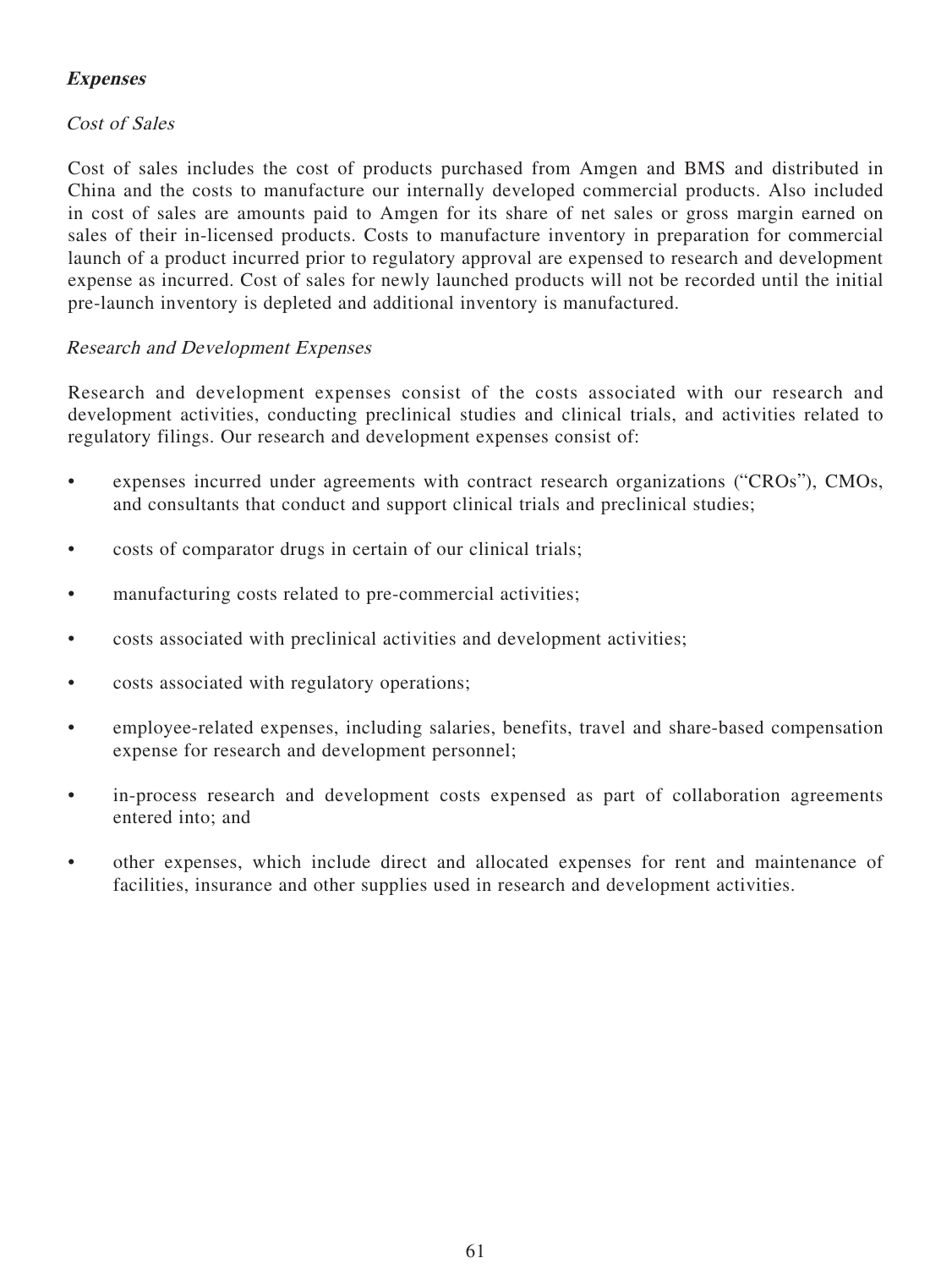### ***Expenses***

#### *Cost of Sales*

Cost of sales includes the cost of products purchased from Amgen and BMS and distributed in China and the costs to manufacture our internally developed commercial products. Also included in cost of sales are amounts paid to Amgen for its share of net sales or gross margin earned on sales of their in-licensed products. Costs to manufacture inventory in preparation for commercial launch of a product incurred prior to regulatory approval are expensed to research and development expense as incurred. Cost of sales for newly launched products will not be recorded until the initial pre-launch inventory is depleted and additional inventory is manufactured.

#### *Research and Development Expenses*

Research and development expenses consist of the costs associated with our research and development activities, conducting preclinical studies and clinical trials, and activities related to regulatory filings. Our research and development expenses consist of:

- expenses incurred under agreements with contract research organizations ("CROs"), CMOs, and consultants that conduct and support clinical trials and preclinical studies;
- costs of comparator drugs in certain of our clinical trials;
- manufacturing costs related to pre-commercial activities;
- costs associated with preclinical activities and development activities;
- costs associated with regulatory operations;
- employee-related expenses, including salaries, benefits, travel and share-based compensation expense for research and development personnel;
- in-process research and development costs expensed as part of collaboration agreements entered into; and
- other expenses, which include direct and allocated expenses for rent and maintenance of facilities, insurance and other supplies used in research and development activities.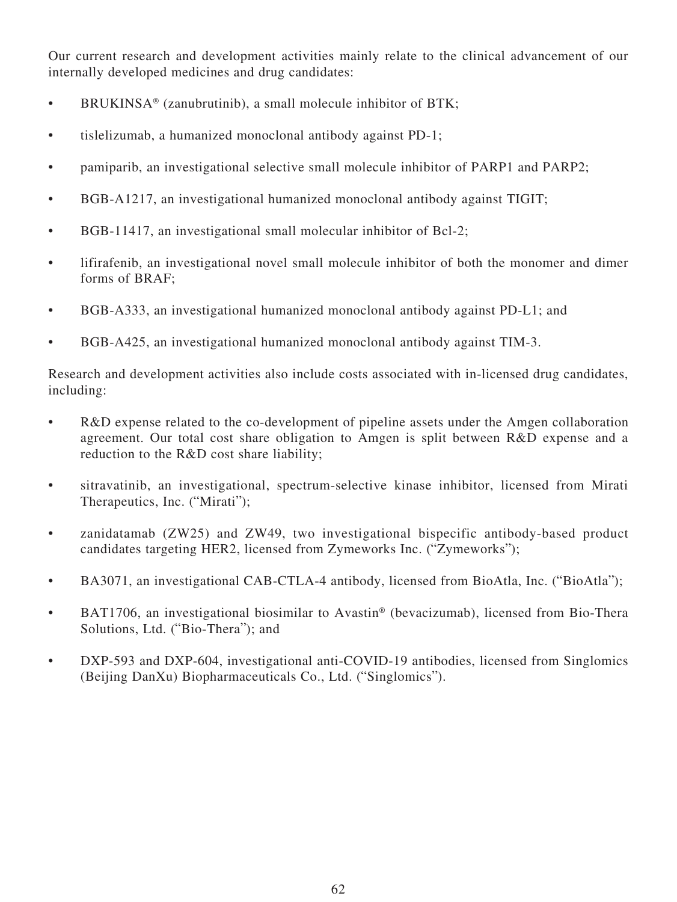Our current research and development activities mainly relate to the clinical advancement of our internally developed medicines and drug candidates:

- BRUKINSA® (zanubrutinib), a small molecule inhibitor of BTK;
- tislelizumab, a humanized monoclonal antibody against PD-1;
- pamiparib, an investigational selective small molecule inhibitor of PARP1 and PARP2;
- BGB-A1217, an investigational humanized monoclonal antibody against TIGIT;
- BGB-11417, an investigational small molecular inhibitor of Bcl-2;
- lifirafenib, an investigational novel small molecule inhibitor of both the monomer and dimer forms of BRAF;
- BGB-A333, an investigational humanized monoclonal antibody against PD-L1; and
- BGB-A425, an investigational humanized monoclonal antibody against TIM-3.

Research and development activities also include costs associated with in-licensed drug candidates, including:

- R&D expense related to the co-development of pipeline assets under the Amgen collaboration agreement. Our total cost share obligation to Amgen is split between R&D expense and a reduction to the R&D cost share liability;
- sitravatinib, an investigational, spectrum-selective kinase inhibitor, licensed from Mirati Therapeutics, Inc. ("Mirati");
- zanidatamab (ZW25) and ZW49, two investigational bispecific antibody-based product candidates targeting HER2, licensed from Zymeworks Inc. ("Zymeworks");
- BA3071, an investigational CAB-CTLA-4 antibody, licensed from BioAtla, Inc. ("BioAtla");
- BAT1706, an investigational biosimilar to Avastin® (bevacizumab), licensed from Bio-Thera Solutions, Ltd. ("Bio-Thera"); and
- DXP-593 and DXP-604, investigational anti-COVID-19 antibodies, licensed from Singlomics (Beijing DanXu) Biopharmaceuticals Co., Ltd. ("Singlomics").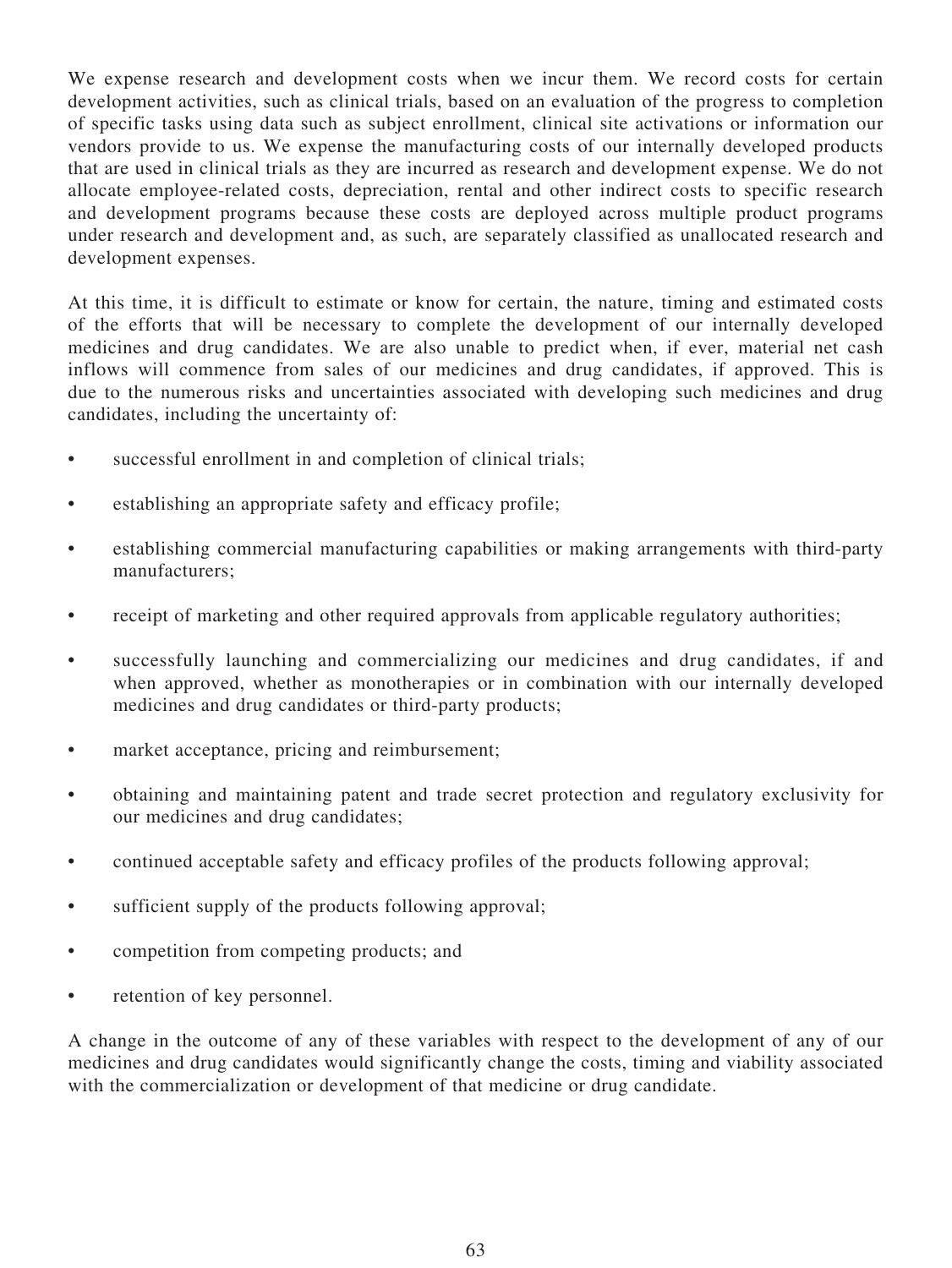We expense research and development costs when we incur them. We record costs for certain development activities, such as clinical trials, based on an evaluation of the progress to completion of specific tasks using data such as subject enrollment, clinical site activations or information our vendors provide to us. We expense the manufacturing costs of our internally developed products that are used in clinical trials as they are incurred as research and development expense. We do not allocate employee-related costs, depreciation, rental and other indirect costs to specific research and development programs because these costs are deployed across multiple product programs under research and development and, as such, are separately classified as unallocated research and development expenses.

At this time, it is difficult to estimate or know for certain, the nature, timing and estimated costs of the efforts that will be necessary to complete the development of our internally developed medicines and drug candidates. We are also unable to predict when, if ever, material net cash inflows will commence from sales of our medicines and drug candidates, if approved. This is due to the numerous risks and uncertainties associated with developing such medicines and drug candidates, including the uncertainty of:

- successful enrollment in and completion of clinical trials;
- establishing an appropriate safety and efficacy profile;
- establishing commercial manufacturing capabilities or making arrangements with third-party manufacturers;
- receipt of marketing and other required approvals from applicable regulatory authorities;
- successfully launching and commercializing our medicines and drug candidates, if and when approved, whether as monotherapies or in combination with our internally developed medicines and drug candidates or third-party products;
- market acceptance, pricing and reimbursement;
- obtaining and maintaining patent and trade secret protection and regulatory exclusivity for our medicines and drug candidates;
- continued acceptable safety and efficacy profiles of the products following approval;
- sufficient supply of the products following approval;
- competition from competing products; and
- retention of key personnel.

A change in the outcome of any of these variables with respect to the development of any of our medicines and drug candidates would significantly change the costs, timing and viability associated with the commercialization or development of that medicine or drug candidate.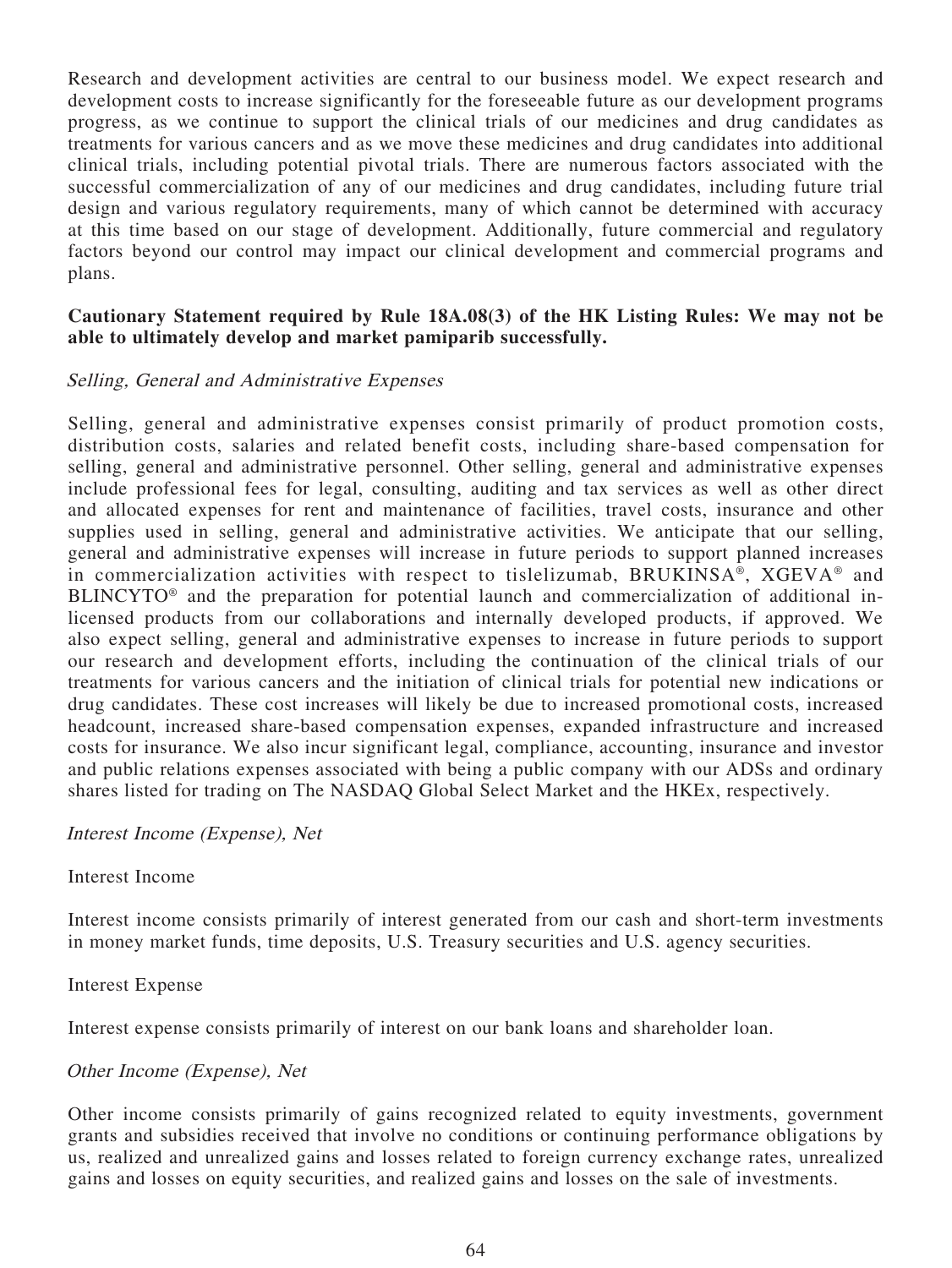Research and development activities are central to our business model. We expect research and development costs to increase significantly for the foreseeable future as our development programs progress, as we continue to support the clinical trials of our medicines and drug candidates as treatments for various cancers and as we move these medicines and drug candidates into additional clinical trials, including potential pivotal trials. There are numerous factors associated with the successful commercialization of any of our medicines and drug candidates, including future trial design and various regulatory requirements, many of which cannot be determined with accuracy at this time based on our stage of development. Additionally, future commercial and regulatory factors beyond our control may impact our clinical development and commercial programs and plans.

**Cautionary Statement required by Rule 18A.08(3) of the HK Listing Rules: We may not be able to ultimately develop and market pamiparib successfully.**

*Selling, General and Administrative Expenses*

Selling, general and administrative expenses consist primarily of product promotion costs, distribution costs, salaries and related benefit costs, including share-based compensation for selling, general and administrative personnel. Other selling, general and administrative expenses include professional fees for legal, consulting, auditing and tax services as well as other direct and allocated expenses for rent and maintenance of facilities, travel costs, insurance and other supplies used in selling, general and administrative activities. We anticipate that our selling, general and administrative expenses will increase in future periods to support planned increases in commercialization activities with respect to tislelizumab, BRUKINSA®, XGEVA® and BLINCYTO® and the preparation for potential launch and commercialization of additional in-licensed products from our collaborations and internally developed products, if approved. We also expect selling, general and administrative expenses to increase in future periods to support our research and development efforts, including the continuation of the clinical trials of our treatments for various cancers and the initiation of clinical trials for potential new indications or drug candidates. These cost increases will likely be due to increased promotional costs, increased headcount, increased share-based compensation expenses, expanded infrastructure and increased costs for insurance. We also incur significant legal, compliance, accounting, insurance and investor and public relations expenses associated with being a public company with our ADSs and ordinary shares listed for trading on The NASDAQ Global Select Market and the HKEx, respectively.

*Interest Income (Expense), Net*

Interest Income

Interest income consists primarily of interest generated from our cash and short-term investments in money market funds, time deposits, U.S. Treasury securities and U.S. agency securities.

Interest Expense

Interest expense consists primarily of interest on our bank loans and shareholder loan.

*Other Income (Expense), Net*

Other income consists primarily of gains recognized related to equity investments, government grants and subsidies received that involve no conditions or continuing performance obligations by us, realized and unrealized gains and losses related to foreign currency exchange rates, unrealized gains and losses on equity securities, and realized gains and losses on the sale of investments.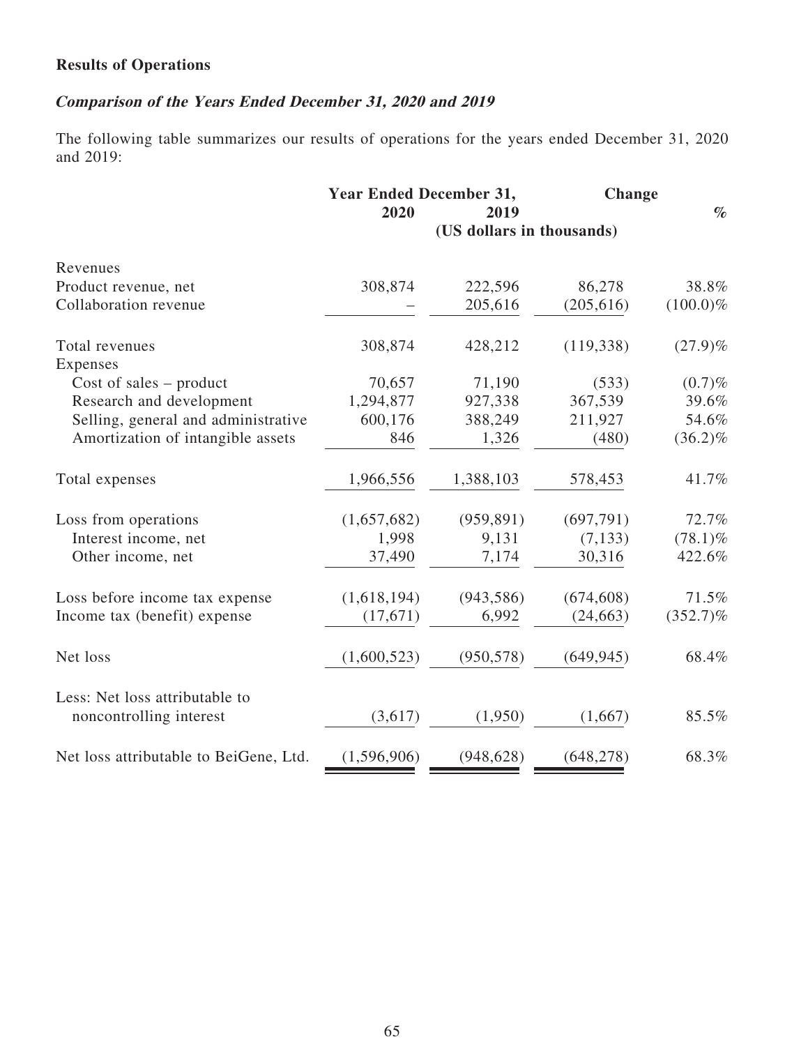**Results of Operations**

***Comparison of the Years Ended December 31, 2020 and 2019***

The following table summarizes our results of operations for the years ended December 31, 2020 and 2019:

| | Year Ended December 31, | | Change | |
|---|---|---|---|---|
| | 2020 | 2019 | | % |
| | (US dollars in thousands) | | | |
| Revenues | | | | |
| Product revenue, net | 308,874 | 222,596 | 86,278 | 38.8% |
| Collaboration revenue | – | 205,616 | (205,616) | (100.0)% |
| Total revenues | 308,874 | 428,212 | (119,338) | (27.9)% |
| Expenses | | | | |
| Cost of sales – product | 70,657 | 71,190 | (533) | (0.7)% |
| Research and development | 1,294,877 | 927,338 | 367,539 | 39.6% |
| Selling, general and administrative | 600,176 | 388,249 | 211,927 | 54.6% |
| Amortization of intangible assets | 846 | 1,326 | (480) | (36.2)% |
| Total expenses | 1,966,556 | 1,388,103 | 578,453 | 41.7% |
| Loss from operations | (1,657,682) | (959,891) | (697,791) | 72.7% |
| Interest income, net | 1,998 | 9,131 | (7,133) | (78.1)% |
| Other income, net | 37,490 | 7,174 | 30,316 | 422.6% |
| Loss before income tax expense | (1,618,194) | (943,586) | (674,608) | 71.5% |
| Income tax (benefit) expense | (17,671) | 6,992 | (24,663) | (352.7)% |
| Net loss | (1,600,523) | (950,578) | (649,945) | 68.4% |
| Less: Net loss attributable to noncontrolling interest | (3,617) | (1,950) | (1,667) | 85.5% |
| Net loss attributable to BeiGene, Ltd. | (1,596,906) | (948,628) | (648,278) | 68.3% |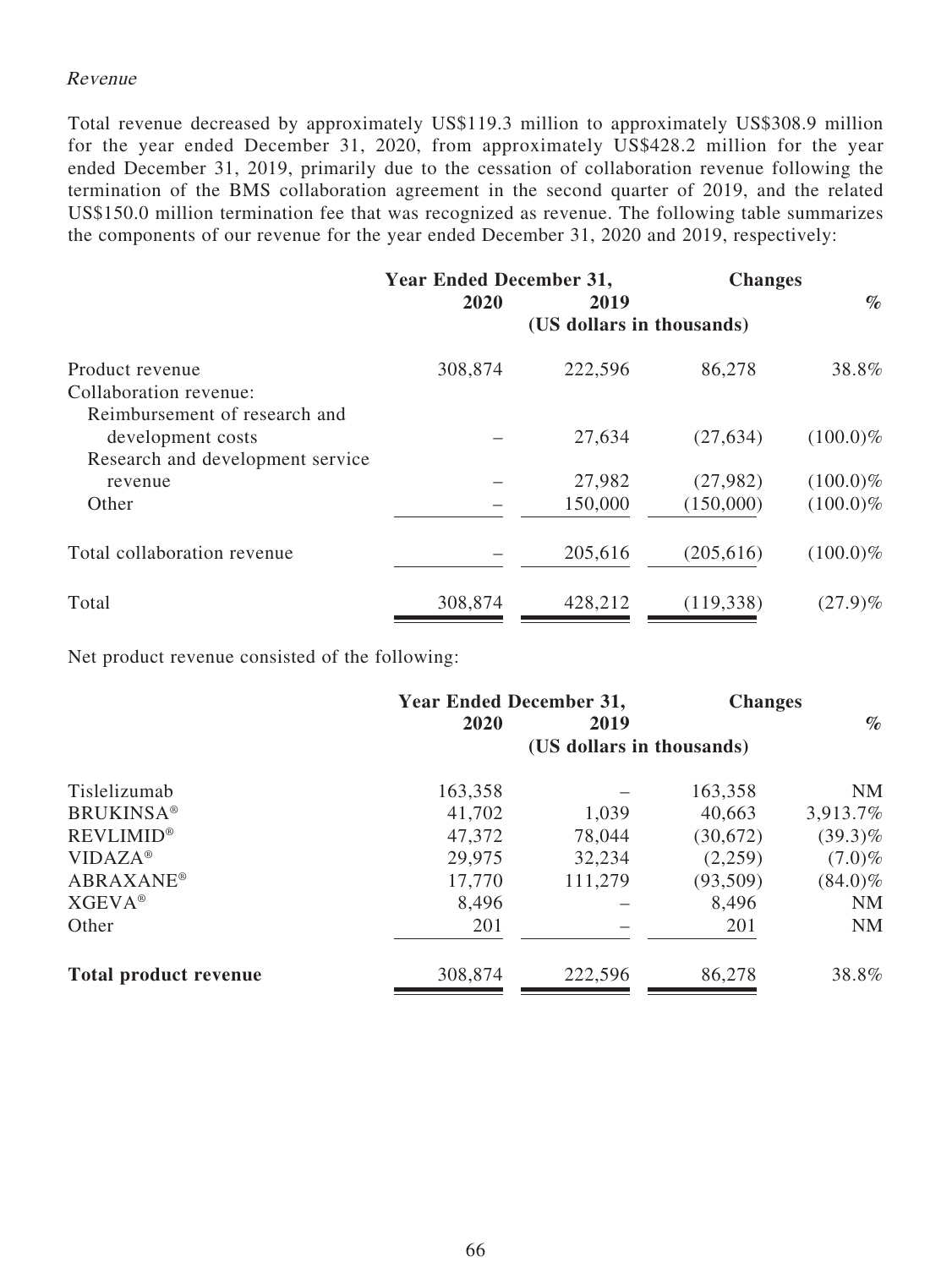*Revenue*

Total revenue decreased by approximately US$119.3 million to approximately US$308.9 million for the year ended December 31, 2020, from approximately US$428.2 million for the year ended December 31, 2019, primarily due to the cessation of collaboration revenue following the termination of the BMS collaboration agreement in the second quarter of 2019, and the related US$150.0 million termination fee that was recognized as revenue. The following table summarizes the components of our revenue for the year ended December 31, 2020 and 2019, respectively:

| | **Year Ended December 31,** | | **Changes** | |
|---|---|---|---|---|
| | **2020** | **2019** | | **%** |
| | **(US dollars in thousands)** | | | |
| Product revenue | 308,874 | 222,596 | 86,278 | 38.8% |
| Collaboration revenue: | | | | |
| Reimbursement of research and development costs | – | 27,634 | (27,634) | (100.0)% |
| Research and development service revenue | – | 27,982 | (27,982) | (100.0)% |
| Other | – | 150,000 | (150,000) | (100.0)% |
| Total collaboration revenue | – | 205,616 | (205,616) | (100.0)% |
| Total | 308,874 | 428,212 | (119,338) | (27.9)% |

Net product revenue consisted of the following:

| | **Year Ended December 31,** | | **Changes** | |
|---|---|---|---|---|
| | **2020** | **2019** | | **%** |
| | **(US dollars in thousands)** | | | |
| Tislelizumab | 163,358 | – | 163,358 | NM |
| BRUKINSA® | 41,702 | 1,039 | 40,663 | 3,913.7% |
| REVLIMID® | 47,372 | 78,044 | (30,672) | (39.3)% |
| VIDAZA® | 29,975 | 32,234 | (2,259) | (7.0)% |
| ABRAXANE® | 17,770 | 111,279 | (93,509) | (84.0)% |
| XGEVA® | 8,496 | – | 8,496 | NM |
| Other | 201 | – | 201 | NM |
| **Total product revenue** | 308,874 | 222,596 | 86,278 | 38.8% |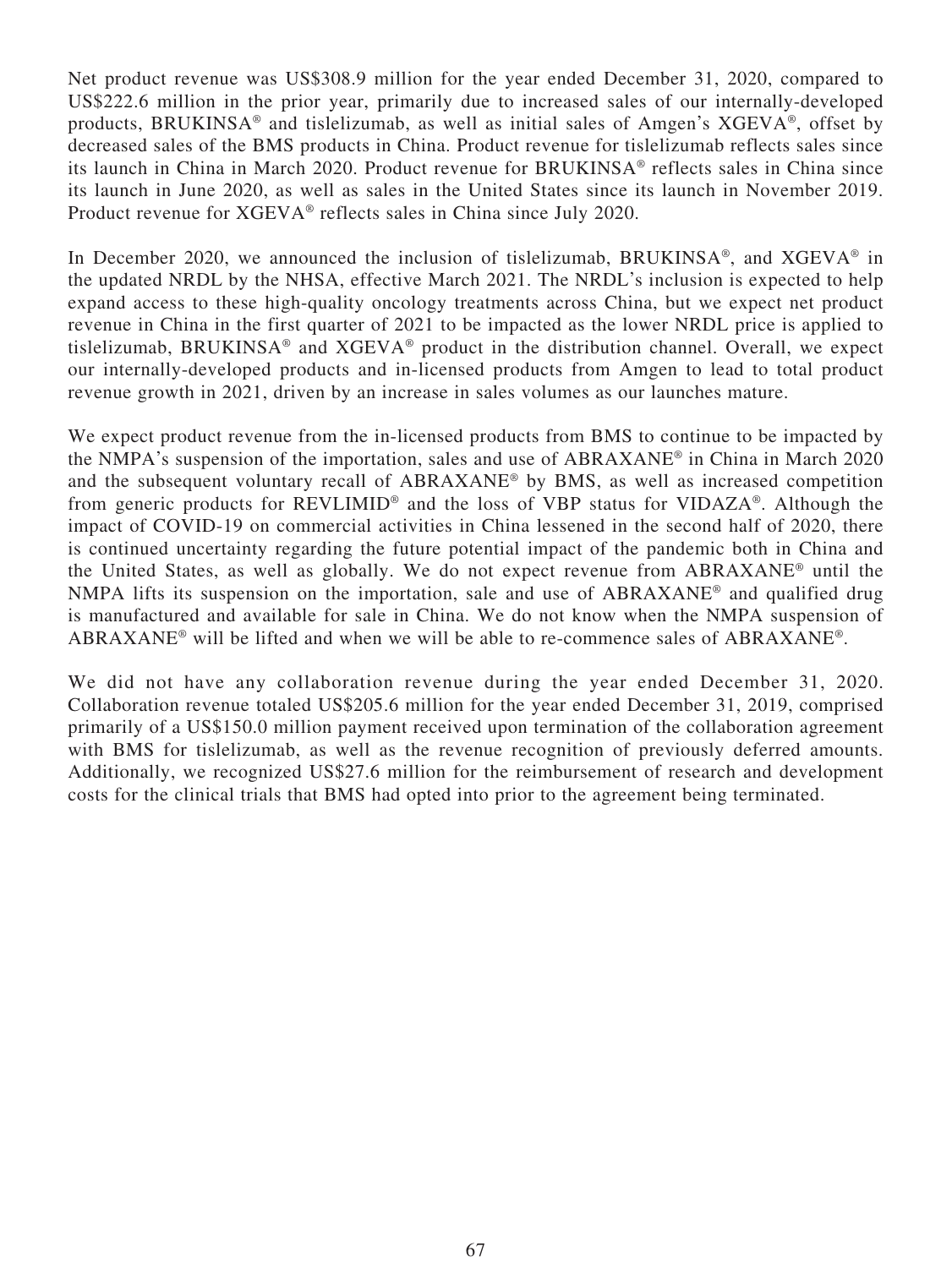Net product revenue was US$308.9 million for the year ended December 31, 2020, compared to US$222.6 million in the prior year, primarily due to increased sales of our internally-developed products, BRUKINSA® and tislelizumab, as well as initial sales of Amgen's XGEVA®, offset by decreased sales of the BMS products in China. Product revenue for tislelizumab reflects sales since its launch in China in March 2020. Product revenue for BRUKINSA® reflects sales in China since its launch in June 2020, as well as sales in the United States since its launch in November 2019. Product revenue for XGEVA® reflects sales in China since July 2020.

In December 2020, we announced the inclusion of tislelizumab, BRUKINSA®, and XGEVA® in the updated NRDL by the NHSA, effective March 2021. The NRDL's inclusion is expected to help expand access to these high-quality oncology treatments across China, but we expect net product revenue in China in the first quarter of 2021 to be impacted as the lower NRDL price is applied to tislelizumab, BRUKINSA® and XGEVA® product in the distribution channel. Overall, we expect our internally-developed products and in-licensed products from Amgen to lead to total product revenue growth in 2021, driven by an increase in sales volumes as our launches mature.

We expect product revenue from the in-licensed products from BMS to continue to be impacted by the NMPA's suspension of the importation, sales and use of ABRAXANE® in China in March 2020 and the subsequent voluntary recall of ABRAXANE® by BMS, as well as increased competition from generic products for REVLIMID® and the loss of VBP status for VIDAZA®. Although the impact of COVID-19 on commercial activities in China lessened in the second half of 2020, there is continued uncertainty regarding the future potential impact of the pandemic both in China and the United States, as well as globally. We do not expect revenue from ABRAXANE® until the NMPA lifts its suspension on the importation, sale and use of ABRAXANE® and qualified drug is manufactured and available for sale in China. We do not know when the NMPA suspension of ABRAXANE® will be lifted and when we will be able to re-commence sales of ABRAXANE®.

We did not have any collaboration revenue during the year ended December 31, 2020. Collaboration revenue totaled US$205.6 million for the year ended December 31, 2019, comprised primarily of a US$150.0 million payment received upon termination of the collaboration agreement with BMS for tislelizumab, as well as the revenue recognition of previously deferred amounts. Additionally, we recognized US$27.6 million for the reimbursement of research and development costs for the clinical trials that BMS had opted into prior to the agreement being terminated.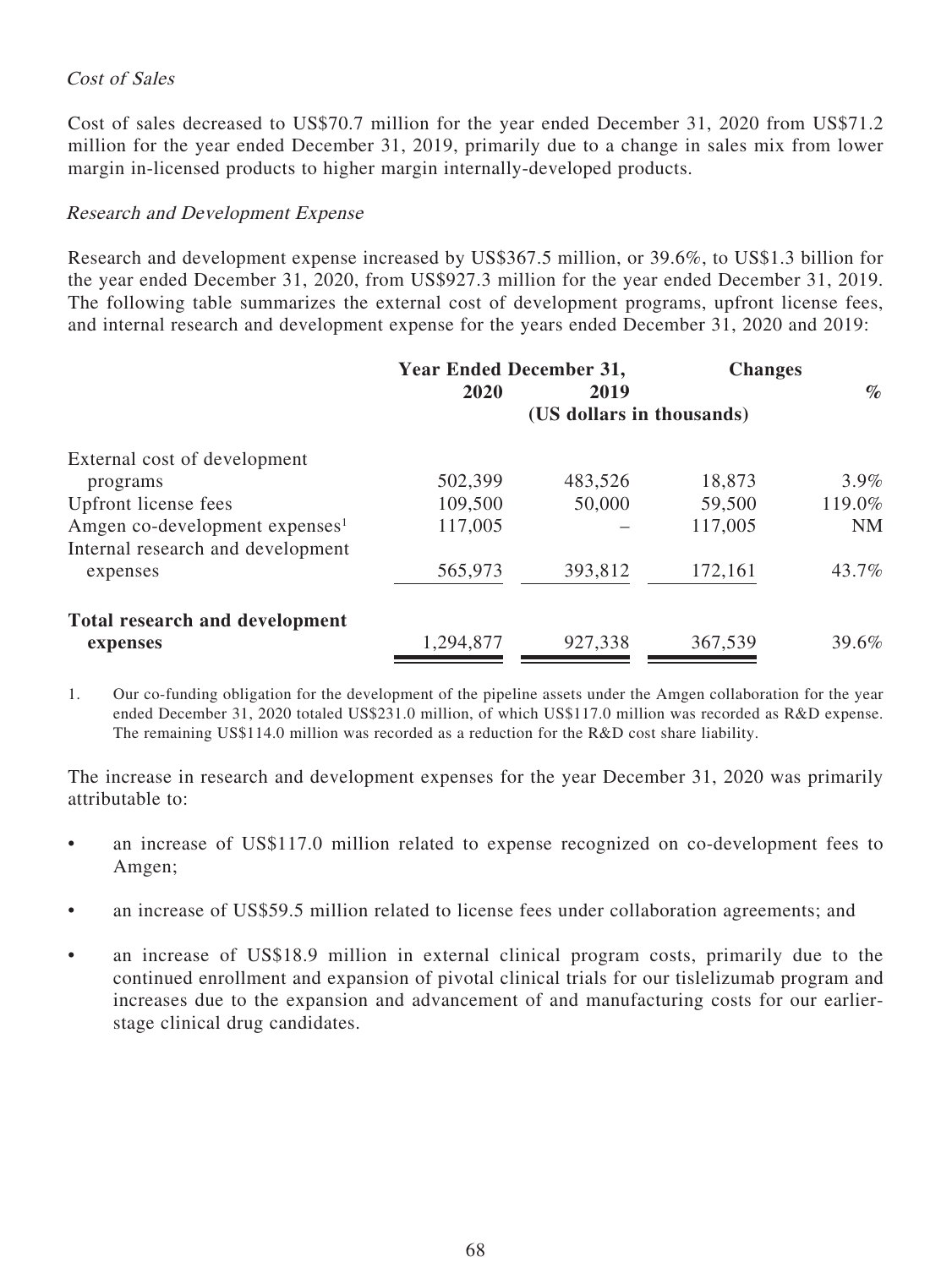*Cost of Sales*

Cost of sales decreased to US$70.7 million for the year ended December 31, 2020 from US$71.2 million for the year ended December 31, 2019, primarily due to a change in sales mix from lower margin in-licensed products to higher margin internally-developed products.

*Research and Development Expense*

Research and development expense increased by US$367.5 million, or 39.6%, to US$1.3 billion for the year ended December 31, 2020, from US$927.3 million for the year ended December 31, 2019. The following table summarizes the external cost of development programs, upfront license fees, and internal research and development expense for the years ended December 31, 2020 and 2019:

| | Year Ended December 31, | | Changes | |
|---|---|---|---|---|
| | 2020 | 2019 | | % |
| | (US dollars in thousands) | | | |
| External cost of development programs | 502,399 | 483,526 | 18,873 | 3.9% |
| Upfront license fees | 109,500 | 50,000 | 59,500 | 119.0% |
| Amgen co-development expenses[1] | 117,005 | – | 117,005 | NM |
| Internal research and development expenses | 565,973 | 393,812 | 172,161 | 43.7% |
| **Total research and development expenses** | 1,294,877 | 927,338 | 367,539 | 39.6% |

1. Our co-funding obligation for the development of the pipeline assets under the Amgen collaboration for the year ended December 31, 2020 totaled US$231.0 million, of which US$117.0 million was recorded as R&D expense. The remaining US$114.0 million was recorded as a reduction for the R&D cost share liability.

The increase in research and development expenses for the year December 31, 2020 was primarily attributable to:

- an increase of US$117.0 million related to expense recognized on co-development fees to Amgen;
- an increase of US$59.5 million related to license fees under collaboration agreements; and
- an increase of US$18.9 million in external clinical program costs, primarily due to the continued enrollment and expansion of pivotal clinical trials for our tislelizumab program and increases due to the expansion and advancement of and manufacturing costs for our earlier-stage clinical drug candidates.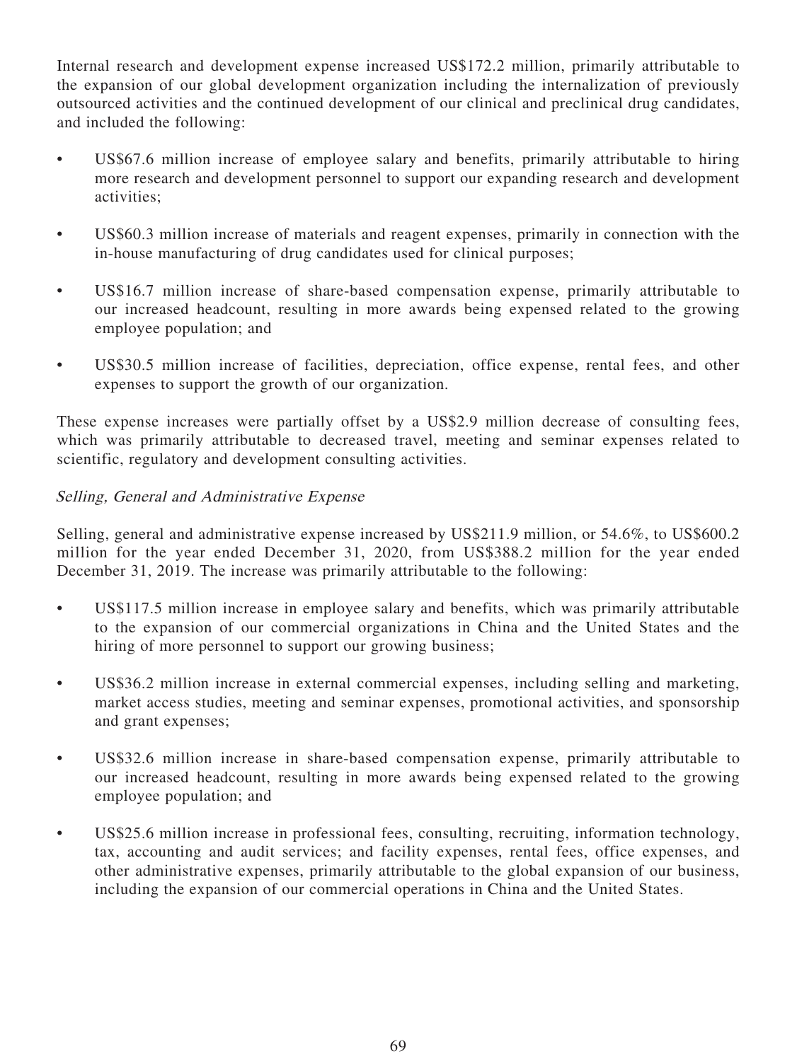Internal research and development expense increased US$172.2 million, primarily attributable to the expansion of our global development organization including the internalization of previously outsourced activities and the continued development of our clinical and preclinical drug candidates, and included the following:

- US$67.6 million increase of employee salary and benefits, primarily attributable to hiring more research and development personnel to support our expanding research and development activities;
- US$60.3 million increase of materials and reagent expenses, primarily in connection with the in-house manufacturing of drug candidates used for clinical purposes;
- US$16.7 million increase of share-based compensation expense, primarily attributable to our increased headcount, resulting in more awards being expensed related to the growing employee population; and
- US$30.5 million increase of facilities, depreciation, office expense, rental fees, and other expenses to support the growth of our organization.

These expense increases were partially offset by a US$2.9 million decrease of consulting fees, which was primarily attributable to decreased travel, meeting and seminar expenses related to scientific, regulatory and development consulting activities.

*Selling, General and Administrative Expense*

Selling, general and administrative expense increased by US$211.9 million, or 54.6%, to US$600.2 million for the year ended December 31, 2020, from US$388.2 million for the year ended December 31, 2019. The increase was primarily attributable to the following:

- US$117.5 million increase in employee salary and benefits, which was primarily attributable to the expansion of our commercial organizations in China and the United States and the hiring of more personnel to support our growing business;
- US$36.2 million increase in external commercial expenses, including selling and marketing, market access studies, meeting and seminar expenses, promotional activities, and sponsorship and grant expenses;
- US$32.6 million increase in share-based compensation expense, primarily attributable to our increased headcount, resulting in more awards being expensed related to the growing employee population; and
- US$25.6 million increase in professional fees, consulting, recruiting, information technology, tax, accounting and audit services; and facility expenses, rental fees, office expenses, and other administrative expenses, primarily attributable to the global expansion of our business, including the expansion of our commercial operations in China and the United States.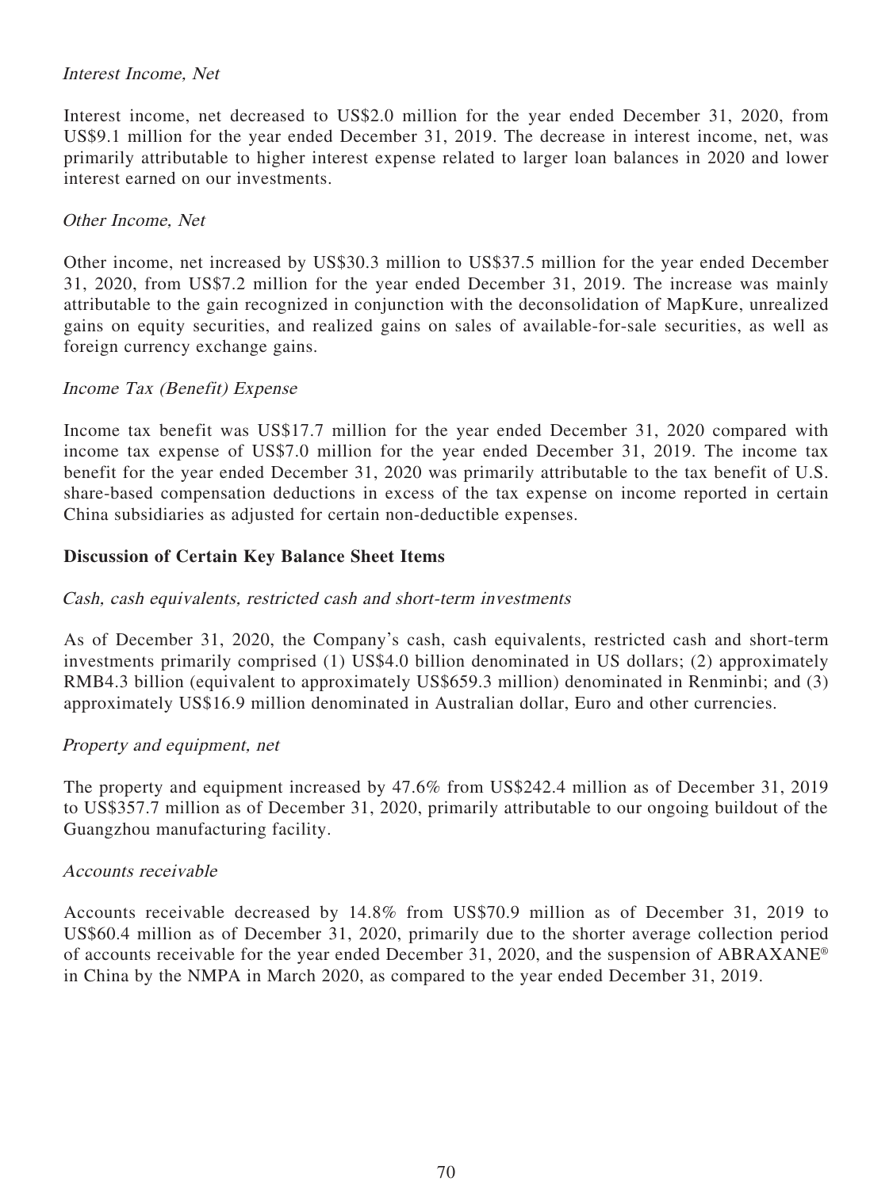*Interest Income, Net*

Interest income, net decreased to US$2.0 million for the year ended December 31, 2020, from US$9.1 million for the year ended December 31, 2019. The decrease in interest income, net, was primarily attributable to higher interest expense related to larger loan balances in 2020 and lower interest earned on our investments.

*Other Income, Net*

Other income, net increased by US$30.3 million to US$37.5 million for the year ended December 31, 2020, from US$7.2 million for the year ended December 31, 2019. The increase was mainly attributable to the gain recognized in conjunction with the deconsolidation of MapKure, unrealized gains on equity securities, and realized gains on sales of available-for-sale securities, as well as foreign currency exchange gains.

*Income Tax (Benefit) Expense*

Income tax benefit was US$17.7 million for the year ended December 31, 2020 compared with income tax expense of US$7.0 million for the year ended December 31, 2019. The income tax benefit for the year ended December 31, 2020 was primarily attributable to the tax benefit of U.S. share-based compensation deductions in excess of the tax expense on income reported in certain China subsidiaries as adjusted for certain non-deductible expenses.

**Discussion of Certain Key Balance Sheet Items**

*Cash, cash equivalents, restricted cash and short-term investments*

As of December 31, 2020, the Company's cash, cash equivalents, restricted cash and short-term investments primarily comprised (1) US$4.0 billion denominated in US dollars; (2) approximately RMB4.3 billion (equivalent to approximately US$659.3 million) denominated in Renminbi; and (3) approximately US$16.9 million denominated in Australian dollar, Euro and other currencies.

*Property and equipment, net*

The property and equipment increased by 47.6% from US$242.4 million as of December 31, 2019 to US$357.7 million as of December 31, 2020, primarily attributable to our ongoing buildout of the Guangzhou manufacturing facility.

*Accounts receivable*

Accounts receivable decreased by 14.8% from US$70.9 million as of December 31, 2019 to US$60.4 million as of December 31, 2020, primarily due to the shorter average collection period of accounts receivable for the year ended December 31, 2020, and the suspension of ABRAXANE® in China by the NMPA in March 2020, as compared to the year ended December 31, 2019.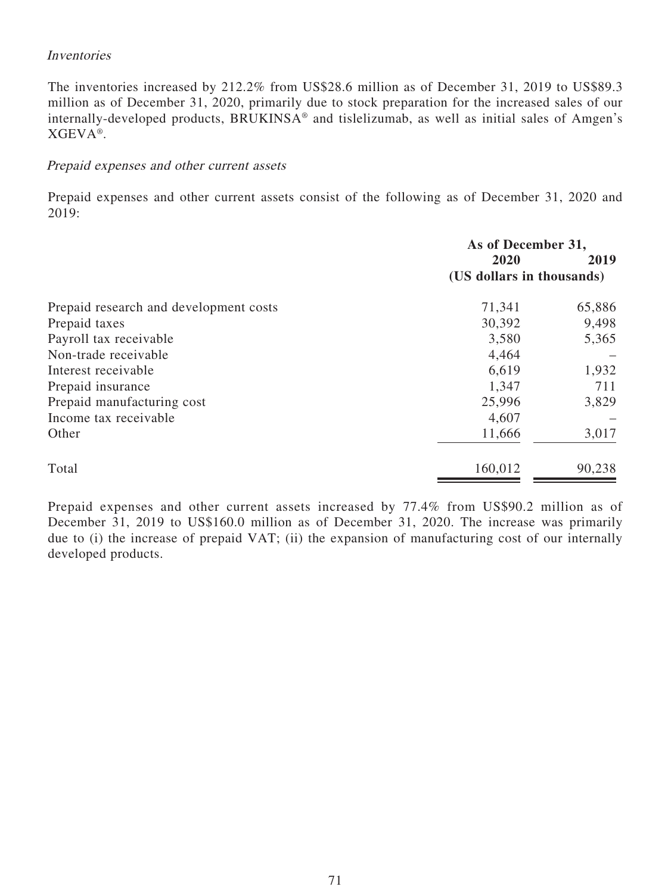*Inventories*

The inventories increased by 212.2% from US$28.6 million as of December 31, 2019 to US$89.3 million as of December 31, 2020, primarily due to stock preparation for the increased sales of our internally-developed products, BRUKINSA® and tislelizumab, as well as initial sales of Amgen's XGEVA®.

*Prepaid expenses and other current assets*

Prepaid expenses and other current assets consist of the following as of December 31, 2020 and 2019:

| | As of December 31, | |
|---|---|---|
| | 2020 | 2019 |
| | (US dollars in thousands) | |
| Prepaid research and development costs | 71,341 | 65,886 |
| Prepaid taxes | 30,392 | 9,498 |
| Payroll tax receivable | 3,580 | 5,365 |
| Non-trade receivable | 4,464 | – |
| Interest receivable | 6,619 | 1,932 |
| Prepaid insurance | 1,347 | 711 |
| Prepaid manufacturing cost | 25,996 | 3,829 |
| Income tax receivable | 4,607 | – |
| Other | 11,666 | 3,017 |
| Total | 160,012 | 90,238 |

Prepaid expenses and other current assets increased by 77.4% from US$90.2 million as of December 31, 2019 to US$160.0 million as of December 31, 2020. The increase was primarily due to (i) the increase of prepaid VAT; (ii) the expansion of manufacturing cost of our internally developed products.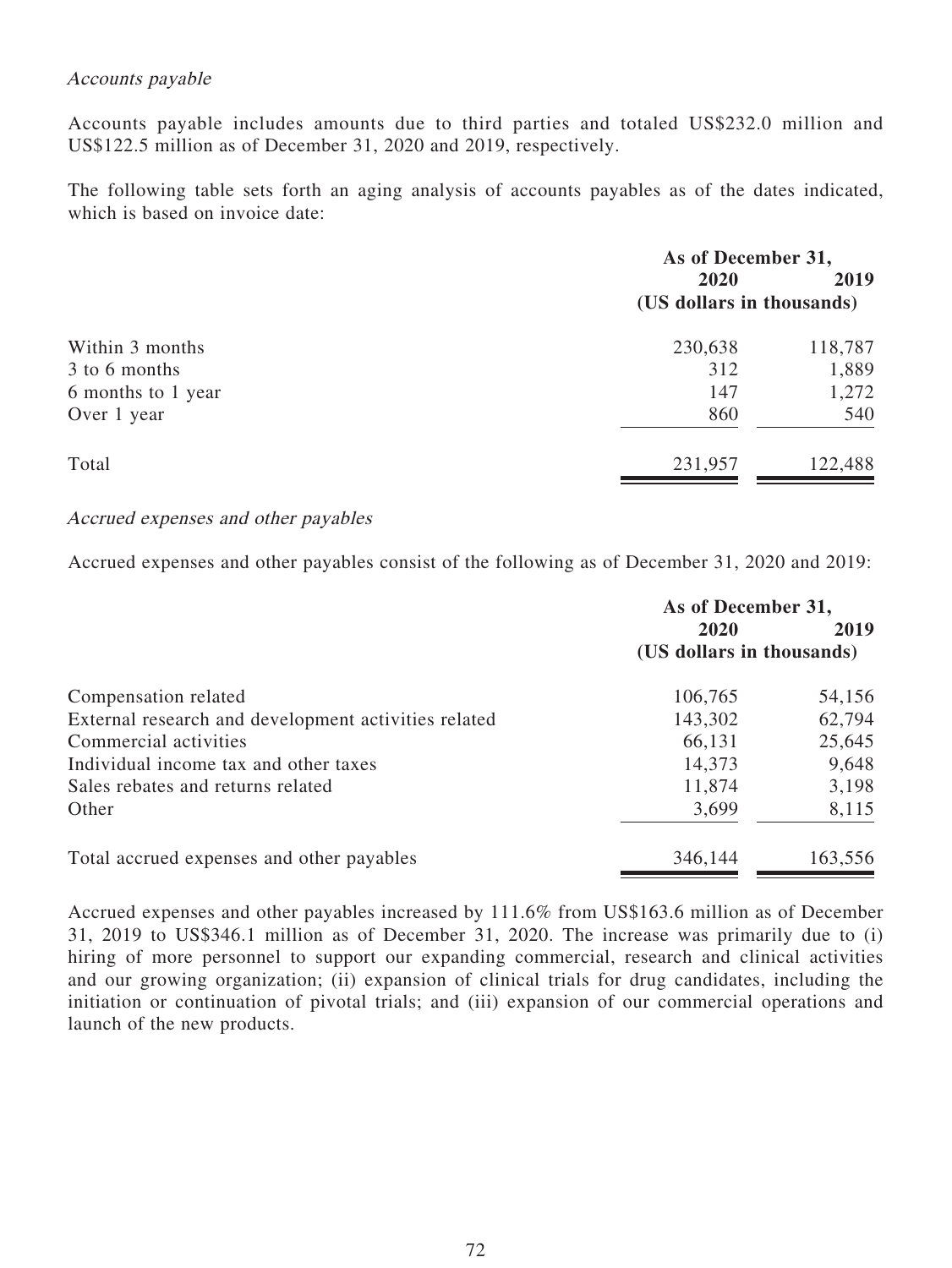*Accounts payable*

Accounts payable includes amounts due to third parties and totaled US$232.0 million and US$122.5 million as of December 31, 2020 and 2019, respectively.

The following table sets forth an aging analysis of accounts payables as of the dates indicated, which is based on invoice date:

| | As of December 31, | |
|---|---|---|
| | 2020 | 2019 |
| | (US dollars in thousands) | |
| Within 3 months | 230,638 | 118,787 |
| 3 to 6 months | 312 | 1,889 |
| 6 months to 1 year | 147 | 1,272 |
| Over 1 year | 860 | 540 |
| Total | 231,957 | 122,488 |

*Accrued expenses and other payables*

Accrued expenses and other payables consist of the following as of December 31, 2020 and 2019:

| | As of December 31, | |
|---|---|---|
| | 2020 | 2019 |
| | (US dollars in thousands) | |
| Compensation related | 106,765 | 54,156 |
| External research and development activities related | 143,302 | 62,794 |
| Commercial activities | 66,131 | 25,645 |
| Individual income tax and other taxes | 14,373 | 9,648 |
| Sales rebates and returns related | 11,874 | 3,198 |
| Other | 3,699 | 8,115 |
| Total accrued expenses and other payables | 346,144 | 163,556 |

Accrued expenses and other payables increased by 111.6% from US$163.6 million as of December 31, 2019 to US$346.1 million as of December 31, 2020. The increase was primarily due to (i) hiring of more personnel to support our expanding commercial, research and clinical activities and our growing organization; (ii) expansion of clinical trials for drug candidates, including the initiation or continuation of pivotal trials; and (iii) expansion of our commercial operations and launch of the new products.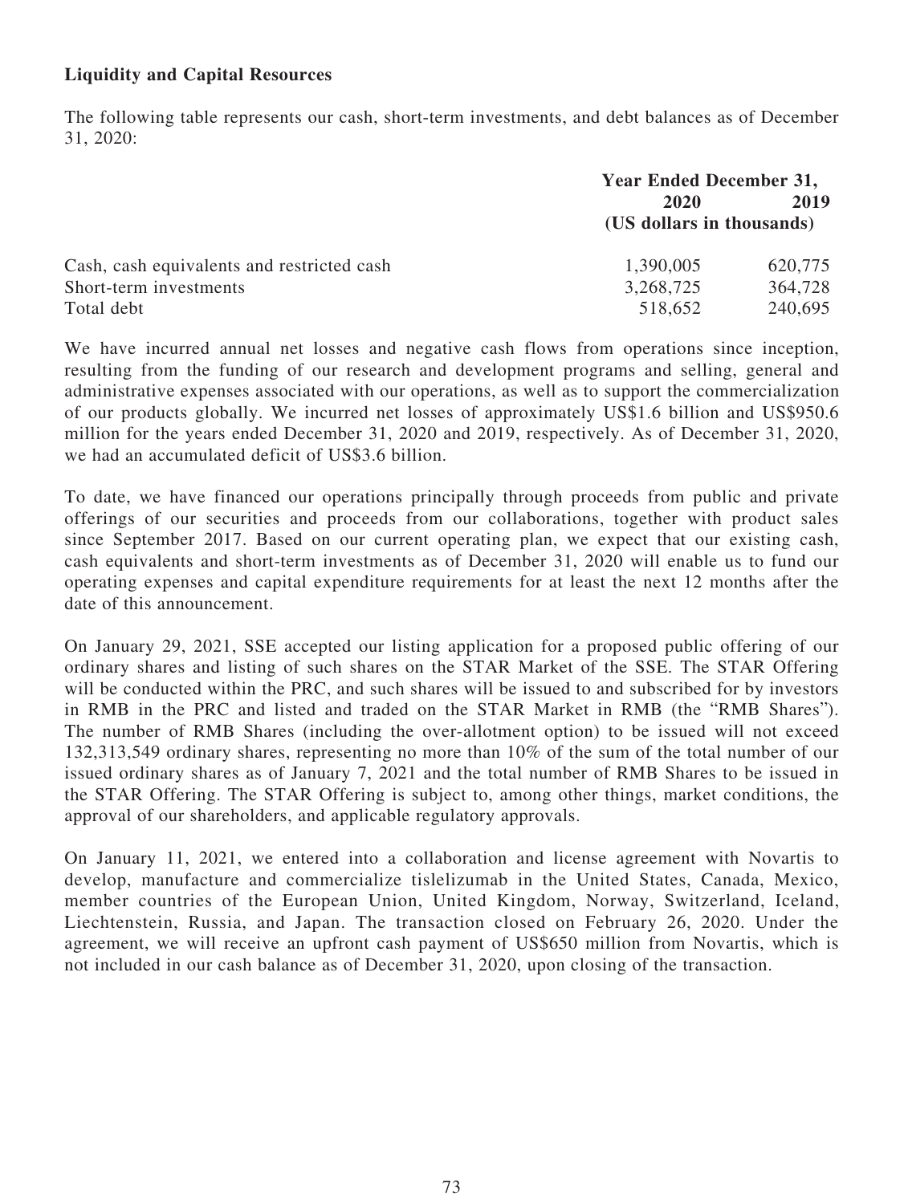**Liquidity and Capital Resources**

The following table represents our cash, short-term investments, and debt balances as of December 31, 2020:

| | Year Ended December 31, | |
|---|---|---|
| | 2020 | 2019 |
| | (US dollars in thousands) | |
| Cash, cash equivalents and restricted cash | 1,390,005 | 620,775 |
| Short-term investments | 3,268,725 | 364,728 |
| Total debt | 518,652 | 240,695 |

We have incurred annual net losses and negative cash flows from operations since inception, resulting from the funding of our research and development programs and selling, general and administrative expenses associated with our operations, as well as to support the commercialization of our products globally. We incurred net losses of approximately US$1.6 billion and US$950.6 million for the years ended December 31, 2020 and 2019, respectively. As of December 31, 2020, we had an accumulated deficit of US$3.6 billion.

To date, we have financed our operations principally through proceeds from public and private offerings of our securities and proceeds from our collaborations, together with product sales since September 2017. Based on our current operating plan, we expect that our existing cash, cash equivalents and short-term investments as of December 31, 2020 will enable us to fund our operating expenses and capital expenditure requirements for at least the next 12 months after the date of this announcement.

On January 29, 2021, SSE accepted our listing application for a proposed public offering of our ordinary shares and listing of such shares on the STAR Market of the SSE. The STAR Offering will be conducted within the PRC, and such shares will be issued to and subscribed for by investors in RMB in the PRC and listed and traded on the STAR Market in RMB (the "RMB Shares"). The number of RMB Shares (including the over-allotment option) to be issued will not exceed 132,313,549 ordinary shares, representing no more than 10% of the sum of the total number of our issued ordinary shares as of January 7, 2021 and the total number of RMB Shares to be issued in the STAR Offering. The STAR Offering is subject to, among other things, market conditions, the approval of our shareholders, and applicable regulatory approvals.

On January 11, 2021, we entered into a collaboration and license agreement with Novartis to develop, manufacture and commercialize tislelizumab in the United States, Canada, Mexico, member countries of the European Union, United Kingdom, Norway, Switzerland, Iceland, Liechtenstein, Russia, and Japan. The transaction closed on February 26, 2020. Under the agreement, we will receive an upfront cash payment of US$650 million from Novartis, which is not included in our cash balance as of December 31, 2020, upon closing of the transaction.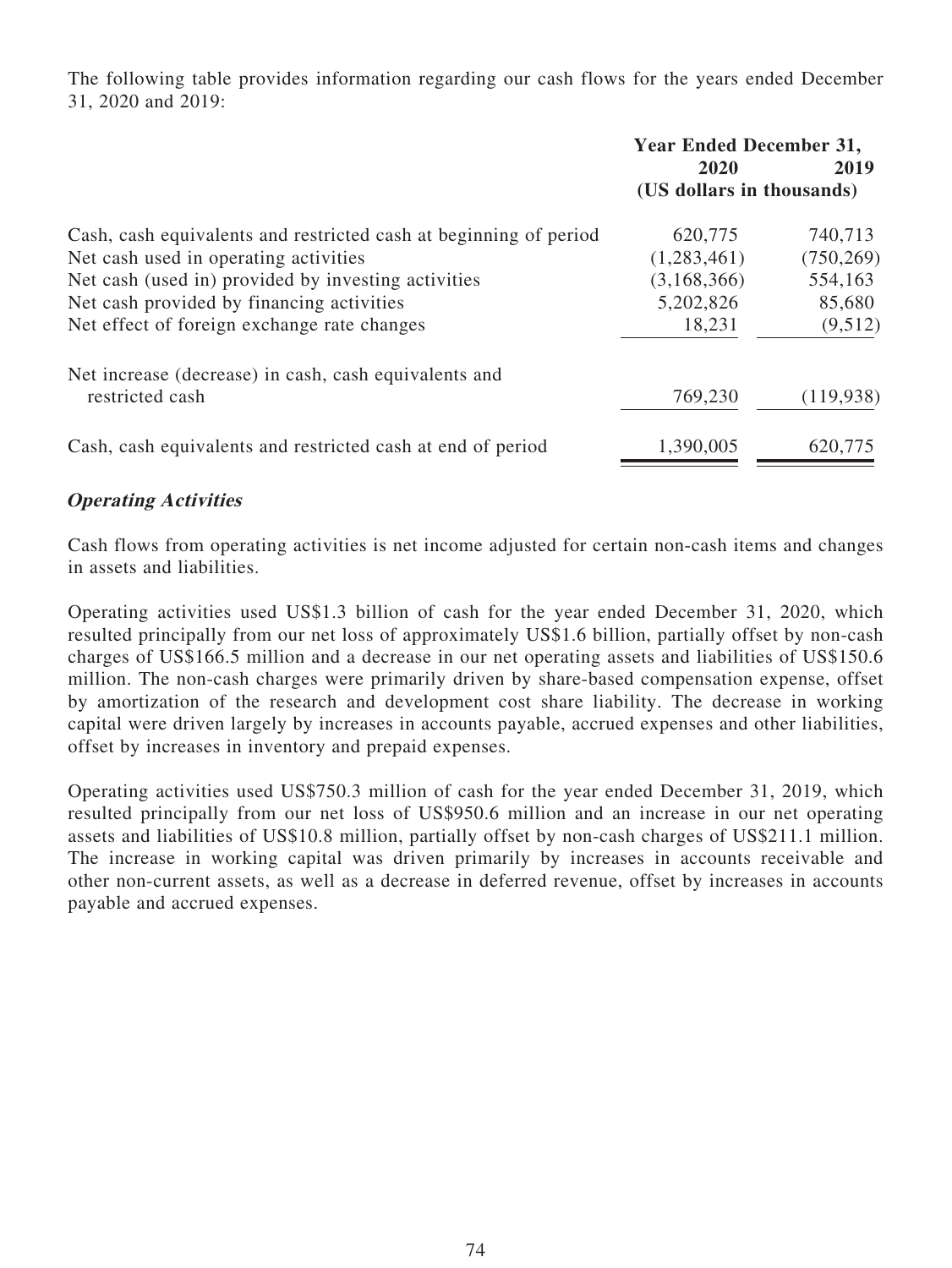The following table provides information regarding our cash flows for the years ended December 31, 2020 and 2019:

| | Year Ended December 31, | |
|---|---|---|
| | 2020 | 2019 |
| | (US dollars in thousands) | |
| Cash, cash equivalents and restricted cash at beginning of period | 620,775 | 740,713 |
| Net cash used in operating activities | (1,283,461) | (750,269) |
| Net cash (used in) provided by investing activities | (3,168,366) | 554,163 |
| Net cash provided by financing activities | 5,202,826 | 85,680 |
| Net effect of foreign exchange rate changes | 18,231 | (9,512) |
| Net increase (decrease) in cash, cash equivalents and restricted cash | 769,230 | (119,938) |
| Cash, cash equivalents and restricted cash at end of period | 1,390,005 | 620,775 |

***Operating Activities***

Cash flows from operating activities is net income adjusted for certain non-cash items and changes in assets and liabilities.

Operating activities used US$1.3 billion of cash for the year ended December 31, 2020, which resulted principally from our net loss of approximately US$1.6 billion, partially offset by non-cash charges of US$166.5 million and a decrease in our net operating assets and liabilities of US$150.6 million. The non-cash charges were primarily driven by share-based compensation expense, offset by amortization of the research and development cost share liability. The decrease in working capital were driven largely by increases in accounts payable, accrued expenses and other liabilities, offset by increases in inventory and prepaid expenses.

Operating activities used US$750.3 million of cash for the year ended December 31, 2019, which resulted principally from our net loss of US$950.6 million and an increase in our net operating assets and liabilities of US$10.8 million, partially offset by non-cash charges of US$211.1 million. The increase in working capital was driven primarily by increases in accounts receivable and other non-current assets, as well as a decrease in deferred revenue, offset by increases in accounts payable and accrued expenses.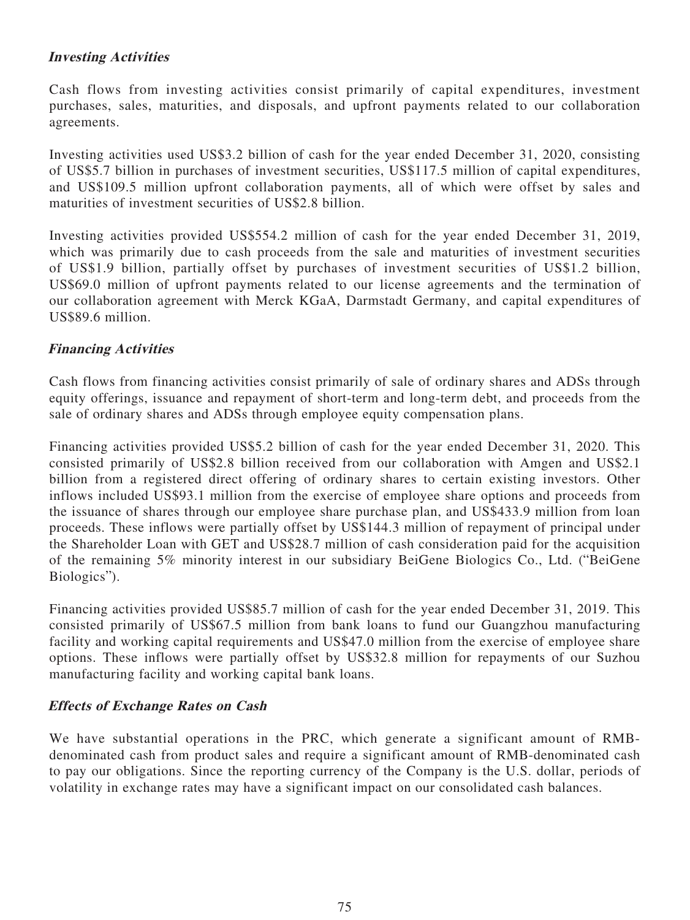***Investing Activities***

Cash flows from investing activities consist primarily of capital expenditures, investment purchases, sales, maturities, and disposals, and upfront payments related to our collaboration agreements.

Investing activities used US$3.2 billion of cash for the year ended December 31, 2020, consisting of US$5.7 billion in purchases of investment securities, US$117.5 million of capital expenditures, and US$109.5 million upfront collaboration payments, all of which were offset by sales and maturities of investment securities of US$2.8 billion.

Investing activities provided US$554.2 million of cash for the year ended December 31, 2019, which was primarily due to cash proceeds from the sale and maturities of investment securities of US$1.9 billion, partially offset by purchases of investment securities of US$1.2 billion, US$69.0 million of upfront payments related to our license agreements and the termination of our collaboration agreement with Merck KGaA, Darmstadt Germany, and capital expenditures of US$89.6 million.

***Financing Activities***

Cash flows from financing activities consist primarily of sale of ordinary shares and ADSs through equity offerings, issuance and repayment of short-term and long-term debt, and proceeds from the sale of ordinary shares and ADSs through employee equity compensation plans.

Financing activities provided US$5.2 billion of cash for the year ended December 31, 2020. This consisted primarily of US$2.8 billion received from our collaboration with Amgen and US$2.1 billion from a registered direct offering of ordinary shares to certain existing investors. Other inflows included US$93.1 million from the exercise of employee share options and proceeds from the issuance of shares through our employee share purchase plan, and US$433.9 million from loan proceeds. These inflows were partially offset by US$144.3 million of repayment of principal under the Shareholder Loan with GET and US$28.7 million of cash consideration paid for the acquisition of the remaining 5% minority interest in our subsidiary BeiGene Biologics Co., Ltd. ("BeiGene Biologics").

Financing activities provided US$85.7 million of cash for the year ended December 31, 2019. This consisted primarily of US$67.5 million from bank loans to fund our Guangzhou manufacturing facility and working capital requirements and US$47.0 million from the exercise of employee share options. These inflows were partially offset by US$32.8 million for repayments of our Suzhou manufacturing facility and working capital bank loans.

***Effects of Exchange Rates on Cash***

We have substantial operations in the PRC, which generate a significant amount of RMB-denominated cash from product sales and require a significant amount of RMB-denominated cash to pay our obligations. Since the reporting currency of the Company is the U.S. dollar, periods of volatility in exchange rates may have a significant impact on our consolidated cash balances.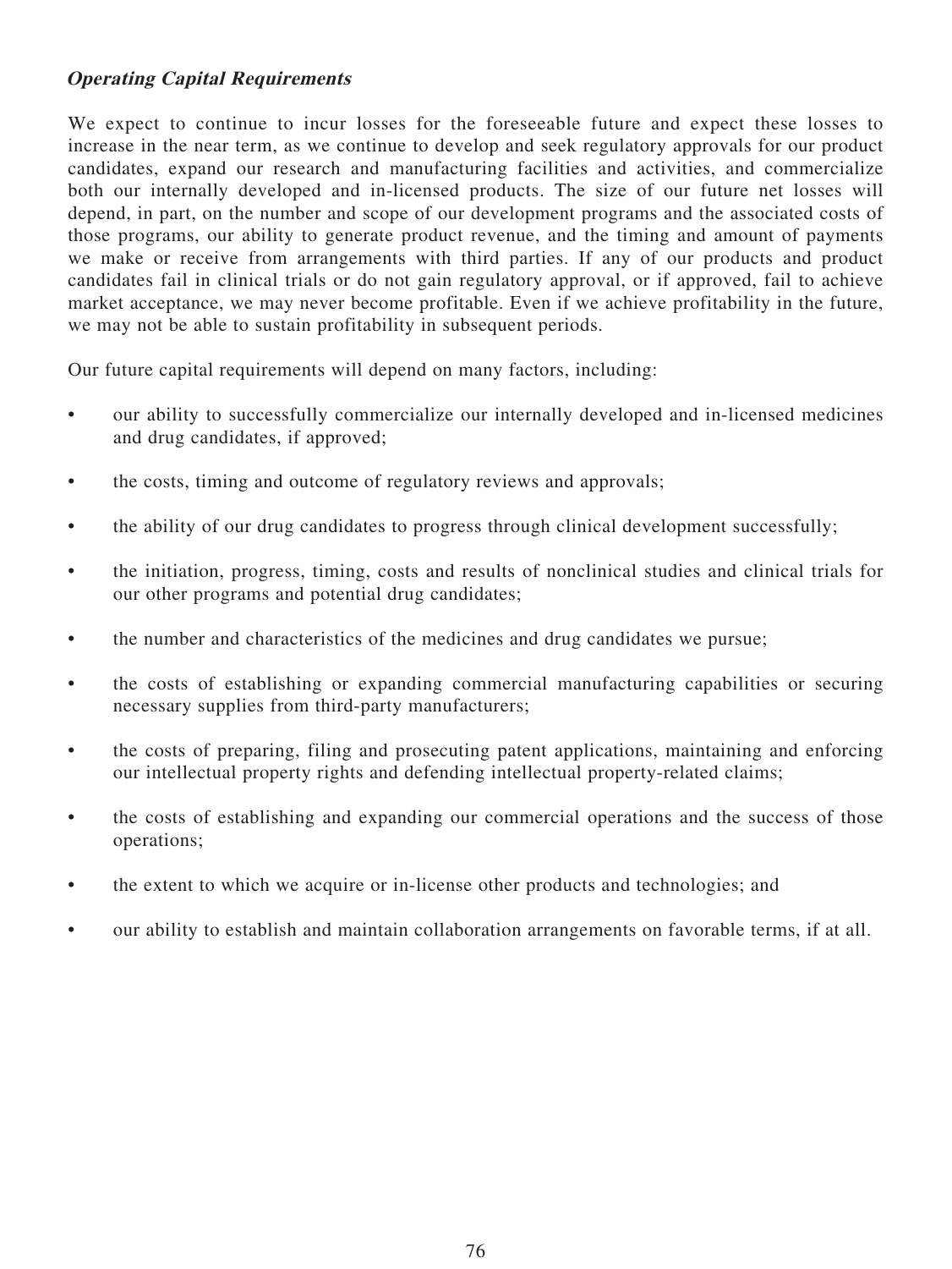### ***Operating Capital Requirements***

We expect to continue to incur losses for the foreseeable future and expect these losses to increase in the near term, as we continue to develop and seek regulatory approvals for our product candidates, expand our research and manufacturing facilities and activities, and commercialize both our internally developed and in-licensed products. The size of our future net losses will depend, in part, on the number and scope of our development programs and the associated costs of those programs, our ability to generate product revenue, and the timing and amount of payments we make or receive from arrangements with third parties. If any of our products and product candidates fail in clinical trials or do not gain regulatory approval, or if approved, fail to achieve market acceptance, we may never become profitable. Even if we achieve profitability in the future, we may not be able to sustain profitability in subsequent periods.

Our future capital requirements will depend on many factors, including:

- our ability to successfully commercialize our internally developed and in-licensed medicines and drug candidates, if approved;
- the costs, timing and outcome of regulatory reviews and approvals;
- the ability of our drug candidates to progress through clinical development successfully;
- the initiation, progress, timing, costs and results of nonclinical studies and clinical trials for our other programs and potential drug candidates;
- the number and characteristics of the medicines and drug candidates we pursue;
- the costs of establishing or expanding commercial manufacturing capabilities or securing necessary supplies from third-party manufacturers;
- the costs of preparing, filing and prosecuting patent applications, maintaining and enforcing our intellectual property rights and defending intellectual property-related claims;
- the costs of establishing and expanding our commercial operations and the success of those operations;
- the extent to which we acquire or in-license other products and technologies; and
- our ability to establish and maintain collaboration arrangements on favorable terms, if at all.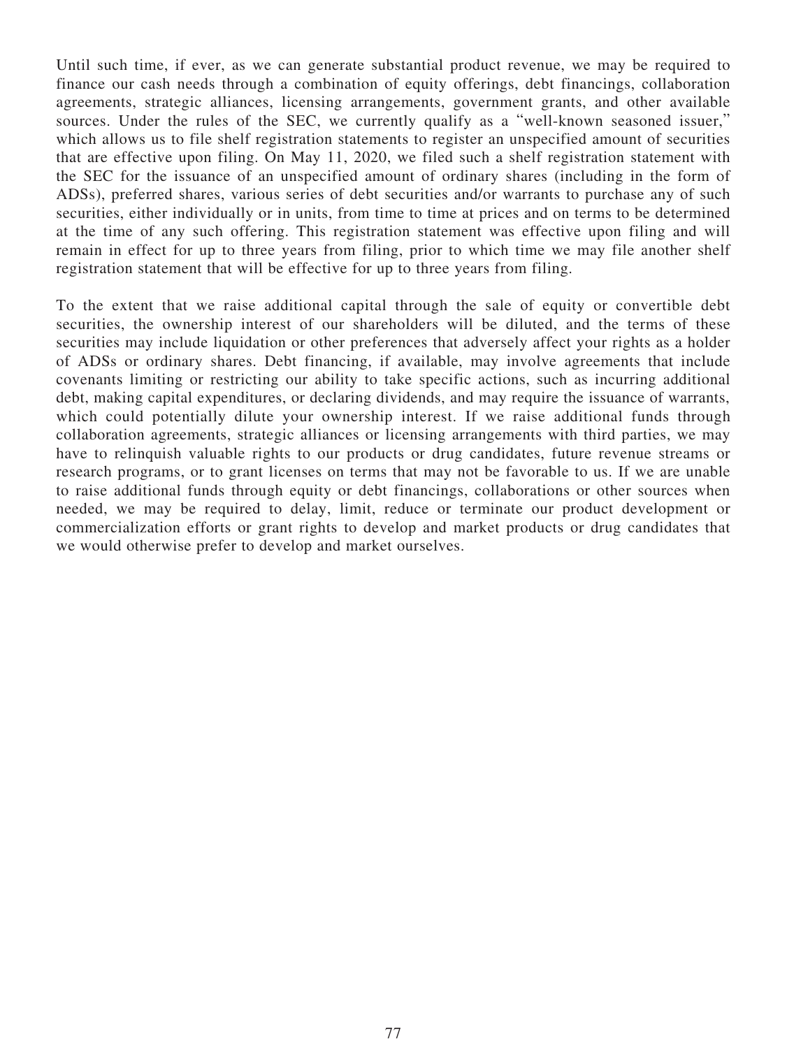Until such time, if ever, as we can generate substantial product revenue, we may be required to finance our cash needs through a combination of equity offerings, debt financings, collaboration agreements, strategic alliances, licensing arrangements, government grants, and other available sources. Under the rules of the SEC, we currently qualify as a "well-known seasoned issuer," which allows us to file shelf registration statements to register an unspecified amount of securities that are effective upon filing. On May 11, 2020, we filed such a shelf registration statement with the SEC for the issuance of an unspecified amount of ordinary shares (including in the form of ADSs), preferred shares, various series of debt securities and/or warrants to purchase any of such securities, either individually or in units, from time to time at prices and on terms to be determined at the time of any such offering. This registration statement was effective upon filing and will remain in effect for up to three years from filing, prior to which time we may file another shelf registration statement that will be effective for up to three years from filing.

To the extent that we raise additional capital through the sale of equity or convertible debt securities, the ownership interest of our shareholders will be diluted, and the terms of these securities may include liquidation or other preferences that adversely affect your rights as a holder of ADSs or ordinary shares. Debt financing, if available, may involve agreements that include covenants limiting or restricting our ability to take specific actions, such as incurring additional debt, making capital expenditures, or declaring dividends, and may require the issuance of warrants, which could potentially dilute your ownership interest. If we raise additional funds through collaboration agreements, strategic alliances or licensing arrangements with third parties, we may have to relinquish valuable rights to our products or drug candidates, future revenue streams or research programs, or to grant licenses on terms that may not be favorable to us. If we are unable to raise additional funds through equity or debt financings, collaborations or other sources when needed, we may be required to delay, limit, reduce or terminate our product development or commercialization efforts or grant rights to develop and market products or drug candidates that we would otherwise prefer to develop and market ourselves.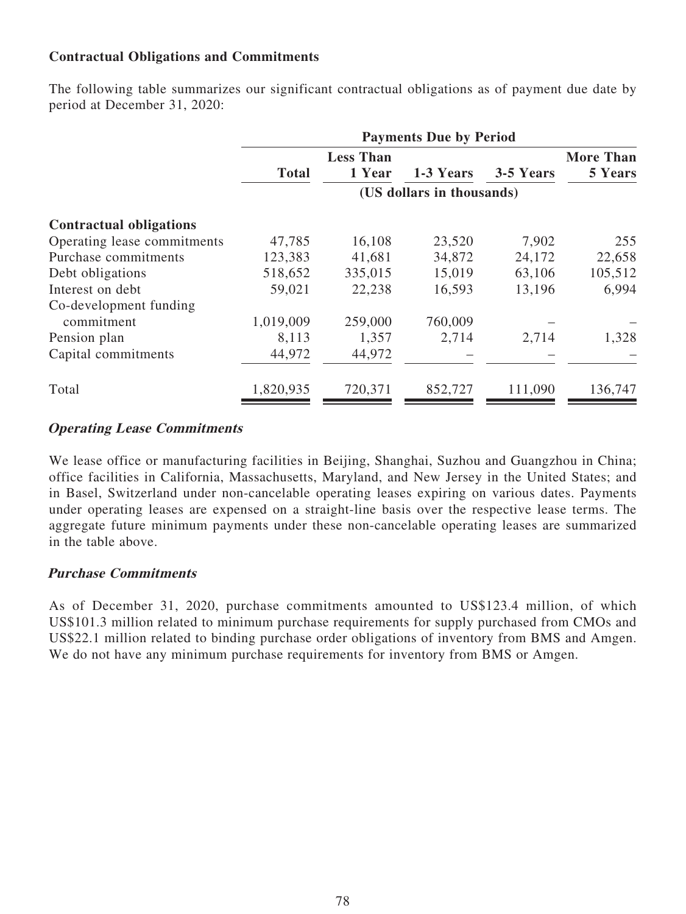**Contractual Obligations and Commitments**

The following table summarizes our significant contractual obligations as of payment due date by period at December 31, 2020:

| | Payments Due by Period | | | | |
|---|---|---|---|---|---|
| | Total | Less Than 1 Year | 1-3 Years | 3-5 Years | More Than 5 Years |
| | (US dollars in thousands) | | | | |
| **Contractual obligations** | | | | | |
| Operating lease commitments | 47,785 | 16,108 | 23,520 | 7,902 | 255 |
| Purchase commitments | 123,383 | 41,681 | 34,872 | 24,172 | 22,658 |
| Debt obligations | 518,652 | 335,015 | 15,019 | 63,106 | 105,512 |
| Interest on debt | 59,021 | 22,238 | 16,593 | 13,196 | 6,994 |
| Co-development funding commitment | 1,019,009 | 259,000 | 760,009 | – | – |
| Pension plan | 8,113 | 1,357 | 2,714 | 2,714 | 1,328 |
| Capital commitments | 44,972 | 44,972 | – | – | – |
| Total | 1,820,935 | 720,371 | 852,727 | 111,090 | 136,747 |

***Operating Lease Commitments***

We lease office or manufacturing facilities in Beijing, Shanghai, Suzhou and Guangzhou in China; office facilities in California, Massachusetts, Maryland, and New Jersey in the United States; and in Basel, Switzerland under non-cancelable operating leases expiring on various dates. Payments under operating leases are expensed on a straight-line basis over the respective lease terms. The aggregate future minimum payments under these non-cancelable operating leases are summarized in the table above.

***Purchase Commitments***

As of December 31, 2020, purchase commitments amounted to US$123.4 million, of which US$101.3 million related to minimum purchase requirements for supply purchased from CMOs and US$22.1 million related to binding purchase order obligations of inventory from BMS and Amgen. We do not have any minimum purchase requirements for inventory from BMS or Amgen.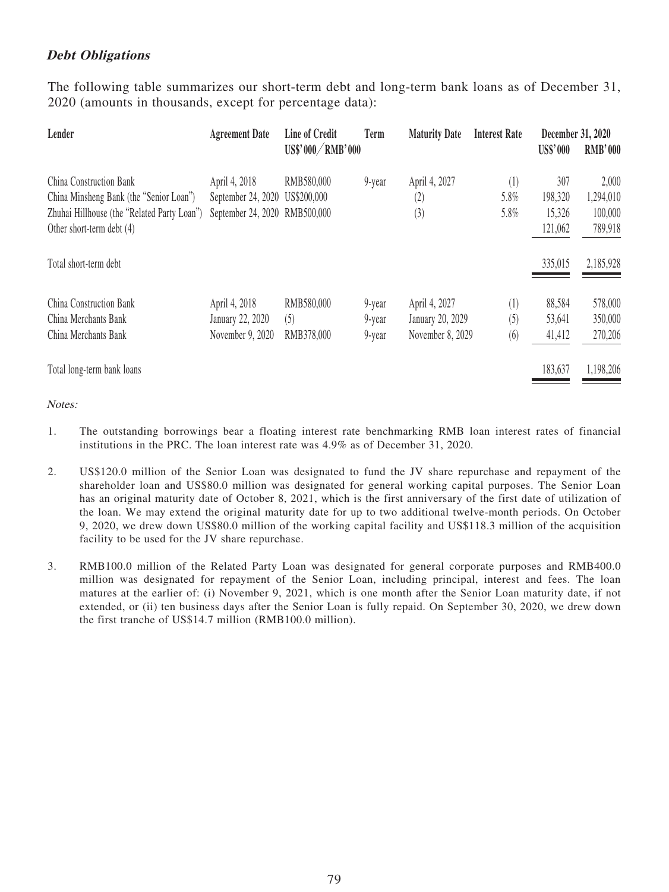### ***Debt Obligations***

The following table summarizes our short-term debt and long-term bank loans as of December 31, 2020 (amounts in thousands, except for percentage data):

| Lender | Agreement Date | Line of Credit US$'000/RMB'000 | Term | Maturity Date | Interest Rate | December 31, 2020 | |
|---|---|---|---|---|---|---|---|
| | | | | | | US$'000 | RMB'000 |
| China Construction Bank | April 4, 2018 | RMB580,000 | 9-year | April 4, 2027 | (1) | 307 | 2,000 |
| China Minsheng Bank (the "Senior Loan") | September 24, 2020 | US$200,000 | | (2) | 5.8% | 198,320 | 1,294,010 |
| Zhuhai Hillhouse (the "Related Party Loan") | September 24, 2020 | RMB500,000 | | (3) | 5.8% | 15,326 | 100,000 |
| Other short-term debt (4) | | | | | | 121,062 | 789,918 |
| Total short-term debt | | | | | | 335,015 | 2,185,928 |
| China Construction Bank | April 4, 2018 | RMB580,000 | 9-year | April 4, 2027 | (1) | 88,584 | 578,000 |
| China Merchants Bank | January 22, 2020 | (5) | 9-year | January 20, 2029 | (5) | 53,641 | 350,000 |
| China Merchants Bank | November 9, 2020 | RMB378,000 | 9-year | November 8, 2029 | (6) | 41,412 | 270,206 |
| Total long-term bank loans | | | | | | 183,637 | 1,198,206 |

*Notes:*

1. The outstanding borrowings bear a floating interest rate benchmarking RMB loan interest rates of financial institutions in the PRC. The loan interest rate was 4.9% as of December 31, 2020.

2. US$120.0 million of the Senior Loan was designated to fund the JV share repurchase and repayment of the shareholder loan and US$80.0 million was designated for general working capital purposes. The Senior Loan has an original maturity date of October 8, 2021, which is the first anniversary of the first date of utilization of the loan. We may extend the original maturity date for up to two additional twelve-month periods. On October 9, 2020, we drew down US$80.0 million of the working capital facility and US$118.3 million of the acquisition facility to be used for the JV share repurchase.

3. RMB100.0 million of the Related Party Loan was designated for general corporate purposes and RMB400.0 million was designated for repayment of the Senior Loan, including principal, interest and fees. The loan matures at the earlier of: (i) November 9, 2021, which is one month after the Senior Loan maturity date, if not extended, or (ii) ten business days after the Senior Loan is fully repaid. On September 30, 2020, we drew down the first tranche of US$14.7 million (RMB100.0 million).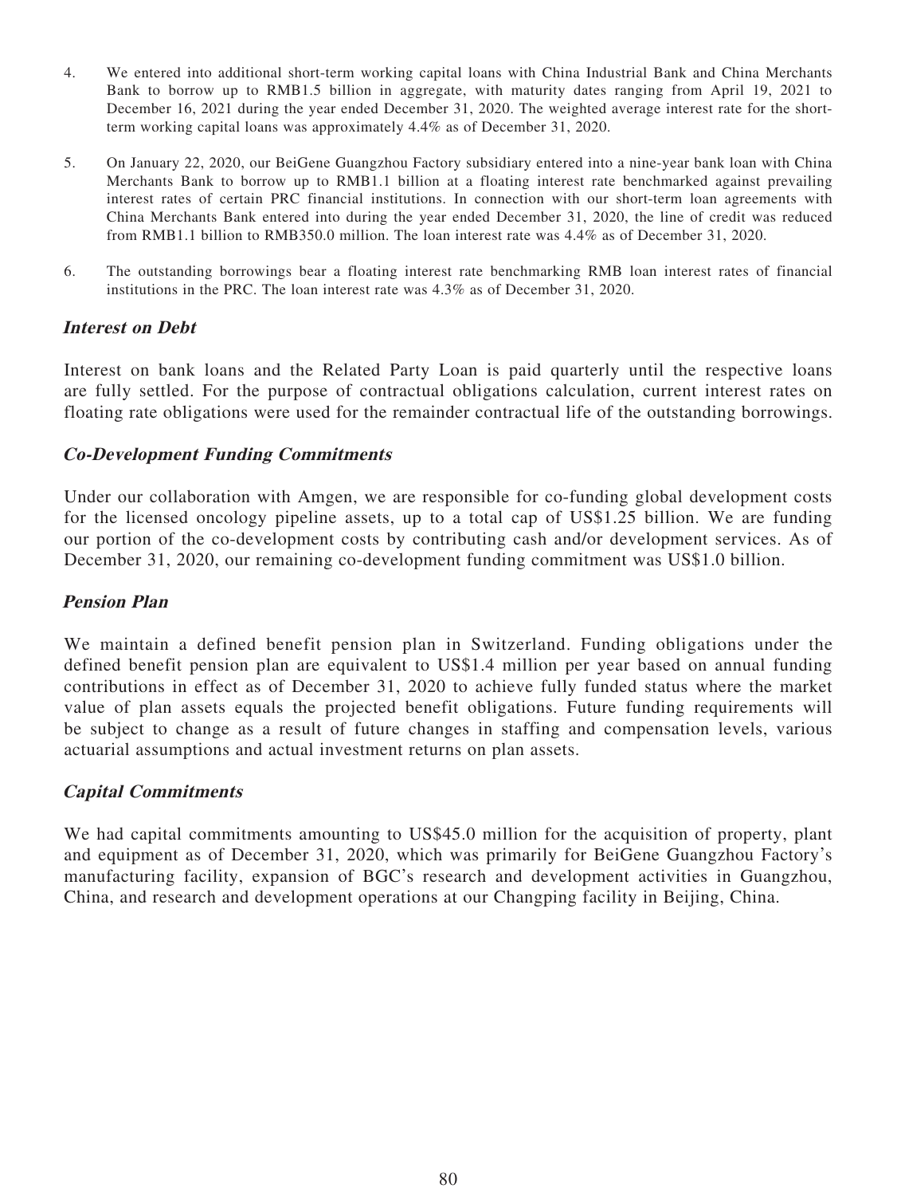4. We entered into additional short-term working capital loans with China Industrial Bank and China Merchants Bank to borrow up to RMB1.5 billion in aggregate, with maturity dates ranging from April 19, 2021 to December 16, 2021 during the year ended December 31, 2020. The weighted average interest rate for the short-term working capital loans was approximately 4.4% as of December 31, 2020.

5. On January 22, 2020, our BeiGene Guangzhou Factory subsidiary entered into a nine-year bank loan with China Merchants Bank to borrow up to RMB1.1 billion at a floating interest rate benchmarked against prevailing interest rates of certain PRC financial institutions. In connection with our short-term loan agreements with China Merchants Bank entered into during the year ended December 31, 2020, the line of credit was reduced from RMB1.1 billion to RMB350.0 million. The loan interest rate was 4.4% as of December 31, 2020.

6. The outstanding borrowings bear a floating interest rate benchmarking RMB loan interest rates of financial institutions in the PRC. The loan interest rate was 4.3% as of December 31, 2020.

### *Interest on Debt*

Interest on bank loans and the Related Party Loan is paid quarterly until the respective loans are fully settled. For the purpose of contractual obligations calculation, current interest rates on floating rate obligations were used for the remainder contractual life of the outstanding borrowings.

### *Co-Development Funding Commitments*

Under our collaboration with Amgen, we are responsible for co-funding global development costs for the licensed oncology pipeline assets, up to a total cap of US$1.25 billion. We are funding our portion of the co-development costs by contributing cash and/or development services. As of December 31, 2020, our remaining co-development funding commitment was US$1.0 billion.

### *Pension Plan*

We maintain a defined benefit pension plan in Switzerland. Funding obligations under the defined benefit pension plan are equivalent to US$1.4 million per year based on annual funding contributions in effect as of December 31, 2020 to achieve fully funded status where the market value of plan assets equals the projected benefit obligations. Future funding requirements will be subject to change as a result of future changes in staffing and compensation levels, various actuarial assumptions and actual investment returns on plan assets.

### *Capital Commitments*

We had capital commitments amounting to US$45.0 million for the acquisition of property, plant and equipment as of December 31, 2020, which was primarily for BeiGene Guangzhou Factory's manufacturing facility, expansion of BGC's research and development activities in Guangzhou, China, and research and development operations at our Changping facility in Beijing, China.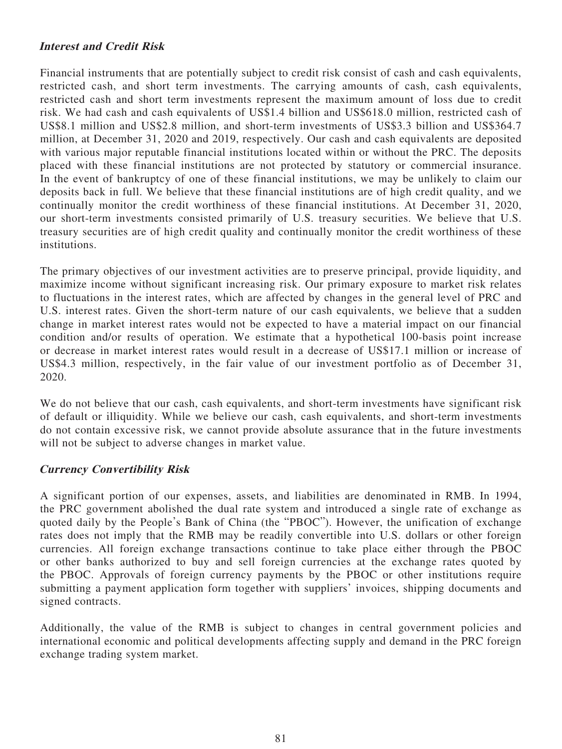### ***Interest and Credit Risk***

Financial instruments that are potentially subject to credit risk consist of cash and cash equivalents, restricted cash, and short term investments. The carrying amounts of cash, cash equivalents, restricted cash and short term investments represent the maximum amount of loss due to credit risk. We had cash and cash equivalents of US$1.4 billion and US$618.0 million, restricted cash of US$8.1 million and US$2.8 million, and short-term investments of US$3.3 billion and US$364.7 million, at December 31, 2020 and 2019, respectively. Our cash and cash equivalents are deposited with various major reputable financial institutions located within or without the PRC. The deposits placed with these financial institutions are not protected by statutory or commercial insurance. In the event of bankruptcy of one of these financial institutions, we may be unlikely to claim our deposits back in full. We believe that these financial institutions are of high credit quality, and we continually monitor the credit worthiness of these financial institutions. At December 31, 2020, our short-term investments consisted primarily of U.S. treasury securities. We believe that U.S. treasury securities are of high credit quality and continually monitor the credit worthiness of these institutions.

The primary objectives of our investment activities are to preserve principal, provide liquidity, and maximize income without significant increasing risk. Our primary exposure to market risk relates to fluctuations in the interest rates, which are affected by changes in the general level of PRC and U.S. interest rates. Given the short-term nature of our cash equivalents, we believe that a sudden change in market interest rates would not be expected to have a material impact on our financial condition and/or results of operation. We estimate that a hypothetical 100-basis point increase or decrease in market interest rates would result in a decrease of US$17.1 million or increase of US$4.3 million, respectively, in the fair value of our investment portfolio as of December 31, 2020.

We do not believe that our cash, cash equivalents, and short-term investments have significant risk of default or illiquidity. While we believe our cash, cash equivalents, and short-term investments do not contain excessive risk, we cannot provide absolute assurance that in the future investments will not be subject to adverse changes in market value.

### ***Currency Convertibility Risk***

A significant portion of our expenses, assets, and liabilities are denominated in RMB. In 1994, the PRC government abolished the dual rate system and introduced a single rate of exchange as quoted daily by the People's Bank of China (the "PBOC"). However, the unification of exchange rates does not imply that the RMB may be readily convertible into U.S. dollars or other foreign currencies. All foreign exchange transactions continue to take place either through the PBOC or other banks authorized to buy and sell foreign currencies at the exchange rates quoted by the PBOC. Approvals of foreign currency payments by the PBOC or other institutions require submitting a payment application form together with suppliers' invoices, shipping documents and signed contracts.

Additionally, the value of the RMB is subject to changes in central government policies and international economic and political developments affecting supply and demand in the PRC foreign exchange trading system market.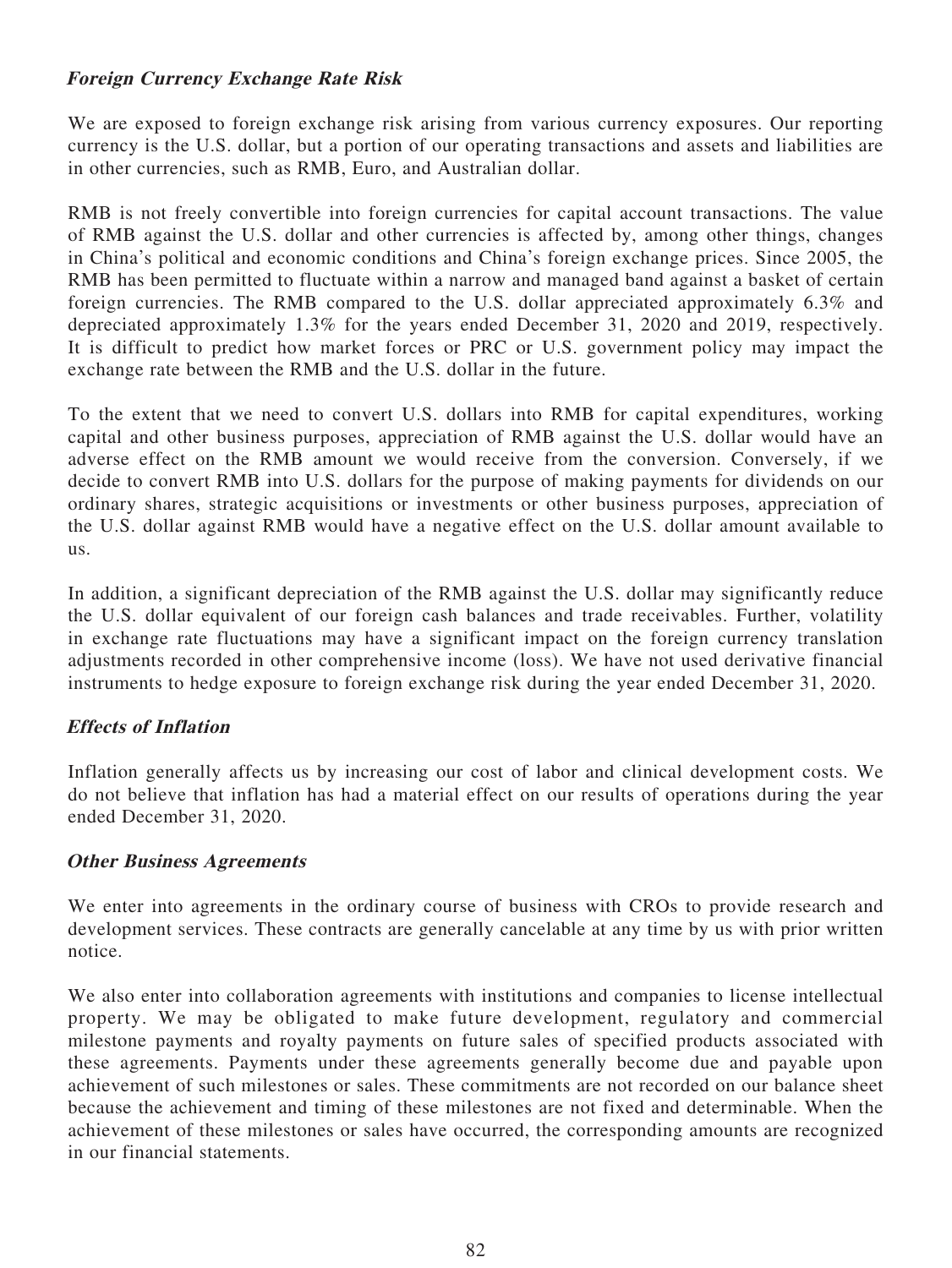***Foreign Currency Exchange Rate Risk***

We are exposed to foreign exchange risk arising from various currency exposures. Our reporting currency is the U.S. dollar, but a portion of our operating transactions and assets and liabilities are in other currencies, such as RMB, Euro, and Australian dollar.

RMB is not freely convertible into foreign currencies for capital account transactions. The value of RMB against the U.S. dollar and other currencies is affected by, among other things, changes in China's political and economic conditions and China's foreign exchange prices. Since 2005, the RMB has been permitted to fluctuate within a narrow and managed band against a basket of certain foreign currencies. The RMB compared to the U.S. dollar appreciated approximately 6.3% and depreciated approximately 1.3% for the years ended December 31, 2020 and 2019, respectively. It is difficult to predict how market forces or PRC or U.S. government policy may impact the exchange rate between the RMB and the U.S. dollar in the future.

To the extent that we need to convert U.S. dollars into RMB for capital expenditures, working capital and other business purposes, appreciation of RMB against the U.S. dollar would have an adverse effect on the RMB amount we would receive from the conversion. Conversely, if we decide to convert RMB into U.S. dollars for the purpose of making payments for dividends on our ordinary shares, strategic acquisitions or investments or other business purposes, appreciation of the U.S. dollar against RMB would have a negative effect on the U.S. dollar amount available to us.

In addition, a significant depreciation of the RMB against the U.S. dollar may significantly reduce the U.S. dollar equivalent of our foreign cash balances and trade receivables. Further, volatility in exchange rate fluctuations may have a significant impact on the foreign currency translation adjustments recorded in other comprehensive income (loss). We have not used derivative financial instruments to hedge exposure to foreign exchange risk during the year ended December 31, 2020.

***Effects of Inflation***

Inflation generally affects us by increasing our cost of labor and clinical development costs. We do not believe that inflation has had a material effect on our results of operations during the year ended December 31, 2020.

***Other Business Agreements***

We enter into agreements in the ordinary course of business with CROs to provide research and development services. These contracts are generally cancelable at any time by us with prior written notice.

We also enter into collaboration agreements with institutions and companies to license intellectual property. We may be obligated to make future development, regulatory and commercial milestone payments and royalty payments on future sales of specified products associated with these agreements. Payments under these agreements generally become due and payable upon achievement of such milestones or sales. These commitments are not recorded on our balance sheet because the achievement and timing of these milestones are not fixed and determinable. When the achievement of these milestones or sales have occurred, the corresponding amounts are recognized in our financial statements.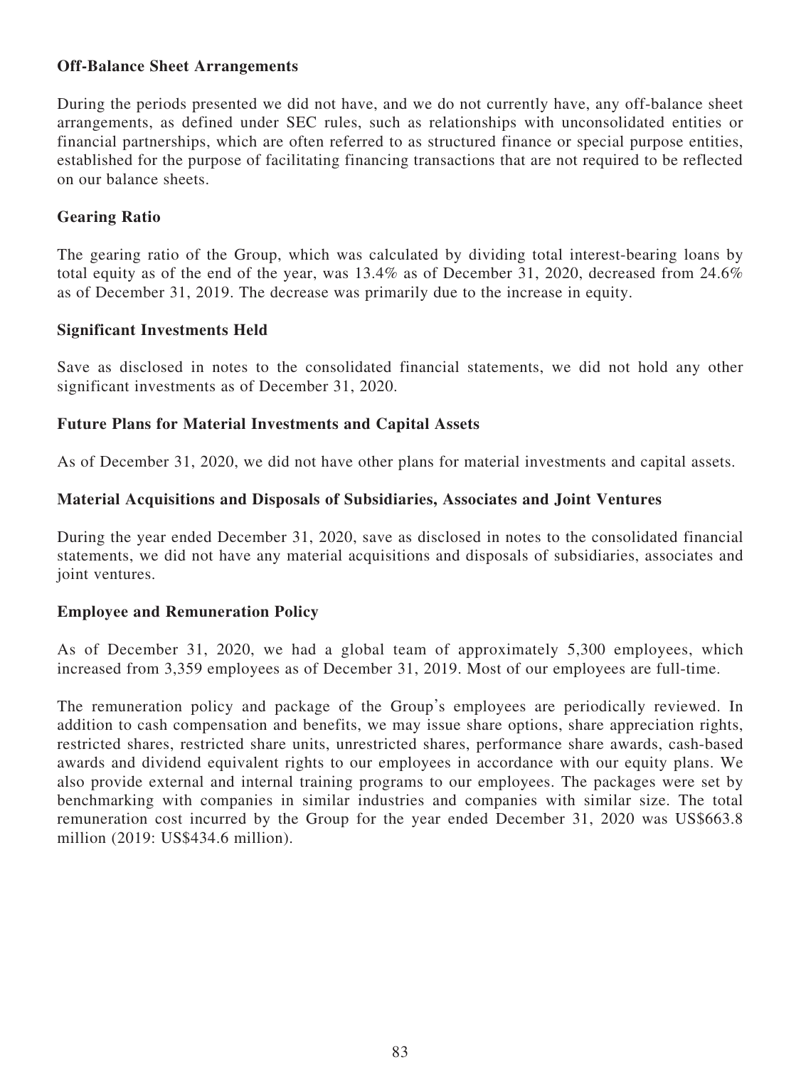**Off-Balance Sheet Arrangements**

During the periods presented we did not have, and we do not currently have, any off-balance sheet arrangements, as defined under SEC rules, such as relationships with unconsolidated entities or financial partnerships, which are often referred to as structured finance or special purpose entities, established for the purpose of facilitating financing transactions that are not required to be reflected on our balance sheets.

**Gearing Ratio**

The gearing ratio of the Group, which was calculated by dividing total interest-bearing loans by total equity as of the end of the year, was 13.4% as of December 31, 2020, decreased from 24.6% as of December 31, 2019. The decrease was primarily due to the increase in equity.

**Significant Investments Held**

Save as disclosed in notes to the consolidated financial statements, we did not hold any other significant investments as of December 31, 2020.

**Future Plans for Material Investments and Capital Assets**

As of December 31, 2020, we did not have other plans for material investments and capital assets.

**Material Acquisitions and Disposals of Subsidiaries, Associates and Joint Ventures**

During the year ended December 31, 2020, save as disclosed in notes to the consolidated financial statements, we did not have any material acquisitions and disposals of subsidiaries, associates and joint ventures.

**Employee and Remuneration Policy**

As of December 31, 2020, we had a global team of approximately 5,300 employees, which increased from 3,359 employees as of December 31, 2019. Most of our employees are full-time.

The remuneration policy and package of the Group's employees are periodically reviewed. In addition to cash compensation and benefits, we may issue share options, share appreciation rights, restricted shares, restricted share units, unrestricted shares, performance share awards, cash-based awards and dividend equivalent rights to our employees in accordance with our equity plans. We also provide external and internal training programs to our employees. The packages were set by benchmarking with companies in similar industries and companies with similar size. The total remuneration cost incurred by the Group for the year ended December 31, 2020 was US$663.8 million (2019: US$434.6 million).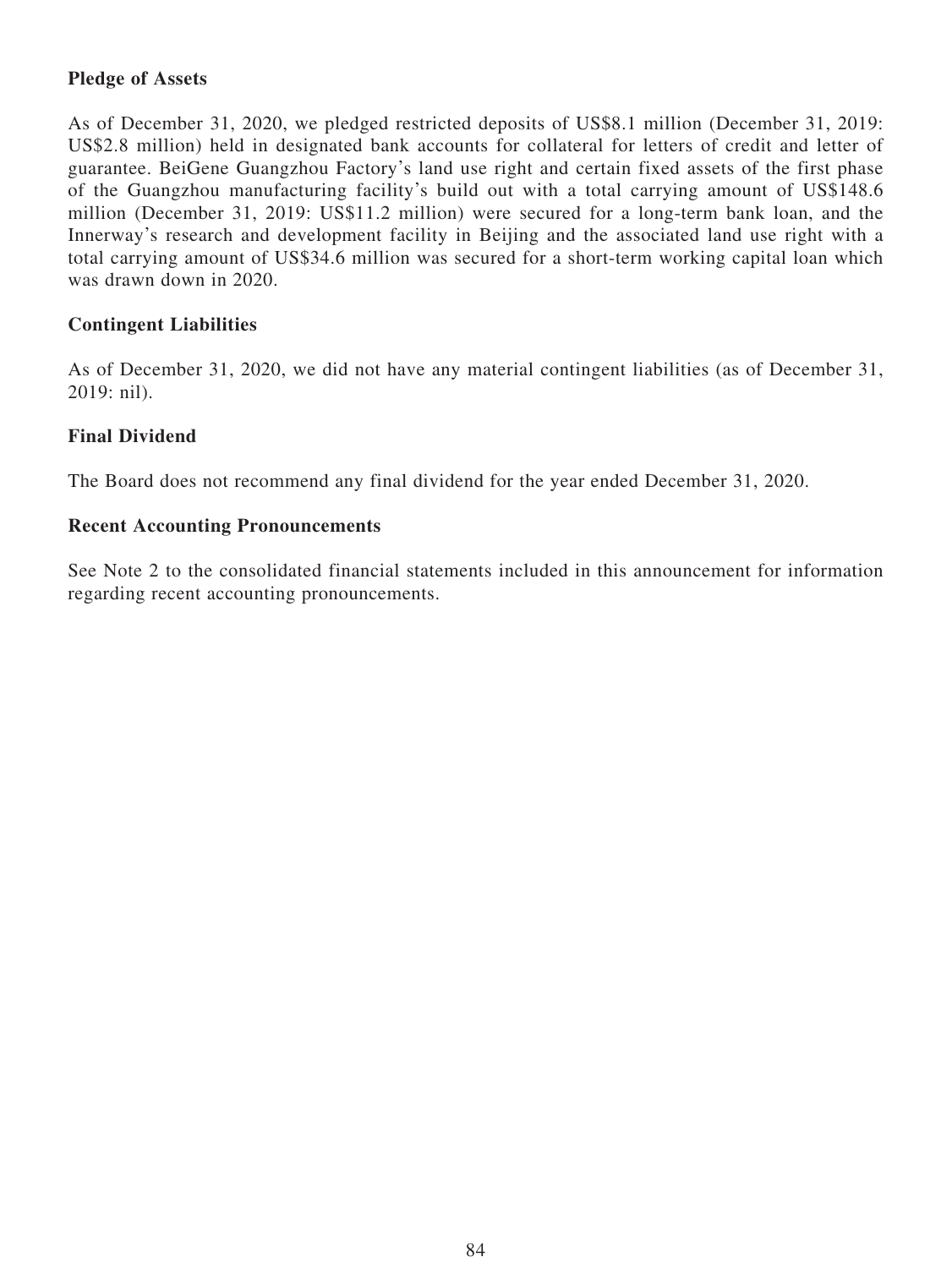**Pledge of Assets**

As of December 31, 2020, we pledged restricted deposits of US$8.1 million (December 31, 2019: US$2.8 million) held in designated bank accounts for collateral for letters of credit and letter of guarantee. BeiGene Guangzhou Factory's land use right and certain fixed assets of the first phase of the Guangzhou manufacturing facility's build out with a total carrying amount of US$148.6 million (December 31, 2019: US$11.2 million) were secured for a long-term bank loan, and the Innerway's research and development facility in Beijing and the associated land use right with a total carrying amount of US$34.6 million was secured for a short-term working capital loan which was drawn down in 2020.

**Contingent Liabilities**

As of December 31, 2020, we did not have any material contingent liabilities (as of December 31, 2019: nil).

**Final Dividend**

The Board does not recommend any final dividend for the year ended December 31, 2020.

**Recent Accounting Pronouncements**

See Note 2 to the consolidated financial statements included in this announcement for information regarding recent accounting pronouncements.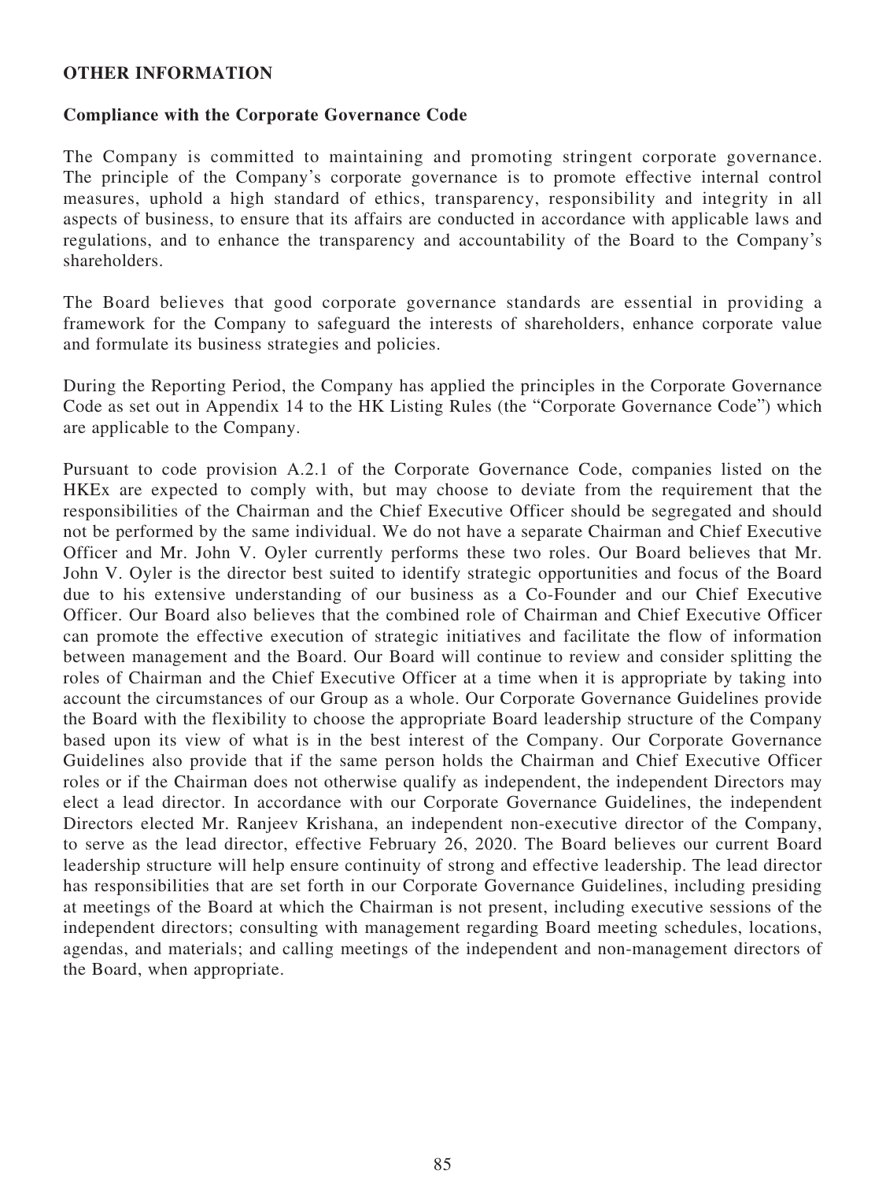**OTHER INFORMATION**

**Compliance with the Corporate Governance Code**

The Company is committed to maintaining and promoting stringent corporate governance. The principle of the Company's corporate governance is to promote effective internal control measures, uphold a high standard of ethics, transparency, responsibility and integrity in all aspects of business, to ensure that its affairs are conducted in accordance with applicable laws and regulations, and to enhance the transparency and accountability of the Board to the Company's shareholders.

The Board believes that good corporate governance standards are essential in providing a framework for the Company to safeguard the interests of shareholders, enhance corporate value and formulate its business strategies and policies.

During the Reporting Period, the Company has applied the principles in the Corporate Governance Code as set out in Appendix 14 to the HK Listing Rules (the "Corporate Governance Code") which are applicable to the Company.

Pursuant to code provision A.2.1 of the Corporate Governance Code, companies listed on the HKEx are expected to comply with, but may choose to deviate from the requirement that the responsibilities of the Chairman and the Chief Executive Officer should be segregated and should not be performed by the same individual. We do not have a separate Chairman and Chief Executive Officer and Mr. John V. Oyler currently performs these two roles. Our Board believes that Mr. John V. Oyler is the director best suited to identify strategic opportunities and focus of the Board due to his extensive understanding of our business as a Co-Founder and our Chief Executive Officer. Our Board also believes that the combined role of Chairman and Chief Executive Officer can promote the effective execution of strategic initiatives and facilitate the flow of information between management and the Board. Our Board will continue to review and consider splitting the roles of Chairman and the Chief Executive Officer at a time when it is appropriate by taking into account the circumstances of our Group as a whole. Our Corporate Governance Guidelines provide the Board with the flexibility to choose the appropriate Board leadership structure of the Company based upon its view of what is in the best interest of the Company. Our Corporate Governance Guidelines also provide that if the same person holds the Chairman and Chief Executive Officer roles or if the Chairman does not otherwise qualify as independent, the independent Directors may elect a lead director. In accordance with our Corporate Governance Guidelines, the independent Directors elected Mr. Ranjeev Krishana, an independent non-executive director of the Company, to serve as the lead director, effective February 26, 2020. The Board believes our current Board leadership structure will help ensure continuity of strong and effective leadership. The lead director has responsibilities that are set forth in our Corporate Governance Guidelines, including presiding at meetings of the Board at which the Chairman is not present, including executive sessions of the independent directors; consulting with management regarding Board meeting schedules, locations, agendas, and materials; and calling meetings of the independent and non-management directors of the Board, when appropriate.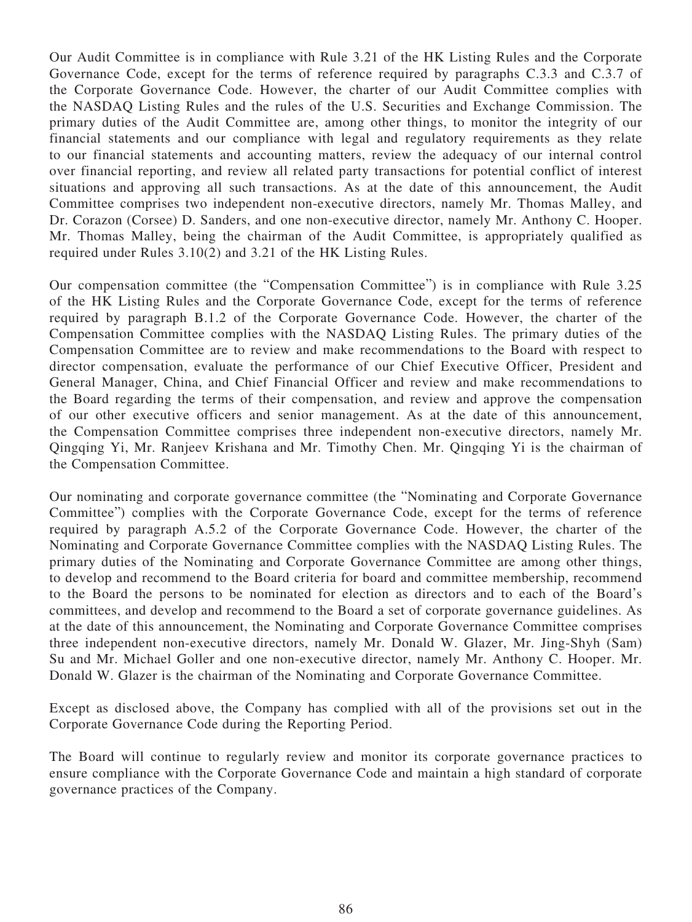Our Audit Committee is in compliance with Rule 3.21 of the HK Listing Rules and the Corporate Governance Code, except for the terms of reference required by paragraphs C.3.3 and C.3.7 of the Corporate Governance Code. However, the charter of our Audit Committee complies with the NASDAQ Listing Rules and the rules of the U.S. Securities and Exchange Commission. The primary duties of the Audit Committee are, among other things, to monitor the integrity of our financial statements and our compliance with legal and regulatory requirements as they relate to our financial statements and accounting matters, review the adequacy of our internal control over financial reporting, and review all related party transactions for potential conflict of interest situations and approving all such transactions. As at the date of this announcement, the Audit Committee comprises two independent non-executive directors, namely Mr. Thomas Malley, and Dr. Corazon (Corsee) D. Sanders, and one non-executive director, namely Mr. Anthony C. Hooper. Mr. Thomas Malley, being the chairman of the Audit Committee, is appropriately qualified as required under Rules 3.10(2) and 3.21 of the HK Listing Rules.

Our compensation committee (the "Compensation Committee") is in compliance with Rule 3.25 of the HK Listing Rules and the Corporate Governance Code, except for the terms of reference required by paragraph B.1.2 of the Corporate Governance Code. However, the charter of the Compensation Committee complies with the NASDAQ Listing Rules. The primary duties of the Compensation Committee are to review and make recommendations to the Board with respect to director compensation, evaluate the performance of our Chief Executive Officer, President and General Manager, China, and Chief Financial Officer and review and make recommendations to the Board regarding the terms of their compensation, and review and approve the compensation of our other executive officers and senior management. As at the date of this announcement, the Compensation Committee comprises three independent non-executive directors, namely Mr. Qingqing Yi, Mr. Ranjeev Krishana and Mr. Timothy Chen. Mr. Qingqing Yi is the chairman of the Compensation Committee.

Our nominating and corporate governance committee (the "Nominating and Corporate Governance Committee") complies with the Corporate Governance Code, except for the terms of reference required by paragraph A.5.2 of the Corporate Governance Code. However, the charter of the Nominating and Corporate Governance Committee complies with the NASDAQ Listing Rules. The primary duties of the Nominating and Corporate Governance Committee are among other things, to develop and recommend to the Board criteria for board and committee membership, recommend to the Board the persons to be nominated for election as directors and to each of the Board's committees, and develop and recommend to the Board a set of corporate governance guidelines. As at the date of this announcement, the Nominating and Corporate Governance Committee comprises three independent non-executive directors, namely Mr. Donald W. Glazer, Mr. Jing-Shyh (Sam) Su and Mr. Michael Goller and one non-executive director, namely Mr. Anthony C. Hooper. Mr. Donald W. Glazer is the chairman of the Nominating and Corporate Governance Committee.

Except as disclosed above, the Company has complied with all of the provisions set out in the Corporate Governance Code during the Reporting Period.

The Board will continue to regularly review and monitor its corporate governance practices to ensure compliance with the Corporate Governance Code and maintain a high standard of corporate governance practices of the Company.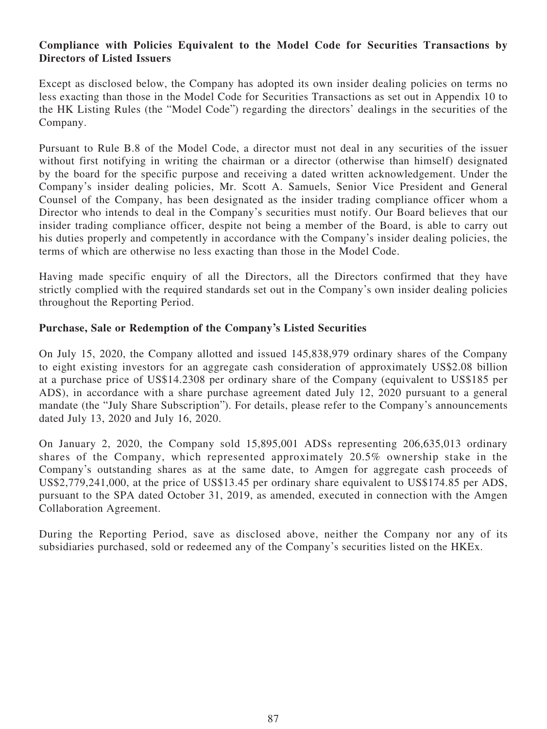**Compliance with Policies Equivalent to the Model Code for Securities Transactions by Directors of Listed Issuers**

Except as disclosed below, the Company has adopted its own insider dealing policies on terms no less exacting than those in the Model Code for Securities Transactions as set out in Appendix 10 to the HK Listing Rules (the "Model Code") regarding the directors' dealings in the securities of the Company.

Pursuant to Rule B.8 of the Model Code, a director must not deal in any securities of the issuer without first notifying in writing the chairman or a director (otherwise than himself) designated by the board for the specific purpose and receiving a dated written acknowledgement. Under the Company's insider dealing policies, Mr. Scott A. Samuels, Senior Vice President and General Counsel of the Company, has been designated as the insider trading compliance officer whom a Director who intends to deal in the Company's securities must notify. Our Board believes that our insider trading compliance officer, despite not being a member of the Board, is able to carry out his duties properly and competently in accordance with the Company's insider dealing policies, the terms of which are otherwise no less exacting than those in the Model Code.

Having made specific enquiry of all the Directors, all the Directors confirmed that they have strictly complied with the required standards set out in the Company's own insider dealing policies throughout the Reporting Period.

**Purchase, Sale or Redemption of the Company's Listed Securities**

On July 15, 2020, the Company allotted and issued 145,838,979 ordinary shares of the Company to eight existing investors for an aggregate cash consideration of approximately US$2.08 billion at a purchase price of US$14.2308 per ordinary share of the Company (equivalent to US$185 per ADS), in accordance with a share purchase agreement dated July 12, 2020 pursuant to a general mandate (the "July Share Subscription"). For details, please refer to the Company's announcements dated July 13, 2020 and July 16, 2020.

On January 2, 2020, the Company sold 15,895,001 ADSs representing 206,635,013 ordinary shares of the Company, which represented approximately 20.5% ownership stake in the Company's outstanding shares as at the same date, to Amgen for aggregate cash proceeds of US$2,779,241,000, at the price of US$13.45 per ordinary share equivalent to US$174.85 per ADS, pursuant to the SPA dated October 31, 2019, as amended, executed in connection with the Amgen Collaboration Agreement.

During the Reporting Period, save as disclosed above, neither the Company nor any of its subsidiaries purchased, sold or redeemed any of the Company's securities listed on the HKEx.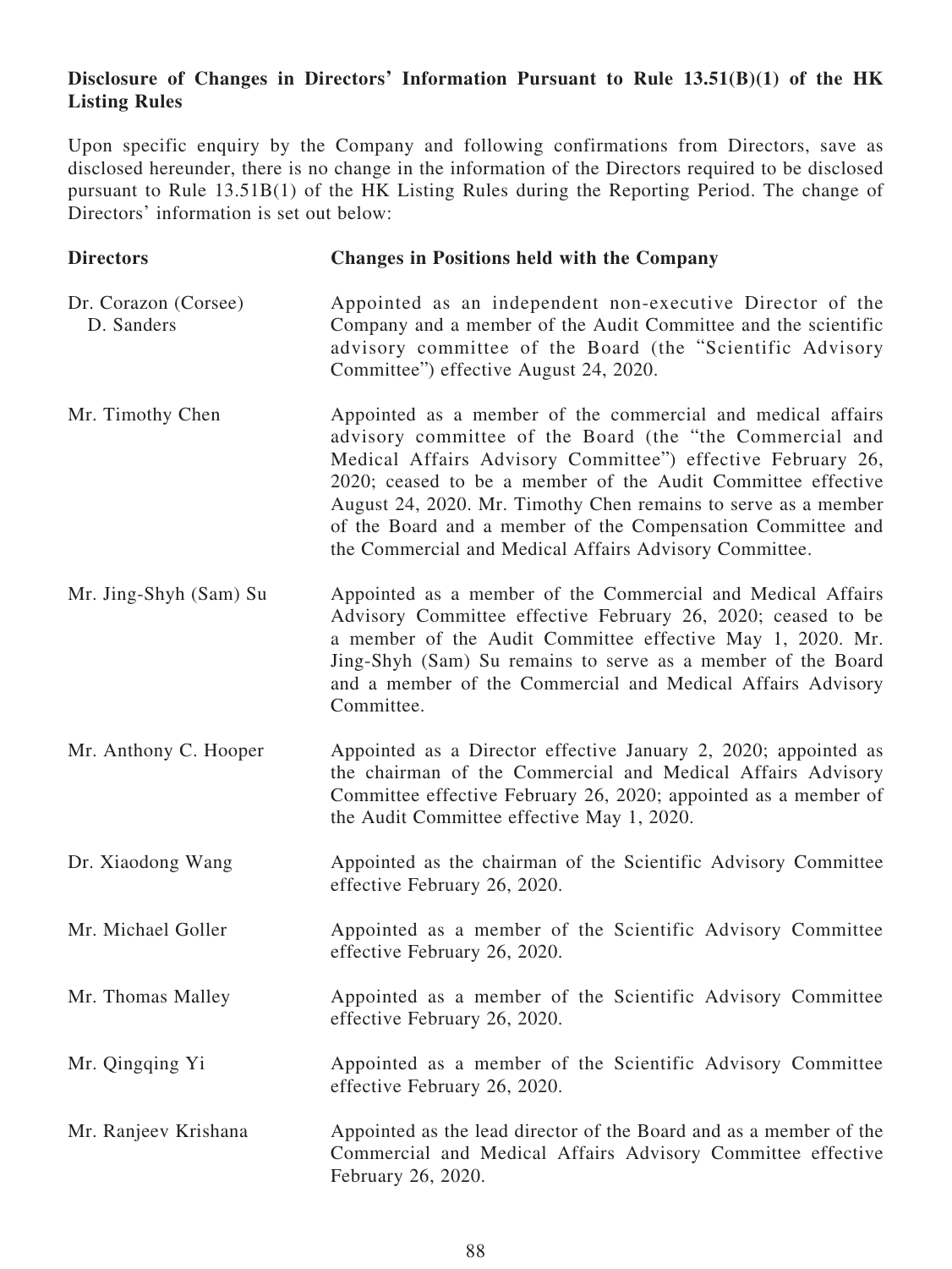**Disclosure of Changes in Directors' Information Pursuant to Rule 13.51(B)(1) of the HK Listing Rules**

Upon specific enquiry by the Company and following confirmations from Directors, save as disclosed hereunder, there is no change in the information of the Directors required to be disclosed pursuant to Rule 13.51B(1) of the HK Listing Rules during the Reporting Period. The change of Directors' information is set out below:

| Directors | Changes in Positions held with the Company |
| --- | --- |
| Dr. Corazon (Corsee) D. Sanders | Appointed as an independent non-executive Director of the Company and a member of the Audit Committee and the scientific advisory committee of the Board (the "Scientific Advisory Committee") effective August 24, 2020. |
| Mr. Timothy Chen | Appointed as a member of the commercial and medical affairs advisory committee of the Board (the "the Commercial and Medical Affairs Advisory Committee") effective February 26, 2020; ceased to be a member of the Audit Committee effective August 24, 2020. Mr. Timothy Chen remains to serve as a member of the Board and a member of the Compensation Committee and the Commercial and Medical Affairs Advisory Committee. |
| Mr. Jing-Shyh (Sam) Su | Appointed as a member of the Commercial and Medical Affairs Advisory Committee effective February 26, 2020; ceased to be a member of the Audit Committee effective May 1, 2020. Mr. Jing-Shyh (Sam) Su remains to serve as a member of the Board and a member of the Commercial and Medical Affairs Advisory Committee. |
| Mr. Anthony C. Hooper | Appointed as a Director effective January 2, 2020; appointed as the chairman of the Commercial and Medical Affairs Advisory Committee effective February 26, 2020; appointed as a member of the Audit Committee effective May 1, 2020. |
| Dr. Xiaodong Wang | Appointed as the chairman of the Scientific Advisory Committee effective February 26, 2020. |
| Mr. Michael Goller | Appointed as a member of the Scientific Advisory Committee effective February 26, 2020. |
| Mr. Thomas Malley | Appointed as a member of the Scientific Advisory Committee effective February 26, 2020. |
| Mr. Qingqing Yi | Appointed as a member of the Scientific Advisory Committee effective February 26, 2020. |
| Mr. Ranjeev Krishana | Appointed as the lead director of the Board and as a member of the Commercial and Medical Affairs Advisory Committee effective February 26, 2020. |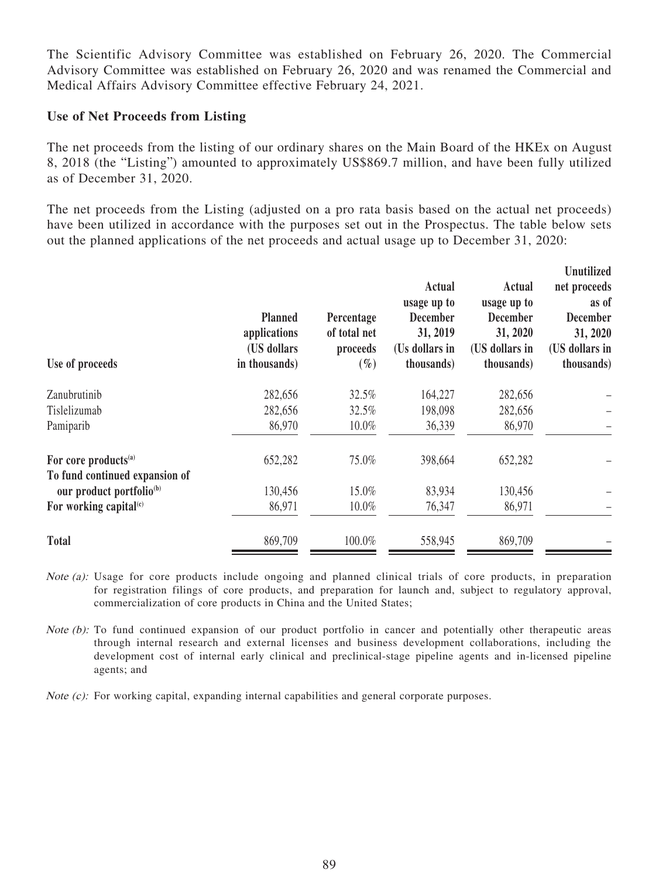The Scientific Advisory Committee was established on February 26, 2020. The Commercial Advisory Committee was established on February 26, 2020 and was renamed the Commercial and Medical Affairs Advisory Committee effective February 24, 2021.

**Use of Net Proceeds from Listing**

The net proceeds from the listing of our ordinary shares on the Main Board of the HKEx on August 8, 2018 (the "Listing") amounted to approximately US$869.7 million, and have been fully utilized as of December 31, 2020.

The net proceeds from the Listing (adjusted on a pro rata basis based on the actual net proceeds) have been utilized in accordance with the purposes set out in the Prospectus. The table below sets out the planned applications of the net proceeds and actual usage up to December 31, 2020:

| Use of proceeds | Planned applications (US dollars in thousands) | Percentage of total net proceeds (%) | Actual usage up to December 31, 2019 (Us dollars in thousands) | Actual usage up to December 31, 2020 (US dollars in thousands) | Unutilized net proceeds as of December 31, 2020 (US dollars in thousands) |
|---|---|---|---|---|---|
| Zanubrutinib | 282,656 | 32.5% | 164,227 | 282,656 | – |
| Tislelizumab | 282,656 | 32.5% | 198,098 | 282,656 | – |
| Pamiparib | 86,970 | 10.0% | 36,339 | 86,970 | – |
| **For core products**[(a)] | 652,282 | 75.0% | 398,664 | 652,282 | – |
| **To fund continued expansion of our product portfolio**[(b)] | 130,456 | 15.0% | 83,934 | 130,456 | – |
| **For working capital**[(c)] | 86,971 | 10.0% | 76,347 | 86,971 | – |
| **Total** | 869,709 | 100.0% | 558,945 | 869,709 | – |

*Note (a):* Usage for core products include ongoing and planned clinical trials of core products, in preparation for registration filings of core products, and preparation for launch and, subject to regulatory approval, commercialization of core products in China and the United States;

*Note (b):* To fund continued expansion of our product portfolio in cancer and potentially other therapeutic areas through internal research and external licenses and business development collaborations, including the development cost of internal early clinical and preclinical-stage pipeline agents and in-licensed pipeline agents; and

*Note (c):* For working capital, expanding internal capabilities and general corporate purposes.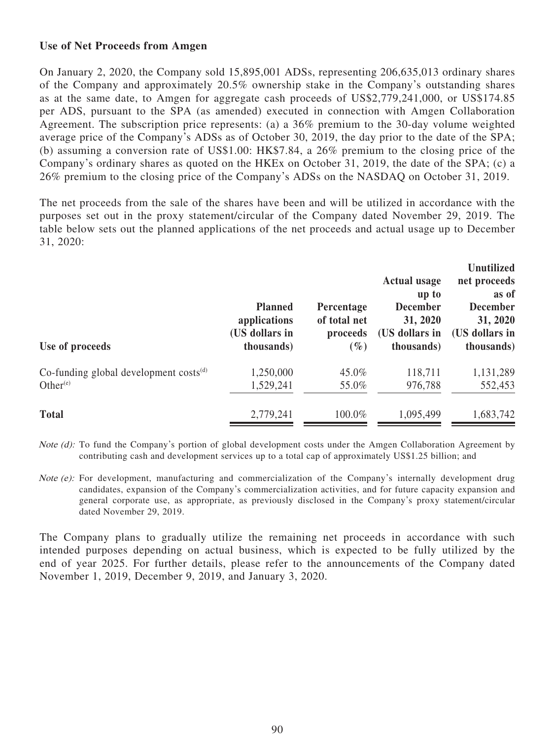**Use of Net Proceeds from Amgen**

On January 2, 2020, the Company sold 15,895,001 ADSs, representing 206,635,013 ordinary shares of the Company and approximately 20.5% ownership stake in the Company's outstanding shares as at the same date, to Amgen for aggregate cash proceeds of US$2,779,241,000, or US$174.85 per ADS, pursuant to the SPA (as amended) executed in connection with Amgen Collaboration Agreement. The subscription price represents: (a) a 36% premium to the 30-day volume weighted average price of the Company's ADSs as of October 30, 2019, the day prior to the date of the SPA; (b) assuming a conversion rate of US$1.00: HK$7.84, a 26% premium to the closing price of the Company's ordinary shares as quoted on the HKEx on October 31, 2019, the date of the SPA; (c) a 26% premium to the closing price of the Company's ADSs on the NASDAQ on October 31, 2019.

The net proceeds from the sale of the shares have been and will be utilized in accordance with the purposes set out in the proxy statement/circular of the Company dated November 29, 2019. The table below sets out the planned applications of the net proceeds and actual usage up to December 31, 2020:

| Use of proceeds | Planned applications (US dollars in thousands) | Percentage of total net proceeds (%) | Actual usage up to December 31, 2020 (US dollars in thousands) | Unutilized net proceeds as of December 31, 2020 (US dollars in thousands) |
|---|---|---|---|---|
| Co-funding global development costs[(d)] | 1,250,000 | 45.0% | 118,711 | 1,131,289 |
| Other[(e)] | 1,529,241 | 55.0% | 976,788 | 552,453 |
| **Total** | 2,779,241 | 100.0% | 1,095,499 | 1,683,742 |

*Note (d):* To fund the Company's portion of global development costs under the Amgen Collaboration Agreement by contributing cash and development services up to a total cap of approximately US$1.25 billion; and

*Note (e):* For development, manufacturing and commercialization of the Company's internally development drug candidates, expansion of the Company's commercialization activities, and for future capacity expansion and general corporate use, as appropriate, as previously disclosed in the Company's proxy statement/circular dated November 29, 2019.

The Company plans to gradually utilize the remaining net proceeds in accordance with such intended purposes depending on actual business, which is expected to be fully utilized by the end of year 2025. For further details, please refer to the announcements of the Company dated November 1, 2019, December 9, 2019, and January 3, 2020.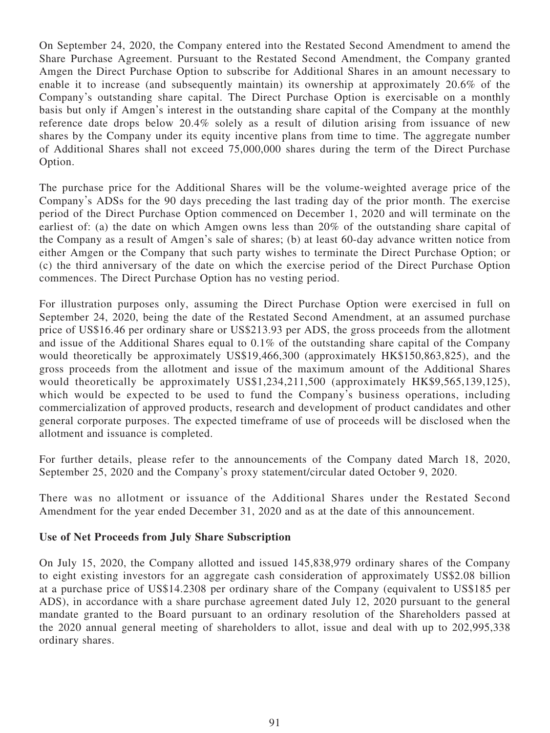On September 24, 2020, the Company entered into the Restated Second Amendment to amend the Share Purchase Agreement. Pursuant to the Restated Second Amendment, the Company granted Amgen the Direct Purchase Option to subscribe for Additional Shares in an amount necessary to enable it to increase (and subsequently maintain) its ownership at approximately 20.6% of the Company's outstanding share capital. The Direct Purchase Option is exercisable on a monthly basis but only if Amgen's interest in the outstanding share capital of the Company at the monthly reference date drops below 20.4% solely as a result of dilution arising from issuance of new shares by the Company under its equity incentive plans from time to time. The aggregate number of Additional Shares shall not exceed 75,000,000 shares during the term of the Direct Purchase Option.

The purchase price for the Additional Shares will be the volume-weighted average price of the Company's ADSs for the 90 days preceding the last trading day of the prior month. The exercise period of the Direct Purchase Option commenced on December 1, 2020 and will terminate on the earliest of: (a) the date on which Amgen owns less than 20% of the outstanding share capital of the Company as a result of Amgen's sale of shares; (b) at least 60-day advance written notice from either Amgen or the Company that such party wishes to terminate the Direct Purchase Option; or (c) the third anniversary of the date on which the exercise period of the Direct Purchase Option commences. The Direct Purchase Option has no vesting period.

For illustration purposes only, assuming the Direct Purchase Option were exercised in full on September 24, 2020, being the date of the Restated Second Amendment, at an assumed purchase price of US$16.46 per ordinary share or US$213.93 per ADS, the gross proceeds from the allotment and issue of the Additional Shares equal to 0.1% of the outstanding share capital of the Company would theoretically be approximately US$19,466,300 (approximately HK$150,863,825), and the gross proceeds from the allotment and issue of the maximum amount of the Additional Shares would theoretically be approximately US$1,234,211,500 (approximately HK$9,565,139,125), which would be expected to be used to fund the Company's business operations, including commercialization of approved products, research and development of product candidates and other general corporate purposes. The expected timeframe of use of proceeds will be disclosed when the allotment and issuance is completed.

For further details, please refer to the announcements of the Company dated March 18, 2020, September 25, 2020 and the Company's proxy statement/circular dated October 9, 2020.

There was no allotment or issuance of the Additional Shares under the Restated Second Amendment for the year ended December 31, 2020 and as at the date of this announcement.

**Use of Net Proceeds from July Share Subscription**

On July 15, 2020, the Company allotted and issued 145,838,979 ordinary shares of the Company to eight existing investors for an aggregate cash consideration of approximately US$2.08 billion at a purchase price of US$14.2308 per ordinary share of the Company (equivalent to US$185 per ADS), in accordance with a share purchase agreement dated July 12, 2020 pursuant to the general mandate granted to the Board pursuant to an ordinary resolution of the Shareholders passed at the 2020 annual general meeting of shareholders to allot, issue and deal with up to 202,995,338 ordinary shares.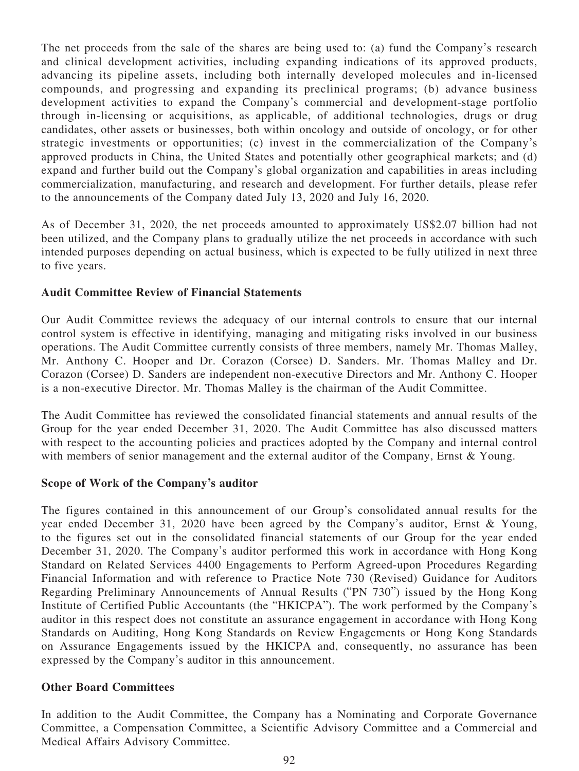The net proceeds from the sale of the shares are being used to: (a) fund the Company's research and clinical development activities, including expanding indications of its approved products, advancing its pipeline assets, including both internally developed molecules and in-licensed compounds, and progressing and expanding its preclinical programs; (b) advance business development activities to expand the Company's commercial and development-stage portfolio through in-licensing or acquisitions, as applicable, of additional technologies, drugs or drug candidates, other assets or businesses, both within oncology and outside of oncology, or for other strategic investments or opportunities; (c) invest in the commercialization of the Company's approved products in China, the United States and potentially other geographical markets; and (d) expand and further build out the Company's global organization and capabilities in areas including commercialization, manufacturing, and research and development. For further details, please refer to the announcements of the Company dated July 13, 2020 and July 16, 2020.

As of December 31, 2020, the net proceeds amounted to approximately US$2.07 billion had not been utilized, and the Company plans to gradually utilize the net proceeds in accordance with such intended purposes depending on actual business, which is expected to be fully utilized in next three to five years.

**Audit Committee Review of Financial Statements**

Our Audit Committee reviews the adequacy of our internal controls to ensure that our internal control system is effective in identifying, managing and mitigating risks involved in our business operations. The Audit Committee currently consists of three members, namely Mr. Thomas Malley, Mr. Anthony C. Hooper and Dr. Corazon (Corsee) D. Sanders. Mr. Thomas Malley and Dr. Corazon (Corsee) D. Sanders are independent non-executive Directors and Mr. Anthony C. Hooper is a non-executive Director. Mr. Thomas Malley is the chairman of the Audit Committee.

The Audit Committee has reviewed the consolidated financial statements and annual results of the Group for the year ended December 31, 2020. The Audit Committee has also discussed matters with respect to the accounting policies and practices adopted by the Company and internal control with members of senior management and the external auditor of the Company, Ernst & Young.

**Scope of Work of the Company's auditor**

The figures contained in this announcement of our Group's consolidated annual results for the year ended December 31, 2020 have been agreed by the Company's auditor, Ernst & Young, to the figures set out in the consolidated financial statements of our Group for the year ended December 31, 2020. The Company's auditor performed this work in accordance with Hong Kong Standard on Related Services 4400 Engagements to Perform Agreed-upon Procedures Regarding Financial Information and with reference to Practice Note 730 (Revised) Guidance for Auditors Regarding Preliminary Announcements of Annual Results ("PN 730") issued by the Hong Kong Institute of Certified Public Accountants (the "HKICPA"). The work performed by the Company's auditor in this respect does not constitute an assurance engagement in accordance with Hong Kong Standards on Auditing, Hong Kong Standards on Review Engagements or Hong Kong Standards on Assurance Engagements issued by the HKICPA and, consequently, no assurance has been expressed by the Company's auditor in this announcement.

**Other Board Committees**

In addition to the Audit Committee, the Company has a Nominating and Corporate Governance Committee, a Compensation Committee, a Scientific Advisory Committee and a Commercial and Medical Affairs Advisory Committee.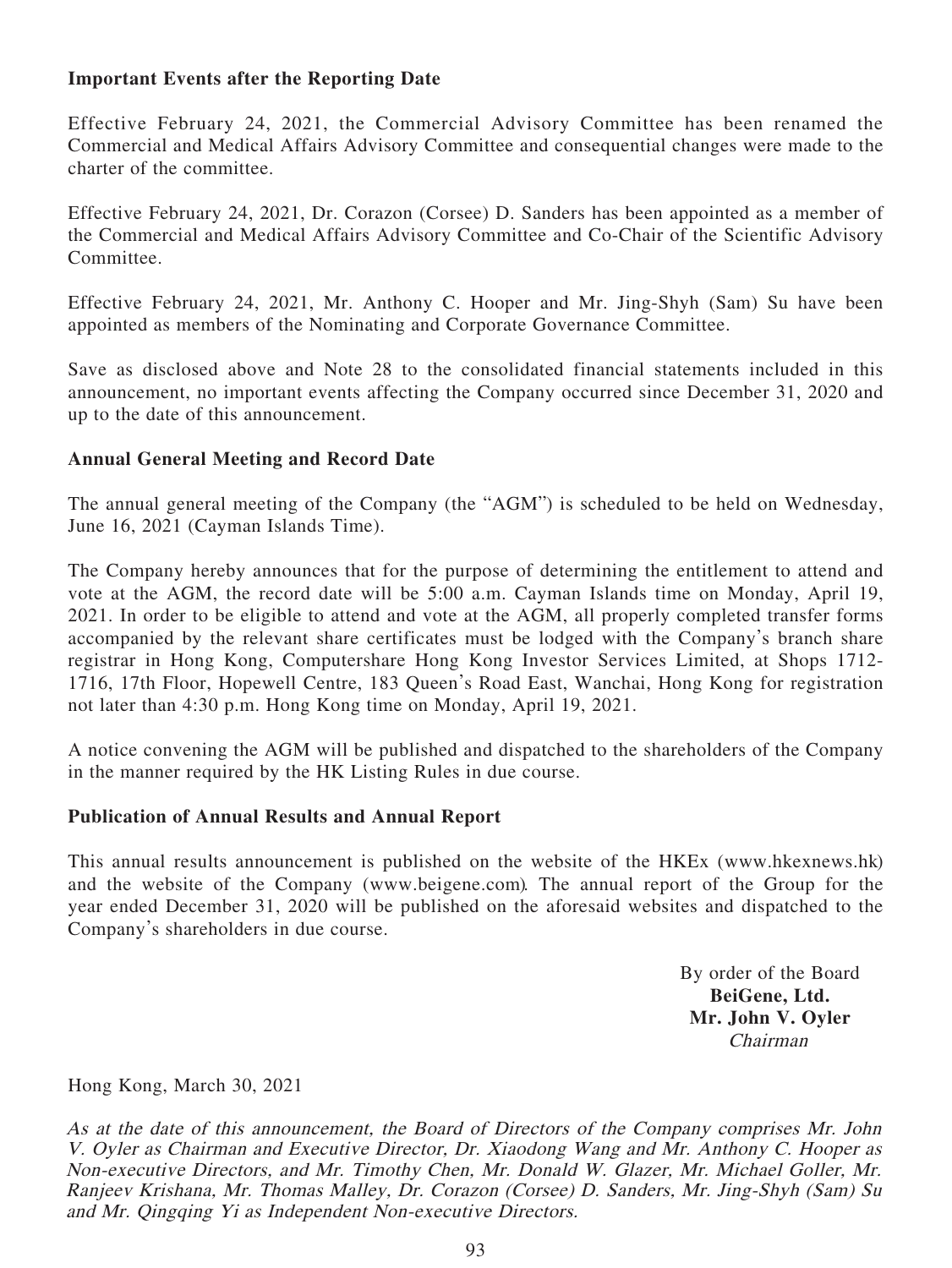### Important Events after the Reporting Date

Effective February 24, 2021, the Commercial Advisory Committee has been renamed the Commercial and Medical Affairs Advisory Committee and consequential changes were made to the charter of the committee.

Effective February 24, 2021, Dr. Corazon (Corsee) D. Sanders has been appointed as a member of the Commercial and Medical Affairs Advisory Committee and Co-Chair of the Scientific Advisory Committee.

Effective February 24, 2021, Mr. Anthony C. Hooper and Mr. Jing-Shyh (Sam) Su have been appointed as members of the Nominating and Corporate Governance Committee.

Save as disclosed above and Note 28 to the consolidated financial statements included in this announcement, no important events affecting the Company occurred since December 31, 2020 and up to the date of this announcement.

### Annual General Meeting and Record Date

The annual general meeting of the Company (the "AGM") is scheduled to be held on Wednesday, June 16, 2021 (Cayman Islands Time).

The Company hereby announces that for the purpose of determining the entitlement to attend and vote at the AGM, the record date will be 5:00 a.m. Cayman Islands time on Monday, April 19, 2021. In order to be eligible to attend and vote at the AGM, all properly completed transfer forms accompanied by the relevant share certificates must be lodged with the Company's branch share registrar in Hong Kong, Computershare Hong Kong Investor Services Limited, at Shops 1712-1716, 17th Floor, Hopewell Centre, 183 Queen's Road East, Wanchai, Hong Kong for registration not later than 4:30 p.m. Hong Kong time on Monday, April 19, 2021.

A notice convening the AGM will be published and dispatched to the shareholders of the Company in the manner required by the HK Listing Rules in due course.

### Publication of Annual Results and Annual Report

This annual results announcement is published on the website of the HKEx (www.hkexnews.hk) and the website of the Company (www.beigene.com). The annual report of the Group for the year ended December 31, 2020 will be published on the aforesaid websites and dispatched to the Company's shareholders in due course.

By order of the Board
**BeiGene, Ltd.**
**Mr. John V. Oyler**
*Chairman*

Hong Kong, March 30, 2021

*As at the date of this announcement, the Board of Directors of the Company comprises Mr. John V. Oyler as Chairman and Executive Director, Dr. Xiaodong Wang and Mr. Anthony C. Hooper as Non-executive Directors, and Mr. Timothy Chen, Mr. Donald W. Glazer, Mr. Michael Goller, Mr. Ranjeev Krishana, Mr. Thomas Malley, Dr. Corazon (Corsee) D. Sanders, Mr. Jing-Shyh (Sam) Su and Mr. Qingqing Yi as Independent Non-executive Directors.*